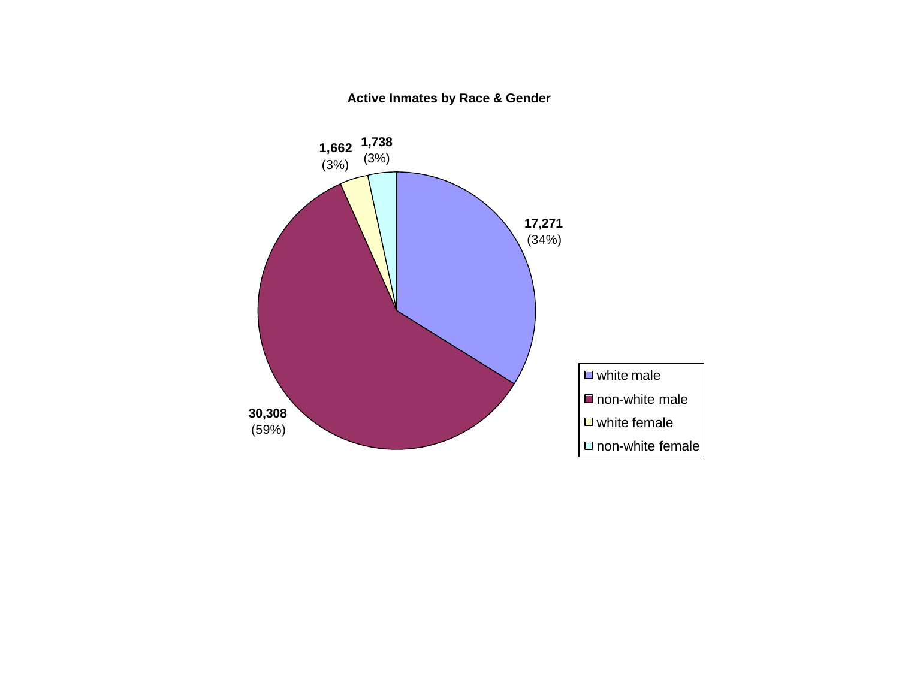**Active Inmates by Race & Gender**

| Category | Count | Percent |
|---|---|---|
| white male | 17,271 | (34%) |
| non-white male | 30,308 | (59%) |
| white female | 1,662 | (3%) |
| non-white female | 1,738 | (3%) |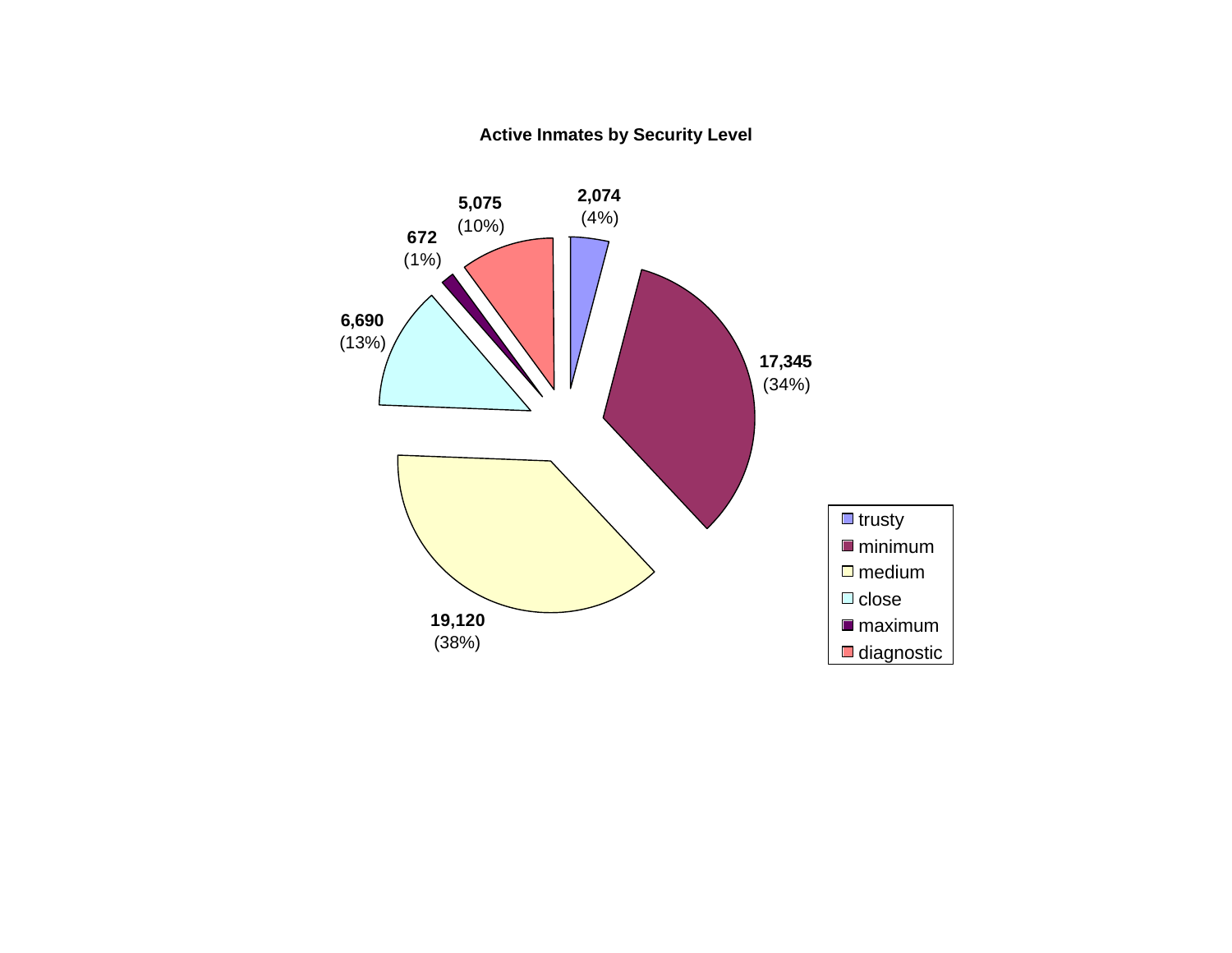**Active Inmates by Security Level**

| Security Level | Count | Percent |
|---|---|---|
| trusty | 2,074 | (4%) |
| minimum | 17,345 | (34%) |
| medium | 19,120 | (38%) |
| close | 6,690 | (13%) |
| maximum | 672 | (1%) |
| diagnostic | 5,075 | (10%) |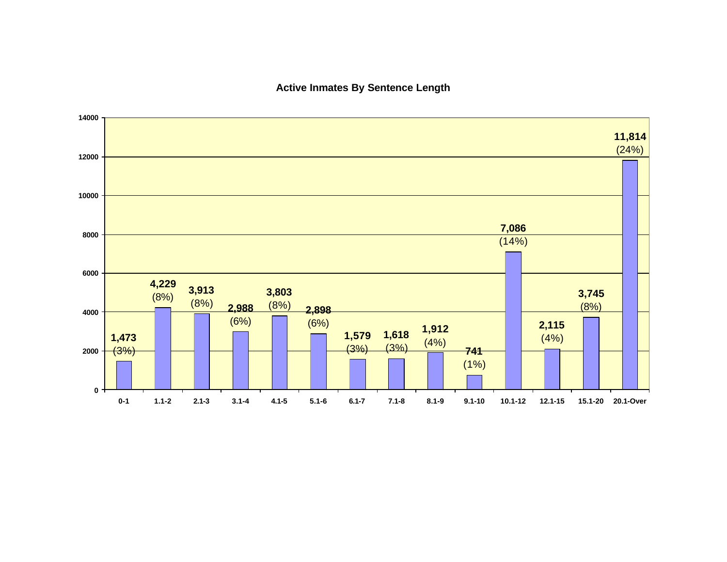# Active Inmates By Sentence Length

| Sentence Length | Inmates | Percent |
|---|---|---|
| 0-1 | 1,473 | (3%) |
| 1.1-2 | 4,229 | (8%) |
| 2.1-3 | 3,913 | (8%) |
| 3.1-4 | 2,988 | (6%) |
| 4.1-5 | 3,803 | (8%) |
| 5.1-6 | 2,898 | (6%) |
| 6.1-7 | 1,579 | (3%) |
| 7.1-8 | 1,618 | (3%) |
| 8.1-9 | 1,912 | (4%) |
| 9.1-10 | 741 | (1%) |
| 10.1-12 | 7,086 | (14%) |
| 12.1-15 | 2,115 | (4%) |
| 15.1-20 | 3,745 | (8%) |
| 20.1-Over | 11,814 | (24%) |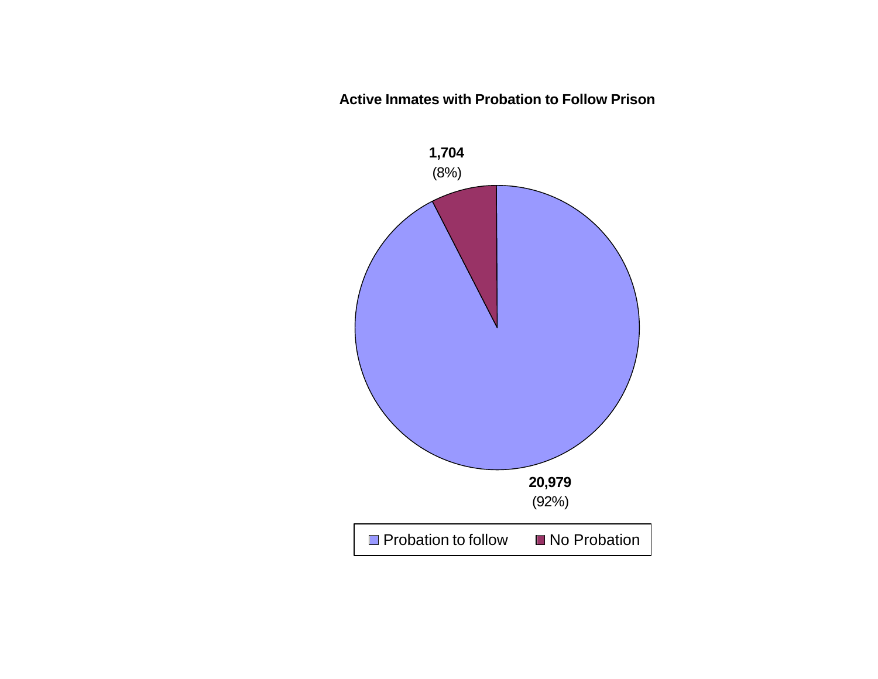**Active Inmates with Probation to Follow Prison**

| Category | Count | Percent |
|---|---|---|
| Probation to follow | 20,979 | 92% |
| No Probation | 1,704 | 8% |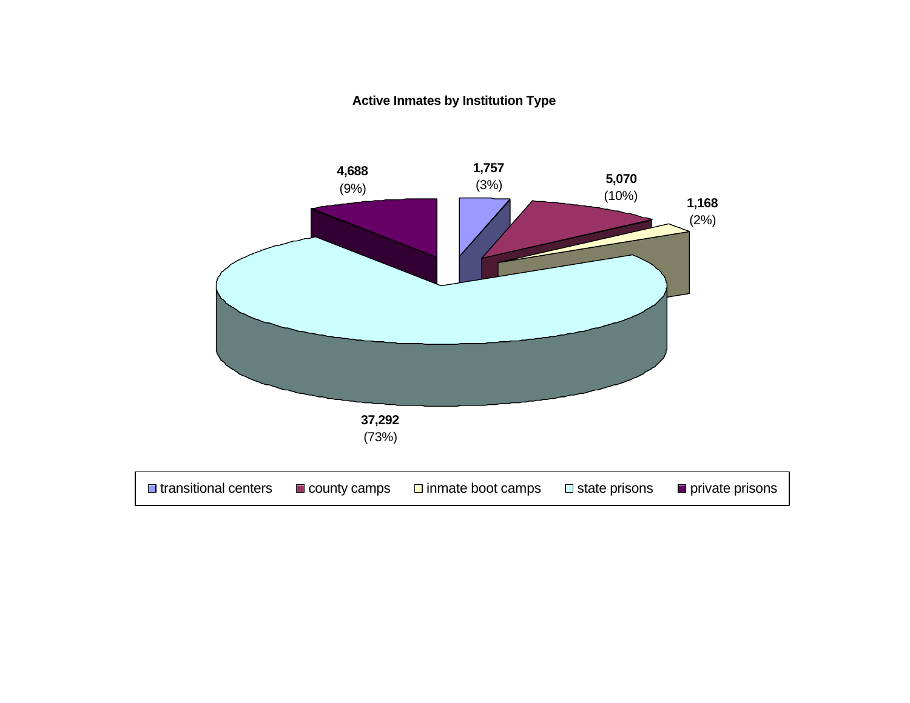**Active Inmates by Institution Type**

| Institution Type | Inmates | Percent |
|---|---|---|
| transitional centers | 1,757 | (3%) |
| county camps | 5,070 | (10%) |
| inmate boot camps | 1,168 | (2%) |
| state prisons | 37,292 | (73%) |
| private prisons | 4,688 | (9%) |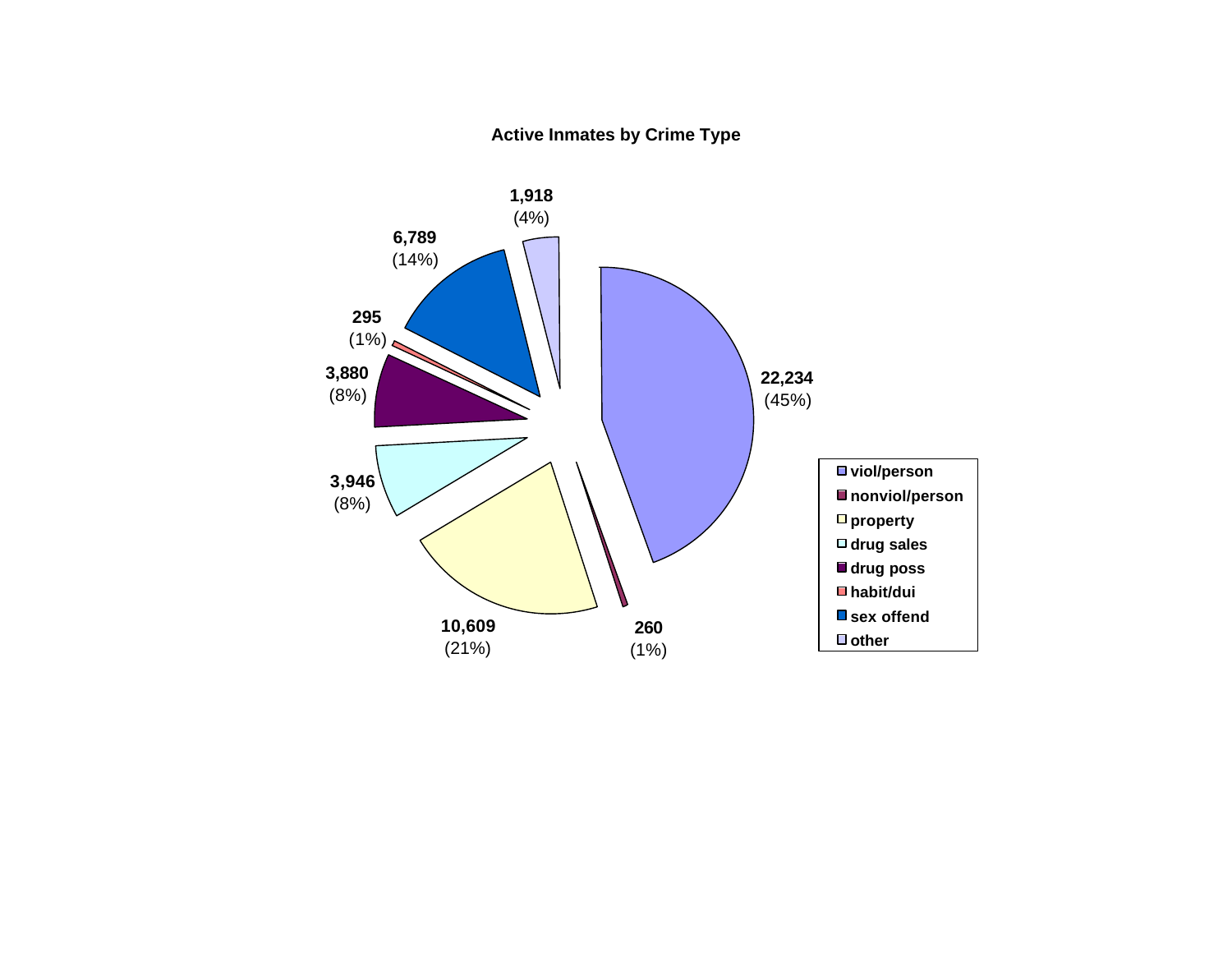### Active Inmates by Crime Type

| Crime Type | Count | Percent |
|---|---|---|
| viol/person | 22,234 | (45%) |
| nonviol/person | 260 | (1%) |
| property | 10,609 | (21%) |
| drug sales | 3,946 | (8%) |
| drug poss | 3,880 | (8%) |
| habit/dui | 295 | (1%) |
| sex offend | 6,789 | (14%) |
| other | 1,918 | (4%) |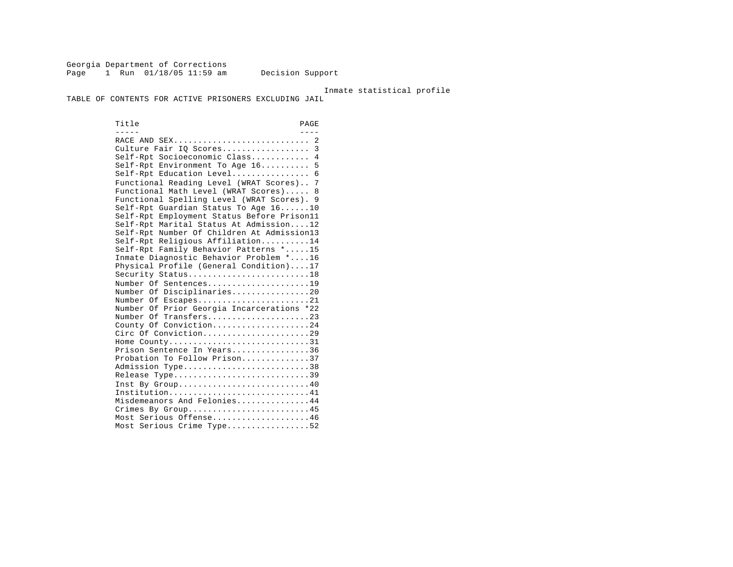Georgia Department of Corrections
Page 1 Run 01/18/05 11:59 am Decision Support

Inmate statistical profile

TABLE OF CONTENTS FOR ACTIVE PRISONERS EXCLUDING JAIL

| Title | PAGE |
|---|---|
| RACE AND SEX | 2 |
| Culture Fair IQ Scores | 3 |
| Self-Rpt Socioeconomic Class | 4 |
| Self-Rpt Environment To Age 16 | 5 |
| Self-Rpt Education Level | 6 |
| Functional Reading Level (WRAT Scores) | 7 |
| Functional Math Level (WRAT Scores) | 8 |
| Functional Spelling Level (WRAT Scores) | 9 |
| Self-Rpt Guardian Status To Age 16 | 10 |
| Self-Rpt Employment Status Before Prison | 11 |
| Self-Rpt Marital Status At Admission | 12 |
| Self-Rpt Number Of Children At Admission | 13 |
| Self-Rpt Religious Affiliation | 14 |
| Self-Rpt Family Behavior Patterns * | 15 |
| Inmate Diagnostic Behavior Problem * | 16 |
| Physical Profile (General Condition) | 17 |
| Security Status | 18 |
| Number Of Sentences | 19 |
| Number Of Disciplinaries | 20 |
| Number Of Escapes | 21 |
| Number Of Prior Georgia Incarcerations * | 22 |
| Number Of Transfers | 23 |
| County Of Conviction | 24 |
| Circ Of Conviction | 29 |
| Home County | 31 |
| Prison Sentence In Years | 36 |
| Probation To Follow Prison | 37 |
| Admission Type | 38 |
| Release Type | 39 |
| Inst By Group | 40 |
| Institution | 41 |
| Misdemeanors And Felonies | 44 |
| Crimes By Group | 45 |
| Most Serious Offense | 46 |
| Most Serious Crime Type | 52 |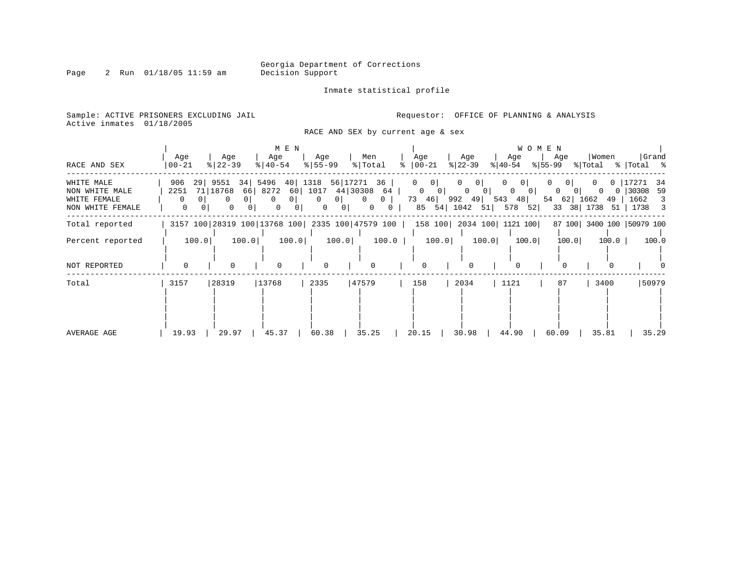Georgia Department of Corrections
Decision Support

Page 2 Run 01/18/05 11:59 am

Inmate statistical profile

Sample: ACTIVE PRISONERS EXCLUDING JAIL

Requestor: OFFICE OF PLANNING & ANALYSIS

Active inmates 01/18/2005

RACE AND SEX by current age & sex

| RACE AND SEX | MEN Age 00-21 | % | Age 22-39 | % | Age 40-54 | % | Age 55-99 | % | Men Total | % | WOMEN Age 00-21 | % | Age 22-39 | % | Age 40-54 | % | Age 55-99 | % | Women Total | % | Grand Total | % |
|---|---|---|---|---|---|---|---|---|---|---|---|---|---|---|---|---|---|---|---|---|---|---|
| WHITE MALE | 906 | 29 | 9551 | 34 | 5496 | 40 | 1318 | 56 | 17271 | 36 | 0 | 0 | 0 | 0 | 0 | 0 | 0 | 0 | 0 | 0 | 17271 | 34 |
| NON WHITE MALE | 2251 | 71 | 18768 | 66 | 8272 | 60 | 1017 | 44 | 30308 | 64 | 0 | 0 | 0 | 0 | 0 | 0 | 0 | 0 | 0 | 0 | 30308 | 59 |
| WHITE FEMALE | 0 | 0 | 0 | 0 | 0 | 0 | 0 | 0 | 0 | 0 | 73 | 46 | 992 | 49 | 543 | 48 | 54 | 62 | 1662 | 49 | 1662 | 3 |
| NON WHITE FEMALE | 0 | 0 | 0 | 0 | 0 | 0 | 0 | 0 | 0 | 0 | 85 | 54 | 1042 | 51 | 578 | 52 | 33 | 38 | 1738 | 51 | 1738 | 3 |
| Total reported | 3157 | 100 | 28319 | 100 | 13768 | 100 | 2335 | 100 | 47579 | 100 | 158 | 100 | 2034 | 100 | 1121 | 100 | 87 | 100 | 3400 | 100 | 50979 | 100 |
| Percent reported | 100.0 | | 100.0 | | 100.0 | | 100.0 | | 100.0 | | 100.0 | | 100.0 | | 100.0 | | 100.0 | | 100.0 | | 100.0 | |
| NOT REPORTED | 0 | | 0 | | 0 | | 0 | | 0 | | 0 | | 0 | | 0 | | 0 | | 0 | | 0 | |
| Total | 3157 | | 28319 | | 13768 | | 2335 | | 47579 | | 158 | | 2034 | | 1121 | | 87 | | 3400 | | 50979 | |
| AVERAGE AGE | 19.93 | | 29.97 | | 45.37 | | 60.38 | | 35.25 | | 20.15 | | 30.98 | | 44.90 | | 60.09 | | 35.81 | | 35.29 | |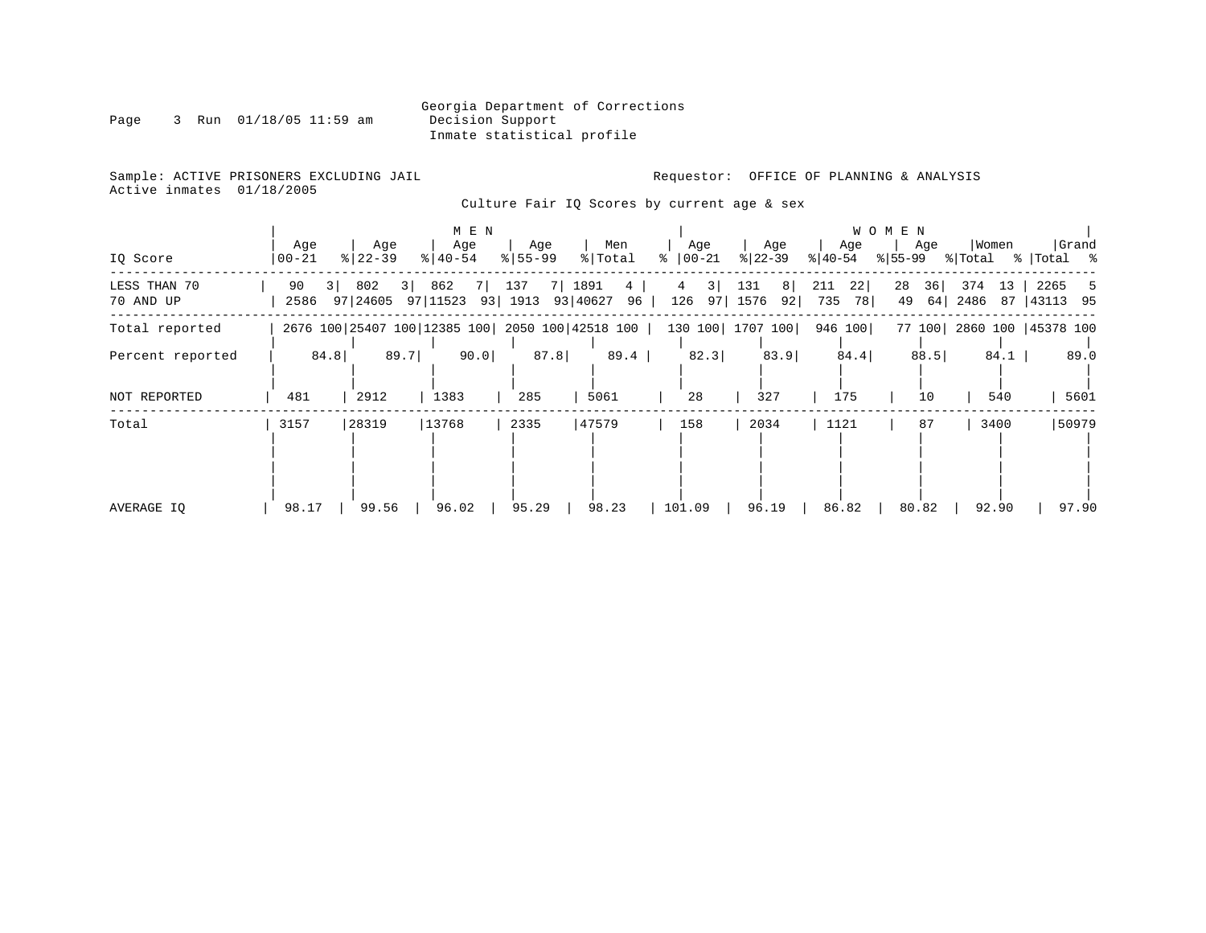Georgia Department of Corrections
Decision Support
Inmate statistical profile

Sample: ACTIVE PRISONERS EXCLUDING JAIL

Requestor: OFFICE OF PLANNING & ANALYSIS

Active inmates 01/18/2005

Culture Fair IQ Scores by current age & sex

| IQ Score | MEN Age 00-21 | % | Age 22-39 | % | Age 40-54 | % | Age 55-99 | % | Men Total | % | WOMEN Age 00-21 | % | Age 22-39 | % | Age 40-54 | % | Age 55-99 | % | Women Total | % | Grand Total | % |
|---|---|---|---|---|---|---|---|---|---|---|---|---|---|---|---|---|---|---|---|---|---|---|
| LESS THAN 70 | 90 | 3 | 802 | 3 | 862 | 7 | 137 | 7 | 1891 | 4 | 4 | 3 | 131 | 8 | 211 | 22 | 28 | 36 | 374 | 13 | 2265 | 5 |
| 70 AND UP | 2586 | 97 | 24605 | 97 | 11523 | 93 | 1913 | 93 | 40627 | 96 | 126 | 97 | 1576 | 92 | 735 | 78 | 49 | 64 | 2486 | 87 | 43113 | 95 |
| Total reported | 2676 | 100 | 25407 | 100 | 12385 | 100 | 2050 | 100 | 42518 | 100 | 130 | 100 | 1707 | 100 | 946 | 100 | 77 | 100 | 2860 | 100 | 45378 | 100 |
| Percent reported | | 84.8 | | 89.7 | | 90.0 | | 87.8 | | 89.4 | | 82.3 | | 83.9 | | 84.4 | | 88.5 | | 84.1 | | 89.0 |
| NOT REPORTED | 481 | | 2912 | | 1383 | | 285 | | 5061 | | 28 | | 327 | | 175 | | 10 | | 540 | | 5601 | |
| Total | 3157 | | 28319 | | 13768 | | 2335 | | 47579 | | 158 | | 2034 | | 1121 | | 87 | | 3400 | | 50979 | |
| AVERAGE IQ | 98.17 | | 99.56 | | 96.02 | | 95.29 | | 98.23 | | 101.09 | | 96.19 | | 86.82 | | 80.82 | | 92.90 | | 97.90 | |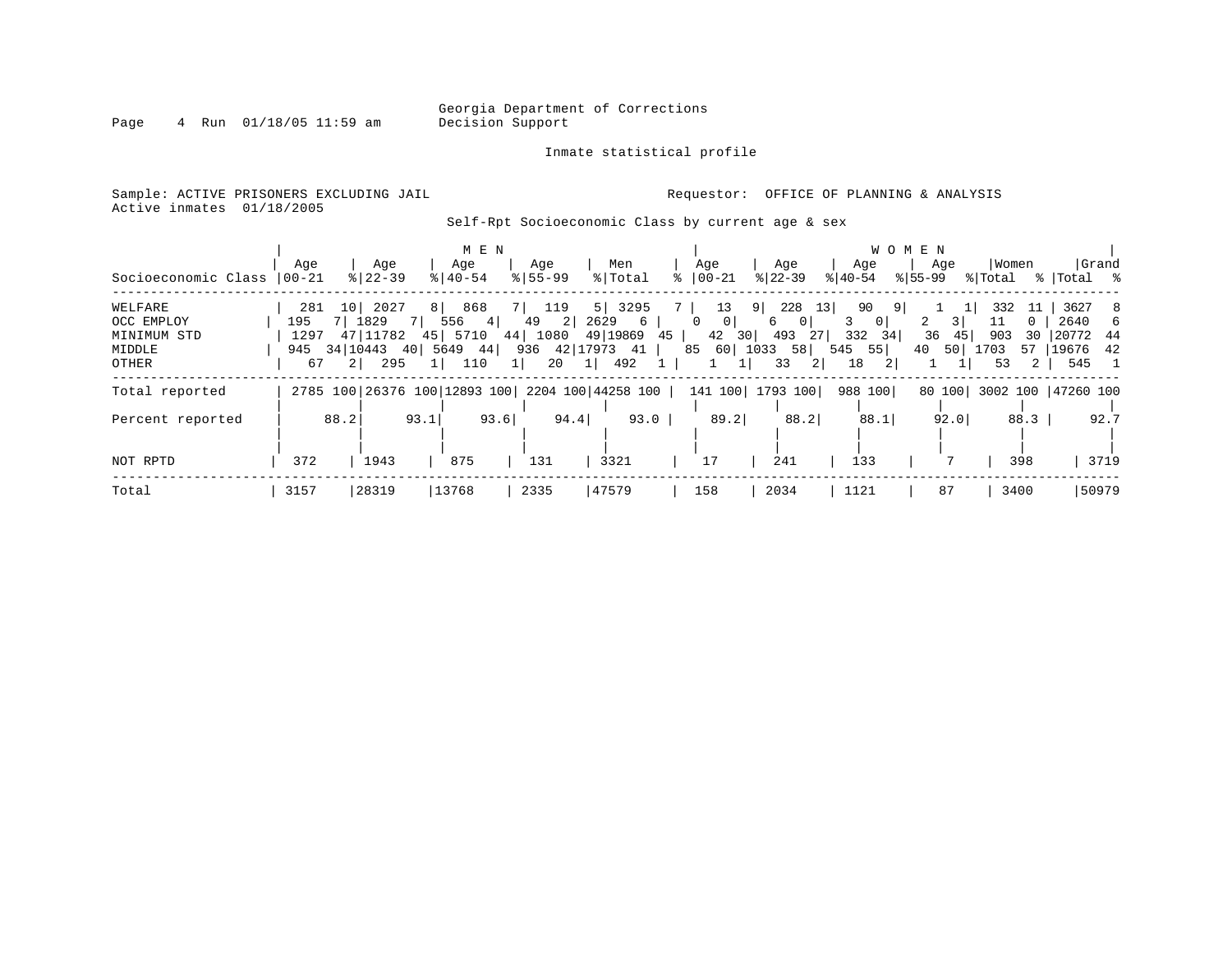Georgia Department of Corrections
Decision Support

Inmate statistical profile

Sample: ACTIVE PRISONERS EXCLUDING JAIL
Active inmates 01/18/2005

Requestor: OFFICE OF PLANNING & ANALYSIS

Self-Rpt Socioeconomic Class by current age & sex

| | MEN | | | | | | | | | | WOMEN | | | | | | | | | | | |
|---|---|---|---|---|---|---|---|---|---|---|---|---|---|---|---|---|---|---|---|---|---|---|
| Socioeconomic Class | Age 00-21 | % | Age 22-39 | % | Age 40-54 | % | Age 55-99 | % | Men Total | % | Age 00-21 | % | Age 22-39 | % | Age 40-54 | % | Age 55-99 | % | Women Total | % | Grand Total | % |
| WELFARE | 281 | 10 | 2027 | 8 | 868 | 7 | 119 | 5 | 3295 | 7 | 13 | 9 | 228 | 13 | 90 | 9 | 1 | 1 | 332 | 11 | 3627 | 8 |
| OCC EMPLOY | 195 | 7 | 1829 | 7 | 556 | 4 | 49 | 2 | 2629 | 6 | 0 | 0 | 6 | 0 | 3 | 0 | 2 | 3 | 11 | 0 | 2640 | 6 |
| MINIMUM STD | 1297 | 47 | 11782 | 45 | 5710 | 44 | 1080 | 49 | 19869 | 45 | 42 | 30 | 493 | 27 | 332 | 34 | 36 | 45 | 903 | 30 | 20772 | 44 |
| MIDDLE | 945 | 34 | 10443 | 40 | 5649 | 44 | 936 | 42 | 17973 | 41 | 85 | 60 | 1033 | 58 | 545 | 55 | 40 | 50 | 1703 | 57 | 19676 | 42 |
| OTHER | 67 | 2 | 295 | 1 | 110 | 1 | 20 | 1 | 492 | 1 | 1 | 1 | 33 | 2 | 18 | 2 | 1 | 1 | 53 | 2 | 545 | 1 |
| Total reported | 2785 | 100 | 26376 | 100 | 12893 | 100 | 2204 | 100 | 44258 | 100 | 141 | 100 | 1793 | 100 | 988 | 100 | 80 | 100 | 3002 | 100 | 47260 | 100 |
| Percent reported | | 88.2 | | 93.1 | | 93.6 | | 94.4 | | 93.0 | | 89.2 | | 88.2 | | 88.1 | | 92.0 | | 88.3 | | 92.7 |
| NOT RPTD | 372 | | 1943 | | 875 | | 131 | | 3321 | | 17 | | 241 | | 133 | | 7 | | 398 | | 3719 | |
| Total | 3157 | | 28319 | | 13768 | | 2335 | | 47579 | | 158 | | 2034 | | 1121 | | 87 | | 3400 | | 50979 | |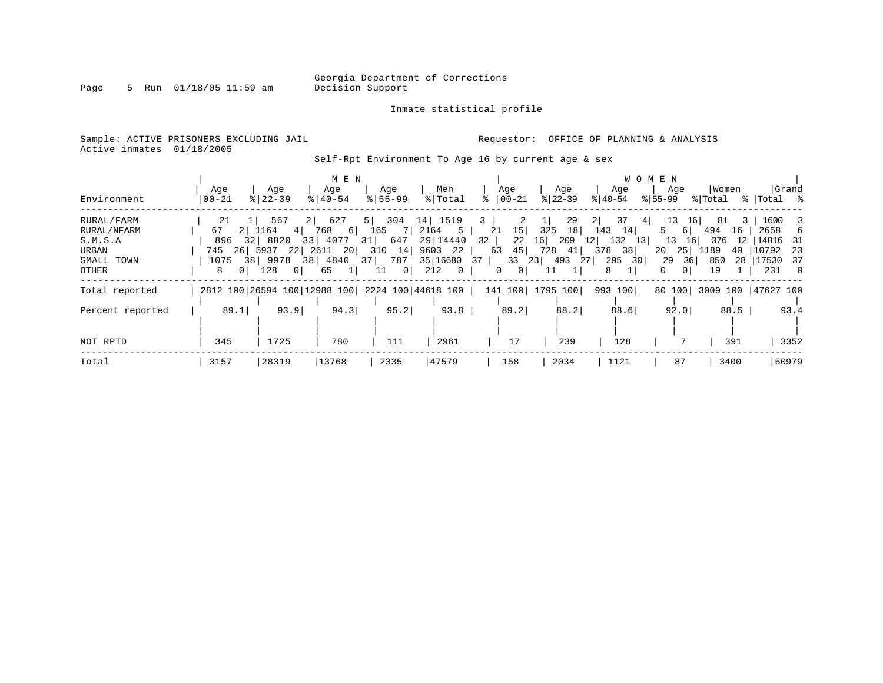Georgia Department of Corrections
Decision Support

Inmate statistical profile

Sample: ACTIVE PRISONERS EXCLUDING JAIL
Active inmates 01/18/2005

Requestor: OFFICE OF PLANNING & ANALYSIS

Self-Rpt Environment To Age 16 by current age & sex

| Environment | MEN Age 00-21 | % | Age 22-39 | % | Age 40-54 | % | Age 55-99 | % | Men Total | % | WOMEN Age 00-21 | % | Age 22-39 | % | Age 40-54 | % | Age 55-99 | % | Women Total | % | Grand Total | % |
|---|---|---|---|---|---|---|---|---|---|---|---|---|---|---|---|---|---|---|---|---|---|---|
| RURAL/FARM | 21 | 1 | 567 | 2 | 627 | 5 | 304 | 14 | 1519 | 3 | 2 | 1 | 29 | 2 | 37 | 4 | 13 | 16 | 81 | 3 | 1600 | 3 |
| RURAL/NFARM | 67 | 2 | 1164 | 4 | 768 | 6 | 165 | 7 | 2164 | 5 | 21 | 15 | 325 | 18 | 143 | 14 | 5 | 6 | 494 | 16 | 2658 | 6 |
| S.M.S.A | 896 | 32 | 8820 | 33 | 4077 | 31 | 647 | 29 | 14440 | 32 | 22 | 16 | 209 | 12 | 132 | 13 | 13 | 16 | 376 | 12 | 14816 | 31 |
| URBAN | 745 | 26 | 5937 | 22 | 2611 | 20 | 310 | 14 | 9603 | 22 | 63 | 45 | 728 | 41 | 378 | 38 | 20 | 25 | 1189 | 40 | 10792 | 23 |
| SMALL TOWN | 1075 | 38 | 9978 | 38 | 4840 | 37 | 787 | 35 | 16680 | 37 | 33 | 23 | 493 | 27 | 295 | 30 | 29 | 36 | 850 | 28 | 17530 | 37 |
| OTHER | 8 | 0 | 128 | 0 | 65 | 1 | 11 | 0 | 212 | 0 | 0 | 0 | 11 | 1 | 8 | 1 | 0 | 0 | 19 | 1 | 231 | 0 |
| Total reported | 2812 | 100 | 26594 | 100 | 12988 | 100 | 2224 | 100 | 44618 | 100 | 141 | 100 | 1795 | 100 | 993 | 100 | 80 | 100 | 3009 | 100 | 47627 | 100 |
| Percent reported | | 89.1 | | 93.9 | | 94.3 | | 95.2 | | 93.8 | | 89.2 | | 88.2 | | 88.6 | | 92.0 | | 88.5 | | 93.4 |
| NOT RPTD | 345 | | 1725 | | 780 | | 111 | | 2961 | | 17 | | 239 | | 128 | | 7 | | 391 | | 3352 | |
| Total | 3157 | | 28319 | | 13768 | | 2335 | | 47579 | | 158 | | 2034 | | 1121 | | 87 | | 3400 | | 50979 | |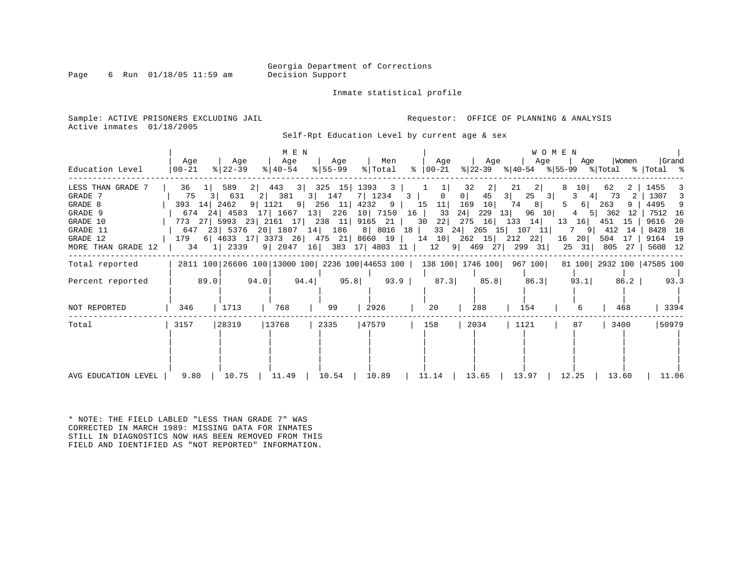Georgia Department of Corrections
Decision Support

Inmate statistical profile

Sample: ACTIVE PRISONERS EXCLUDING JAIL
Active inmates 01/18/2005

Requestor: OFFICE OF PLANNING & ANALYSIS

Self-Rpt Education Level by current age & sex

| Education Level | MEN Age 00-21 | % | Age 22-39 | % | Age 40-54 | % | Age 55-99 | % | Men Total | % | WOMEN Age 00-21 | % | Age 22-39 | % | Age 40-54 | % | Age 55-99 | % | Women Total | % | Grand Total | % |
|---|---|---|---|---|---|---|---|---|---|---|---|---|---|---|---|---|---|---|---|---|---|---|
| LESS THAN GRADE 7 | 36 | 1 | 589 | 2 | 443 | 3 | 325 | 15 | 1393 | 3 | 1 | 1 | 32 | 2 | 21 | 2 | 8 | 10 | 62 | 2 | 1455 | 3 |
| GRADE 7 | 75 | 3 | 631 | 2 | 381 | 3 | 147 | 7 | 1234 | 3 | 0 | 0 | 45 | 3 | 25 | 3 | 3 | 4 | 73 | 2 | 1307 | 3 |
| GRADE 8 | 393 | 14 | 2462 | 9 | 1121 | 9 | 256 | 11 | 4232 | 9 | 15 | 11 | 169 | 10 | 74 | 8 | 5 | 6 | 263 | 9 | 4495 | 9 |
| GRADE 9 | 674 | 24 | 4583 | 17 | 1667 | 13 | 226 | 10 | 7150 | 16 | 33 | 24 | 229 | 13 | 96 | 10 | 4 | 5 | 362 | 12 | 7512 | 16 |
| GRADE 10 | 773 | 27 | 5993 | 23 | 2161 | 17 | 238 | 11 | 9165 | 21 | 30 | 22 | 275 | 16 | 133 | 14 | 13 | 16 | 451 | 15 | 9616 | 20 |
| GRADE 11 | 647 | 23 | 5376 | 20 | 1807 | 14 | 186 | 8 | 8016 | 18 | 33 | 24 | 265 | 15 | 107 | 11 | 7 | 9 | 412 | 14 | 8428 | 18 |
| GRADE 12 | 179 | 6 | 4633 | 17 | 3373 | 26 | 475 | 21 | 8660 | 19 | 14 | 10 | 262 | 15 | 212 | 22 | 16 | 20 | 504 | 17 | 9164 | 19 |
| MORE THAN GRADE 12 | 34 | 1 | 2339 | 9 | 2047 | 16 | 383 | 17 | 4803 | 11 | 12 | 9 | 469 | 27 | 299 | 31 | 25 | 31 | 805 | 27 | 5608 | 12 |
| Total reported | 2811 | 100 | 26606 | 100 | 13000 | 100 | 2236 | 100 | 44653 | 100 | 138 | 100 | 1746 | 100 | 967 | 100 | 81 | 100 | 2932 | 100 | 47585 | 100 |
| Percent reported | | 89.0 | | 94.0 | | 94.4 | | 95.8 | | 93.9 | | 87.3 | | 85.8 | | 86.3 | | 93.1 | | 86.2 | | 93.3 |
| NOT REPORTED | 346 | | 1713 | | 768 | | 99 | | 2926 | | 20 | | 288 | | 154 | | 6 | | 468 | | 3394 | |
| Total | 3157 | | 28319 | | 13768 | | 2335 | | 47579 | | 158 | | 2034 | | 1121 | | 87 | | 3400 | | 50979 | |
| AVG EDUCATION LEVEL | 9.80 | | 10.75 | | 11.49 | | 10.54 | | 10.89 | | 11.14 | | 13.65 | | 13.97 | | 12.25 | | 13.60 | | 11.06 | |

* NOTE: THE FIELD LABLED "LESS THAN GRADE 7" WAS CORRECTED IN MARCH 1989: MISSING DATA FOR INMATES STILL IN DIAGNOSTICS NOW HAS BEEN REMOVED FROM THIS FIELD AND IDENTIFIED AS "NOT REPORTED" INFORMATION.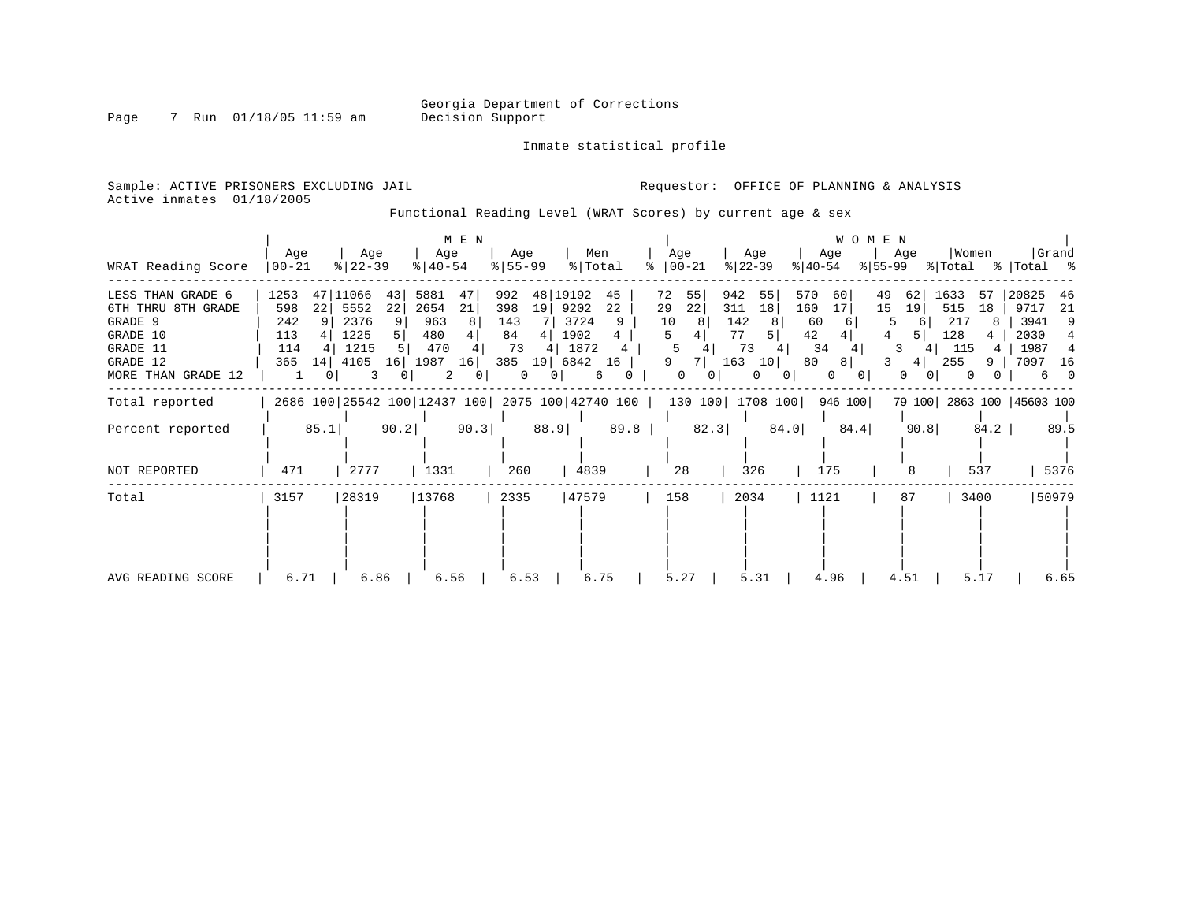Georgia Department of Corrections
Decision Support

Inmate statistical profile

Sample: ACTIVE PRISONERS EXCLUDING JAIL

Requestor: OFFICE OF PLANNING & ANALYSIS

Active inmates 01/18/2005

Functional Reading Level (WRAT Scores) by current age & sex

| WRAT Reading Score | MEN Age 00-21 | % | Age 22-39 | % | Age 40-54 | % | Age 55-99 | % | Men Total | % | WOMEN Age 00-21 | % | Age 22-39 | % | Age 40-54 | % | Age 55-99 | % | Women Total | % | Grand Total | % |
|---|---|---|---|---|---|---|---|---|---|---|---|---|---|---|---|---|---|---|---|---|---|---|
| LESS THAN GRADE 6 | 1253 | 47 | 11066 | 43 | 5881 | 47 | 992 | 48 | 19192 | 45 | 72 | 55 | 942 | 55 | 570 | 60 | 49 | 62 | 1633 | 57 | 20825 | 46 |
| 6TH THRU 8TH GRADE | 598 | 22 | 5552 | 22 | 2654 | 21 | 398 | 19 | 9202 | 22 | 29 | 22 | 311 | 18 | 160 | 17 | 15 | 19 | 515 | 18 | 9717 | 21 |
| GRADE 9 | 242 | 9 | 2376 | 9 | 963 | 8 | 143 | 7 | 3724 | 9 | 10 | 8 | 142 | 8 | 60 | 6 | 5 | 6 | 217 | 8 | 3941 | 9 |
| GRADE 10 | 113 | 4 | 1225 | 5 | 480 | 4 | 84 | 4 | 1902 | 4 | 5 | 4 | 77 | 5 | 42 | 4 | 4 | 5 | 128 | 4 | 2030 | 4 |
| GRADE 11 | 114 | 4 | 1215 | 5 | 470 | 4 | 73 | 4 | 1872 | 4 | 5 | 4 | 73 | 4 | 34 | 4 | 3 | 4 | 115 | 4 | 1987 | 4 |
| GRADE 12 | 365 | 14 | 4105 | 16 | 1987 | 16 | 385 | 19 | 6842 | 16 | 9 | 7 | 163 | 10 | 80 | 8 | 3 | 4 | 255 | 9 | 7097 | 16 |
| MORE THAN GRADE 12 | 1 | 0 | 3 | 0 | 2 | 0 | 0 | 0 | 6 | 0 | 0 | 0 | 0 | 0 | 0 | 0 | 0 | 0 | 0 | 0 | 6 | 0 |
| Total reported | 2686 | 100 | 25542 | 100 | 12437 | 100 | 2075 | 100 | 42740 | 100 | 130 | 100 | 1708 | 100 | 946 | 100 | 79 | 100 | 2863 | 100 | 45603 | 100 |
| Percent reported | 85.1 | | 90.2 | | 90.3 | | 88.9 | | 89.8 | | 82.3 | | 84.0 | | 84.4 | | 90.8 | | 84.2 | | 89.5 | |
| NOT REPORTED | 471 | | 2777 | | 1331 | | 260 | | 4839 | | 28 | | 326 | | 175 | | 8 | | 537 | | 5376 | |
| Total | 3157 | | 28319 | | 13768 | | 2335 | | 47579 | | 158 | | 2034 | | 1121 | | 87 | | 3400 | | 50979 | |
| AVG READING SCORE | 6.71 | | 6.86 | | 6.56 | | 6.53 | | 6.75 | | 5.27 | | 5.31 | | 4.96 | | 4.51 | | 5.17 | | 6.65 | |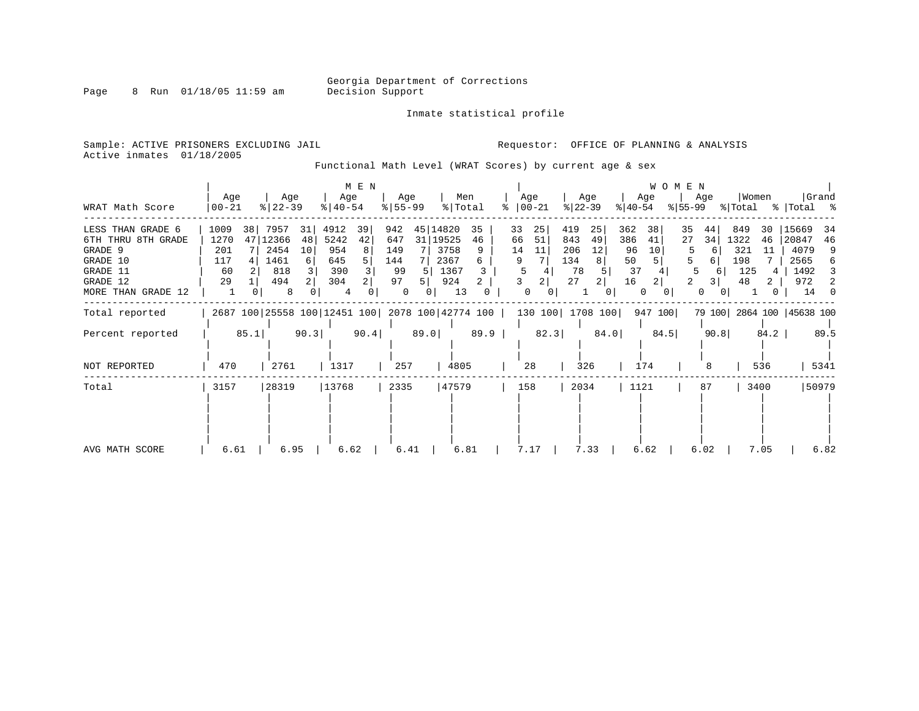Georgia Department of Corrections
Decision Support

Inmate statistical profile

Sample: ACTIVE PRISONERS EXCLUDING JAIL

Requestor: OFFICE OF PLANNING & ANALYSIS

Active inmates 01/18/2005

Functional Math Level (WRAT Scores) by current age & sex

| WRAT Math Score | MEN Age 00-21 | % | MEN Age 22-39 | % | MEN Age 40-54 | % | MEN Age 55-99 | % | Men Total | % | WOMEN Age 00-21 | % | WOMEN Age 22-39 | % | WOMEN Age 40-54 | % | WOMEN Age 55-99 | % | Women Total | % | Grand Total | % |
|---|---|---|---|---|---|---|---|---|---|---|---|---|---|---|---|---|---|---|---|---|---|---|
| LESS THAN GRADE 6 | 1009 | 38 | 7957 | 31 | 4912 | 39 | 942 | 45 | 14820 | 35 | 33 | 25 | 419 | 25 | 362 | 38 | 35 | 44 | 849 | 30 | 15669 | 34 |
| 6TH THRU 8TH GRADE | 1270 | 47 | 12366 | 48 | 5242 | 42 | 647 | 31 | 19525 | 46 | 66 | 51 | 843 | 49 | 386 | 41 | 27 | 34 | 1322 | 46 | 20847 | 46 |
| GRADE 9 | 201 | 7 | 2454 | 10 | 954 | 8 | 149 | 7 | 3758 | 9 | 14 | 11 | 206 | 12 | 96 | 10 | 5 | 6 | 321 | 11 | 4079 | 9 |
| GRADE 10 | 117 | 4 | 1461 | 6 | 645 | 5 | 144 | 7 | 2367 | 6 | 9 | 7 | 134 | 8 | 50 | 5 | 5 | 6 | 198 | 7 | 2565 | 6 |
| GRADE 11 | 60 | 2 | 818 | 3 | 390 | 3 | 99 | 5 | 1367 | 3 | 5 | 4 | 78 | 5 | 37 | 4 | 5 | 6 | 125 | 4 | 1492 | 3 |
| GRADE 12 | 29 | 1 | 494 | 2 | 304 | 2 | 97 | 5 | 924 | 2 | 3 | 2 | 27 | 2 | 16 | 2 | 2 | 3 | 48 | 2 | 972 | 2 |
| MORE THAN GRADE 12 | 1 | 0 | 8 | 0 | 4 | 0 | 0 | 0 | 13 | 0 | 0 | 0 | 1 | 0 | 0 | 0 | 0 | 0 | 1 | 0 | 14 | 0 |
| Total reported | 2687 | 100 | 25558 | 100 | 12451 | 100 | 2078 | 100 | 42774 | 100 | 130 | 100 | 1708 | 100 | 947 | 100 | 79 | 100 | 2864 | 100 | 45638 | 100 |
| Percent reported | 85.1 | | 90.3 | | 90.4 | | 89.0 | | 89.9 | | 82.3 | | 84.0 | | 84.5 | | 90.8 | | 84.2 | | 89.5 | |
| NOT REPORTED | 470 | | 2761 | | 1317 | | 257 | | 4805 | | 28 | | 326 | | 174 | | 8 | | 536 | | 5341 | |
| Total | 3157 | | 28319 | | 13768 | | 2335 | | 47579 | | 158 | | 2034 | | 1121 | | 87 | | 3400 | | 50979 | |
| AVG MATH SCORE | 6.61 | | 6.95 | | 6.62 | | 6.41 | | 6.81 | | 7.17 | | 7.33 | | 6.62 | | 6.02 | | 7.05 | | 6.82 | |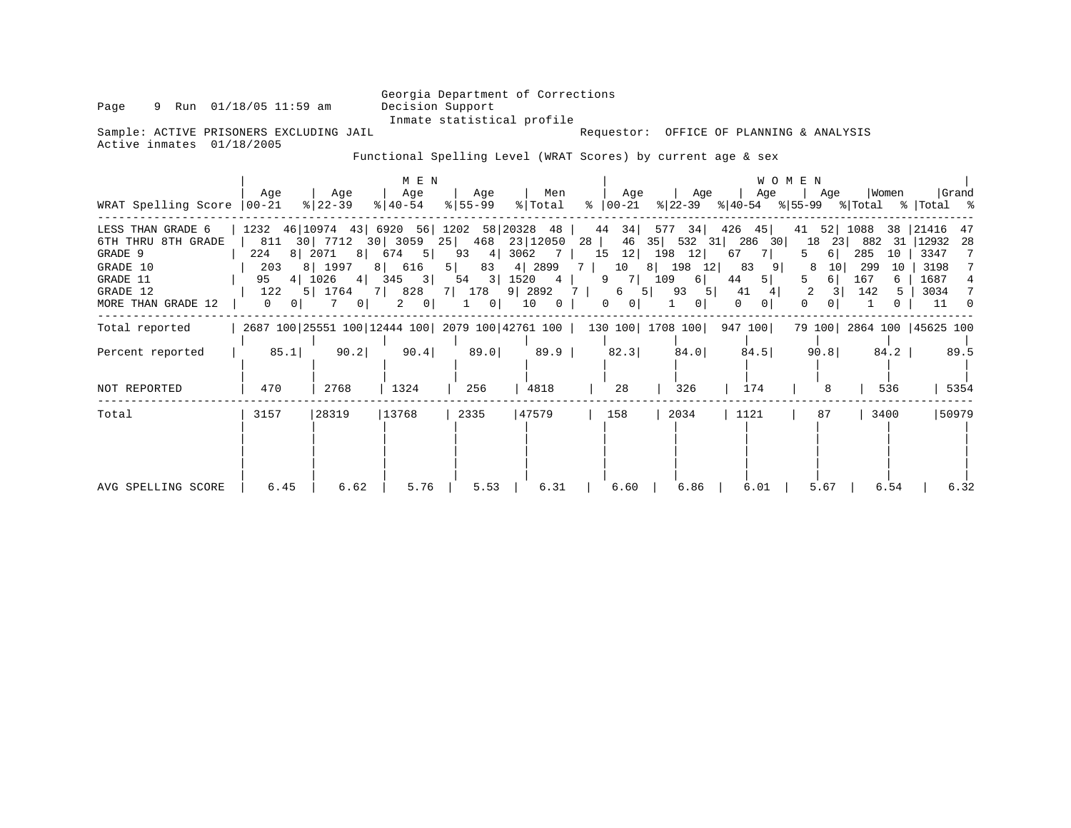Georgia Department of Corrections
Decision Support
Inmate statistical profile

Sample: ACTIVE PRISONERS EXCLUDING JAIL    Requestor: OFFICE OF PLANNING & ANALYSIS
Active inmates 01/18/2005

## Functional Spelling Level (WRAT Scores) by current age & sex

| WRAT Spelling Score | MEN Age 00-21 | % | Age 22-39 | % | Age 40-54 | % | Age 55-99 | % | Men Total | % | WOMEN Age 00-21 | % | Age 22-39 | % | Age 40-54 | % | Age 55-99 | % | Women Total | % | Grand Total | % |
|---|---|---|---|---|---|---|---|---|---|---|---|---|---|---|---|---|---|---|---|---|---|---|
| LESS THAN GRADE 6 | 1232 | 46 | 10974 | 43 | 6920 | 56 | 1202 | 58 | 20328 | 48 | 44 | 34 | 577 | 34 | 426 | 45 | 41 | 52 | 1088 | 38 | 21416 | 47 |
| 6TH THRU 8TH GRADE | 811 | 30 | 7712 | 30 | 3059 | 25 | 468 | 23 | 12050 | 28 | 46 | 35 | 532 | 31 | 286 | 30 | 18 | 23 | 882 | 31 | 12932 | 28 |
| GRADE 9 | 224 | 8 | 2071 | 8 | 674 | 5 | 93 | 4 | 3062 | 7 | 15 | 12 | 198 | 12 | 67 | 7 | 5 | 6 | 285 | 10 | 3347 | 7 |
| GRADE 10 | 203 | 8 | 1997 | 8 | 616 | 5 | 83 | 4 | 2899 | 7 | 10 | 8 | 198 | 12 | 83 | 9 | 8 | 10 | 299 | 10 | 3198 | 7 |
| GRADE 11 | 95 | 4 | 1026 | 4 | 345 | 3 | 54 | 3 | 1520 | 4 | 9 | 7 | 109 | 6 | 44 | 5 | 5 | 6 | 167 | 6 | 1687 | 4 |
| GRADE 12 | 122 | 5 | 1764 | 7 | 828 | 7 | 178 | 9 | 2892 | 7 | 6 | 5 | 93 | 5 | 41 | 4 | 2 | 3 | 142 | 5 | 3034 | 7 |
| MORE THAN GRADE 12 | 0 | 0 | 7 | 0 | 2 | 0 | 1 | 0 | 10 | 0 | 0 | 0 | 1 | 0 | 0 | 0 | 0 | 0 | 1 | 0 | 11 | 0 |
| Total reported | 2687 | 100 | 25551 | 100 | 12444 | 100 | 2079 | 100 | 42761 | 100 | 130 | 100 | 1708 | 100 | 947 | 100 | 79 | 100 | 2864 | 100 | 45625 | 100 |
| Percent reported | 85.1 | | 90.2 | | 90.4 | | 89.0 | | 89.9 | | 82.3 | | 84.0 | | 84.5 | | 90.8 | | 84.2 | | 89.5 | |
| NOT REPORTED | 470 | | 2768 | | 1324 | | 256 | | 4818 | | 28 | | 326 | | 174 | | 8 | | 536 | | 5354 | |
| Total | 3157 | | 28319 | | 13768 | | 2335 | | 47579 | | 158 | | 2034 | | 1121 | | 87 | | 3400 | | 50979 | |
| AVG SPELLING SCORE | 6.45 | | 6.62 | | 5.76 | | 5.53 | | 6.31 | | 6.60 | | 6.86 | | 6.01 | | 5.67 | | 6.54 | | 6.32 | |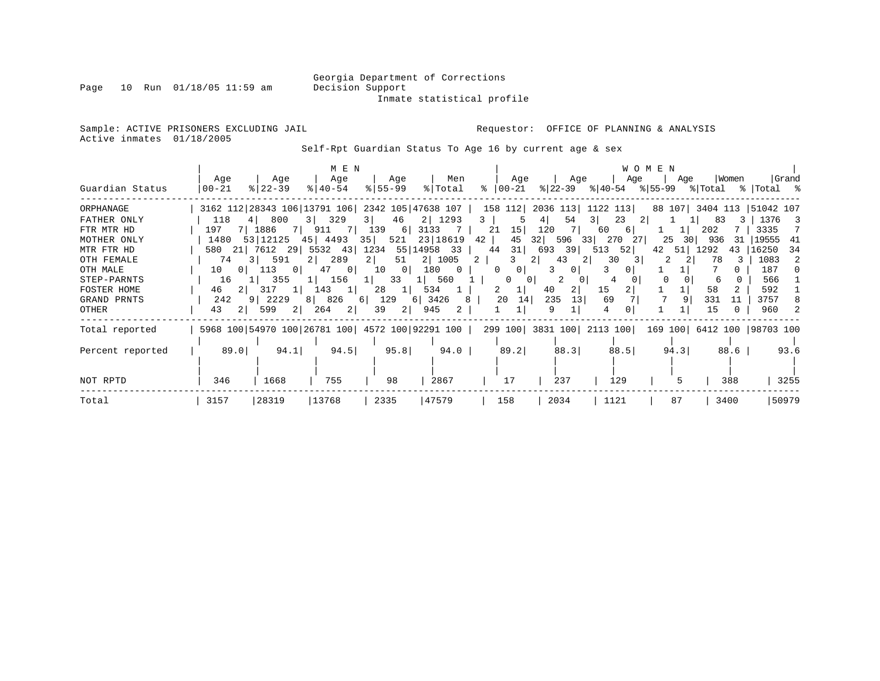Georgia Department of Corrections
Decision Support
Inmate statistical profile

Sample: ACTIVE PRISONERS EXCLUDING JAIL    Requestor: OFFICE OF PLANNING & ANALYSIS
Active inmates 01/18/2005

Self-Rpt Guardian Status To Age 16 by current age & sex

| | MEN | | | | | | | | | | WOMEN | | | | | | | | | | | |
|---|---|---|---|---|---|---|---|---|---|---|---|---|---|---|---|---|---|---|---|---|---|---|
| Guardian Status | Age 00-21 | % | Age 22-39 | % | Age 40-54 | % | Age 55-99 | % | Men Total | % | Age 00-21 | % | Age 22-39 | % | Age 40-54 | % | Age 55-99 | % | Women Total | % | Grand Total | % |
| ORPHANAGE | 3162 | 112 | 28343 | 106 | 13791 | 106 | 2342 | 105 | 47638 | 107 | 158 | 112 | 2036 | 113 | 1122 | 113 | 88 | 107 | 3404 | 113 | 51042 | 107 |
| FATHER ONLY | 118 | 4 | 800 | 3 | 329 | 3 | 46 | 2 | 1293 | 3 | 5 | 4 | 54 | 3 | 23 | 2 | 1 | 1 | 83 | 3 | 1376 | 3 |
| FTR MTR HD | 197 | 7 | 1886 | 7 | 911 | 7 | 139 | 6 | 3133 | 7 | 21 | 15 | 120 | 7 | 60 | 6 | 1 | 1 | 202 | 7 | 3335 | 7 |
| MOTHER ONLY | 1480 | 53 | 12125 | 45 | 4493 | 35 | 521 | 23 | 18619 | 42 | 45 | 32 | 596 | 33 | 270 | 27 | 25 | 30 | 936 | 31 | 19555 | 41 |
| MTR FTR HD | 580 | 21 | 7612 | 29 | 5532 | 43 | 1234 | 55 | 14958 | 33 | 44 | 31 | 693 | 39 | 513 | 52 | 42 | 51 | 1292 | 43 | 16250 | 34 |
| OTH FEMALE | 74 | 3 | 591 | 2 | 289 | 2 | 51 | 2 | 1005 | 2 | 3 | 2 | 43 | 2 | 30 | 3 | 2 | 2 | 78 | 3 | 1083 | 2 |
| OTH MALE | 10 | 0 | 113 | 0 | 47 | 0 | 10 | 0 | 180 | 0 | 0 | 0 | 3 | 0 | 3 | 0 | 1 | 1 | 7 | 0 | 187 | 0 |
| STEP-PARNTS | 16 | 1 | 355 | 1 | 156 | 1 | 33 | 1 | 560 | 1 | 0 | 0 | 2 | 0 | 4 | 0 | 0 | 0 | 6 | 0 | 566 | 1 |
| FOSTER HOME | 46 | 2 | 317 | 1 | 143 | 1 | 28 | 1 | 534 | 1 | 2 | 1 | 40 | 2 | 15 | 2 | 1 | 1 | 58 | 2 | 592 | 1 |
| GRAND PRNTS | 242 | 9 | 2229 | 8 | 826 | 6 | 129 | 6 | 3426 | 8 | 20 | 14 | 235 | 13 | 69 | 7 | 7 | 9 | 331 | 11 | 3757 | 8 |
| OTHER | 43 | 2 | 599 | 2 | 264 | 2 | 39 | 2 | 945 | 2 | 1 | 1 | 9 | 1 | 4 | 0 | 1 | 1 | 15 | 0 | 960 | 2 |
| Total reported | 5968 | 100 | 54970 | 100 | 26781 | 100 | 4572 | 100 | 92291 | 100 | 299 | 100 | 3831 | 100 | 2113 | 100 | 169 | 100 | 6412 | 100 | 98703 | 100 |
| Percent reported | 89.0 | | 94.1 | | 94.5 | | 95.8 | | 94.0 | | 89.2 | | 88.3 | | 88.5 | | 94.3 | | 88.6 | | 93.6 | |
| NOT RPTD | 346 | | 1668 | | 755 | | 98 | | 2867 | | 17 | | 237 | | 129 | | 5 | | 388 | | 3255 | |
| Total | 3157 | | 28319 | | 13768 | | 2335 | | 47579 | | 158 | | 2034 | | 1121 | | 87 | | 3400 | | 50979 | |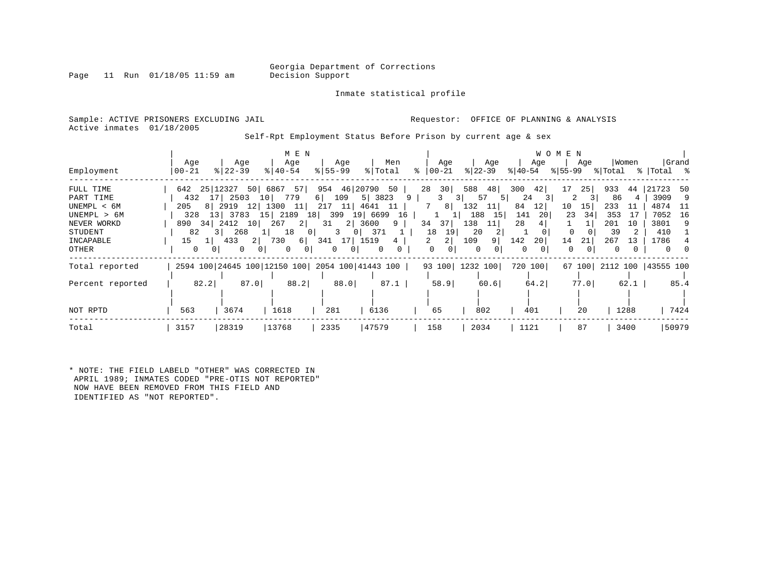Georgia Department of Corrections
Decision Support

Inmate statistical profile

Sample: ACTIVE PRISONERS EXCLUDING JAIL
Active inmates 01/18/2005

Requestor: OFFICE OF PLANNING & ANALYSIS

Self-Rpt Employment Status Before Prison by current age & sex

| Employment | MEN Age 00-21 | % | Age 22-39 | % | Age 40-54 | % | Age 55-99 | % | Men Total | % | WOMEN Age 00-21 | % | Age 22-39 | % | Age 40-54 | % | Age 55-99 | % | Women Total | % | Grand Total | % |
|---|---|---|---|---|---|---|---|---|---|---|---|---|---|---|---|---|---|---|---|---|---|---|
| FULL TIME | 642 | 25 | 12327 | 50 | 6867 | 57 | 954 | 46 | 20790 | 50 | 28 | 30 | 588 | 48 | 300 | 42 | 17 | 25 | 933 | 44 | 21723 | 50 |
| PART TIME | 432 | 17 | 2503 | 10 | 779 | 6 | 109 | 5 | 3823 | 9 | 3 | 3 | 57 | 5 | 24 | 3 | 2 | 3 | 86 | 4 | 3909 | 9 |
| UNEMPL < 6M | 205 | 8 | 2919 | 12 | 1300 | 11 | 217 | 11 | 4641 | 11 | 7 | 8 | 132 | 11 | 84 | 12 | 10 | 15 | 233 | 11 | 4874 | 11 |
| UNEMPL > 6M | 328 | 13 | 3783 | 15 | 2189 | 18 | 399 | 19 | 6699 | 16 | 1 | 1 | 188 | 15 | 141 | 20 | 23 | 34 | 353 | 17 | 7052 | 16 |
| NEVER WORKD | 890 | 34 | 2412 | 10 | 267 | 2 | 31 | 2 | 3600 | 9 | 34 | 37 | 138 | 11 | 28 | 4 | 1 | 1 | 201 | 10 | 3801 | 9 |
| STUDENT | 82 | 3 | 268 | 1 | 18 | 0 | 3 | 0 | 371 | 1 | 18 | 19 | 20 | 2 | 1 | 0 | 0 | 0 | 39 | 2 | 410 | 1 |
| INCAPABLE | 15 | 1 | 433 | 2 | 730 | 6 | 341 | 17 | 1519 | 4 | 2 | 2 | 109 | 9 | 142 | 20 | 14 | 21 | 267 | 13 | 1786 | 4 |
| OTHER | 0 | 0 | 0 | 0 | 0 | 0 | 0 | 0 | 0 | 0 | 0 | 0 | 0 | 0 | 0 | 0 | 0 | 0 | 0 | 0 | 0 | 0 |
| Total reported | 2594 | 100 | 24645 | 100 | 12150 | 100 | 2054 | 100 | 41443 | 100 | 93 | 100 | 1232 | 100 | 720 | 100 | 67 | 100 | 2112 | 100 | 43555 | 100 |
| Percent reported | | 82.2 | | 87.0 | | 88.2 | | 88.0 | | 87.1 | | 58.9 | | 60.6 | | 64.2 | | 77.0 | | 62.1 | | 85.4 |
| NOT RPTD | 563 | | 3674 | | 1618 | | 281 | | 6136 | | 65 | | 802 | | 401 | | 20 | | 1288 | | 7424 | |
| Total | 3157 | | 28319 | | 13768 | | 2335 | | 47579 | | 158 | | 2034 | | 1121 | | 87 | | 3400 | | 50979 | |

* NOTE: THE FIELD LABELD "OTHER" WAS CORRECTED IN APRIL 1989; INMATES CODED "PRE-OTIS NOT REPORTED" NOW HAVE BEEN REMOVED FROM THIS FIELD AND IDENTIFIED AS "NOT REPORTED".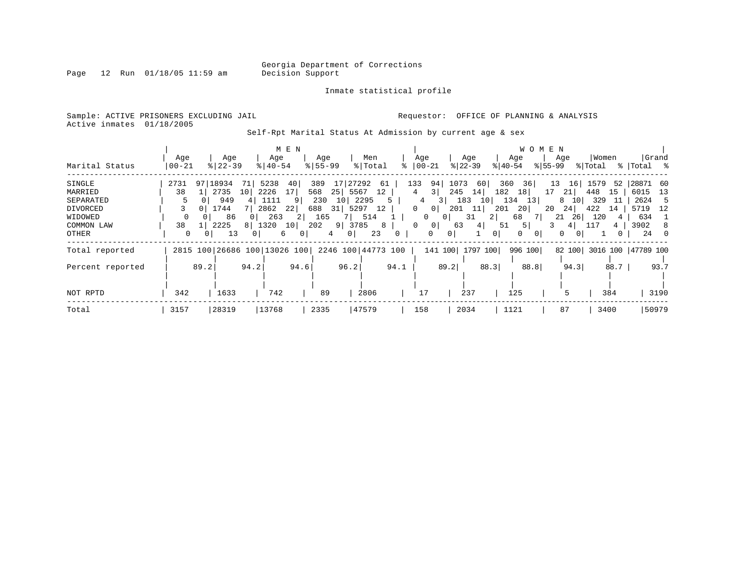Georgia Department of Corrections
Decision Support

Inmate statistical profile

Sample: ACTIVE PRISONERS EXCLUDING JAIL    Requestor: OFFICE OF PLANNING & ANALYSIS
Active inmates 01/18/2005

Self-Rpt Marital Status At Admission by current age & sex

| Marital Status | MEN Age 00-21 | % | Age 22-39 | % | Age 40-54 | % | Age 55-99 | % | Men Total | % | WOMEN Age 00-21 | % | Age 22-39 | % | Age 40-54 | % | Age 55-99 | % | Women Total | % | Grand Total | % |
|---|---|---|---|---|---|---|---|---|---|---|---|---|---|---|---|---|---|---|---|---|---|---|
| SINGLE | 2731 | 97 | 18934 | 71 | 5238 | 40 | 389 | 17 | 27292 | 61 | 133 | 94 | 1073 | 60 | 360 | 36 | 13 | 16 | 1579 | 52 | 28871 | 60 |
| MARRIED | 38 | 1 | 2735 | 10 | 2226 | 17 | 568 | 25 | 5567 | 12 | 4 | 3 | 245 | 14 | 182 | 18 | 17 | 21 | 448 | 15 | 6015 | 13 |
| SEPARATED | 5 | 0 | 949 | 4 | 1111 | 9 | 230 | 10 | 2295 | 5 | 4 | 3 | 183 | 10 | 134 | 13 | 8 | 10 | 329 | 11 | 2624 | 5 |
| DIVORCED | 3 | 0 | 1744 | 7 | 2862 | 22 | 688 | 31 | 5297 | 12 | 0 | 0 | 201 | 11 | 201 | 20 | 20 | 24 | 422 | 14 | 5719 | 12 |
| WIDOWED | 0 | 0 | 86 | 0 | 263 | 2 | 165 | 7 | 514 | 1 | 0 | 0 | 31 | 2 | 68 | 7 | 21 | 26 | 120 | 4 | 634 | 1 |
| COMMON LAW | 38 | 1 | 2225 | 8 | 1320 | 10 | 202 | 9 | 3785 | 8 | 0 | 0 | 63 | 4 | 51 | 5 | 3 | 4 | 117 | 4 | 3902 | 8 |
| OTHER | 0 | 0 | 13 | 0 | 6 | 0 | 4 | 0 | 23 | 0 | 0 | 0 | 1 | 0 | 0 | 0 | 0 | 0 | 1 | 0 | 24 | 0 |
| Total reported | 2815 | 100 | 26686 | 100 | 13026 | 100 | 2246 | 100 | 44773 | 100 | 141 | 100 | 1797 | 100 | 996 | 100 | 82 | 100 | 3016 | 100 | 47789 | 100 |
| Percent reported | | 89.2 | | 94.2 | | 94.6 | | 96.2 | | 94.1 | | 89.2 | | 88.3 | | 88.8 | | 94.3 | | 88.7 | | 93.7 |
| NOT RPTD | 342 | | 1633 | | 742 | | 89 | | 2806 | | 17 | | 237 | | 125 | | 5 | | 384 | | 3190 | |
| Total | 3157 | | 28319 | | 13768 | | 2335 | | 47579 | | 158 | | 2034 | | 1121 | | 87 | | 3400 | | 50979 | |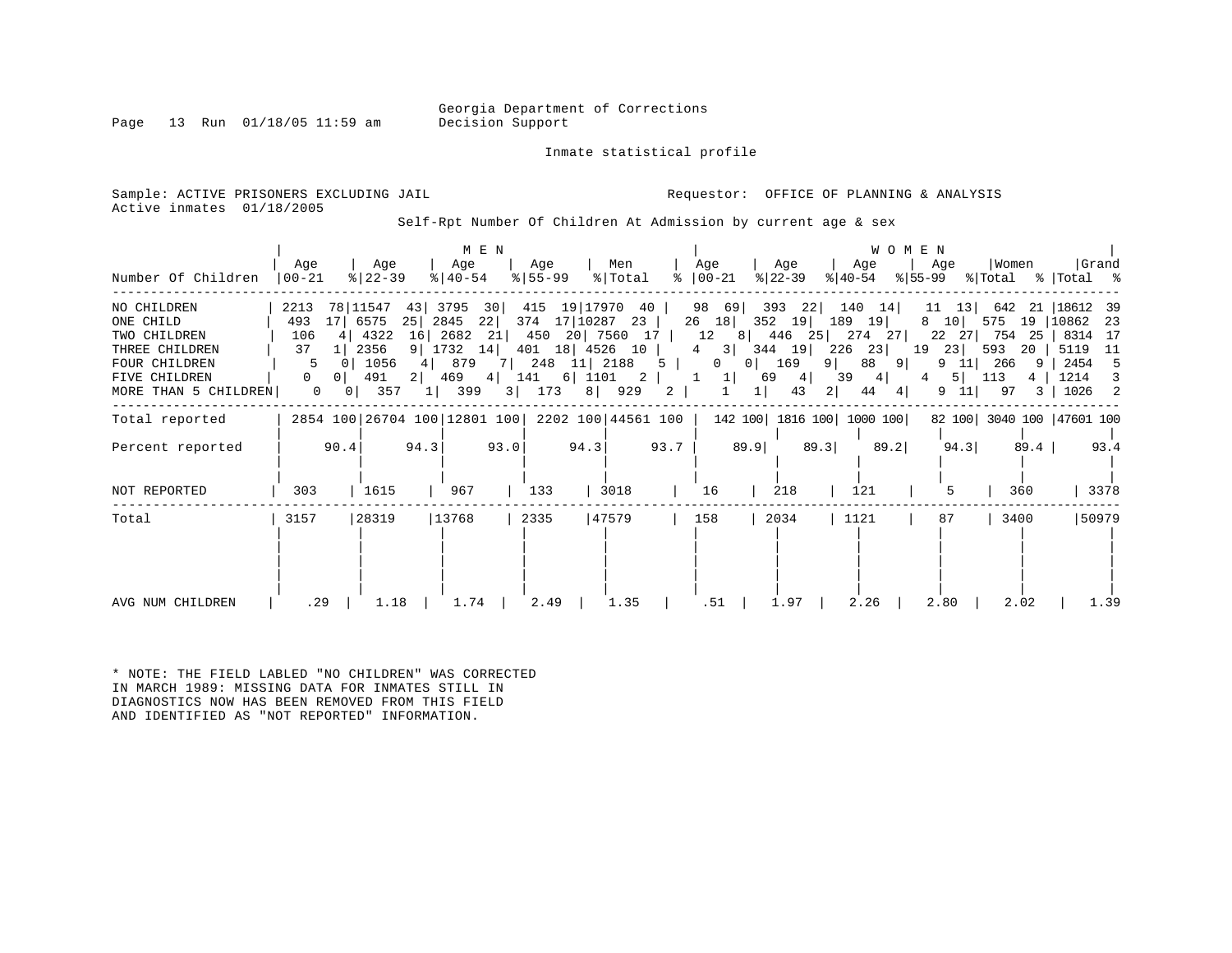Georgia Department of Corrections
Decision Support

Inmate statistical profile

Sample: ACTIVE PRISONERS EXCLUDING JAIL
Active inmates 01/18/2005

Requestor: OFFICE OF PLANNING & ANALYSIS

Self-Rpt Number Of Children At Admission by current age & sex

| Number Of Children | MEN Age 00-21 | % | Age 22-39 | % | Age 40-54 | % | Age 55-99 | % | Men Total | % | WOMEN Age 00-21 | % | Age 22-39 | % | Age 40-54 | % | Age 55-99 | % | Women Total | % | Grand Total | % |
|---|---|---|---|---|---|---|---|---|---|---|---|---|---|---|---|---|---|---|---|---|---|---|
| NO CHILDREN | 2213 | 78 | 11547 | 43 | 3795 | 30 | 415 | 19 | 17970 | 40 | 98 | 69 | 393 | 22 | 140 | 14 | 11 | 13 | 642 | 21 | 18612 | 39 |
| ONE CHILD | 493 | 17 | 6575 | 25 | 2845 | 22 | 374 | 17 | 10287 | 23 | 26 | 18 | 352 | 19 | 189 | 19 | 8 | 10 | 575 | 19 | 10862 | 23 |
| TWO CHILDREN | 106 | 4 | 4322 | 16 | 2682 | 21 | 450 | 20 | 7560 | 17 | 12 | 8 | 446 | 25 | 274 | 27 | 22 | 27 | 754 | 25 | 8314 | 17 |
| THREE CHILDREN | 37 | 1 | 2356 | 9 | 1732 | 14 | 401 | 18 | 4526 | 10 | 4 | 3 | 344 | 19 | 226 | 23 | 19 | 23 | 593 | 20 | 5119 | 11 |
| FOUR CHILDREN | 5 | 0 | 1056 | 4 | 879 | 7 | 248 | 11 | 2188 | 5 | 0 | 0 | 169 | 9 | 88 | 9 | 9 | 11 | 266 | 9 | 2454 | 5 |
| FIVE CHILDREN | 0 | 0 | 491 | 2 | 469 | 4 | 141 | 6 | 1101 | 2 | 1 | 1 | 69 | 4 | 39 | 4 | 4 | 5 | 113 | 4 | 1214 | 3 |
| MORE THAN 5 CHILDREN | 0 | 0 | 357 | 1 | 399 | 3 | 173 | 8 | 929 | 2 | 1 | 1 | 43 | 2 | 44 | 4 | 9 | 11 | 97 | 3 | 1026 | 2 |
| Total reported | 2854 | 100 | 26704 | 100 | 12801 | 100 | 2202 | 100 | 44561 | 100 | 142 | 100 | 1816 | 100 | 1000 | 100 | 82 | 100 | 3040 | 100 | 47601 | 100 |
| Percent reported | | 90.4 | | 94.3 | | 93.0 | | 94.3 | | 93.7 | | 89.9 | | 89.3 | | 89.2 | | 94.3 | | 89.4 | | 93.4 |
| NOT REPORTED | 303 | | 1615 | | 967 | | 133 | | 3018 | | 16 | | 218 | | 121 | | 5 | | 360 | | 3378 | |
| Total | 3157 | | 28319 | | 13768 | | 2335 | | 47579 | | 158 | | 2034 | | 1121 | | 87 | | 3400 | | 50979 | |
| AVG NUM CHILDREN | .29 | | 1.18 | | 1.74 | | 2.49 | | 1.35 | | .51 | | 1.97 | | 2.26 | | 2.80 | | 2.02 | | 1.39 | |

* NOTE: THE FIELD LABLED "NO CHILDREN" WAS CORRECTED IN MARCH 1989: MISSING DATA FOR INMATES STILL IN DIAGNOSTICS NOW HAS BEEN REMOVED FROM THIS FIELD AND IDENTIFIED AS "NOT REPORTED" INFORMATION.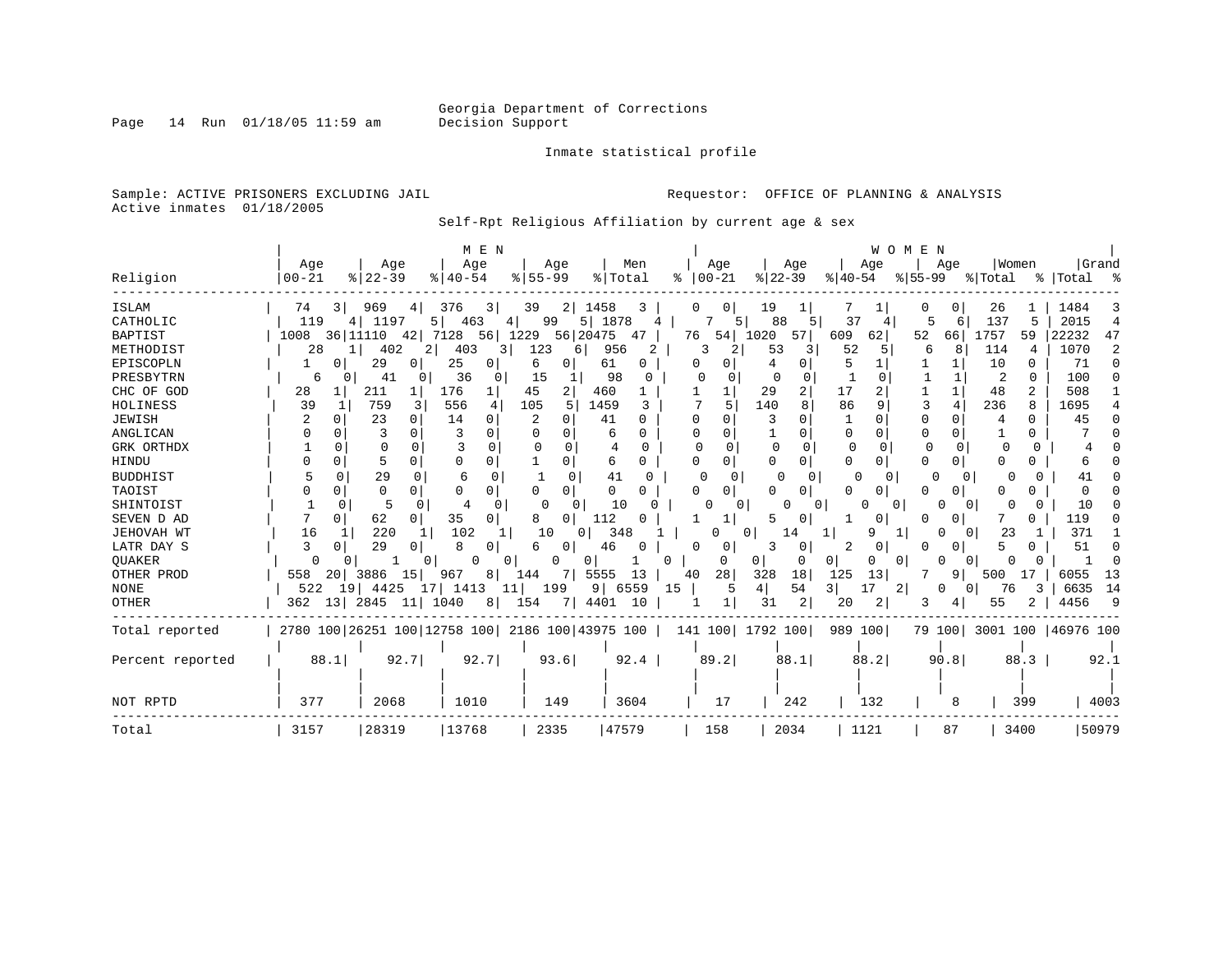Georgia Department of Corrections
Decision Support

Inmate statistical profile

Sample: ACTIVE PRISONERS EXCLUDING JAIL

Active inmates 01/18/2005

Requestor: OFFICE OF PLANNING & ANALYSIS

Self-Rpt Religious Affiliation by current age & sex

| Religion | MEN Age 00-21 | % | Age 22-39 | % | Age 40-54 | % | Age 55-99 | % | Men Total | % | WOMEN Age 00-21 | % | Age 22-39 | % | Age 40-54 | % | Age 55-99 | % | Women Total | % | Grand Total | % |
|---|---|---|---|---|---|---|---|---|---|---|---|---|---|---|---|---|---|---|---|---|---|---|
| ISLAM | 74 | 3 | 969 | 4 | 376 | 3 | 39 | 2 | 1458 | 3 | 0 | 0 | 19 | 1 | 7 | 1 | 0 | 0 | 26 | 1 | 1484 | 3 |
| CATHOLIC | 119 | 4 | 1197 | 5 | 463 | 4 | 99 | 5 | 1878 | 4 | 7 | 5 | 88 | 5 | 37 | 4 | 5 | 6 | 137 | 5 | 2015 | 4 |
| BAPTIST | 1008 | 36 | 11110 | 42 | 7128 | 56 | 1229 | 56 | 20475 | 47 | 76 | 54 | 1020 | 57 | 609 | 62 | 52 | 66 | 1757 | 59 | 22232 | 47 |
| METHODIST | 28 | 1 | 402 | 2 | 403 | 3 | 123 | 6 | 956 | 2 | 3 | 2 | 53 | 3 | 52 | 5 | 6 | 8 | 114 | 4 | 1070 | 2 |
| EPISCOPLN | 1 | 0 | 29 | 0 | 25 | 0 | 6 | 0 | 61 | 0 | 0 | 0 | 4 | 0 | 5 | 1 | 1 | 1 | 10 | 0 | 71 | 0 |
| PRESBYTRN | 6 | 0 | 41 | 0 | 36 | 0 | 15 | 1 | 98 | 0 | 0 | 0 | 0 | 0 | 1 | 0 | 1 | 1 | 2 | 0 | 100 | 0 |
| CHC OF GOD | 28 | 1 | 211 | 1 | 176 | 1 | 45 | 2 | 460 | 1 | 1 | 1 | 29 | 2 | 17 | 2 | 1 | 1 | 48 | 2 | 508 | 1 |
| HOLINESS | 39 | 1 | 759 | 3 | 556 | 4 | 105 | 5 | 1459 | 3 | 7 | 5 | 140 | 8 | 86 | 9 | 3 | 4 | 236 | 8 | 1695 | 4 |
| JEWISH | 2 | 0 | 23 | 0 | 14 | 0 | 2 | 0 | 41 | 0 | 0 | 0 | 3 | 0 | 1 | 0 | 0 | 0 | 4 | 0 | 45 | 0 |
| ANGLICAN | 0 | 0 | 3 | 0 | 3 | 0 | 0 | 0 | 6 | 0 | 0 | 0 | 1 | 0 | 0 | 0 | 0 | 0 | 1 | 0 | 7 | 0 |
| GRK ORTHDX | 1 | 0 | 0 | 0 | 3 | 0 | 0 | 0 | 4 | 0 | 0 | 0 | 0 | 0 | 0 | 0 | 0 | 0 | 0 | 0 | 4 | 0 |
| HINDU | 0 | 0 | 5 | 0 | 0 | 0 | 1 | 0 | 6 | 0 | 0 | 0 | 0 | 0 | 0 | 0 | 0 | 0 | 0 | 0 | 6 | 0 |
| BUDDHIST | 5 | 0 | 29 | 0 | 6 | 0 | 1 | 0 | 41 | 0 | 0 | 0 | 0 | 0 | 0 | 0 | 0 | 0 | 0 | 0 | 41 | 0 |
| TAOIST | 0 | 0 | 0 | 0 | 0 | 0 | 0 | 0 | 0 | 0 | 0 | 0 | 0 | 0 | 0 | 0 | 0 | 0 | 0 | 0 | 0 | 0 |
| SHINTOIST | 1 | 0 | 5 | 0 | 4 | 0 | 0 | 0 | 10 | 0 | 0 | 0 | 0 | 0 | 0 | 0 | 0 | 0 | 0 | 0 | 10 | 0 |
| SEVEN D AD | 7 | 0 | 62 | 0 | 35 | 0 | 8 | 0 | 112 | 0 | 1 | 1 | 5 | 0 | 1 | 0 | 0 | 0 | 7 | 0 | 119 | 0 |
| JEHOVAH WT | 16 | 1 | 220 | 1 | 102 | 1 | 10 | 0 | 348 | 1 | 0 | 0 | 14 | 1 | 9 | 1 | 0 | 0 | 23 | 1 | 371 | 1 |
| LATR DAY S | 3 | 0 | 29 | 0 | 8 | 0 | 6 | 0 | 46 | 0 | 0 | 0 | 3 | 0 | 2 | 0 | 0 | 0 | 5 | 0 | 51 | 0 |
| QUAKER | 0 | 0 | 1 | 0 | 0 | 0 | 0 | 0 | 1 | 0 | 0 | 0 | 0 | 0 | 0 | 0 | 0 | 0 | 0 | 0 | 1 | 0 |
| OTHER PROD | 558 | 20 | 3886 | 15 | 967 | 8 | 144 | 7 | 5555 | 13 | 40 | 28 | 328 | 18 | 125 | 13 | 7 | 9 | 500 | 17 | 6055 | 13 |
| NONE | 522 | 19 | 4425 | 17 | 1413 | 11 | 199 | 9 | 6559 | 15 | 5 | 4 | 54 | 3 | 17 | 2 | 0 | 0 | 76 | 3 | 6635 | 14 |
| OTHER | 362 | 13 | 2845 | 11 | 1040 | 8 | 154 | 7 | 4401 | 10 | 1 | 1 | 31 | 2 | 20 | 2 | 3 | 4 | 55 | 2 | 4456 | 9 |
| Total reported | 2780 | 100 | 26251 | 100 | 12758 | 100 | 2186 | 100 | 43975 | 100 | 141 | 100 | 1792 | 100 | 989 | 100 | 79 | 100 | 3001 | 100 | 46976 | 100 |
| Percent reported | 88.1 | | 92.7 | | 92.7 | | 93.6 | | 92.4 | | 89.2 | | 88.1 | | 88.2 | | 90.8 | | 88.3 | | 92.1 | |
| NOT RPTD | 377 | | 2068 | | 1010 | | 149 | | 3604 | | 17 | | 242 | | 132 | | 8 | | 399 | | 4003 | |
| Total | 3157 | | 28319 | | 13768 | | 2335 | | 47579 | | 158 | | 2034 | | 1121 | | 87 | | 3400 | | 50979 | |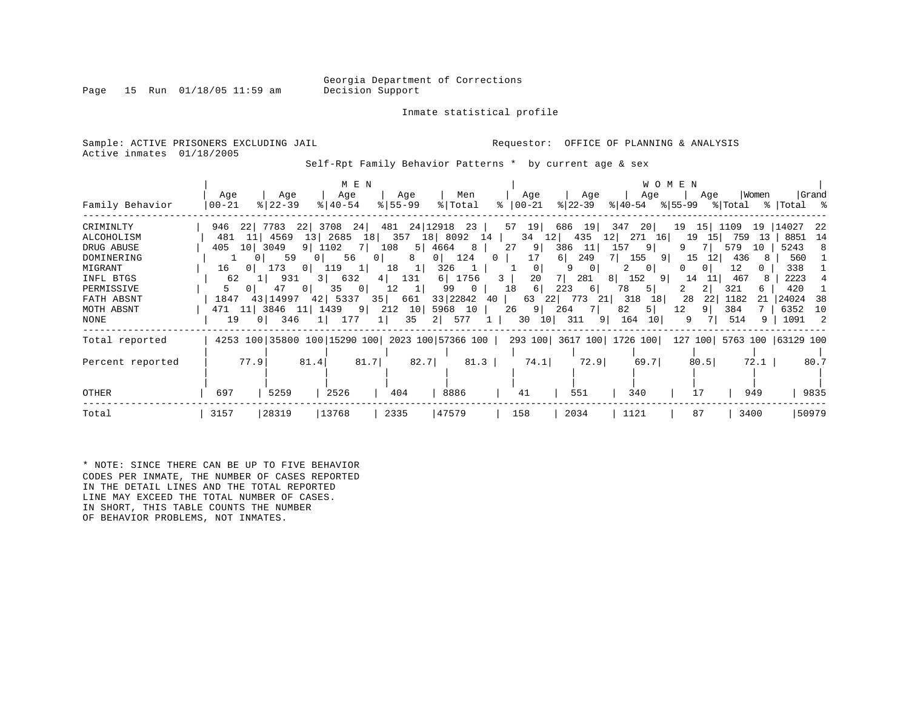Georgia Department of Corrections
Decision Support

Inmate statistical profile

Sample: ACTIVE PRISONERS EXCLUDING JAIL
Active inmates 01/18/2005

Requestor: OFFICE OF PLANNING & ANALYSIS

Self-Rpt Family Behavior Patterns * by current age & sex

| | MEN | | | | | | | | | | WOMEN | | | | | | | | | | | |
|---|---|---|---|---|---|---|---|---|---|---|---|---|---|---|---|---|---|---|---|---|---|---|
| Family Behavior | Age 00-21 | % | Age 22-39 | % | Age 40-54 | % | Age 55-99 | % | Men Total | % | Age 00-21 | % | Age 22-39 | % | Age 40-54 | % | Age 55-99 | % | Women Total | % | Grand Total | % |
| CRIMINLTY | 946 | 22 | 7783 | 22 | 3708 | 24 | 481 | 24 | 12918 | 23 | 57 | 19 | 686 | 19 | 347 | 20 | 19 | 15 | 1109 | 19 | 14027 | 22 |
| ALCOHOLISM | 481 | 11 | 4569 | 13 | 2685 | 18 | 357 | 18 | 8092 | 14 | 34 | 12 | 435 | 12 | 271 | 16 | 19 | 15 | 759 | 13 | 8851 | 14 |
| DRUG ABUSE | 405 | 10 | 3049 | 9 | 1102 | 7 | 108 | 5 | 4664 | 8 | 27 | 9 | 386 | 11 | 157 | 9 | 9 | 7 | 579 | 10 | 5243 | 8 |
| DOMINERING | 1 | 0 | 59 | 0 | 56 | 0 | 8 | 0 | 124 | 0 | 17 | 6 | 249 | 7 | 155 | 9 | 15 | 12 | 436 | 8 | 560 | 1 |
| MIGRANT | 16 | 0 | 173 | 0 | 119 | 1 | 18 | 1 | 326 | 1 | 1 | 0 | 9 | 0 | 2 | 0 | 0 | 0 | 12 | 0 | 338 | 1 |
| INFL BTGS | 62 | 1 | 931 | 3 | 632 | 4 | 131 | 6 | 1756 | 3 | 20 | 7 | 281 | 8 | 152 | 9 | 14 | 11 | 467 | 8 | 2223 | 4 |
| PERMISSIVE | 5 | 0 | 47 | 0 | 35 | 0 | 12 | 1 | 99 | 0 | 18 | 6 | 223 | 6 | 78 | 5 | 2 | 2 | 321 | 6 | 420 | 1 |
| FATH ABSNT | 1847 | 43 | 14997 | 42 | 5337 | 35 | 661 | 33 | 22842 | 40 | 63 | 22 | 773 | 21 | 318 | 18 | 28 | 22 | 1182 | 21 | 24024 | 38 |
| MOTH ABSNT | 471 | 11 | 3846 | 11 | 1439 | 9 | 212 | 10 | 5968 | 10 | 26 | 9 | 264 | 7 | 82 | 5 | 12 | 9 | 384 | 7 | 6352 | 10 |
| NONE | 19 | 0 | 346 | 1 | 177 | 1 | 35 | 2 | 577 | 1 | 30 | 10 | 311 | 9 | 164 | 10 | 9 | 7 | 514 | 9 | 1091 | 2 |
| Total reported | 4253 | 100 | 35800 | 100 | 15290 | 100 | 2023 | 100 | 57366 | 100 | 293 | 100 | 3617 | 100 | 1726 | 100 | 127 | 100 | 5763 | 100 | 63129 | 100 |
| Percent reported | | 77.9 | | 81.4 | | 81.7 | | 82.7 | | 81.3 | | 74.1 | | 72.9 | | 69.7 | | 80.5 | | 72.1 | | 80.7 |
| OTHER | 697 | | 5259 | | 2526 | | 404 | | 8886 | | 41 | | 551 | | 340 | | 17 | | 949 | | 9835 | |
| Total | 3157 | | 28319 | | 13768 | | 2335 | | 47579 | | 158 | | 2034 | | 1121 | | 87 | | 3400 | | 50979 | |

* NOTE: SINCE THERE CAN BE UP TO FIVE BEHAVIOR CODES PER INMATE, THE NUMBER OF CASES REPORTED IN THE DETAIL LINES AND THE TOTAL REPORTED LINE MAY EXCEED THE TOTAL NUMBER OF CASES. IN SHORT, THIS TABLE COUNTS THE NUMBER OF BEHAVIOR PROBLEMS, NOT INMATES.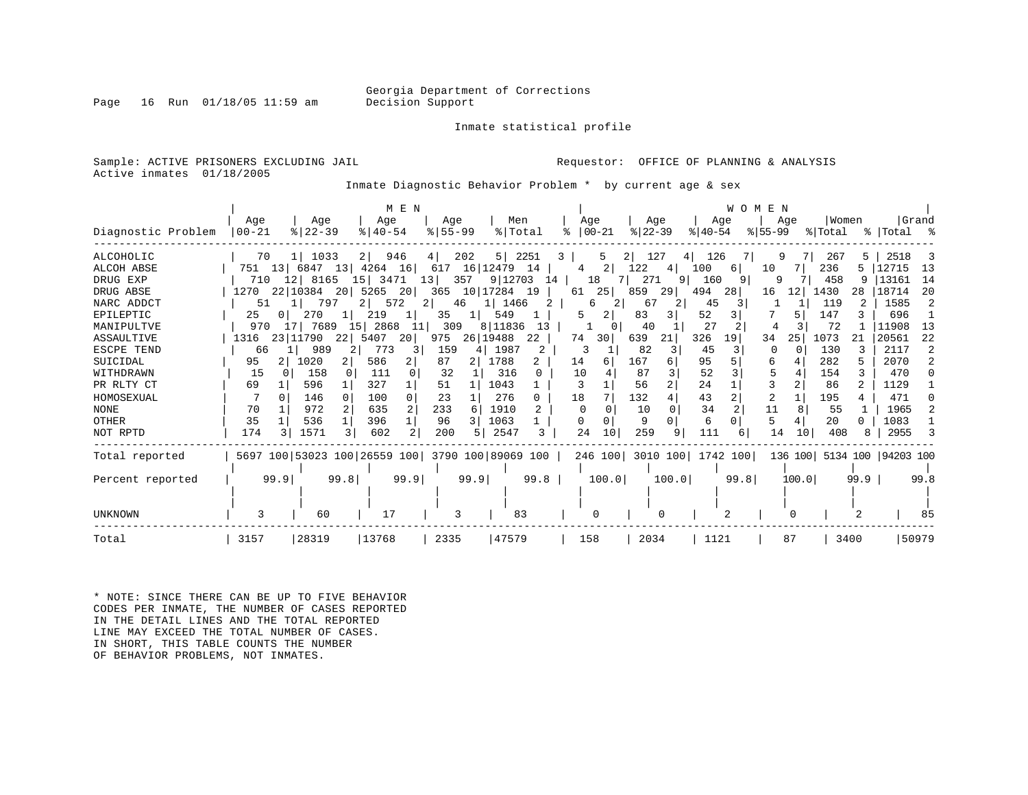Georgia Department of Corrections
Decision Support

Inmate statistical profile

Sample: ACTIVE PRISONERS EXCLUDING JAIL
Active inmates 01/18/2005

Requestor: OFFICE OF PLANNING & ANALYSIS

Inmate Diagnostic Behavior Problem * by current age & sex

| | MEN | | | | | | | | | | WOMEN | | | | | | | | | | | |
|---|---|---|---|---|---|---|---|---|---|---|---|---|---|---|---|---|---|---|---|---|---|---|
| Diagnostic Problem | Age 00-21 | % | Age 22-39 | % | Age 40-54 | % | Age 55-99 | % | Men Total | % | Age 00-21 | % | Age 22-39 | % | Age 40-54 | % | Age 55-99 | % | Women Total | % | Grand Total | % |
| ALCOHOLIC | 70 | 1 | 1033 | 2 | 946 | 4 | 202 | 5 | 2251 | 3 | 5 | 2 | 127 | 4 | 126 | 7 | 9 | 7 | 267 | 5 | 2518 | 3 |
| ALCOH ABSE | 751 | 13 | 6847 | 13 | 4264 | 16 | 617 | 16 | 12479 | 14 | 4 | 2 | 122 | 4 | 100 | 6 | 10 | 7 | 236 | 5 | 12715 | 13 |
| DRUG EXP | 710 | 12 | 8165 | 15 | 3471 | 13 | 357 | 9 | 12703 | 14 | 18 | 7 | 271 | 9 | 160 | 9 | 9 | 7 | 458 | 9 | 13161 | 14 |
| DRUG ABSE | 1270 | 22 | 10384 | 20 | 5265 | 20 | 365 | 10 | 17284 | 19 | 61 | 25 | 859 | 29 | 494 | 28 | 16 | 12 | 1430 | 28 | 18714 | 20 |
| NARC ADDCT | 51 | 1 | 797 | 2 | 572 | 2 | 46 | 1 | 1466 | 2 | 6 | 2 | 67 | 2 | 45 | 3 | 1 | 1 | 119 | 2 | 1585 | 2 |
| EPILEPTIC | 25 | 0 | 270 | 1 | 219 | 1 | 35 | 1 | 549 | 1 | 5 | 2 | 83 | 3 | 52 | 3 | 7 | 5 | 147 | 3 | 696 | 1 |
| MANIPULTVE | 970 | 17 | 7689 | 15 | 2868 | 11 | 309 | 8 | 11836 | 13 | 1 | 0 | 40 | 1 | 27 | 2 | 4 | 3 | 72 | 1 | 11908 | 13 |
| ASSAULTIVE | 1316 | 23 | 11790 | 22 | 5407 | 20 | 975 | 26 | 19488 | 22 | 74 | 30 | 639 | 21 | 326 | 19 | 34 | 25 | 1073 | 21 | 20561 | 22 |
| ESCPE TEND | 66 | 1 | 989 | 2 | 773 | 3 | 159 | 4 | 1987 | 2 | 3 | 1 | 82 | 3 | 45 | 3 | 0 | 0 | 130 | 3 | 2117 | 2 |
| SUICIDAL | 95 | 2 | 1020 | 2 | 586 | 2 | 87 | 2 | 1788 | 2 | 14 | 6 | 167 | 6 | 95 | 5 | 6 | 4 | 282 | 5 | 2070 | 2 |
| WITHDRAWN | 15 | 0 | 158 | 0 | 111 | 0 | 32 | 1 | 316 | 0 | 10 | 4 | 87 | 3 | 52 | 3 | 5 | 4 | 154 | 3 | 470 | 0 |
| PR RLTY CT | 69 | 1 | 596 | 1 | 327 | 1 | 51 | 1 | 1043 | 1 | 3 | 1 | 56 | 2 | 24 | 1 | 3 | 2 | 86 | 2 | 1129 | 1 |
| HOMOSEXUAL | 7 | 0 | 146 | 0 | 100 | 0 | 23 | 1 | 276 | 0 | 18 | 7 | 132 | 4 | 43 | 2 | 2 | 1 | 195 | 4 | 471 | 0 |
| NONE | 70 | 1 | 972 | 2 | 635 | 2 | 233 | 6 | 1910 | 2 | 0 | 0 | 10 | 0 | 34 | 2 | 11 | 8 | 55 | 1 | 1965 | 2 |
| OTHER | 35 | 1 | 536 | 1 | 396 | 1 | 96 | 3 | 1063 | 1 | 0 | 0 | 9 | 0 | 6 | 0 | 5 | 4 | 20 | 0 | 1083 | 1 |
| NOT RPTD | 174 | 3 | 1571 | 3 | 602 | 2 | 200 | 5 | 2547 | 3 | 24 | 10 | 259 | 9 | 111 | 6 | 14 | 10 | 408 | 8 | 2955 | 3 |
| Total reported | 5697 | 100 | 53023 | 100 | 26559 | 100 | 3790 | 100 | 89069 | 100 | 246 | 100 | 3010 | 100 | 1742 | 100 | 136 | 100 | 5134 | 100 | 94203 | 100 |
| Percent reported | 99.9 | | 99.8 | | 99.9 | | 99.9 | | 99.8 | | 100.0 | | 100.0 | | 99.8 | | 100.0 | | 99.9 | | 99.8 | |
| UNKNOWN | 3 | | 60 | | 17 | | 3 | | 83 | | 0 | | 0 | | 2 | | 0 | | 2 | | 85 | |
| Total | 3157 | | 28319 | | 13768 | | 2335 | | 47579 | | 158 | | 2034 | | 1121 | | 87 | | 3400 | | 50979 | |

\* NOTE: SINCE THERE CAN BE UP TO FIVE BEHAVIOR CODES PER INMATE, THE NUMBER OF CASES REPORTED IN THE DETAIL LINES AND THE TOTAL REPORTED LINE MAY EXCEED THE TOTAL NUMBER OF CASES. IN SHORT, THIS TABLE COUNTS THE NUMBER OF BEHAVIOR PROBLEMS, NOT INMATES.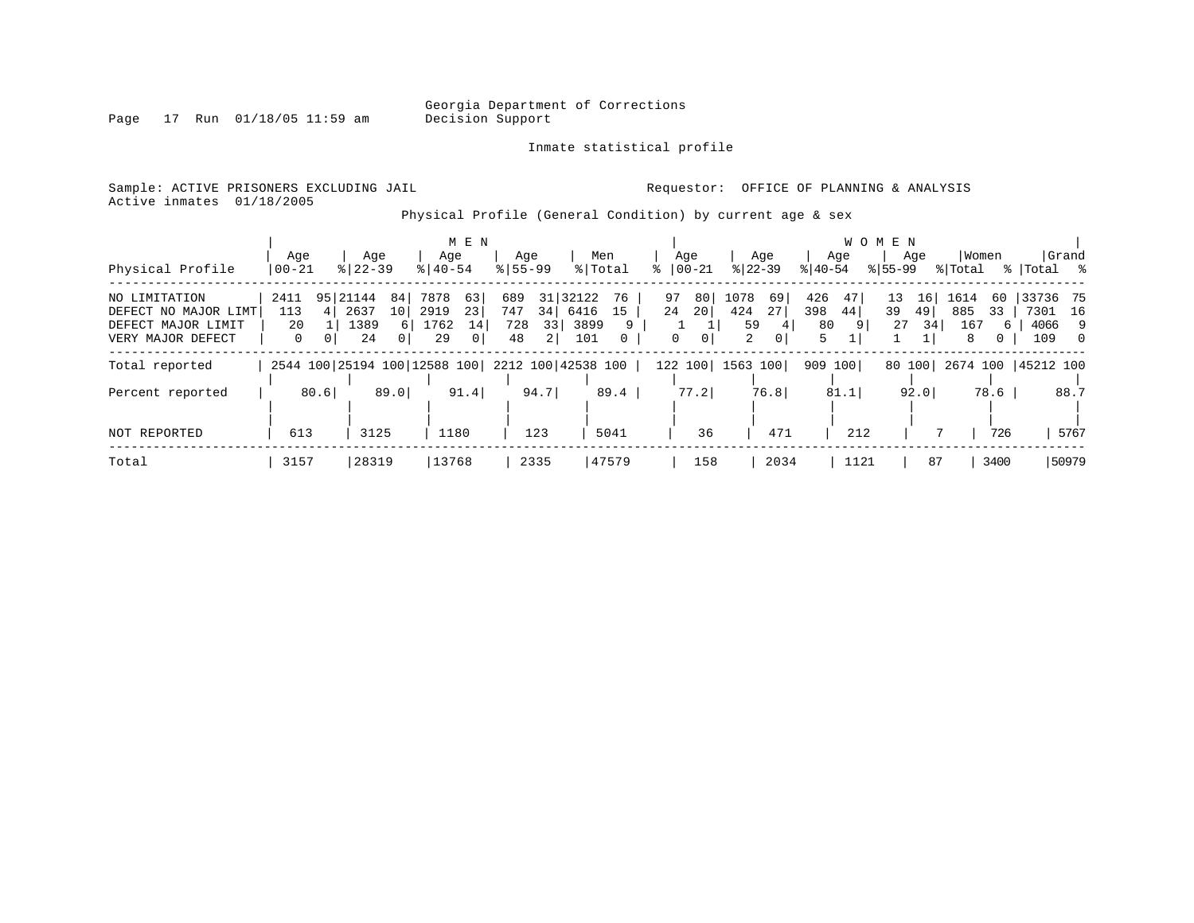Georgia Department of Corrections
Decision Support

Inmate statistical profile

Sample: ACTIVE PRISONERS EXCLUDING JAIL
Active inmates 01/18/2005

Requestor: OFFICE OF PLANNING & ANALYSIS

Physical Profile (General Condition) by current age & sex

| Physical Profile | MEN Age 00-21 | % | Age 22-39 | % | Age 40-54 | % | Age 55-99 | % | Men Total | % | WOMEN Age 00-21 | % | Age 22-39 | % | Age 40-54 | % | Age 55-99 | % | Women Total | % | Grand Total | % |
|---|---|---|---|---|---|---|---|---|---|---|---|---|---|---|---|---|---|---|---|---|---|---|
| NO LIMITATION | 2411 | 95 | 21144 | 84 | 7878 | 63 | 689 | 31 | 32122 | 76 | 97 | 80 | 1078 | 69 | 426 | 47 | 13 | 16 | 1614 | 60 | 33736 | 75 |
| DEFECT NO MAJOR LIMT | 113 | 4 | 2637 | 10 | 2919 | 23 | 747 | 34 | 6416 | 15 | 24 | 20 | 424 | 27 | 398 | 44 | 39 | 49 | 885 | 33 | 7301 | 16 |
| DEFECT MAJOR LIMIT | 20 | 1 | 1389 | 6 | 1762 | 14 | 728 | 33 | 3899 | 9 | 1 | 1 | 59 | 4 | 80 | 9 | 27 | 34 | 167 | 6 | 4066 | 9 |
| VERY MAJOR DEFECT | 0 | 0 | 24 | 0 | 29 | 0 | 48 | 2 | 101 | 0 | 0 | 0 | 2 | 0 | 5 | 1 | 1 | 1 | 8 | 0 | 109 | 0 |
| Total reported | 2544 | 100 | 25194 | 100 | 12588 | 100 | 2212 | 100 | 42538 | 100 | 122 | 100 | 1563 | 100 | 909 | 100 | 80 | 100 | 2674 | 100 | 45212 | 100 |
| Percent reported | | 80.6 | | 89.0 | | 91.4 | | 94.7 | | 89.4 | | 77.2 | | 76.8 | | 81.1 | | 92.0 | | 78.6 | | 88.7 |
| NOT REPORTED | 613 | | 3125 | | 1180 | | 123 | | 5041 | | 36 | | 471 | | 212 | | 7 | | 726 | | 5767 | |
| Total | 3157 | | 28319 | | 13768 | | 2335 | | 47579 | | 158 | | 2034 | | 1121 | | 87 | | 3400 | | 50979 | |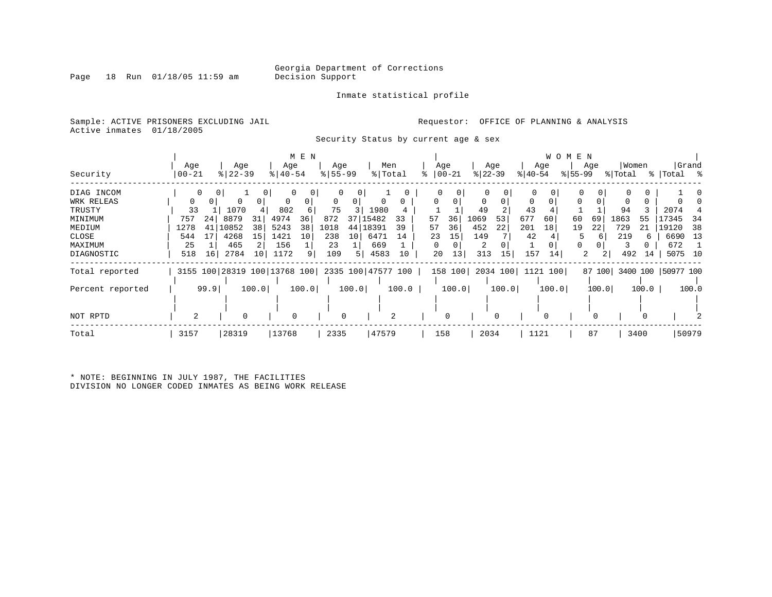Georgia Department of Corrections
Decision Support

Inmate statistical profile

Sample: ACTIVE PRISONERS EXCLUDING JAIL
Active inmates 01/18/2005

Requestor: OFFICE OF PLANNING & ANALYSIS

Security Status by current age & sex

| Security | MEN Age 00-21 | % | Age 22-39 | % | Age 40-54 | % | Age 55-99 | % | Men Total | % | WOMEN Age 00-21 | % | Age 22-39 | % | Age 40-54 | % | Age 55-99 | % | Women Total | % | Grand Total | % |
|---|---|---|---|---|---|---|---|---|---|---|---|---|---|---|---|---|---|---|---|---|---|---|
| DIAG INCOM | 0 | 0 | 1 | 0 | 0 | 0 | 0 | 0 | 1 | 0 | 0 | 0 | 0 | 0 | 0 | 0 | 0 | 0 | 0 | 0 | 1 | 0 |
| WRK RELEAS | 0 | 0 | 0 | 0 | 0 | 0 | 0 | 0 | 0 | 0 | 0 | 0 | 0 | 0 | 0 | 0 | 0 | 0 | 0 | 0 | 0 | 0 |
| TRUSTY | 33 | 1 | 1070 | 4 | 802 | 6 | 75 | 3 | 1980 | 4 | 1 | 1 | 49 | 2 | 43 | 4 | 1 | 1 | 94 | 3 | 2074 | 4 |
| MINIMUM | 757 | 24 | 8879 | 31 | 4974 | 36 | 872 | 37 | 15482 | 33 | 57 | 36 | 1069 | 53 | 677 | 60 | 60 | 69 | 1863 | 55 | 17345 | 34 |
| MEDIUM | 1278 | 41 | 10852 | 38 | 5243 | 38 | 1018 | 44 | 18391 | 39 | 57 | 36 | 452 | 22 | 201 | 18 | 19 | 22 | 729 | 21 | 19120 | 38 |
| CLOSE | 544 | 17 | 4268 | 15 | 1421 | 10 | 238 | 10 | 6471 | 14 | 23 | 15 | 149 | 7 | 42 | 4 | 5 | 6 | 219 | 6 | 6690 | 13 |
| MAXIMUM | 25 | 1 | 465 | 2 | 156 | 1 | 23 | 1 | 669 | 1 | 0 | 0 | 2 | 0 | 1 | 0 | 0 | 0 | 3 | 0 | 672 | 1 |
| DIAGNOSTIC | 518 | 16 | 2784 | 10 | 1172 | 9 | 109 | 5 | 4583 | 10 | 20 | 13 | 313 | 15 | 157 | 14 | 2 | 2 | 492 | 14 | 5075 | 10 |
| Total reported | 3155 | 100 | 28319 | 100 | 13768 | 100 | 2335 | 100 | 47577 | 100 | 158 | 100 | 2034 | 100 | 1121 | 100 | 87 | 100 | 3400 | 100 | 50977 | 100 |
| Percent reported | | 99.9 | | 100.0 | | 100.0 | | 100.0 | | 100.0 | | 100.0 | | 100.0 | | 100.0 | | 100.0 | | 100.0 | | 100.0 |
| NOT RPTD | 2 | | 0 | | 0 | | 0 | | 2 | | 0 | | 0 | | 0 | | 0 | | 0 | | 2 | |
| Total | 3157 | | 28319 | | 13768 | | 2335 | | 47579 | | 158 | | 2034 | | 1121 | | 87 | | 3400 | | 50979 | |

* NOTE: BEGINNING IN JULY 1987, THE FACILITIES
DIVISION NO LONGER CODED INMATES AS BEING WORK RELEASE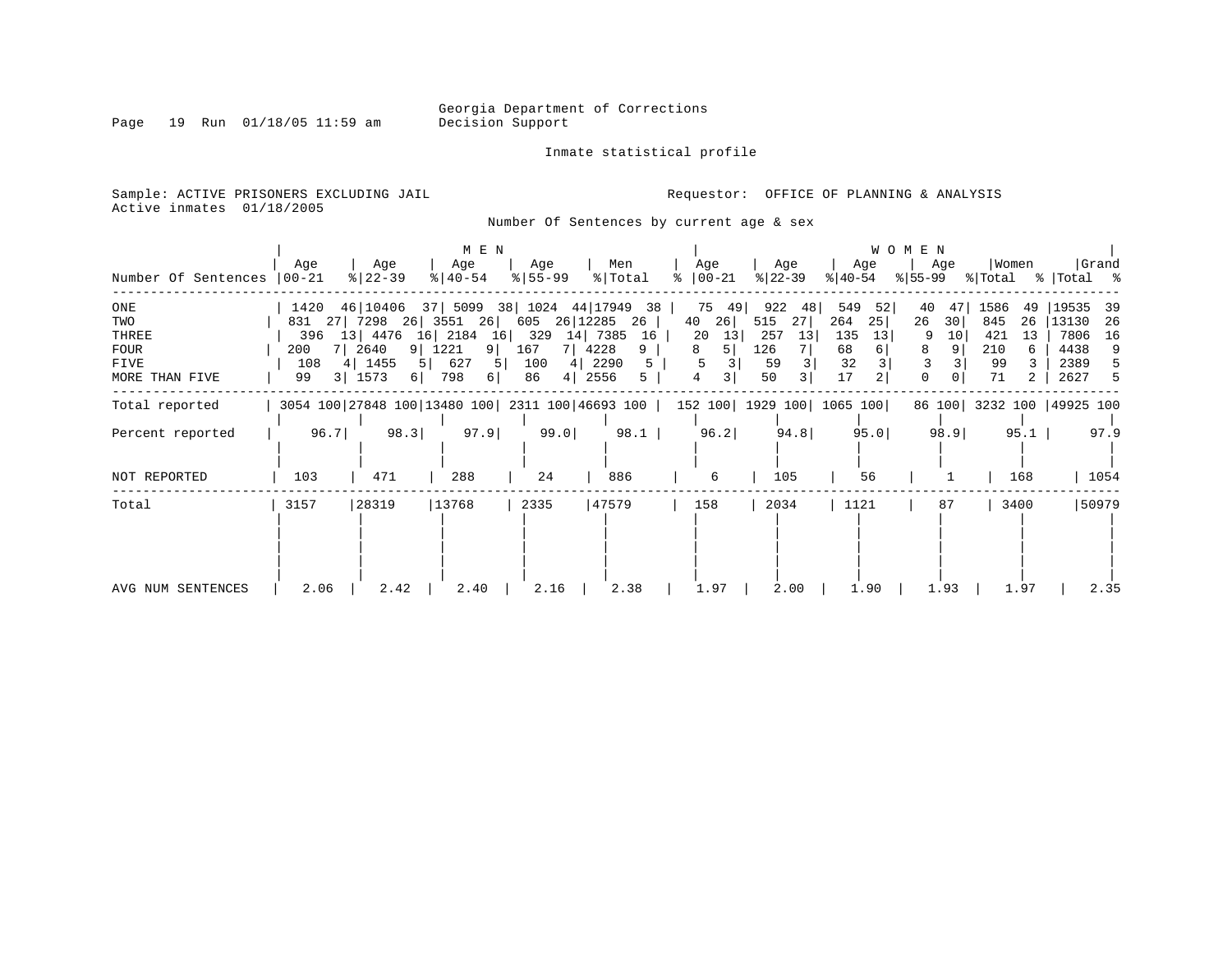Georgia Department of Corrections
Decision Support

Inmate statistical profile

Sample: ACTIVE PRISONERS EXCLUDING JAIL

Requestor: OFFICE OF PLANNING & ANALYSIS

Active inmates 01/18/2005

Number Of Sentences by current age & sex

| | MEN | | | | | | | | | | WOMEN | | | | | | | | | | | |
|---|---|---|---|---|---|---|---|---|---|---|---|---|---|---|---|---|---|---|---|---|---|---|
| Number Of Sentences | Age 00-21 | % | Age 22-39 | % | Age 40-54 | % | Age 55-99 | % | Men Total | % | Age 00-21 | % | Age 22-39 | % | Age 40-54 | % | Age 55-99 | % | Women Total | % | Grand Total | % |
| ONE | 1420 | 46 | 10406 | 37 | 5099 | 38 | 1024 | 44 | 17949 | 38 | 75 | 49 | 922 | 48 | 549 | 52 | 40 | 47 | 1586 | 49 | 19535 | 39 |
| TWO | 831 | 27 | 7298 | 26 | 3551 | 26 | 605 | 26 | 12285 | 26 | 40 | 26 | 515 | 27 | 264 | 25 | 26 | 30 | 845 | 26 | 13130 | 26 |
| THREE | 396 | 13 | 4476 | 16 | 2184 | 16 | 329 | 14 | 7385 | 16 | 20 | 13 | 257 | 13 | 135 | 13 | 9 | 10 | 421 | 13 | 7806 | 16 |
| FOUR | 200 | 7 | 2640 | 9 | 1221 | 9 | 167 | 7 | 4228 | 9 | 8 | 5 | 126 | 7 | 68 | 6 | 8 | 9 | 210 | 6 | 4438 | 9 |
| FIVE | 108 | 4 | 1455 | 5 | 627 | 5 | 100 | 4 | 2290 | 5 | 5 | 3 | 59 | 3 | 32 | 3 | 3 | 3 | 99 | 3 | 2389 | 5 |
| MORE THAN FIVE | 99 | 3 | 1573 | 6 | 798 | 6 | 86 | 4 | 2556 | 5 | 4 | 3 | 50 | 3 | 17 | 2 | 0 | 0 | 71 | 2 | 2627 | 5 |
| Total reported | 3054 | 100 | 27848 | 100 | 13480 | 100 | 2311 | 100 | 46693 | 100 | 152 | 100 | 1929 | 100 | 1065 | 100 | 86 | 100 | 3232 | 100 | 49925 | 100 |
| Percent reported | 96.7 | | 98.3 | | 97.9 | | 99.0 | | 98.1 | | 96.2 | | 94.8 | | 95.0 | | 98.9 | | 95.1 | | 97.9 | |
| NOT REPORTED | 103 | | 471 | | 288 | | 24 | | 886 | | 6 | | 105 | | 56 | | 1 | | 168 | | 1054 | |
| Total | 3157 | | 28319 | | 13768 | | 2335 | | 47579 | | 158 | | 2034 | | 1121 | | 87 | | 3400 | | 50979 | |
| AVG NUM SENTENCES | 2.06 | | 2.42 | | 2.40 | | 2.16 | | 2.38 | | 1.97 | | 2.00 | | 1.90 | | 1.93 | | 1.97 | | 2.35 | |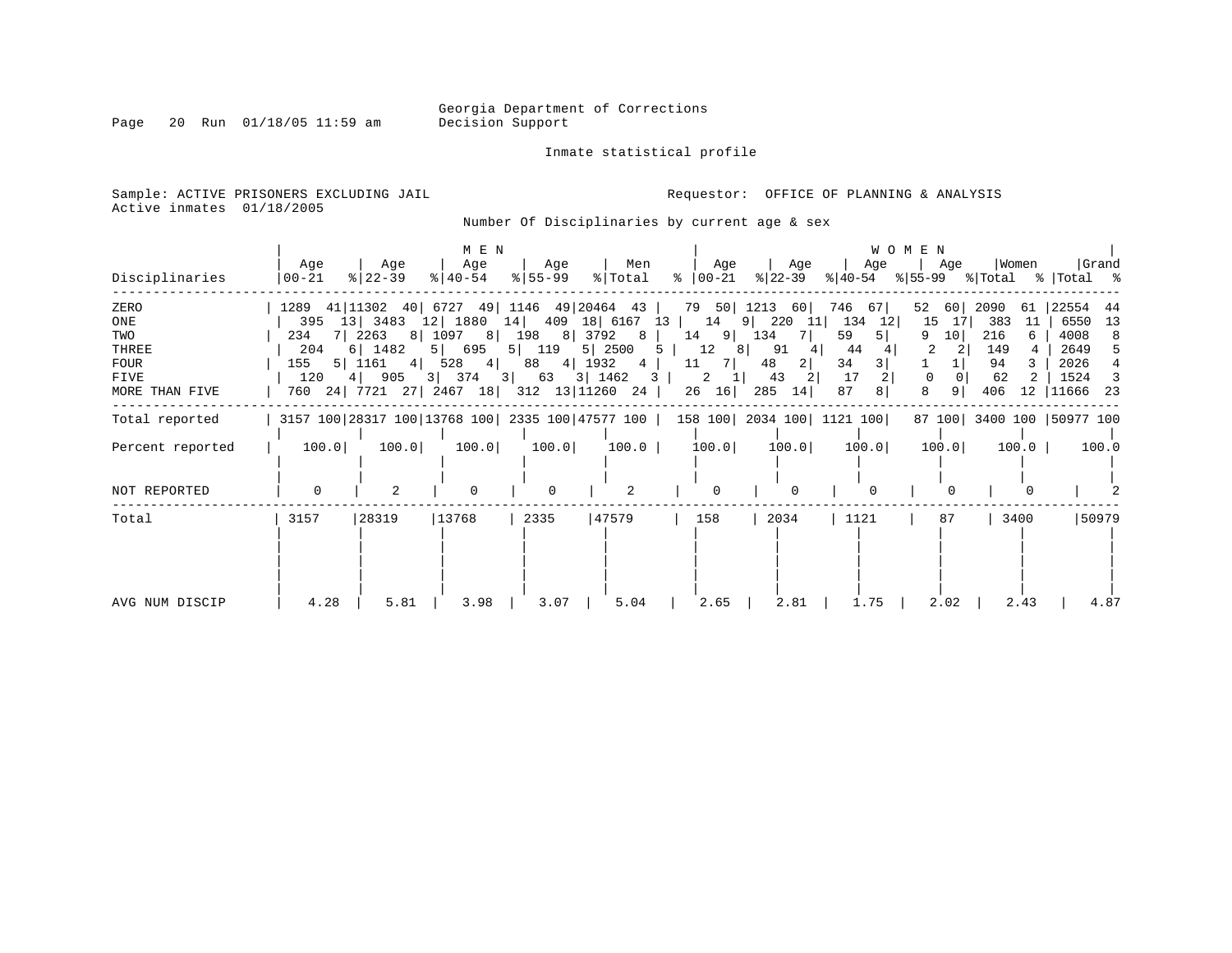Georgia Department of Corrections
Decision Support

Inmate statistical profile

Sample: ACTIVE PRISONERS EXCLUDING JAIL
Active inmates 01/18/2005

Requestor: OFFICE OF PLANNING & ANALYSIS

Number Of Disciplinaries by current age & sex

| Disciplinaries | MEN Age 00-21 | % | MEN Age 22-39 | % | MEN Age 40-54 | % | MEN Age 55-99 | % | Men Total | % | WOMEN Age 00-21 | % | WOMEN Age 22-39 | % | WOMEN Age 40-54 | % | WOMEN Age 55-99 | % | Women Total | % | Grand Total | % |
|---|---|---|---|---|---|---|---|---|---|---|---|---|---|---|---|---|---|---|---|---|---|---|
| ZERO | 1289 | 41 | 11302 | 40 | 6727 | 49 | 1146 | 49 | 20464 | 43 | 79 | 50 | 1213 | 60 | 746 | 67 | 52 | 60 | 2090 | 61 | 22554 | 44 |
| ONE | 395 | 13 | 3483 | 12 | 1880 | 14 | 409 | 18 | 6167 | 13 | 14 | 9 | 220 | 11 | 134 | 12 | 15 | 17 | 383 | 11 | 6550 | 13 |
| TWO | 234 | 7 | 2263 | 8 | 1097 | 8 | 198 | 8 | 3792 | 8 | 14 | 9 | 134 | 7 | 59 | 5 | 9 | 10 | 216 | 6 | 4008 | 8 |
| THREE | 204 | 6 | 1482 | 5 | 695 | 5 | 119 | 5 | 2500 | 5 | 12 | 8 | 91 | 4 | 44 | 4 | 2 | 2 | 149 | 4 | 2649 | 5 |
| FOUR | 155 | 5 | 1161 | 4 | 528 | 4 | 88 | 4 | 1932 | 4 | 11 | 7 | 48 | 2 | 34 | 3 | 1 | 1 | 94 | 3 | 2026 | 4 |
| FIVE | 120 | 4 | 905 | 3 | 374 | 3 | 63 | 3 | 1462 | 3 | 2 | 1 | 43 | 2 | 17 | 2 | 0 | 0 | 62 | 2 | 1524 | 3 |
| MORE THAN FIVE | 760 | 24 | 7721 | 27 | 2467 | 18 | 312 | 13 | 11260 | 24 | 26 | 16 | 285 | 14 | 87 | 8 | 8 | 9 | 406 | 12 | 11666 | 23 |
| Total reported | 3157 | 100 | 28317 | 100 | 13768 | 100 | 2335 | 100 | 47577 | 100 | 158 | 100 | 2034 | 100 | 1121 | 100 | 87 | 100 | 3400 | 100 | 50977 | 100 |
| Percent reported | 100.0 | | 100.0 | | 100.0 | | 100.0 | | 100.0 | | 100.0 | | 100.0 | | 100.0 | | 100.0 | | 100.0 | | 100.0 | |
| NOT REPORTED | 0 | | 2 | | 0 | | 0 | | 2 | | 0 | | 0 | | 0 | | 0 | | 0 | | 2 | |
| Total | 3157 | | 28319 | | 13768 | | 2335 | | 47579 | | 158 | | 2034 | | 1121 | | 87 | | 3400 | | 50979 | |
| AVG NUM DISCIP | 4.28 | | 5.81 | | 3.98 | | 3.07 | | 5.04 | | 2.65 | | 2.81 | | 1.75 | | 2.02 | | 2.43 | | 4.87 | |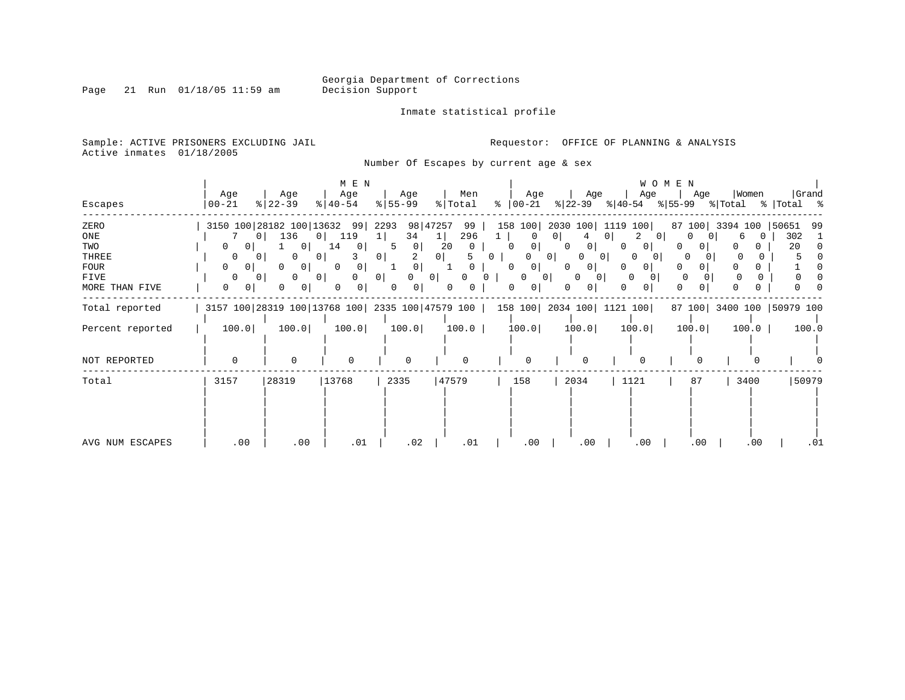Georgia Department of Corrections
Decision Support

Inmate statistical profile

Sample: ACTIVE PRISONERS EXCLUDING JAIL

Requestor: OFFICE OF PLANNING & ANALYSIS

Active inmates 01/18/2005

## Number Of Escapes by current age & sex

| Escapes | MEN Age 00-21 | % | MEN Age 22-39 | % | MEN Age 40-54 | % | MEN Age 55-99 | % | Men Total | % | WOMEN Age 00-21 | % | WOMEN Age 22-39 | % | WOMEN Age 40-54 | % | WOMEN Age 55-99 | % | Women Total | % | Grand Total | % |
|---|---|---|---|---|---|---|---|---|---|---|---|---|---|---|---|---|---|---|---|---|---|---|
| ZERO | 3150 | 100 | 28182 | 100 | 13632 | 99 | 2293 | 98 | 47257 | 99 | 158 | 100 | 2030 | 100 | 1119 | 100 | 87 | 100 | 3394 | 100 | 50651 | 99 |
| ONE | 7 | 0 | 136 | 0 | 119 | 1 | 34 | 1 | 296 | 1 | 0 | 0 | 4 | 0 | 2 | 0 | 0 | 0 | 6 | 0 | 302 | 1 |
| TWO | 0 | 0 | 1 | 0 | 14 | 0 | 5 | 0 | 20 | 0 | 0 | 0 | 0 | 0 | 0 | 0 | 0 | 0 | 0 | 0 | 20 | 0 |
| THREE | 0 | 0 | 0 | 0 | 3 | 0 | 2 | 0 | 5 | 0 | 0 | 0 | 0 | 0 | 0 | 0 | 0 | 0 | 0 | 0 | 5 | 0 |
| FOUR | 0 | 0 | 0 | 0 | 0 | 0 | 1 | 0 | 1 | 0 | 0 | 0 | 0 | 0 | 0 | 0 | 0 | 0 | 0 | 0 | 1 | 0 |
| FIVE | 0 | 0 | 0 | 0 | 0 | 0 | 0 | 0 | 0 | 0 | 0 | 0 | 0 | 0 | 0 | 0 | 0 | 0 | 0 | 0 | 0 | 0 |
| MORE THAN FIVE | 0 | 0 | 0 | 0 | 0 | 0 | 0 | 0 | 0 | 0 | 0 | 0 | 0 | 0 | 0 | 0 | 0 | 0 | 0 | 0 | 0 | 0 |
| Total reported | 3157 | 100 | 28319 | 100 | 13768 | 100 | 2335 | 100 | 47579 | 100 | 158 | 100 | 2034 | 100 | 1121 | 100 | 87 | 100 | 3400 | 100 | 50979 | 100 |
| Percent reported | 100.0 | | 100.0 | | 100.0 | | 100.0 | | 100.0 | | 100.0 | | 100.0 | | 100.0 | | 100.0 | | 100.0 | | 100.0 | |
| NOT REPORTED | 0 | | 0 | | 0 | | 0 | | 0 | | 0 | | 0 | | 0 | | 0 | | 0 | | 0 | |
| Total | 3157 | | 28319 | | 13768 | | 2335 | | 47579 | | 158 | | 2034 | | 1121 | | 87 | | 3400 | | 50979 | |
| AVG NUM ESCAPES | .00 | | .00 | | .01 | | .02 | | .01 | | .00 | | .00 | | .00 | | .00 | | .00 | | .01 | |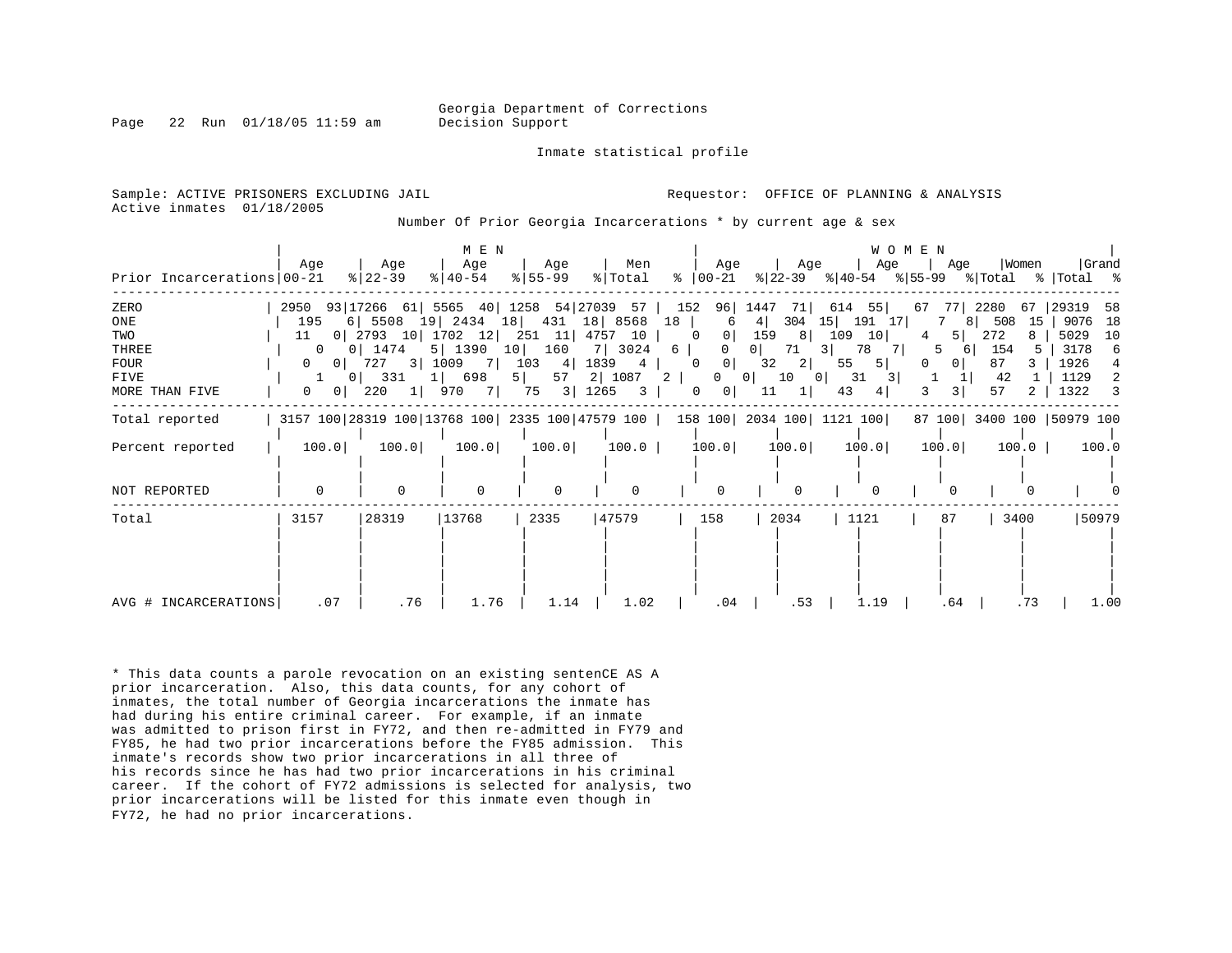Georgia Department of Corrections
Decision Support

Inmate statistical profile

Sample: ACTIVE PRISONERS EXCLUDING JAIL

Requestor: OFFICE OF PLANNING & ANALYSIS

Active inmates 01/18/2005

Number Of Prior Georgia Incarcerations * by current age & sex

| Prior Incarcerations | MEN Age 00-21 | % | Age 22-39 | % | Age 40-54 | % | Age 55-99 | % | Men Total | % | WOMEN Age 00-21 | % | Age 22-39 | % | Age 40-54 | % | Age 55-99 | % | Women Total | % | Grand Total | % |
|---|---|---|---|---|---|---|---|---|---|---|---|---|---|---|---|---|---|---|---|---|---|---|
| ZERO | 2950 | 93 | 17266 | 61 | 5565 | 40 | 1258 | 54 | 27039 | 57 | 152 | 96 | 1447 | 71 | 614 | 55 | 67 | 77 | 2280 | 67 | 29319 | 58 |
| ONE | 195 | 6 | 5508 | 19 | 2434 | 18 | 431 | 18 | 8568 | 18 | 6 | 4 | 304 | 15 | 191 | 17 | 7 | 8 | 508 | 15 | 9076 | 18 |
| TWO | 11 | 0 | 2793 | 10 | 1702 | 12 | 251 | 11 | 4757 | 10 | 0 | 0 | 159 | 8 | 109 | 10 | 4 | 5 | 272 | 8 | 5029 | 10 |
| THREE | 0 | 0 | 1474 | 5 | 1390 | 10 | 160 | 7 | 3024 | 6 | 0 | 0 | 71 | 3 | 78 | 7 | 5 | 6 | 154 | 5 | 3178 | 6 |
| FOUR | 0 | 0 | 727 | 3 | 1009 | 7 | 103 | 4 | 1839 | 4 | 0 | 0 | 32 | 2 | 55 | 5 | 0 | 0 | 87 | 3 | 1926 | 4 |
| FIVE | 1 | 0 | 331 | 1 | 698 | 5 | 57 | 2 | 1087 | 2 | 0 | 0 | 10 | 0 | 31 | 3 | 1 | 1 | 42 | 1 | 1129 | 2 |
| MORE THAN FIVE | 0 | 0 | 220 | 1 | 970 | 7 | 75 | 3 | 1265 | 3 | 0 | 0 | 11 | 1 | 43 | 4 | 3 | 3 | 57 | 2 | 1322 | 3 |
| Total reported | 3157 | 100 | 28319 | 100 | 13768 | 100 | 2335 | 100 | 47579 | 100 | 158 | 100 | 2034 | 100 | 1121 | 100 | 87 | 100 | 3400 | 100 | 50979 | 100 |
| Percent reported | 100.0 | | 100.0 | | 100.0 | | 100.0 | | 100.0 | | 100.0 | | 100.0 | | 100.0 | | 100.0 | | 100.0 | | 100.0 | |
| NOT REPORTED | 0 | | 0 | | 0 | | 0 | | 0 | | 0 | | 0 | | 0 | | 0 | | 0 | | 0 | |
| Total | 3157 | | 28319 | | 13768 | | 2335 | | 47579 | | 158 | | 2034 | | 1121 | | 87 | | 3400 | | 50979 | |
| AVG # INCARCERATIONS | .07 | | .76 | | 1.76 | | 1.14 | | 1.02 | | .04 | | .53 | | 1.19 | | .64 | | .73 | | 1.00 | |

* This data counts a parole revocation on an existing sentenCE AS A prior incarceration. Also, this data counts, for any cohort of inmates, the total number of Georgia incarcerations the inmate has had during his entire criminal career. For example, if an inmate was admitted to prison first in FY72, and then re-admitted in FY79 and FY85, he had two prior incarcerations before the FY85 admission. This inmate's records show two prior incarcerations in all three of his records since he has had two prior incarcerations in his criminal career. If the cohort of FY72 admissions is selected for analysis, two prior incarcerations will be listed for this inmate even though in FY72, he had no prior incarcerations.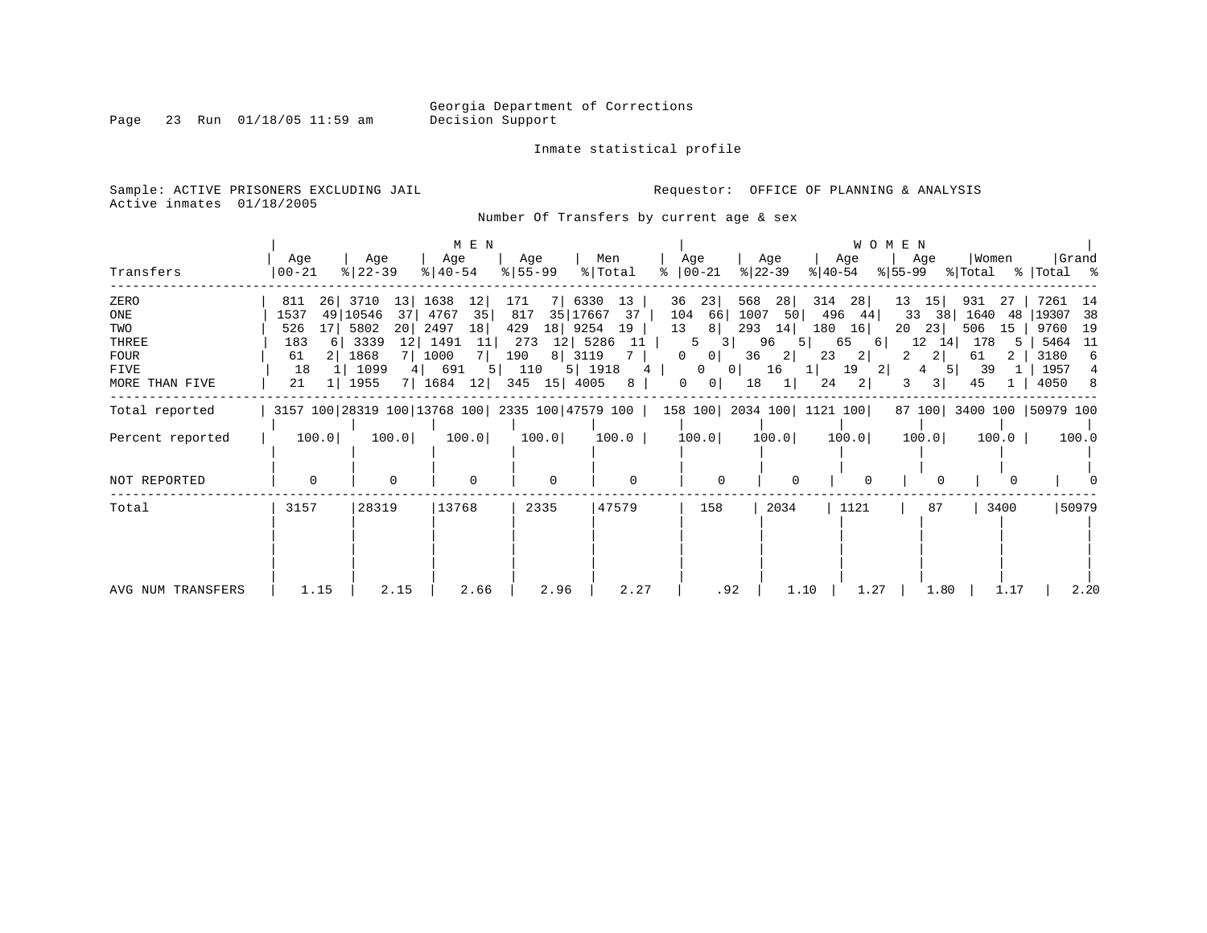Georgia Department of Corrections
Decision Support

Page 23 Run 01/18/05 11:59 am

Inmate statistical profile

Sample: ACTIVE PRISONERS EXCLUDING JAIL
Active inmates 01/18/2005

Requestor: OFFICE OF PLANNING & ANALYSIS

Number Of Transfers by current age & sex

| Transfers | MEN Age 00-21 | % | Age 22-39 | % | Age 40-54 | % | Age 55-99 | % | Men Total | % | WOMEN Age 00-21 | % | Age 22-39 | % | Age 40-54 | % | Age 55-99 | % | Women Total | % | Grand Total | % |
|---|---|---|---|---|---|---|---|---|---|---|---|---|---|---|---|---|---|---|---|---|---|---|
| ZERO | 811 | 26 | 3710 | 13 | 1638 | 12 | 171 | 7 | 6330 | 13 | 36 | 23 | 568 | 28 | 314 | 28 | 13 | 15 | 931 | 27 | 7261 | 14 |
| ONE | 1537 | 49 | 10546 | 37 | 4767 | 35 | 817 | 35 | 17667 | 37 | 104 | 66 | 1007 | 50 | 496 | 44 | 33 | 38 | 1640 | 48 | 19307 | 38 |
| TWO | 526 | 17 | 5802 | 20 | 2497 | 18 | 429 | 18 | 9254 | 19 | 13 | 8 | 293 | 14 | 180 | 16 | 20 | 23 | 506 | 15 | 9760 | 19 |
| THREE | 183 | 6 | 3339 | 12 | 1491 | 11 | 273 | 12 | 5286 | 11 | 5 | 3 | 96 | 5 | 65 | 6 | 12 | 14 | 178 | 5 | 5464 | 11 |
| FOUR | 61 | 2 | 1868 | 7 | 1000 | 7 | 190 | 8 | 3119 | 7 | 0 | 0 | 36 | 2 | 23 | 2 | 2 | 2 | 61 | 2 | 3180 | 6 |
| FIVE | 18 | 1 | 1099 | 4 | 691 | 5 | 110 | 5 | 1918 | 4 | 0 | 0 | 16 | 1 | 19 | 2 | 4 | 5 | 39 | 1 | 1957 | 4 |
| MORE THAN FIVE | 21 | 1 | 1955 | 7 | 1684 | 12 | 345 | 15 | 4005 | 8 | 0 | 0 | 18 | 1 | 24 | 2 | 3 | 3 | 45 | 1 | 4050 | 8 |
| Total reported | 3157 | 100 | 28319 | 100 | 13768 | 100 | 2335 | 100 | 47579 | 100 | 158 | 100 | 2034 | 100 | 1121 | 100 | 87 | 100 | 3400 | 100 | 50979 | 100 |
| Percent reported | 100.0 | | 100.0 | | 100.0 | | 100.0 | | 100.0 | | 100.0 | | 100.0 | | 100.0 | | 100.0 | | 100.0 | | 100.0 | |
| NOT REPORTED | 0 | | 0 | | 0 | | 0 | | 0 | | 0 | | 0 | | 0 | | 0 | | 0 | | 0 | |
| Total | 3157 | | 28319 | | 13768 | | 2335 | | 47579 | | 158 | | 2034 | | 1121 | | 87 | | 3400 | | 50979 | |
| AVG NUM TRANSFERS | 1.15 | | 2.15 | | 2.66 | | 2.96 | | 2.27 | | .92 | | 1.10 | | 1.27 | | 1.80 | | 1.17 | | 2.20 | |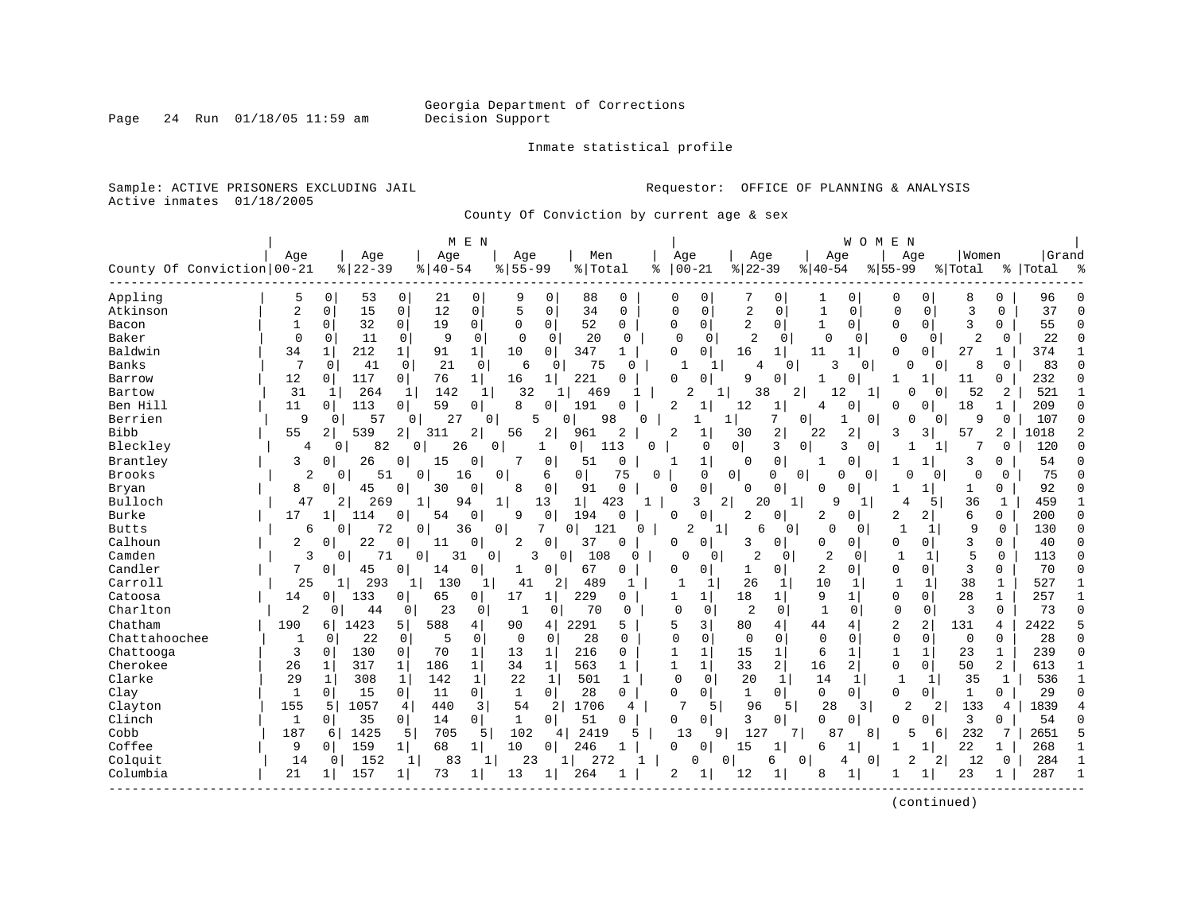Georgia Department of Corrections
Decision Support

Inmate statistical profile

Sample: ACTIVE PRISONERS EXCLUDING JAIL
Active inmates 01/18/2005

Requestor: OFFICE OF PLANNING & ANALYSIS

County Of Conviction by current age & sex

| County Of Conviction | MEN Age 00-21 | % | Age 22-39 | % | Age 40-54 | % | Age 55-99 | % | Men Total | % | WOMEN Age 00-21 | % | Age 22-39 | % | Age 40-54 | % | Age 55-99 | % | Women Total | % | Grand Total | % |
|---|---|---|---|---|---|---|---|---|---|---|---|---|---|---|---|---|---|---|---|---|---|---|
| Appling | 5 | 0 | 53 | 0 | 21 | 0 | 9 | 0 | 88 | 0 | 0 | 0 | 7 | 0 | 1 | 0 | 0 | 0 | 8 | 0 | 96 | 0 |
| Atkinson | 2 | 0 | 15 | 0 | 12 | 0 | 5 | 0 | 34 | 0 | 0 | 0 | 2 | 0 | 1 | 0 | 0 | 0 | 3 | 0 | 37 | 0 |
| Bacon | 1 | 0 | 32 | 0 | 19 | 0 | 0 | 0 | 52 | 0 | 0 | 0 | 2 | 0 | 1 | 0 | 0 | 0 | 3 | 0 | 55 | 0 |
| Baker | 0 | 0 | 11 | 0 | 9 | 0 | 0 | 0 | 20 | 0 | 0 | 0 | 2 | 0 | 0 | 0 | 0 | 0 | 2 | 0 | 22 | 0 |
| Baldwin | 34 | 1 | 212 | 1 | 91 | 1 | 10 | 0 | 347 | 1 | 0 | 0 | 16 | 1 | 11 | 1 | 0 | 0 | 27 | 1 | 374 | 1 |
| Banks | 7 | 0 | 41 | 0 | 21 | 0 | 6 | 0 | 75 | 0 | 1 | 1 | 4 | 0 | 3 | 0 | 0 | 0 | 8 | 0 | 83 | 0 |
| Barrow | 12 | 0 | 117 | 0 | 76 | 1 | 16 | 1 | 221 | 0 | 0 | 0 | 9 | 0 | 1 | 0 | 1 | 1 | 11 | 0 | 232 | 0 |
| Bartow | 31 | 1 | 264 | 1 | 142 | 1 | 32 | 1 | 469 | 1 | 2 | 1 | 38 | 2 | 12 | 1 | 0 | 0 | 52 | 2 | 521 | 1 |
| Ben Hill | 11 | 0 | 113 | 0 | 59 | 0 | 8 | 0 | 191 | 0 | 2 | 1 | 12 | 1 | 4 | 0 | 0 | 0 | 18 | 1 | 209 | 0 |
| Berrien | 9 | 0 | 57 | 0 | 27 | 0 | 5 | 0 | 98 | 0 | 1 | 1 | 7 | 0 | 1 | 0 | 0 | 0 | 9 | 0 | 107 | 0 |
| Bibb | 55 | 2 | 539 | 2 | 311 | 2 | 56 | 2 | 961 | 2 | 2 | 1 | 30 | 2 | 22 | 2 | 3 | 3 | 57 | 2 | 1018 | 2 |
| Bleckley | 4 | 0 | 82 | 0 | 26 | 0 | 1 | 0 | 113 | 0 | 0 | 0 | 3 | 0 | 3 | 0 | 1 | 1 | 7 | 0 | 120 | 0 |
| Brantley | 3 | 0 | 26 | 0 | 15 | 0 | 7 | 0 | 51 | 0 | 1 | 1 | 0 | 0 | 1 | 0 | 1 | 1 | 3 | 0 | 54 | 0 |
| Brooks | 2 | 0 | 51 | 0 | 16 | 0 | 6 | 0 | 75 | 0 | 0 | 0 | 0 | 0 | 0 | 0 | 0 | 0 | 0 | 0 | 75 | 0 |
| Bryan | 8 | 0 | 45 | 0 | 30 | 0 | 8 | 0 | 91 | 0 | 0 | 0 | 0 | 0 | 0 | 0 | 1 | 1 | 1 | 0 | 92 | 0 |
| Bulloch | 47 | 2 | 269 | 1 | 94 | 1 | 13 | 1 | 423 | 1 | 3 | 2 | 20 | 1 | 9 | 1 | 4 | 5 | 36 | 1 | 459 | 1 |
| Burke | 17 | 1 | 114 | 0 | 54 | 0 | 9 | 0 | 194 | 0 | 0 | 0 | 2 | 0 | 2 | 0 | 2 | 2 | 6 | 0 | 200 | 0 |
| Butts | 6 | 0 | 72 | 0 | 36 | 0 | 7 | 0 | 121 | 0 | 2 | 1 | 6 | 0 | 0 | 0 | 1 | 1 | 9 | 0 | 130 | 0 |
| Calhoun | 2 | 0 | 22 | 0 | 11 | 0 | 2 | 0 | 37 | 0 | 0 | 0 | 3 | 0 | 0 | 0 | 0 | 0 | 3 | 0 | 40 | 0 |
| Camden | 3 | 0 | 71 | 0 | 31 | 0 | 3 | 0 | 108 | 0 | 0 | 0 | 2 | 0 | 2 | 0 | 1 | 1 | 5 | 0 | 113 | 0 |
| Candler | 7 | 0 | 45 | 0 | 14 | 0 | 1 | 0 | 67 | 0 | 0 | 0 | 1 | 0 | 2 | 0 | 0 | 0 | 3 | 0 | 70 | 0 |
| Carroll | 25 | 1 | 293 | 1 | 130 | 1 | 41 | 2 | 489 | 1 | 1 | 1 | 26 | 1 | 10 | 1 | 1 | 1 | 38 | 1 | 527 | 1 |
| Catoosa | 14 | 0 | 133 | 0 | 65 | 0 | 17 | 1 | 229 | 0 | 1 | 1 | 18 | 1 | 9 | 1 | 0 | 0 | 28 | 1 | 257 | 1 |
| Charlton | 2 | 0 | 44 | 0 | 23 | 0 | 1 | 0 | 70 | 0 | 0 | 0 | 2 | 0 | 1 | 0 | 0 | 0 | 3 | 0 | 73 | 0 |
| Chatham | 190 | 6 | 1423 | 5 | 588 | 4 | 90 | 4 | 2291 | 5 | 5 | 3 | 80 | 4 | 44 | 4 | 2 | 2 | 131 | 4 | 2422 | 5 |
| Chattahoochee | 1 | 0 | 22 | 0 | 5 | 0 | 0 | 0 | 28 | 0 | 0 | 0 | 0 | 0 | 0 | 0 | 0 | 0 | 0 | 0 | 28 | 0 |
| Chattooga | 3 | 0 | 130 | 0 | 70 | 1 | 13 | 1 | 216 | 0 | 1 | 1 | 15 | 1 | 6 | 1 | 1 | 1 | 23 | 1 | 239 | 0 |
| Cherokee | 26 | 1 | 317 | 1 | 186 | 1 | 34 | 1 | 563 | 1 | 1 | 1 | 33 | 2 | 16 | 2 | 0 | 0 | 50 | 2 | 613 | 1 |
| Clarke | 29 | 1 | 308 | 1 | 142 | 1 | 22 | 1 | 501 | 1 | 0 | 0 | 20 | 1 | 14 | 1 | 1 | 1 | 35 | 1 | 536 | 1 |
| Clay | 1 | 0 | 15 | 0 | 11 | 0 | 1 | 0 | 28 | 0 | 0 | 0 | 1 | 0 | 0 | 0 | 0 | 0 | 1 | 0 | 29 | 0 |
| Clayton | 155 | 5 | 1057 | 4 | 440 | 3 | 54 | 2 | 1706 | 4 | 7 | 5 | 96 | 5 | 28 | 3 | 2 | 2 | 133 | 4 | 1839 | 4 |
| Clinch | 1 | 0 | 35 | 0 | 14 | 0 | 1 | 0 | 51 | 0 | 0 | 0 | 3 | 0 | 0 | 0 | 0 | 0 | 3 | 0 | 54 | 0 |
| Cobb | 187 | 6 | 1425 | 5 | 705 | 5 | 102 | 4 | 2419 | 5 | 13 | 9 | 127 | 7 | 87 | 8 | 5 | 6 | 232 | 7 | 2651 | 5 |
| Coffee | 9 | 0 | 159 | 1 | 68 | 1 | 10 | 0 | 246 | 1 | 0 | 0 | 15 | 1 | 6 | 1 | 1 | 1 | 22 | 1 | 268 | 1 |
| Colquitt | 14 | 0 | 152 | 1 | 83 | 1 | 23 | 1 | 272 | 1 | 0 | 0 | 6 | 0 | 4 | 0 | 2 | 2 | 12 | 0 | 284 | 1 |
| Columbia | 21 | 1 | 157 | 1 | 73 | 1 | 13 | 1 | 264 | 1 | 2 | 1 | 12 | 1 | 8 | 1 | 1 | 1 | 23 | 1 | 287 | 1 |

(continued)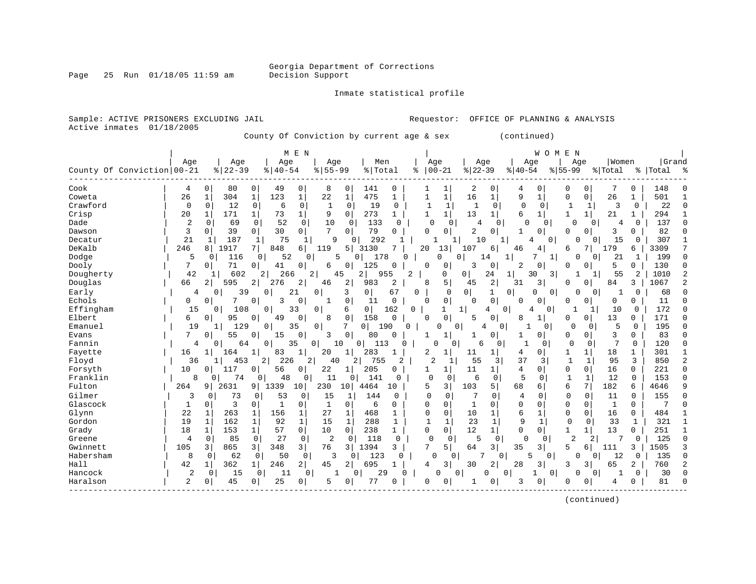Georgia Department of Corrections
Decision Support

Inmate statistical profile

Sample: ACTIVE PRISONERS EXCLUDING JAIL
Active inmates 01/18/2005

Requestor: OFFICE OF PLANNING & ANALYSIS

County Of Conviction by current age & sex (continued)

| County Of Conviction | MEN Age 00-21 | % | Age 22-39 | % | Age 40-54 | % | Age 55-99 | % | Men Total | % | WOMEN Age 00-21 | % | Age 22-39 | % | Age 40-54 | % | Age 55-99 | % | Women Total | % | Grand Total | % |
|---|---|---|---|---|---|---|---|---|---|---|---|---|---|---|---|---|---|---|---|---|---|---|
| Cook | 4 | 0 | 80 | 0 | 49 | 0 | 8 | 0 | 141 | 0 | 1 | 1 | 2 | 0 | 4 | 0 | 0 | 0 | 7 | 0 | 148 | 0 |
| Coweta | 26 | 1 | 304 | 1 | 123 | 1 | 22 | 1 | 475 | 1 | 1 | 1 | 16 | 1 | 9 | 1 | 0 | 0 | 26 | 1 | 501 | 1 |
| Crawford | 0 | 0 | 12 | 0 | 6 | 0 | 1 | 0 | 19 | 0 | 1 | 1 | 1 | 0 | 0 | 0 | 1 | 1 | 3 | 0 | 22 | 0 |
| Crisp | 20 | 1 | 171 | 1 | 73 | 1 | 9 | 0 | 273 | 1 | 1 | 1 | 13 | 1 | 6 | 1 | 1 | 1 | 21 | 1 | 294 | 1 |
| Dade | 2 | 0 | 69 | 0 | 52 | 0 | 10 | 0 | 133 | 0 | 0 | 0 | 4 | 0 | 0 | 0 | 0 | 0 | 4 | 0 | 137 | 0 |
| Dawson | 3 | 0 | 39 | 0 | 30 | 0 | 7 | 0 | 79 | 0 | 0 | 0 | 2 | 0 | 1 | 0 | 0 | 0 | 3 | 0 | 82 | 0 |
| Decatur | 21 | 1 | 187 | 1 | 75 | 1 | 9 | 0 | 292 | 1 | 1 | 1 | 10 | 1 | 4 | 0 | 0 | 0 | 15 | 0 | 307 | 1 |
| DeKalb | 246 | 8 | 1917 | 7 | 848 | 6 | 119 | 5 | 3130 | 7 | 20 | 13 | 107 | 6 | 46 | 4 | 6 | 7 | 179 | 6 | 3309 | 7 |
| Dodge | 5 | 0 | 116 | 0 | 52 | 0 | 5 | 0 | 178 | 0 | 0 | 0 | 14 | 1 | 7 | 1 | 0 | 0 | 21 | 1 | 199 | 0 |
| Dooly | 7 | 0 | 71 | 0 | 41 | 0 | 6 | 0 | 125 | 0 | 0 | 0 | 3 | 0 | 2 | 0 | 0 | 0 | 5 | 0 | 130 | 0 |
| Dougherty | 42 | 1 | 602 | 2 | 266 | 2 | 45 | 2 | 955 | 2 | 0 | 0 | 24 | 1 | 30 | 3 | 1 | 1 | 55 | 2 | 1010 | 2 |
| Douglas | 66 | 2 | 595 | 2 | 276 | 2 | 46 | 2 | 983 | 2 | 8 | 5 | 45 | 2 | 31 | 3 | 0 | 0 | 84 | 3 | 1067 | 2 |
| Early | 4 | 0 | 39 | 0 | 21 | 0 | 3 | 0 | 67 | 0 | 0 | 0 | 1 | 0 | 0 | 0 | 0 | 0 | 1 | 0 | 68 | 0 |
| Echols | 0 | 0 | 7 | 0 | 3 | 0 | 1 | 0 | 11 | 0 | 0 | 0 | 0 | 0 | 0 | 0 | 0 | 0 | 0 | 0 | 11 | 0 |
| Effingham | 15 | 0 | 108 | 0 | 33 | 0 | 6 | 0 | 162 | 0 | 1 | 1 | 4 | 0 | 4 | 0 | 1 | 1 | 10 | 0 | 172 | 0 |
| Elbert | 6 | 0 | 95 | 0 | 49 | 0 | 8 | 0 | 158 | 0 | 0 | 0 | 5 | 0 | 8 | 1 | 0 | 0 | 13 | 0 | 171 | 0 |
| Emanuel | 19 | 1 | 129 | 0 | 35 | 0 | 7 | 0 | 190 | 0 | 0 | 0 | 4 | 0 | 1 | 0 | 0 | 0 | 5 | 0 | 195 | 0 |
| Evans | 7 | 0 | 55 | 0 | 15 | 0 | 3 | 0 | 80 | 0 | 1 | 1 | 1 | 0 | 1 | 0 | 0 | 0 | 3 | 0 | 83 | 0 |
| Fannin | 4 | 0 | 64 | 0 | 35 | 0 | 10 | 0 | 113 | 0 | 0 | 0 | 6 | 0 | 1 | 0 | 0 | 0 | 7 | 0 | 120 | 0 |
| Fayette | 16 | 1 | 164 | 1 | 83 | 1 | 20 | 1 | 283 | 1 | 2 | 1 | 11 | 1 | 4 | 0 | 1 | 1 | 18 | 1 | 301 | 1 |
| Floyd | 36 | 1 | 453 | 2 | 226 | 2 | 40 | 2 | 755 | 2 | 2 | 1 | 55 | 3 | 37 | 3 | 1 | 1 | 95 | 3 | 850 | 2 |
| Forsyth | 10 | 0 | 117 | 0 | 56 | 0 | 22 | 1 | 205 | 0 | 1 | 1 | 11 | 1 | 4 | 0 | 0 | 0 | 16 | 0 | 221 | 0 |
| Franklin | 8 | 0 | 74 | 0 | 48 | 0 | 11 | 0 | 141 | 0 | 0 | 0 | 6 | 0 | 5 | 0 | 1 | 1 | 12 | 0 | 153 | 0 |
| Fulton | 264 | 9 | 2631 | 9 | 1339 | 10 | 230 | 10 | 4464 | 10 | 5 | 3 | 103 | 5 | 68 | 6 | 6 | 7 | 182 | 6 | 4646 | 9 |
| Gilmer | 3 | 0 | 73 | 0 | 53 | 0 | 15 | 1 | 144 | 0 | 0 | 0 | 7 | 0 | 4 | 0 | 0 | 0 | 11 | 0 | 155 | 0 |
| Glascock | 1 | 0 | 3 | 0 | 1 | 0 | 1 | 0 | 6 | 0 | 0 | 0 | 1 | 0 | 0 | 0 | 0 | 0 | 1 | 0 | 7 | 0 |
| Glynn | 22 | 1 | 263 | 1 | 156 | 1 | 27 | 1 | 468 | 1 | 0 | 0 | 10 | 1 | 6 | 1 | 0 | 0 | 16 | 0 | 484 | 1 |
| Gordon | 19 | 1 | 162 | 1 | 92 | 1 | 15 | 1 | 288 | 1 | 1 | 1 | 23 | 1 | 9 | 1 | 0 | 0 | 33 | 1 | 321 | 1 |
| Grady | 18 | 1 | 153 | 1 | 57 | 0 | 10 | 0 | 238 | 1 | 0 | 0 | 12 | 1 | 0 | 0 | 1 | 1 | 13 | 0 | 251 | 1 |
| Greene | 4 | 0 | 85 | 0 | 27 | 0 | 2 | 0 | 118 | 0 | 0 | 0 | 5 | 0 | 0 | 0 | 2 | 2 | 7 | 0 | 125 | 0 |
| Gwinnett | 105 | 3 | 865 | 3 | 348 | 3 | 76 | 3 | 1394 | 3 | 7 | 5 | 64 | 3 | 35 | 3 | 5 | 6 | 111 | 3 | 1505 | 3 |
| Habersham | 8 | 0 | 62 | 0 | 50 | 0 | 3 | 0 | 123 | 0 | 0 | 0 | 7 | 0 | 5 | 0 | 0 | 0 | 12 | 0 | 135 | 0 |
| Hall | 42 | 1 | 362 | 1 | 246 | 2 | 45 | 2 | 695 | 1 | 4 | 3 | 30 | 2 | 28 | 3 | 3 | 3 | 65 | 2 | 760 | 2 |
| Hancock | 2 | 0 | 15 | 0 | 11 | 0 | 1 | 0 | 29 | 0 | 0 | 0 | 0 | 0 | 1 | 0 | 0 | 0 | 1 | 0 | 30 | 0 |
| Haralson | 2 | 0 | 45 | 0 | 25 | 0 | 5 | 0 | 77 | 0 | 0 | 0 | 1 | 0 | 3 | 0 | 0 | 0 | 4 | 0 | 81 | 0 |

(continued)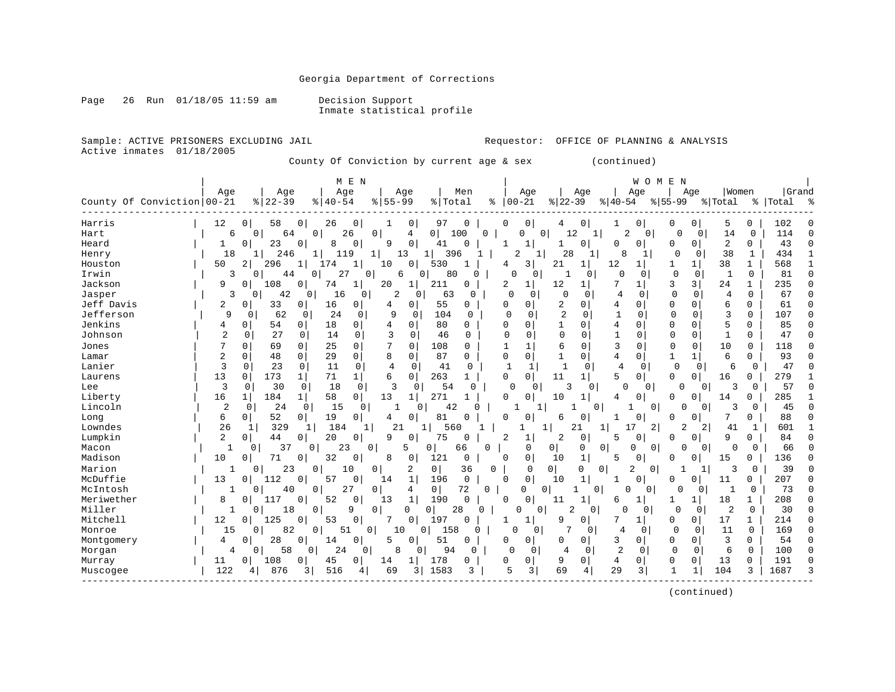Georgia Department of Corrections

Page 26 Run 01/18/05 11:59 am Decision Support
Inmate statistical profile

Sample: ACTIVE PRISONERS EXCLUDING JAIL Requestor: OFFICE OF PLANNING & ANALYSIS
Active inmates 01/18/2005

County Of Conviction by current age & sex (continued)

| County Of Conviction | MEN Age 00-21 | % | Age 22-39 | % | Age 40-54 | % | Age 55-99 | % | Men Total | % | WOMEN Age 00-21 | % | Age 22-39 | % | Age 40-54 | % | Age 55-99 | % | Women Total | % | Grand Total | % |
|---|---|---|---|---|---|---|---|---|---|---|---|---|---|---|---|---|---|---|---|---|---|---|
| Harris | 12 | 0 | 58 | 0 | 26 | 0 | 1 | 0 | 97 | 0 | 0 | 0 | 4 | 0 | 1 | 0 | 0 | 0 | 5 | 0 | 102 | 0 |
| Hart | 6 | 0 | 64 | 0 | 26 | 0 | 4 | 0 | 100 | 0 | 0 | 0 | 12 | 1 | 2 | 0 | 0 | 0 | 14 | 0 | 114 | 0 |
| Heard | 1 | 0 | 23 | 0 | 8 | 0 | 9 | 0 | 41 | 0 | 1 | 1 | 1 | 0 | 0 | 0 | 0 | 0 | 2 | 0 | 43 | 0 |
| Henry | 18 | 1 | 246 | 1 | 119 | 1 | 13 | 1 | 396 | 1 | 2 | 1 | 28 | 1 | 8 | 1 | 0 | 0 | 38 | 1 | 434 | 1 |
| Houston | 50 | 2 | 296 | 1 | 174 | 1 | 10 | 0 | 530 | 1 | 4 | 3 | 21 | 1 | 12 | 1 | 1 | 1 | 38 | 1 | 568 | 1 |
| Irwin | 3 | 0 | 44 | 0 | 27 | 0 | 6 | 0 | 80 | 0 | 0 | 0 | 1 | 0 | 0 | 0 | 0 | 0 | 1 | 0 | 81 | 0 |
| Jackson | 9 | 0 | 108 | 0 | 74 | 1 | 20 | 1 | 211 | 0 | 2 | 1 | 12 | 1 | 7 | 1 | 3 | 3 | 24 | 1 | 235 | 0 |
| Jasper | 3 | 0 | 42 | 0 | 16 | 0 | 2 | 0 | 63 | 0 | 0 | 0 | 0 | 0 | 4 | 0 | 0 | 0 | 4 | 0 | 67 | 0 |
| Jeff Davis | 2 | 0 | 33 | 0 | 16 | 0 | 4 | 0 | 55 | 0 | 0 | 0 | 2 | 0 | 4 | 0 | 0 | 0 | 6 | 0 | 61 | 0 |
| Jefferson | 9 | 0 | 62 | 0 | 24 | 0 | 9 | 0 | 104 | 0 | 0 | 0 | 2 | 0 | 1 | 0 | 0 | 0 | 3 | 0 | 107 | 0 |
| Jenkins | 4 | 0 | 54 | 0 | 18 | 0 | 4 | 0 | 80 | 0 | 0 | 0 | 1 | 0 | 4 | 0 | 0 | 0 | 5 | 0 | 85 | 0 |
| Johnson | 2 | 0 | 27 | 0 | 14 | 0 | 3 | 0 | 46 | 0 | 0 | 0 | 0 | 0 | 1 | 0 | 0 | 0 | 1 | 0 | 47 | 0 |
| Jones | 7 | 0 | 69 | 0 | 25 | 0 | 7 | 0 | 108 | 0 | 1 | 1 | 6 | 0 | 3 | 0 | 0 | 0 | 10 | 0 | 118 | 0 |
| Lamar | 2 | 0 | 48 | 0 | 29 | 0 | 8 | 0 | 87 | 0 | 0 | 0 | 1 | 0 | 4 | 0 | 1 | 1 | 6 | 0 | 93 | 0 |
| Lanier | 3 | 0 | 23 | 0 | 11 | 0 | 4 | 0 | 41 | 0 | 1 | 1 | 1 | 0 | 4 | 0 | 0 | 0 | 6 | 0 | 47 | 0 |
| Laurens | 13 | 0 | 173 | 1 | 71 | 1 | 6 | 0 | 263 | 1 | 0 | 0 | 11 | 1 | 5 | 0 | 0 | 0 | 16 | 0 | 279 | 1 |
| Lee | 3 | 0 | 30 | 0 | 18 | 0 | 3 | 0 | 54 | 0 | 0 | 0 | 3 | 0 | 0 | 0 | 0 | 0 | 3 | 0 | 57 | 0 |
| Liberty | 16 | 1 | 184 | 1 | 58 | 0 | 13 | 1 | 271 | 1 | 0 | 0 | 10 | 1 | 4 | 0 | 0 | 0 | 14 | 0 | 285 | 1 |
| Lincoln | 2 | 0 | 24 | 0 | 15 | 0 | 1 | 0 | 42 | 0 | 1 | 1 | 1 | 0 | 1 | 0 | 0 | 0 | 3 | 0 | 45 | 0 |
| Long | 6 | 0 | 52 | 0 | 19 | 0 | 4 | 0 | 81 | 0 | 0 | 0 | 6 | 0 | 1 | 0 | 0 | 0 | 7 | 0 | 88 | 0 |
| Lowndes | 26 | 1 | 329 | 1 | 184 | 1 | 21 | 1 | 560 | 1 | 1 | 1 | 21 | 1 | 17 | 2 | 2 | 2 | 41 | 1 | 601 | 1 |
| Lumpkin | 2 | 0 | 44 | 0 | 20 | 0 | 9 | 0 | 75 | 0 | 2 | 1 | 2 | 0 | 5 | 0 | 0 | 0 | 9 | 0 | 84 | 0 |
| Macon | 1 | 0 | 37 | 0 | 23 | 0 | 5 | 0 | 66 | 0 | 0 | 0 | 0 | 0 | 0 | 0 | 0 | 0 | 0 | 0 | 66 | 0 |
| Madison | 10 | 0 | 71 | 0 | 32 | 0 | 8 | 0 | 121 | 0 | 0 | 0 | 10 | 1 | 5 | 0 | 0 | 0 | 15 | 0 | 136 | 0 |
| Marion | 1 | 0 | 23 | 0 | 10 | 0 | 2 | 0 | 36 | 0 | 0 | 0 | 0 | 0 | 2 | 0 | 1 | 1 | 3 | 0 | 39 | 0 |
| McDuffie | 13 | 0 | 112 | 0 | 57 | 0 | 14 | 1 | 196 | 0 | 0 | 0 | 10 | 1 | 1 | 0 | 0 | 0 | 11 | 0 | 207 | 0 |
| McIntosh | 1 | 0 | 40 | 0 | 27 | 0 | 4 | 0 | 72 | 0 | 0 | 0 | 1 | 0 | 0 | 0 | 0 | 0 | 1 | 0 | 73 | 0 |
| Meriwether | 8 | 0 | 117 | 0 | 52 | 0 | 13 | 1 | 190 | 0 | 0 | 0 | 11 | 1 | 6 | 1 | 1 | 1 | 18 | 1 | 208 | 0 |
| Miller | 1 | 0 | 18 | 0 | 9 | 0 | 0 | 0 | 28 | 0 | 0 | 0 | 2 | 0 | 0 | 0 | 0 | 0 | 2 | 0 | 30 | 0 |
| Mitchell | 12 | 0 | 125 | 0 | 53 | 0 | 7 | 0 | 197 | 0 | 1 | 1 | 9 | 0 | 7 | 1 | 0 | 0 | 17 | 1 | 214 | 0 |
| Monroe | 15 | 0 | 82 | 0 | 51 | 0 | 10 | 0 | 158 | 0 | 0 | 0 | 7 | 0 | 4 | 0 | 0 | 0 | 11 | 0 | 169 | 0 |
| Montgomery | 4 | 0 | 28 | 0 | 14 | 0 | 5 | 0 | 51 | 0 | 0 | 0 | 0 | 0 | 3 | 0 | 0 | 0 | 3 | 0 | 54 | 0 |
| Morgan | 4 | 0 | 58 | 0 | 24 | 0 | 8 | 0 | 94 | 0 | 0 | 0 | 4 | 0 | 2 | 0 | 0 | 0 | 6 | 0 | 100 | 0 |
| Murray | 11 | 0 | 108 | 0 | 45 | 0 | 14 | 1 | 178 | 0 | 0 | 0 | 9 | 0 | 4 | 0 | 0 | 0 | 13 | 0 | 191 | 0 |
| Muscogee | 122 | 4 | 876 | 3 | 516 | 4 | 69 | 3 | 1583 | 3 | 5 | 3 | 69 | 4 | 29 | 3 | 1 | 1 | 104 | 3 | 1687 | 3 |

(continued)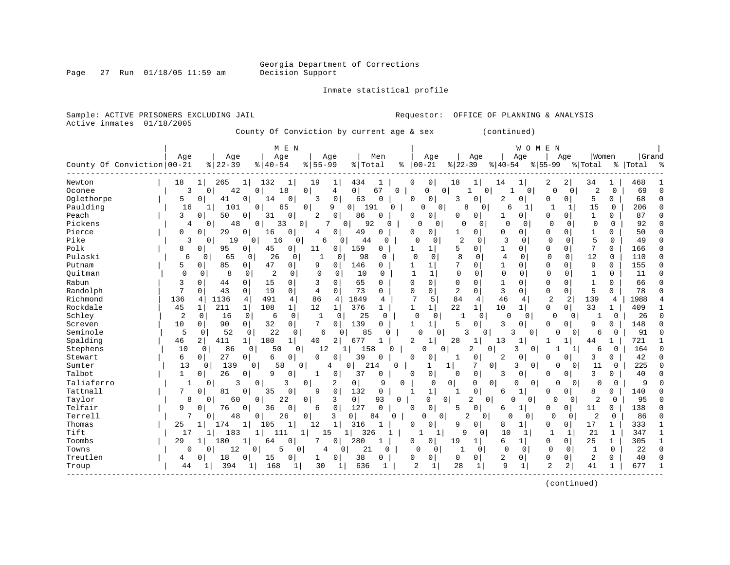Georgia Department of Corrections
Decision Support

Inmate statistical profile

Sample: ACTIVE PRISONERS EXCLUDING JAIL　　　　Requestor: OFFICE OF PLANNING & ANALYSIS
Active inmates 01/18/2005

County Of Conviction by current age & sex　　　(continued)

| County Of Conviction | MEN Age 00-21 | % | Age 22-39 | % | Age 40-54 | % | Age 55-99 | % | Men Total | % | WOMEN Age 00-21 | % | Age 22-39 | % | Age 40-54 | % | Age 55-99 | % | Women Total | % | Grand Total | % |
|---|---|---|---|---|---|---|---|---|---|---|---|---|---|---|---|---|---|---|---|---|---|---|
| Newton | 18 | 1 | 265 | 1 | 132 | 1 | 19 | 1 | 434 | 1 | 0 | 0 | 18 | 1 | 14 | 1 | 2 | 2 | 34 | 1 | 468 | 1 |
| Oconee | 3 | 0 | 42 | 0 | 18 | 0 | 4 | 0 | 67 | 0 | 0 | 0 | 1 | 0 | 1 | 0 | 0 | 0 | 2 | 0 | 69 | 0 |
| Oglethorpe | 5 | 0 | 41 | 0 | 14 | 0 | 3 | 0 | 63 | 0 | 0 | 0 | 3 | 0 | 2 | 0 | 0 | 0 | 5 | 0 | 68 | 0 |
| Paulding | 16 | 1 | 101 | 0 | 65 | 0 | 9 | 0 | 191 | 0 | 0 | 0 | 8 | 0 | 6 | 1 | 1 | 1 | 15 | 0 | 206 | 0 |
| Peach | 3 | 0 | 50 | 0 | 31 | 0 | 2 | 0 | 86 | 0 | 0 | 0 | 0 | 0 | 1 | 0 | 0 | 0 | 1 | 0 | 87 | 0 |
| Pickens | 4 | 0 | 48 | 0 | 33 | 0 | 7 | 0 | 92 | 0 | 0 | 0 | 0 | 0 | 0 | 0 | 0 | 0 | 0 | 0 | 92 | 0 |
| Pierce | 0 | 0 | 29 | 0 | 16 | 0 | 4 | 0 | 49 | 0 | 0 | 0 | 1 | 0 | 0 | 0 | 0 | 0 | 1 | 0 | 50 | 0 |
| Pike | 3 | 0 | 19 | 0 | 16 | 0 | 6 | 0 | 44 | 0 | 0 | 0 | 2 | 0 | 3 | 0 | 0 | 0 | 5 | 0 | 49 | 0 |
| Polk | 8 | 0 | 95 | 0 | 45 | 0 | 11 | 0 | 159 | 0 | 1 | 1 | 5 | 0 | 1 | 0 | 0 | 0 | 7 | 0 | 166 | 0 |
| Pulaski | 6 | 0 | 65 | 0 | 26 | 0 | 1 | 0 | 98 | 0 | 0 | 0 | 8 | 0 | 4 | 0 | 0 | 0 | 12 | 0 | 110 | 0 |
| Putnam | 5 | 0 | 85 | 0 | 47 | 0 | 9 | 0 | 146 | 0 | 1 | 1 | 7 | 0 | 1 | 0 | 0 | 0 | 9 | 0 | 155 | 0 |
| Quitman | 0 | 0 | 8 | 0 | 2 | 0 | 0 | 0 | 10 | 0 | 1 | 1 | 0 | 0 | 0 | 0 | 0 | 0 | 1 | 0 | 11 | 0 |
| Rabun | 3 | 0 | 44 | 0 | 15 | 0 | 3 | 0 | 65 | 0 | 0 | 0 | 0 | 0 | 1 | 0 | 0 | 0 | 1 | 0 | 66 | 0 |
| Randolph | 7 | 0 | 43 | 0 | 19 | 0 | 4 | 0 | 73 | 0 | 0 | 0 | 2 | 0 | 3 | 0 | 0 | 0 | 5 | 0 | 78 | 0 |
| Richmond | 136 | 4 | 1136 | 4 | 491 | 4 | 86 | 4 | 1849 | 4 | 7 | 5 | 84 | 4 | 46 | 4 | 2 | 2 | 139 | 4 | 1988 | 4 |
| Rockdale | 45 | 1 | 211 | 1 | 108 | 1 | 12 | 1 | 376 | 1 | 1 | 1 | 22 | 1 | 10 | 1 | 0 | 0 | 33 | 1 | 409 | 1 |
| Schley | 2 | 0 | 16 | 0 | 6 | 0 | 1 | 0 | 25 | 0 | 0 | 0 | 1 | 0 | 0 | 0 | 0 | 0 | 1 | 0 | 26 | 0 |
| Screven | 10 | 0 | 90 | 0 | 32 | 0 | 7 | 0 | 139 | 0 | 1 | 1 | 5 | 0 | 3 | 0 | 0 | 0 | 9 | 0 | 148 | 0 |
| Seminole | 5 | 0 | 52 | 0 | 22 | 0 | 6 | 0 | 85 | 0 | 0 | 0 | 3 | 0 | 3 | 0 | 0 | 0 | 6 | 0 | 91 | 0 |
| Spalding | 46 | 2 | 411 | 1 | 180 | 1 | 40 | 2 | 677 | 1 | 2 | 1 | 28 | 1 | 13 | 1 | 1 | 1 | 44 | 1 | 721 | 1 |
| Stephens | 10 | 0 | 86 | 0 | 50 | 0 | 12 | 1 | 158 | 0 | 0 | 0 | 2 | 0 | 3 | 0 | 1 | 1 | 6 | 0 | 164 | 0 |
| Stewart | 6 | 0 | 27 | 0 | 6 | 0 | 0 | 0 | 39 | 0 | 0 | 0 | 1 | 0 | 2 | 0 | 0 | 0 | 3 | 0 | 42 | 0 |
| Sumter | 13 | 0 | 139 | 0 | 58 | 0 | 4 | 0 | 214 | 0 | 1 | 1 | 7 | 0 | 3 | 0 | 0 | 0 | 11 | 0 | 225 | 0 |
| Talbot | 1 | 0 | 26 | 0 | 9 | 0 | 1 | 0 | 37 | 0 | 0 | 0 | 0 | 0 | 3 | 0 | 0 | 0 | 3 | 0 | 40 | 0 |
| Taliaferro | 1 | 0 | 3 | 0 | 3 | 0 | 2 | 0 | 9 | 0 | 0 | 0 | 0 | 0 | 0 | 0 | 0 | 0 | 0 | 0 | 9 | 0 |
| Tattnall | 7 | 0 | 81 | 0 | 35 | 0 | 9 | 0 | 132 | 0 | 1 | 1 | 1 | 0 | 6 | 1 | 0 | 0 | 8 | 0 | 140 | 0 |
| Taylor | 8 | 0 | 60 | 0 | 22 | 0 | 3 | 0 | 93 | 0 | 0 | 0 | 2 | 0 | 0 | 0 | 0 | 0 | 2 | 0 | 95 | 0 |
| Telfair | 9 | 0 | 76 | 0 | 36 | 0 | 6 | 0 | 127 | 0 | 0 | 0 | 5 | 0 | 6 | 1 | 0 | 0 | 11 | 0 | 138 | 0 |
| Terrell | 7 | 0 | 48 | 0 | 26 | 0 | 3 | 0 | 84 | 0 | 0 | 0 | 2 | 0 | 0 | 0 | 0 | 0 | 2 | 0 | 86 | 0 |
| Thomas | 25 | 1 | 174 | 1 | 105 | 1 | 12 | 1 | 316 | 1 | 0 | 0 | 9 | 0 | 8 | 1 | 0 | 0 | 17 | 1 | 333 | 1 |
| Tift | 17 | 1 | 183 | 1 | 111 | 1 | 15 | 1 | 326 | 1 | 1 | 1 | 9 | 0 | 10 | 1 | 1 | 1 | 21 | 1 | 347 | 1 |
| Toombs | 29 | 1 | 180 | 1 | 64 | 0 | 7 | 0 | 280 | 1 | 0 | 0 | 19 | 1 | 6 | 1 | 0 | 0 | 25 | 1 | 305 | 1 |
| Towns | 0 | 0 | 12 | 0 | 5 | 0 | 4 | 0 | 21 | 0 | 0 | 0 | 1 | 0 | 0 | 0 | 0 | 0 | 1 | 0 | 22 | 0 |
| Treutlen | 4 | 0 | 18 | 0 | 15 | 0 | 1 | 0 | 38 | 0 | 0 | 0 | 0 | 0 | 2 | 0 | 0 | 0 | 2 | 0 | 40 | 0 |
| Troup | 44 | 1 | 394 | 1 | 168 | 1 | 30 | 1 | 636 | 1 | 2 | 1 | 28 | 1 | 9 | 1 | 2 | 2 | 41 | 1 | 677 | 1 |

(continued)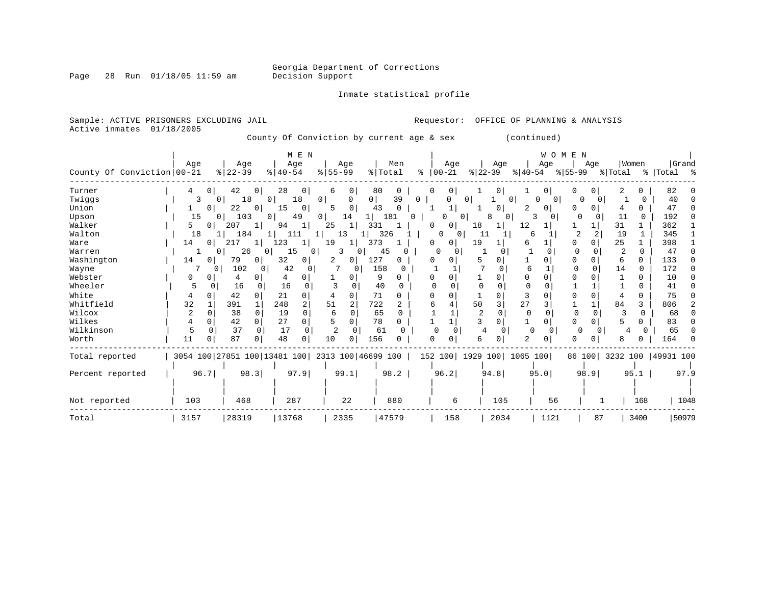Georgia Department of Corrections
Decision Support

Inmate statistical profile

Sample: ACTIVE PRISONERS EXCLUDING JAIL

Requestor: OFFICE OF PLANNING & ANALYSIS

Active inmates 01/18/2005

County Of Conviction by current age & sex (continued)

| County Of Conviction | MEN Age 00-21 | % | Age 22-39 | % | Age 40-54 | % | Age 55-99 | % | Men Total | % | WOMEN Age 00-21 | % | Age 22-39 | % | Age 40-54 | % | Age 55-99 | % | Women Total | % | Grand Total | % |
|---|---|---|---|---|---|---|---|---|---|---|---|---|---|---|---|---|---|---|---|---|---|---|
| Turner | 4 | 0 | 42 | 0 | 28 | 0 | 6 | 0 | 80 | 0 | 0 | 0 | 1 | 0 | 1 | 0 | 0 | 0 | 2 | 0 | 82 | 0 |
| Twiggs | 3 | 0 | 18 | 0 | 18 | 0 | 0 | 0 | 39 | 0 | 0 | 0 | 1 | 0 | 0 | 0 | 0 | 0 | 1 | 0 | 40 | 0 |
| Union | 1 | 0 | 22 | 0 | 15 | 0 | 5 | 0 | 43 | 0 | 1 | 1 | 1 | 0 | 2 | 0 | 0 | 0 | 4 | 0 | 47 | 0 |
| Upson | 15 | 0 | 103 | 0 | 49 | 0 | 14 | 1 | 181 | 0 | 0 | 0 | 8 | 0 | 3 | 0 | 0 | 0 | 11 | 0 | 192 | 0 |
| Walker | 5 | 0 | 207 | 1 | 94 | 1 | 25 | 1 | 331 | 1 | 0 | 0 | 18 | 1 | 12 | 1 | 1 | 1 | 31 | 1 | 362 | 1 |
| Walton | 18 | 1 | 184 | 1 | 111 | 1 | 13 | 1 | 326 | 1 | 0 | 0 | 11 | 1 | 6 | 1 | 2 | 2 | 19 | 1 | 345 | 1 |
| Ware | 14 | 0 | 217 | 1 | 123 | 1 | 19 | 1 | 373 | 1 | 0 | 0 | 19 | 1 | 6 | 1 | 0 | 0 | 25 | 1 | 398 | 1 |
| Warren | 1 | 0 | 26 | 0 | 15 | 0 | 3 | 0 | 45 | 0 | 0 | 0 | 1 | 0 | 1 | 0 | 0 | 0 | 2 | 0 | 47 | 0 |
| Washington | 14 | 0 | 79 | 0 | 32 | 0 | 2 | 0 | 127 | 0 | 0 | 0 | 5 | 0 | 1 | 0 | 0 | 0 | 6 | 0 | 133 | 0 |
| Wayne | 7 | 0 | 102 | 0 | 42 | 0 | 7 | 0 | 158 | 0 | 1 | 1 | 7 | 0 | 6 | 1 | 0 | 0 | 14 | 0 | 172 | 0 |
| Webster | 0 | 0 | 4 | 0 | 4 | 0 | 1 | 0 | 9 | 0 | 0 | 0 | 1 | 0 | 0 | 0 | 0 | 0 | 1 | 0 | 10 | 0 |
| Wheeler | 5 | 0 | 16 | 0 | 16 | 0 | 3 | 0 | 40 | 0 | 0 | 0 | 0 | 0 | 0 | 0 | 1 | 1 | 1 | 0 | 41 | 0 |
| White | 4 | 0 | 42 | 0 | 21 | 0 | 4 | 0 | 71 | 0 | 0 | 0 | 1 | 0 | 3 | 0 | 0 | 0 | 4 | 0 | 75 | 0 |
| Whitfield | 32 | 1 | 391 | 1 | 248 | 2 | 51 | 2 | 722 | 2 | 6 | 4 | 50 | 3 | 27 | 3 | 1 | 1 | 84 | 3 | 806 | 2 |
| Wilcox | 2 | 0 | 38 | 0 | 19 | 0 | 6 | 0 | 65 | 0 | 1 | 1 | 2 | 0 | 0 | 0 | 0 | 0 | 3 | 0 | 68 | 0 |
| Wilkes | 4 | 0 | 42 | 0 | 27 | 0 | 5 | 0 | 78 | 0 | 1 | 1 | 3 | 0 | 1 | 0 | 0 | 0 | 5 | 0 | 83 | 0 |
| Wilkinson | 5 | 0 | 37 | 0 | 17 | 0 | 2 | 0 | 61 | 0 | 0 | 0 | 4 | 0 | 0 | 0 | 0 | 0 | 4 | 0 | 65 | 0 |
| Worth | 11 | 0 | 87 | 0 | 48 | 0 | 10 | 0 | 156 | 0 | 0 | 0 | 6 | 0 | 2 | 0 | 0 | 0 | 8 | 0 | 164 | 0 |
| Total reported | 3054 | 100 | 27851 | 100 | 13481 | 100 | 2313 | 100 | 46699 | 100 | 152 | 100 | 1929 | 100 | 1065 | 100 | 86 | 100 | 3232 | 100 | 49931 | 100 |
| Percent reported | 96.7 | | 98.3 | | 97.9 | | 99.1 | | 98.2 | | 96.2 | | 94.8 | | 95.0 | | 98.9 | | 95.1 | | 97.9 | |
| Not reported | 103 | | 468 | | 287 | | 22 | | 880 | | 6 | | 105 | | 56 | | 1 | | 168 | | 1048 | |
| Total | 3157 | | 28319 | | 13768 | | 2335 | | 47579 | | 158 | | 2034 | | 1121 | | 87 | | 3400 | | 50979 | |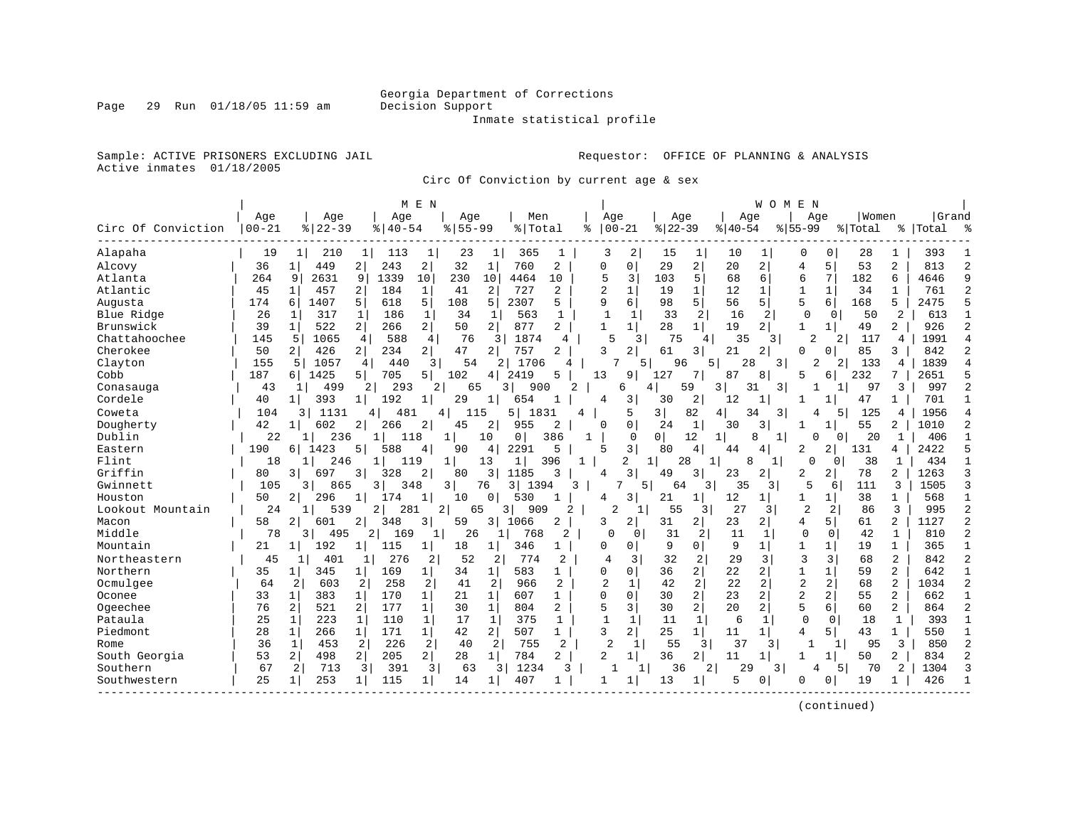Georgia Department of Corrections
Decision Support
Inmate statistical profile

Sample: ACTIVE PRISONERS EXCLUDING JAIL

Active inmates 01/18/2005

Requestor: OFFICE OF PLANNING & ANALYSIS

Circ Of Conviction by current age & sex

| Circ Of Conviction | MEN Age 00-21 | % | Age 22-39 | % | Age 40-54 | % | Age 55-99 | % | Men Total | % | WOMEN Age 00-21 | % | Age 22-39 | % | Age 40-54 | % | Age 55-99 | % | Women Total | % | Grand Total | % |
|---|---|---|---|---|---|---|---|---|---|---|---|---|---|---|---|---|---|---|---|---|---|---|
| Alapaha | 19 | 1 | 210 | 1 | 113 | 1 | 23 | 1 | 365 | 1 | 3 | 2 | 15 | 1 | 10 | 1 | 0 | 0 | 28 | 1 | 393 | 1 |
| Alcovy | 36 | 1 | 449 | 2 | 243 | 2 | 32 | 1 | 760 | 2 | 0 | 0 | 29 | 2 | 20 | 2 | 4 | 5 | 53 | 2 | 813 | 2 |
| Atlanta | 264 | 9 | 2631 | 9 | 1339 | 10 | 230 | 10 | 4464 | 10 | 5 | 3 | 103 | 5 | 68 | 6 | 6 | 7 | 182 | 6 | 4646 | 9 |
| Atlantic | 45 | 1 | 457 | 2 | 184 | 1 | 41 | 2 | 727 | 2 | 2 | 1 | 19 | 1 | 12 | 1 | 1 | 1 | 34 | 1 | 761 | 2 |
| Augusta | 174 | 6 | 1407 | 5 | 618 | 5 | 108 | 5 | 2307 | 5 | 9 | 6 | 98 | 5 | 56 | 5 | 5 | 6 | 168 | 5 | 2475 | 5 |
| Blue Ridge | 26 | 1 | 317 | 1 | 186 | 1 | 34 | 1 | 563 | 1 | 1 | 1 | 33 | 2 | 16 | 2 | 0 | 0 | 50 | 2 | 613 | 1 |
| Brunswick | 39 | 1 | 522 | 2 | 266 | 2 | 50 | 2 | 877 | 2 | 1 | 1 | 28 | 1 | 19 | 2 | 1 | 1 | 49 | 2 | 926 | 2 |
| Chattahoochee | 145 | 5 | 1065 | 4 | 588 | 4 | 76 | 3 | 1874 | 4 | 5 | 3 | 75 | 4 | 35 | 3 | 2 | 2 | 117 | 4 | 1991 | 4 |
| Cherokee | 50 | 2 | 426 | 2 | 234 | 2 | 47 | 2 | 757 | 2 | 3 | 2 | 61 | 3 | 21 | 2 | 0 | 0 | 85 | 3 | 842 | 2 |
| Clayton | 155 | 5 | 1057 | 4 | 440 | 3 | 54 | 2 | 1706 | 4 | 7 | 5 | 96 | 5 | 28 | 3 | 2 | 2 | 133 | 4 | 1839 | 4 |
| Cobb | 187 | 6 | 1425 | 5 | 705 | 5 | 102 | 4 | 2419 | 5 | 13 | 9 | 127 | 7 | 87 | 8 | 5 | 6 | 232 | 7 | 2651 | 5 |
| Conasauga | 43 | 1 | 499 | 2 | 293 | 2 | 65 | 3 | 900 | 2 | 6 | 4 | 59 | 3 | 31 | 3 | 1 | 1 | 97 | 3 | 997 | 2 |
| Cordele | 40 | 1 | 393 | 1 | 192 | 1 | 29 | 1 | 654 | 1 | 4 | 3 | 30 | 2 | 12 | 1 | 1 | 1 | 47 | 1 | 701 | 1 |
| Coweta | 104 | 3 | 1131 | 4 | 481 | 4 | 115 | 5 | 1831 | 4 | 5 | 3 | 82 | 4 | 34 | 3 | 4 | 5 | 125 | 4 | 1956 | 4 |
| Dougherty | 42 | 1 | 602 | 2 | 266 | 2 | 45 | 2 | 955 | 2 | 0 | 0 | 24 | 1 | 30 | 3 | 1 | 1 | 55 | 2 | 1010 | 2 |
| Dublin | 22 | 1 | 236 | 1 | 118 | 1 | 10 | 0 | 386 | 1 | 0 | 0 | 12 | 1 | 8 | 1 | 0 | 0 | 20 | 1 | 406 | 1 |
| Eastern | 190 | 6 | 1423 | 5 | 588 | 4 | 90 | 4 | 2291 | 5 | 5 | 3 | 80 | 4 | 44 | 4 | 2 | 2 | 131 | 4 | 2422 | 5 |
| Flint | 18 | 1 | 246 | 1 | 119 | 1 | 13 | 1 | 396 | 1 | 2 | 1 | 28 | 1 | 8 | 1 | 0 | 0 | 38 | 1 | 434 | 1 |
| Griffin | 80 | 3 | 697 | 3 | 328 | 2 | 80 | 3 | 1185 | 3 | 4 | 3 | 49 | 3 | 23 | 2 | 2 | 2 | 78 | 2 | 1263 | 3 |
| Gwinnett | 105 | 3 | 865 | 3 | 348 | 3 | 76 | 3 | 1394 | 3 | 7 | 5 | 64 | 3 | 35 | 3 | 5 | 6 | 111 | 3 | 1505 | 3 |
| Houston | 50 | 2 | 296 | 1 | 174 | 1 | 10 | 0 | 530 | 1 | 4 | 3 | 21 | 1 | 12 | 1 | 1 | 1 | 38 | 1 | 568 | 1 |
| Lookout Mountain | 24 | 1 | 539 | 2 | 281 | 2 | 65 | 3 | 909 | 2 | 2 | 1 | 55 | 3 | 27 | 3 | 2 | 2 | 86 | 3 | 995 | 2 |
| Macon | 58 | 2 | 601 | 2 | 348 | 3 | 59 | 3 | 1066 | 2 | 3 | 2 | 31 | 2 | 23 | 2 | 4 | 5 | 61 | 2 | 1127 | 2 |
| Middle | 78 | 3 | 495 | 2 | 169 | 1 | 26 | 1 | 768 | 2 | 0 | 0 | 31 | 2 | 11 | 1 | 0 | 0 | 42 | 1 | 810 | 2 |
| Mountain | 21 | 1 | 192 | 1 | 115 | 1 | 18 | 1 | 346 | 1 | 0 | 0 | 9 | 0 | 9 | 1 | 1 | 1 | 19 | 1 | 365 | 1 |
| Northeastern | 45 | 1 | 401 | 1 | 276 | 2 | 52 | 2 | 774 | 2 | 4 | 3 | 32 | 2 | 29 | 3 | 3 | 3 | 68 | 2 | 842 | 2 |
| Northern | 35 | 1 | 345 | 1 | 169 | 1 | 34 | 1 | 583 | 1 | 0 | 0 | 36 | 2 | 22 | 2 | 1 | 1 | 59 | 2 | 642 | 1 |
| Ocmulgee | 64 | 2 | 603 | 2 | 258 | 2 | 41 | 2 | 966 | 2 | 2 | 1 | 42 | 2 | 22 | 2 | 2 | 2 | 68 | 2 | 1034 | 2 |
| Oconee | 33 | 1 | 383 | 1 | 170 | 1 | 21 | 1 | 607 | 1 | 0 | 0 | 30 | 2 | 23 | 2 | 2 | 2 | 55 | 2 | 662 | 1 |
| Ogeechee | 76 | 2 | 521 | 2 | 177 | 1 | 30 | 1 | 804 | 2 | 5 | 3 | 30 | 2 | 20 | 2 | 5 | 6 | 60 | 2 | 864 | 2 |
| Pataula | 25 | 1 | 223 | 1 | 110 | 1 | 17 | 1 | 375 | 1 | 1 | 1 | 11 | 1 | 6 | 1 | 0 | 0 | 18 | 1 | 393 | 1 |
| Piedmont | 28 | 1 | 266 | 1 | 171 | 1 | 42 | 2 | 507 | 1 | 3 | 2 | 25 | 1 | 11 | 1 | 4 | 5 | 43 | 1 | 550 | 1 |
| Rome | 36 | 1 | 453 | 2 | 226 | 2 | 40 | 2 | 755 | 2 | 2 | 1 | 55 | 3 | 37 | 3 | 1 | 1 | 95 | 3 | 850 | 2 |
| South Georgia | 53 | 2 | 498 | 2 | 205 | 2 | 28 | 1 | 784 | 2 | 2 | 1 | 36 | 2 | 11 | 1 | 1 | 1 | 50 | 2 | 834 | 2 |
| Southern | 67 | 2 | 713 | 3 | 391 | 3 | 63 | 3 | 1234 | 3 | 1 | 1 | 36 | 2 | 29 | 3 | 4 | 5 | 70 | 2 | 1304 | 3 |
| Southwestern | 25 | 1 | 253 | 1 | 115 | 1 | 14 | 1 | 407 | 1 | 1 | 1 | 13 | 1 | 5 | 0 | 0 | 0 | 19 | 1 | 426 | 1 |

(continued)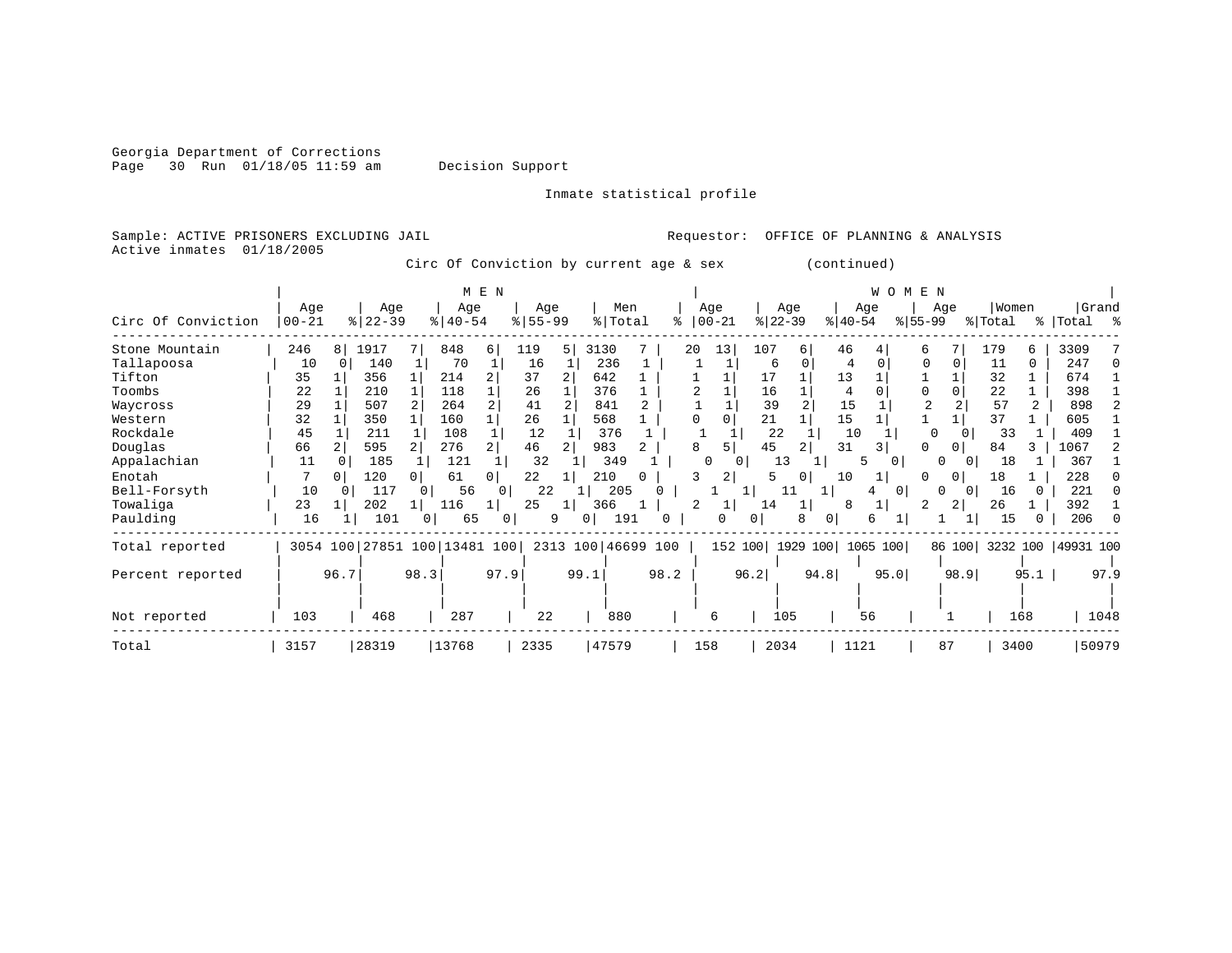Georgia Department of Corrections
Decision Support

Inmate statistical profile

Sample: ACTIVE PRISONERS EXCLUDING JAIL
Active inmates 01/18/2005

Requestor: OFFICE OF PLANNING & ANALYSIS

Circ Of Conviction by current age & sex (continued)

| Circ Of Conviction | MEN Age 00-21 | % | Age 22-39 | % | Age 40-54 | % | Age 55-99 | % | Men Total | % | WOMEN Age 00-21 | % | Age 22-39 | % | Age 40-54 | % | Age 55-99 | % | Women Total | % | Grand Total | % |
|---|---|---|---|---|---|---|---|---|---|---|---|---|---|---|---|---|---|---|---|---|---|---|
| Stone Mountain | 246 | 8 | 1917 | 7 | 848 | 6 | 119 | 5 | 3130 | 7 | 20 | 13 | 107 | 6 | 46 | 4 | 6 | 7 | 179 | 6 | 3309 | 7 |
| Tallapoosa | 10 | 0 | 140 | 1 | 70 | 1 | 16 | 1 | 236 | 1 | 1 | 1 | 6 | 0 | 4 | 0 | 0 | 0 | 11 | 0 | 247 | 0 |
| Tifton | 35 | 1 | 356 | 1 | 214 | 2 | 37 | 2 | 642 | 1 | 1 | 1 | 17 | 1 | 13 | 1 | 1 | 1 | 32 | 1 | 674 | 1 |
| Toombs | 22 | 1 | 210 | 1 | 118 | 1 | 26 | 1 | 376 | 1 | 2 | 1 | 16 | 1 | 4 | 0 | 0 | 0 | 22 | 1 | 398 | 1 |
| Waycross | 29 | 1 | 507 | 2 | 264 | 2 | 41 | 2 | 841 | 2 | 1 | 1 | 39 | 2 | 15 | 1 | 2 | 2 | 57 | 2 | 898 | 2 |
| Western | 32 | 1 | 350 | 1 | 160 | 1 | 26 | 1 | 568 | 1 | 0 | 0 | 21 | 1 | 15 | 1 | 1 | 1 | 37 | 1 | 605 | 1 |
| Rockdale | 45 | 1 | 211 | 1 | 108 | 1 | 12 | 1 | 376 | 1 | 1 | 1 | 22 | 1 | 10 | 1 | 0 | 0 | 33 | 1 | 409 | 1 |
| Douglas | 66 | 2 | 595 | 2 | 276 | 2 | 46 | 2 | 983 | 2 | 8 | 5 | 45 | 2 | 31 | 3 | 0 | 0 | 84 | 3 | 1067 | 2 |
| Appalachian | 11 | 0 | 185 | 1 | 121 | 1 | 32 | 1 | 349 | 1 | 0 | 0 | 13 | 1 | 5 | 0 | 0 | 0 | 18 | 1 | 367 | 1 |
| Enotah | 7 | 0 | 120 | 0 | 61 | 0 | 22 | 1 | 210 | 0 | 3 | 2 | 5 | 0 | 10 | 1 | 0 | 0 | 18 | 1 | 228 | 0 |
| Bell-Forsyth | 10 | 0 | 117 | 0 | 56 | 0 | 22 | 1 | 205 | 0 | 1 | 1 | 11 | 1 | 4 | 0 | 0 | 0 | 16 | 0 | 221 | 0 |
| Towaliga | 23 | 1 | 202 | 1 | 116 | 1 | 25 | 1 | 366 | 1 | 2 | 1 | 14 | 1 | 8 | 1 | 2 | 2 | 26 | 1 | 392 | 1 |
| Paulding | 16 | 1 | 101 | 0 | 65 | 0 | 9 | 0 | 191 | 0 | 0 | 0 | 8 | 0 | 6 | 1 | 1 | 1 | 15 | 0 | 206 | 0 |
| Total reported | 3054 | 100 | 27851 | 100 | 13481 | 100 | 2313 | 100 | 46699 | 100 | 152 | 100 | 1929 | 100 | 1065 | 100 | 86 | 100 | 3232 | 100 | 49931 | 100 |
| Percent reported | | 96.7 | | 98.3 | | 97.9 | | 99.1 | | 98.2 | | 96.2 | | 94.8 | | 95.0 | | 98.9 | | 95.1 | | 97.9 |
| Not reported | 103 | | 468 | | 287 | | 22 | | 880 | | 6 | | 105 | | 56 | | 1 | | 168 | | 1048 | |
| Total | 3157 | | 28319 | | 13768 | | 2335 | | 47579 | | 158 | | 2034 | | 1121 | | 87 | | 3400 | | 50979 | |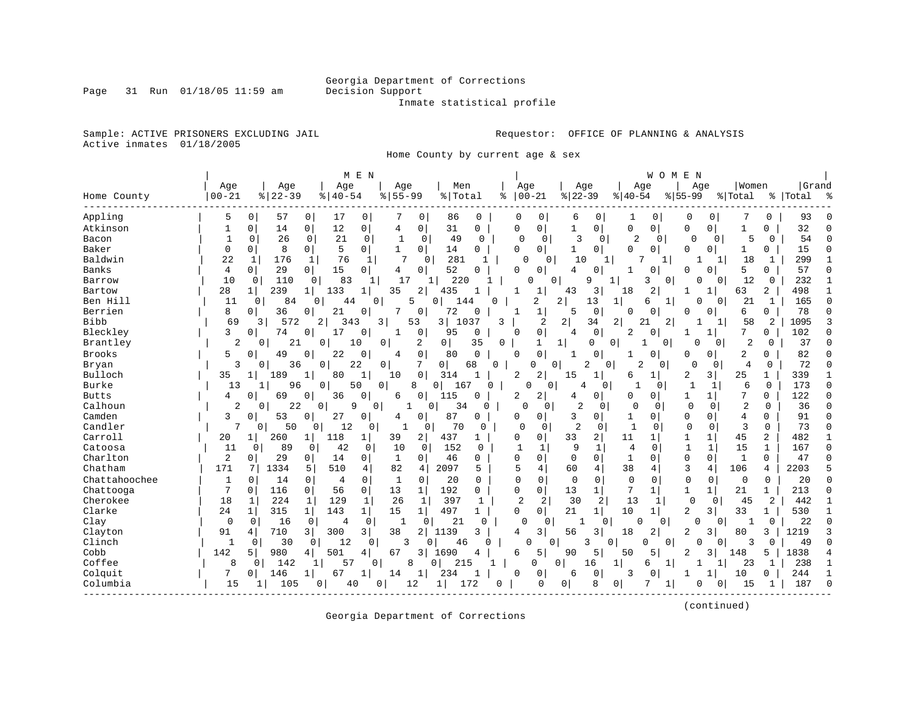Georgia Department of Corrections
Decision Support
Inmate statistical profile

Sample: ACTIVE PRISONERS EXCLUDING JAIL
Active inmates 01/18/2005

Requestor: OFFICE OF PLANNING & ANALYSIS

Home County by current age & sex

| Home County | MEN Age 00-21 | % | Age 22-39 | % | Age 40-54 | % | Age 55-99 | % | Men Total | % | WOMEN Age 00-21 | % | Age 22-39 | % | Age 40-54 | % | Age 55-99 | % | Women Total | % | Grand Total | % |
|---|---|---|---|---|---|---|---|---|---|---|---|---|---|---|---|---|---|---|---|---|---|---|
| Appling | 5 | 0 | 57 | 0 | 17 | 0 | 7 | 0 | 86 | 0 | 0 | 0 | 6 | 0 | 1 | 0 | 0 | 0 | 7 | 0 | 93 | 0 |
| Atkinson | 1 | 0 | 14 | 0 | 12 | 0 | 4 | 0 | 31 | 0 | 0 | 0 | 1 | 0 | 0 | 0 | 0 | 0 | 1 | 0 | 32 | 0 |
| Bacon | 1 | 0 | 26 | 0 | 21 | 0 | 1 | 0 | 49 | 0 | 0 | 0 | 3 | 0 | 2 | 0 | 0 | 0 | 5 | 0 | 54 | 0 |
| Baker | 0 | 0 | 8 | 0 | 5 | 0 | 1 | 0 | 14 | 0 | 0 | 0 | 1 | 0 | 0 | 0 | 0 | 0 | 1 | 0 | 15 | 0 |
| Baldwin | 22 | 1 | 176 | 1 | 76 | 1 | 7 | 0 | 281 | 1 | 0 | 0 | 10 | 1 | 7 | 1 | 1 | 1 | 18 | 1 | 299 | 1 |
| Banks | 4 | 0 | 29 | 0 | 15 | 0 | 4 | 0 | 52 | 0 | 0 | 0 | 4 | 0 | 1 | 0 | 0 | 0 | 5 | 0 | 57 | 0 |
| Barrow | 10 | 0 | 110 | 0 | 83 | 1 | 17 | 1 | 220 | 1 | 0 | 0 | 9 | 1 | 3 | 0 | 0 | 0 | 12 | 0 | 232 | 1 |
| Bartow | 28 | 1 | 239 | 1 | 133 | 1 | 35 | 2 | 435 | 1 | 1 | 1 | 43 | 3 | 18 | 2 | 1 | 1 | 63 | 2 | 498 | 1 |
| Ben Hill | 11 | 0 | 84 | 0 | 44 | 0 | 5 | 0 | 144 | 0 | 2 | 2 | 13 | 1 | 6 | 1 | 0 | 0 | 21 | 1 | 165 | 0 |
| Berrien | 8 | 0 | 36 | 0 | 21 | 0 | 7 | 0 | 72 | 0 | 1 | 1 | 5 | 0 | 0 | 0 | 0 | 0 | 6 | 0 | 78 | 0 |
| Bibb | 69 | 3 | 572 | 2 | 343 | 3 | 53 | 3 | 1037 | 3 | 2 | 2 | 34 | 2 | 21 | 2 | 1 | 1 | 58 | 2 | 1095 | 3 |
| Bleckley | 3 | 0 | 74 | 0 | 17 | 0 | 1 | 0 | 95 | 0 | 0 | 0 | 4 | 0 | 2 | 0 | 1 | 1 | 7 | 0 | 102 | 0 |
| Brantley | 2 | 0 | 21 | 0 | 10 | 0 | 2 | 0 | 35 | 0 | 1 | 1 | 0 | 0 | 1 | 0 | 0 | 0 | 2 | 0 | 37 | 0 |
| Brooks | 5 | 0 | 49 | 0 | 22 | 0 | 4 | 0 | 80 | 0 | 0 | 0 | 1 | 0 | 1 | 0 | 0 | 0 | 2 | 0 | 82 | 0 |
| Bryan | 3 | 0 | 36 | 0 | 22 | 0 | 7 | 0 | 68 | 0 | 0 | 0 | 2 | 0 | 2 | 0 | 0 | 0 | 4 | 0 | 72 | 0 |
| Bulloch | 35 | 1 | 189 | 1 | 80 | 1 | 10 | 0 | 314 | 1 | 2 | 2 | 15 | 1 | 6 | 1 | 2 | 3 | 25 | 1 | 339 | 1 |
| Burke | 13 | 1 | 96 | 0 | 50 | 0 | 8 | 0 | 167 | 0 | 0 | 0 | 4 | 0 | 1 | 0 | 1 | 1 | 6 | 0 | 173 | 0 |
| Butts | 4 | 0 | 69 | 0 | 36 | 0 | 6 | 0 | 115 | 0 | 2 | 2 | 4 | 0 | 0 | 0 | 1 | 1 | 7 | 0 | 122 | 0 |
| Calhoun | 2 | 0 | 22 | 0 | 9 | 0 | 1 | 0 | 34 | 0 | 0 | 0 | 2 | 0 | 0 | 0 | 0 | 0 | 2 | 0 | 36 | 0 |
| Camden | 3 | 0 | 53 | 0 | 27 | 0 | 4 | 0 | 87 | 0 | 0 | 0 | 3 | 0 | 1 | 0 | 0 | 0 | 4 | 0 | 91 | 0 |
| Candler | 7 | 0 | 50 | 0 | 12 | 0 | 1 | 0 | 70 | 0 | 0 | 0 | 2 | 0 | 1 | 0 | 0 | 0 | 3 | 0 | 73 | 0 |
| Carroll | 20 | 1 | 260 | 1 | 118 | 1 | 39 | 2 | 437 | 1 | 0 | 0 | 33 | 2 | 11 | 1 | 1 | 1 | 45 | 2 | 482 | 1 |
| Catoosa | 11 | 0 | 89 | 0 | 42 | 0 | 10 | 0 | 152 | 0 | 1 | 1 | 9 | 1 | 4 | 0 | 1 | 1 | 15 | 1 | 167 | 0 |
| Charlton | 2 | 0 | 29 | 0 | 14 | 0 | 1 | 0 | 46 | 0 | 0 | 0 | 0 | 0 | 1 | 0 | 0 | 0 | 1 | 0 | 47 | 0 |
| Chatham | 171 | 7 | 1334 | 5 | 510 | 4 | 82 | 4 | 2097 | 5 | 5 | 4 | 60 | 4 | 38 | 4 | 3 | 4 | 106 | 4 | 2203 | 5 |
| Chattahoochee | 1 | 0 | 14 | 0 | 4 | 0 | 1 | 0 | 20 | 0 | 0 | 0 | 0 | 0 | 0 | 0 | 0 | 0 | 0 | 0 | 20 | 0 |
| Chattooga | 7 | 0 | 116 | 0 | 56 | 0 | 13 | 1 | 192 | 0 | 0 | 0 | 13 | 1 | 7 | 1 | 1 | 1 | 21 | 1 | 213 | 0 |
| Cherokee | 18 | 1 | 224 | 1 | 129 | 1 | 26 | 1 | 397 | 1 | 2 | 2 | 30 | 2 | 13 | 1 | 0 | 0 | 45 | 2 | 442 | 1 |
| Clarke | 24 | 1 | 315 | 1 | 143 | 1 | 15 | 1 | 497 | 1 | 0 | 0 | 21 | 1 | 10 | 1 | 2 | 3 | 33 | 1 | 530 | 1 |
| Clay | 0 | 0 | 16 | 0 | 4 | 0 | 1 | 0 | 21 | 0 | 0 | 0 | 1 | 0 | 0 | 0 | 0 | 0 | 1 | 0 | 22 | 0 |
| Clayton | 91 | 4 | 710 | 3 | 300 | 3 | 38 | 2 | 1139 | 3 | 4 | 3 | 56 | 3 | 18 | 2 | 2 | 3 | 80 | 3 | 1219 | 3 |
| Clinch | 1 | 0 | 30 | 0 | 12 | 0 | 3 | 0 | 46 | 0 | 0 | 0 | 3 | 0 | 0 | 0 | 0 | 0 | 3 | 0 | 49 | 0 |
| Cobb | 142 | 5 | 980 | 4 | 501 | 4 | 67 | 3 | 1690 | 4 | 6 | 5 | 90 | 5 | 50 | 5 | 2 | 3 | 148 | 5 | 1838 | 4 |
| Coffee | 8 | 0 | 142 | 1 | 57 | 0 | 8 | 0 | 215 | 1 | 0 | 0 | 16 | 1 | 6 | 1 | 1 | 1 | 23 | 1 | 238 | 1 |
| Colquit | 7 | 0 | 146 | 1 | 67 | 1 | 14 | 1 | 234 | 1 | 0 | 0 | 6 | 0 | 3 | 0 | 1 | 1 | 10 | 0 | 244 | 1 |
| Columbia | 15 | 1 | 105 | 0 | 40 | 0 | 12 | 1 | 172 | 0 | 0 | 0 | 8 | 0 | 7 | 1 | 0 | 0 | 15 | 1 | 187 | 0 |

(continued)

Georgia Department of Corrections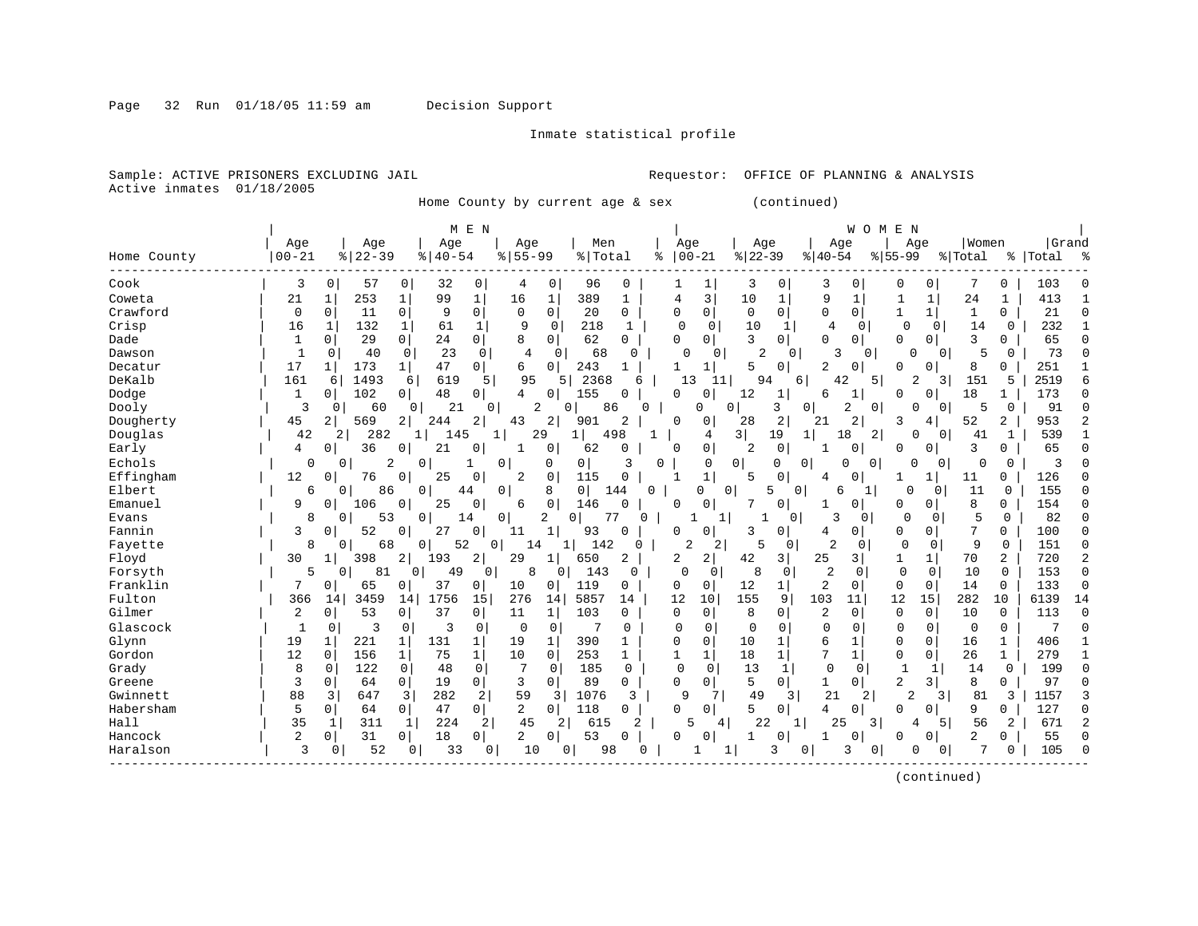Inmate statistical profile

Sample: ACTIVE PRISONERS EXCLUDING JAIL  Requestor: OFFICE OF PLANNING & ANALYSIS
Active inmates 01/18/2005

Home County by current age & sex (continued)

| | MEN | | | | | | | | | | WOMEN | | | | | | | | | | | |
|---|---|---|---|---|---|---|---|---|---|---|---|---|---|---|---|---|---|---|---|---|---|---|
| Home County | Age 00-21 | % | Age 22-39 | % | Age 40-54 | % | Age 55-99 | % | Men Total | % | Age 00-21 | % | Age 22-39 | % | Age 40-54 | % | Age 55-99 | % | Women Total | % | Grand Total | % |
| Cook | 3 | 0 | 57 | 0 | 32 | 0 | 4 | 0 | 96 | 0 | 1 | 1 | 3 | 0 | 3 | 0 | 0 | 0 | 7 | 0 | 103 | 0 |
| Coweta | 21 | 1 | 253 | 1 | 99 | 1 | 16 | 1 | 389 | 1 | 4 | 3 | 10 | 1 | 9 | 1 | 1 | 1 | 24 | 1 | 413 | 1 |
| Crawford | 0 | 0 | 11 | 0 | 9 | 0 | 0 | 0 | 20 | 0 | 0 | 0 | 0 | 0 | 0 | 0 | 1 | 1 | 1 | 0 | 21 | 0 |
| Crisp | 16 | 1 | 132 | 1 | 61 | 1 | 9 | 0 | 218 | 1 | 0 | 0 | 10 | 1 | 4 | 0 | 0 | 0 | 14 | 0 | 232 | 1 |
| Dade | 1 | 0 | 29 | 0 | 24 | 0 | 8 | 0 | 62 | 0 | 0 | 0 | 3 | 0 | 0 | 0 | 0 | 0 | 3 | 0 | 65 | 0 |
| Dawson | 1 | 0 | 40 | 0 | 23 | 0 | 4 | 0 | 68 | 0 | 0 | 0 | 2 | 0 | 3 | 0 | 0 | 0 | 5 | 0 | 73 | 0 |
| Decatur | 17 | 1 | 173 | 1 | 47 | 0 | 6 | 0 | 243 | 1 | 1 | 1 | 5 | 0 | 2 | 0 | 0 | 0 | 8 | 0 | 251 | 1 |
| DeKalb | 161 | 6 | 1493 | 6 | 619 | 5 | 95 | 5 | 2368 | 6 | 13 | 11 | 94 | 6 | 42 | 5 | 2 | 3 | 151 | 5 | 2519 | 6 |
| Dodge | 1 | 0 | 102 | 0 | 48 | 0 | 4 | 0 | 155 | 0 | 0 | 0 | 12 | 1 | 6 | 1 | 0 | 0 | 18 | 1 | 173 | 0 |
| Dooly | 3 | 0 | 60 | 0 | 21 | 0 | 2 | 0 | 86 | 0 | 0 | 0 | 3 | 0 | 2 | 0 | 0 | 0 | 5 | 0 | 91 | 0 |
| Dougherty | 45 | 2 | 569 | 2 | 244 | 2 | 43 | 2 | 901 | 2 | 0 | 0 | 28 | 2 | 21 | 2 | 3 | 4 | 52 | 2 | 953 | 2 |
| Douglas | 42 | 2 | 282 | 1 | 145 | 1 | 29 | 1 | 498 | 1 | 4 | 3 | 19 | 1 | 18 | 2 | 0 | 0 | 41 | 1 | 539 | 1 |
| Early | 4 | 0 | 36 | 0 | 21 | 0 | 1 | 0 | 62 | 0 | 0 | 0 | 2 | 0 | 1 | 0 | 0 | 0 | 3 | 0 | 65 | 0 |
| Echols | 0 | 0 | 2 | 0 | 1 | 0 | 0 | 0 | 3 | 0 | 0 | 0 | 0 | 0 | 0 | 0 | 0 | 0 | 0 | 0 | 3 | 0 |
| Effingham | 12 | 0 | 76 | 0 | 25 | 0 | 2 | 0 | 115 | 0 | 1 | 1 | 5 | 0 | 4 | 0 | 1 | 1 | 11 | 0 | 126 | 0 |
| Elbert | 6 | 0 | 86 | 0 | 44 | 0 | 8 | 0 | 144 | 0 | 0 | 0 | 5 | 0 | 6 | 1 | 0 | 0 | 11 | 0 | 155 | 0 |
| Emanuel | 9 | 0 | 106 | 0 | 25 | 0 | 6 | 0 | 146 | 0 | 0 | 0 | 7 | 0 | 1 | 0 | 0 | 0 | 8 | 0 | 154 | 0 |
| Evans | 8 | 0 | 53 | 0 | 14 | 0 | 2 | 0 | 77 | 0 | 1 | 1 | 1 | 0 | 3 | 0 | 0 | 0 | 5 | 0 | 82 | 0 |
| Fannin | 3 | 0 | 52 | 0 | 27 | 0 | 11 | 1 | 93 | 0 | 0 | 0 | 3 | 0 | 4 | 0 | 0 | 0 | 7 | 0 | 100 | 0 |
| Fayette | 8 | 0 | 68 | 0 | 52 | 0 | 14 | 1 | 142 | 0 | 2 | 2 | 5 | 0 | 2 | 0 | 0 | 0 | 9 | 0 | 151 | 0 |
| Floyd | 30 | 1 | 398 | 2 | 193 | 2 | 29 | 1 | 650 | 2 | 2 | 2 | 42 | 3 | 25 | 3 | 1 | 1 | 70 | 2 | 720 | 2 |
| Forsyth | 5 | 0 | 81 | 0 | 49 | 0 | 8 | 0 | 143 | 0 | 0 | 0 | 8 | 0 | 2 | 0 | 0 | 0 | 10 | 0 | 153 | 0 |
| Franklin | 7 | 0 | 65 | 0 | 37 | 0 | 10 | 0 | 119 | 0 | 0 | 0 | 12 | 1 | 2 | 0 | 0 | 0 | 14 | 0 | 133 | 0 |
| Fulton | 366 | 14 | 3459 | 14 | 1756 | 15 | 276 | 14 | 5857 | 14 | 12 | 10 | 155 | 9 | 103 | 11 | 12 | 15 | 282 | 10 | 6139 | 14 |
| Gilmer | 2 | 0 | 53 | 0 | 37 | 0 | 11 | 1 | 103 | 0 | 0 | 0 | 8 | 0 | 2 | 0 | 0 | 0 | 10 | 0 | 113 | 0 |
| Glascock | 1 | 0 | 3 | 0 | 3 | 0 | 0 | 0 | 7 | 0 | 0 | 0 | 0 | 0 | 0 | 0 | 0 | 0 | 0 | 0 | 7 | 0 |
| Glynn | 19 | 1 | 221 | 1 | 131 | 1 | 19 | 1 | 390 | 1 | 0 | 0 | 10 | 1 | 6 | 1 | 0 | 0 | 16 | 1 | 406 | 1 |
| Gordon | 12 | 0 | 156 | 1 | 75 | 1 | 10 | 0 | 253 | 1 | 1 | 1 | 18 | 1 | 7 | 1 | 0 | 0 | 26 | 1 | 279 | 1 |
| Grady | 8 | 0 | 122 | 0 | 48 | 0 | 7 | 0 | 185 | 0 | 0 | 0 | 13 | 1 | 0 | 0 | 1 | 1 | 14 | 0 | 199 | 0 |
| Greene | 3 | 0 | 64 | 0 | 19 | 0 | 3 | 0 | 89 | 0 | 0 | 0 | 5 | 0 | 1 | 0 | 2 | 3 | 8 | 0 | 97 | 0 |
| Gwinnett | 88 | 3 | 647 | 3 | 282 | 2 | 59 | 3 | 1076 | 3 | 9 | 7 | 49 | 3 | 21 | 2 | 2 | 3 | 81 | 3 | 1157 | 3 |
| Habersham | 5 | 0 | 64 | 0 | 47 | 0 | 2 | 0 | 118 | 0 | 0 | 0 | 5 | 0 | 4 | 0 | 0 | 0 | 9 | 0 | 127 | 0 |
| Hall | 35 | 1 | 311 | 1 | 224 | 2 | 45 | 2 | 615 | 2 | 5 | 4 | 22 | 1 | 25 | 3 | 4 | 5 | 56 | 2 | 671 | 2 |
| Hancock | 2 | 0 | 31 | 0 | 18 | 0 | 2 | 0 | 53 | 0 | 0 | 0 | 1 | 0 | 1 | 0 | 0 | 0 | 2 | 0 | 55 | 0 |
| Haralson | 3 | 0 | 52 | 0 | 33 | 0 | 10 | 0 | 98 | 0 | 1 | 1 | 3 | 0 | 3 | 0 | 0 | 0 | 7 | 0 | 105 | 0 |

(continued)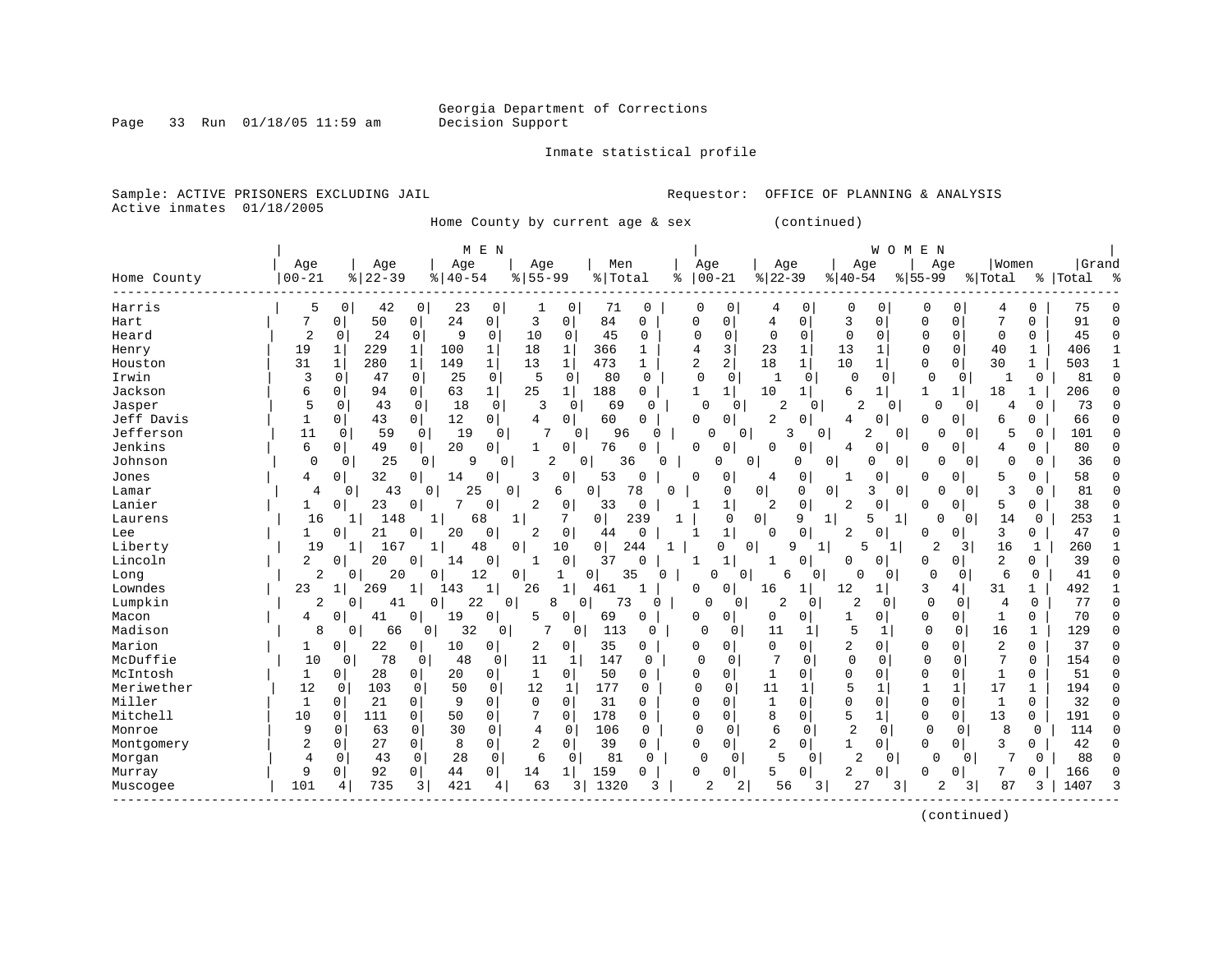Georgia Department of Corrections
Decision Support

Inmate statistical profile

Sample: ACTIVE PRISONERS EXCLUDING JAIL

Active inmates 01/18/2005

Requestor: OFFICE OF PLANNING & ANALYSIS

Home County by current age & sex (continued)

| | MEN | | | | | | | | | | WOMEN | | | | | | | | | | | |
|---|---|---|---|---|---|---|---|---|---|---|---|---|---|---|---|---|---|---|---|---|---|---|
| Home County | Age 00-21 | % | Age 22-39 | % | Age 40-54 | % | Age 55-99 | % | Men Total | % | Age 00-21 | % | Age 22-39 | % | Age 40-54 | % | Age 55-99 | % | Women Total | % | Grand Total | % |
| Harris | 5 | 0 | 42 | 0 | 23 | 0 | 1 | 0 | 71 | 0 | 0 | 0 | 4 | 0 | 0 | 0 | 0 | 0 | 4 | 0 | 75 | 0 |
| Hart | 7 | 0 | 50 | 0 | 24 | 0 | 3 | 0 | 84 | 0 | 0 | 0 | 4 | 0 | 3 | 0 | 0 | 0 | 7 | 0 | 91 | 0 |
| Heard | 2 | 0 | 24 | 0 | 9 | 0 | 10 | 0 | 45 | 0 | 0 | 0 | 0 | 0 | 0 | 0 | 0 | 0 | 0 | 0 | 45 | 0 |
| Henry | 19 | 1 | 229 | 1 | 100 | 1 | 18 | 1 | 366 | 1 | 4 | 3 | 23 | 1 | 13 | 1 | 0 | 0 | 40 | 1 | 406 | 1 |
| Houston | 31 | 1 | 280 | 1 | 149 | 1 | 13 | 1 | 473 | 1 | 2 | 2 | 18 | 1 | 10 | 1 | 0 | 0 | 30 | 1 | 503 | 1 |
| Irwin | 3 | 0 | 47 | 0 | 25 | 0 | 5 | 0 | 80 | 0 | 0 | 0 | 1 | 0 | 0 | 0 | 0 | 0 | 1 | 0 | 81 | 0 |
| Jackson | 6 | 0 | 94 | 0 | 63 | 1 | 25 | 1 | 188 | 0 | 1 | 1 | 10 | 1 | 6 | 1 | 1 | 1 | 18 | 1 | 206 | 0 |
| Jasper | 5 | 0 | 43 | 0 | 18 | 0 | 3 | 0 | 69 | 0 | 0 | 0 | 2 | 0 | 2 | 0 | 0 | 0 | 4 | 0 | 73 | 0 |
| Jeff Davis | 1 | 0 | 43 | 0 | 12 | 0 | 4 | 0 | 60 | 0 | 0 | 0 | 2 | 0 | 4 | 0 | 0 | 0 | 6 | 0 | 66 | 0 |
| Jefferson | 11 | 0 | 59 | 0 | 19 | 0 | 7 | 0 | 96 | 0 | 0 | 0 | 3 | 0 | 2 | 0 | 0 | 0 | 5 | 0 | 101 | 0 |
| Jenkins | 6 | 0 | 49 | 0 | 20 | 0 | 1 | 0 | 76 | 0 | 0 | 0 | 0 | 0 | 4 | 0 | 0 | 0 | 4 | 0 | 80 | 0 |
| Johnson | 0 | 0 | 25 | 0 | 9 | 0 | 2 | 0 | 36 | 0 | 0 | 0 | 0 | 0 | 0 | 0 | 0 | 0 | 0 | 0 | 36 | 0 |
| Jones | 4 | 0 | 32 | 0 | 14 | 0 | 3 | 0 | 53 | 0 | 0 | 0 | 4 | 0 | 1 | 0 | 0 | 0 | 5 | 0 | 58 | 0 |
| Lamar | 4 | 0 | 43 | 0 | 25 | 0 | 6 | 0 | 78 | 0 | 0 | 0 | 0 | 0 | 3 | 0 | 0 | 0 | 3 | 0 | 81 | 0 |
| Lanier | 1 | 0 | 23 | 0 | 7 | 0 | 2 | 0 | 33 | 0 | 1 | 1 | 2 | 0 | 2 | 0 | 0 | 0 | 5 | 0 | 38 | 0 |
| Laurens | 16 | 1 | 148 | 1 | 68 | 1 | 7 | 0 | 239 | 1 | 0 | 0 | 9 | 1 | 5 | 1 | 0 | 0 | 14 | 0 | 253 | 1 |
| Lee | 1 | 0 | 21 | 0 | 20 | 0 | 2 | 0 | 44 | 0 | 1 | 1 | 0 | 0 | 2 | 0 | 0 | 0 | 3 | 0 | 47 | 0 |
| Liberty | 19 | 1 | 167 | 1 | 48 | 0 | 10 | 0 | 244 | 1 | 0 | 0 | 9 | 1 | 5 | 1 | 2 | 3 | 16 | 1 | 260 | 1 |
| Lincoln | 2 | 0 | 20 | 0 | 14 | 0 | 1 | 0 | 37 | 0 | 1 | 1 | 1 | 0 | 0 | 0 | 0 | 0 | 2 | 0 | 39 | 0 |
| Long | 2 | 0 | 20 | 0 | 12 | 0 | 1 | 0 | 35 | 0 | 0 | 0 | 6 | 0 | 0 | 0 | 0 | 0 | 6 | 0 | 41 | 0 |
| Lowndes | 23 | 1 | 269 | 1 | 143 | 1 | 26 | 1 | 461 | 1 | 0 | 0 | 16 | 1 | 12 | 1 | 3 | 4 | 31 | 1 | 492 | 1 |
| Lumpkin | 2 | 0 | 41 | 0 | 22 | 0 | 8 | 0 | 73 | 0 | 0 | 0 | 2 | 0 | 2 | 0 | 0 | 0 | 4 | 0 | 77 | 0 |
| Macon | 4 | 0 | 41 | 0 | 19 | 0 | 5 | 0 | 69 | 0 | 0 | 0 | 0 | 0 | 1 | 0 | 0 | 0 | 1 | 0 | 70 | 0 |
| Madison | 8 | 0 | 66 | 0 | 32 | 0 | 7 | 0 | 113 | 0 | 0 | 0 | 11 | 1 | 5 | 1 | 0 | 0 | 16 | 1 | 129 | 0 |
| Marion | 1 | 0 | 22 | 0 | 10 | 0 | 2 | 0 | 35 | 0 | 0 | 0 | 0 | 0 | 2 | 0 | 0 | 0 | 2 | 0 | 37 | 0 |
| McDuffie | 10 | 0 | 78 | 0 | 48 | 0 | 11 | 1 | 147 | 0 | 0 | 0 | 7 | 0 | 0 | 0 | 0 | 0 | 7 | 0 | 154 | 0 |
| McIntosh | 1 | 0 | 28 | 0 | 20 | 0 | 1 | 0 | 50 | 0 | 0 | 0 | 1 | 0 | 0 | 0 | 0 | 0 | 1 | 0 | 51 | 0 |
| Meriwether | 12 | 0 | 103 | 0 | 50 | 0 | 12 | 1 | 177 | 0 | 0 | 0 | 11 | 1 | 5 | 1 | 1 | 1 | 17 | 1 | 194 | 0 |
| Miller | 1 | 0 | 21 | 0 | 9 | 0 | 0 | 0 | 31 | 0 | 0 | 0 | 1 | 0 | 0 | 0 | 0 | 0 | 1 | 0 | 32 | 0 |
| Mitchell | 10 | 0 | 111 | 0 | 50 | 0 | 7 | 0 | 178 | 0 | 0 | 0 | 8 | 0 | 5 | 1 | 0 | 0 | 13 | 0 | 191 | 0 |
| Monroe | 9 | 0 | 63 | 0 | 30 | 0 | 4 | 0 | 106 | 0 | 0 | 0 | 6 | 0 | 2 | 0 | 0 | 0 | 8 | 0 | 114 | 0 |
| Montgomery | 2 | 0 | 27 | 0 | 8 | 0 | 2 | 0 | 39 | 0 | 0 | 0 | 2 | 0 | 1 | 0 | 0 | 0 | 3 | 0 | 42 | 0 |
| Morgan | 4 | 0 | 43 | 0 | 28 | 0 | 6 | 0 | 81 | 0 | 0 | 0 | 5 | 0 | 2 | 0 | 0 | 0 | 7 | 0 | 88 | 0 |
| Murray | 9 | 0 | 92 | 0 | 44 | 0 | 14 | 1 | 159 | 0 | 0 | 0 | 5 | 0 | 2 | 0 | 0 | 0 | 7 | 0 | 166 | 0 |
| Muscogee | 101 | 4 | 735 | 3 | 421 | 4 | 63 | 3 | 1320 | 3 | 2 | 2 | 56 | 3 | 27 | 3 | 2 | 3 | 87 | 3 | 1407 | 3 |

(continued)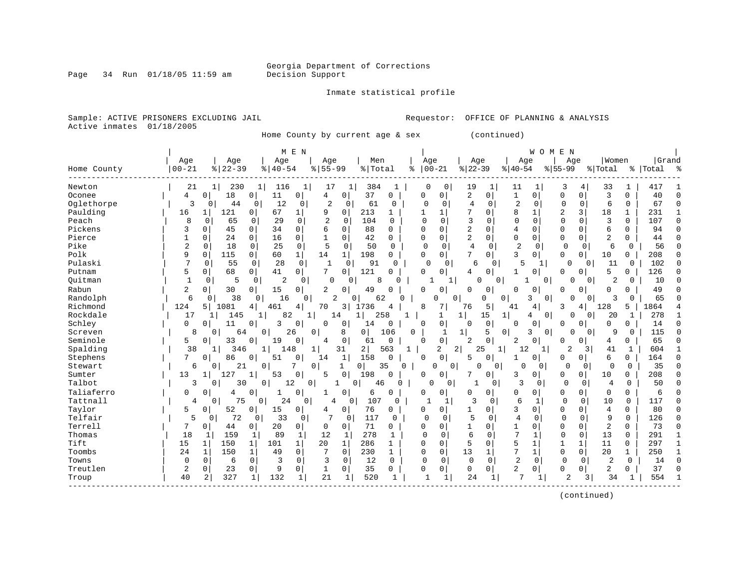Georgia Department of Corrections
Decision Support

Inmate statistical profile

Sample: ACTIVE PRISONERS EXCLUDING JAIL    Requestor: OFFICE OF PLANNING & ANALYSIS
Active inmates 01/18/2005

Home County by current age & sex (continued)

| | MEN | | | | | | | | | | WOMEN | | | | | | | | | | | |
|---|---|---|---|---|---|---|---|---|---|---|---|---|---|---|---|---|---|---|---|---|---|---|
| Home County | Age 00-21 | % | Age 22-39 | % | Age 40-54 | % | Age 55-99 | % | Men Total | % | Age 00-21 | % | Age 22-39 | % | Age 40-54 | % | Age 55-99 | % | Women Total | % | Grand Total | % |
| Newton | 21 | 1 | 230 | 1 | 116 | 1 | 17 | 1 | 384 | 1 | 0 | 0 | 19 | 1 | 11 | 1 | 3 | 4 | 33 | 1 | 417 | 1 |
| Oconee | 4 | 0 | 18 | 0 | 11 | 0 | 4 | 0 | 37 | 0 | 0 | 0 | 2 | 0 | 1 | 0 | 0 | 0 | 3 | 0 | 40 | 0 |
| Oglethorpe | 3 | 0 | 44 | 0 | 12 | 0 | 2 | 0 | 61 | 0 | 0 | 0 | 4 | 0 | 2 | 0 | 0 | 0 | 6 | 0 | 67 | 0 |
| Paulding | 16 | 1 | 121 | 0 | 67 | 1 | 9 | 0 | 213 | 1 | 1 | 1 | 7 | 0 | 8 | 1 | 2 | 3 | 18 | 1 | 231 | 1 |
| Peach | 8 | 0 | 65 | 0 | 29 | 0 | 2 | 0 | 104 | 0 | 0 | 0 | 3 | 0 | 0 | 0 | 0 | 0 | 3 | 0 | 107 | 0 |
| Pickens | 3 | 0 | 45 | 0 | 34 | 0 | 6 | 0 | 88 | 0 | 0 | 0 | 2 | 0 | 4 | 0 | 0 | 0 | 6 | 0 | 94 | 0 |
| Pierce | 1 | 0 | 24 | 0 | 16 | 0 | 1 | 0 | 42 | 0 | 0 | 0 | 2 | 0 | 0 | 0 | 0 | 0 | 2 | 0 | 44 | 0 |
| Pike | 2 | 0 | 18 | 0 | 25 | 0 | 5 | 0 | 50 | 0 | 0 | 0 | 4 | 0 | 2 | 0 | 0 | 0 | 6 | 0 | 56 | 0 |
| Polk | 9 | 0 | 115 | 0 | 60 | 1 | 14 | 1 | 198 | 0 | 0 | 0 | 7 | 0 | 3 | 0 | 0 | 0 | 10 | 0 | 208 | 0 |
| Pulaski | 7 | 0 | 55 | 0 | 28 | 0 | 1 | 0 | 91 | 0 | 0 | 0 | 6 | 0 | 5 | 1 | 0 | 0 | 11 | 0 | 102 | 0 |
| Putnam | 5 | 0 | 68 | 0 | 41 | 0 | 7 | 0 | 121 | 0 | 0 | 0 | 4 | 0 | 1 | 0 | 0 | 0 | 5 | 0 | 126 | 0 |
| Quitman | 1 | 0 | 5 | 0 | 2 | 0 | 0 | 0 | 8 | 0 | 1 | 1 | 0 | 0 | 1 | 0 | 0 | 0 | 2 | 0 | 10 | 0 |
| Rabun | 2 | 0 | 30 | 0 | 15 | 0 | 2 | 0 | 49 | 0 | 0 | 0 | 0 | 0 | 0 | 0 | 0 | 0 | 0 | 0 | 49 | 0 |
| Randolph | 6 | 0 | 38 | 0 | 16 | 0 | 2 | 0 | 62 | 0 | 0 | 0 | 0 | 0 | 3 | 0 | 0 | 0 | 3 | 0 | 65 | 0 |
| Richmond | 124 | 5 | 1081 | 4 | 461 | 4 | 70 | 3 | 1736 | 4 | 8 | 7 | 76 | 5 | 41 | 4 | 3 | 4 | 128 | 5 | 1864 | 4 |
| Rockdale | 17 | 1 | 145 | 1 | 82 | 1 | 14 | 1 | 258 | 1 | 1 | 1 | 15 | 1 | 4 | 0 | 0 | 0 | 20 | 1 | 278 | 1 |
| Schley | 0 | 0 | 11 | 0 | 3 | 0 | 0 | 0 | 14 | 0 | 0 | 0 | 0 | 0 | 0 | 0 | 0 | 0 | 0 | 0 | 14 | 0 |
| Screven | 8 | 0 | 64 | 0 | 26 | 0 | 8 | 0 | 106 | 0 | 1 | 1 | 5 | 0 | 3 | 0 | 0 | 0 | 9 | 0 | 115 | 0 |
| Seminole | 5 | 0 | 33 | 0 | 19 | 0 | 4 | 0 | 61 | 0 | 0 | 0 | 2 | 0 | 2 | 0 | 0 | 0 | 4 | 0 | 65 | 0 |
| Spalding | 38 | 1 | 346 | 1 | 148 | 1 | 31 | 2 | 563 | 1 | 2 | 2 | 25 | 1 | 12 | 1 | 2 | 3 | 41 | 1 | 604 | 1 |
| Stephens | 7 | 0 | 86 | 0 | 51 | 0 | 14 | 1 | 158 | 0 | 0 | 0 | 5 | 0 | 1 | 0 | 0 | 0 | 6 | 0 | 164 | 0 |
| Stewart | 6 | 0 | 21 | 0 | 7 | 0 | 1 | 0 | 35 | 0 | 0 | 0 | 0 | 0 | 0 | 0 | 0 | 0 | 0 | 0 | 35 | 0 |
| Sumter | 13 | 1 | 127 | 1 | 53 | 0 | 5 | 0 | 198 | 0 | 0 | 0 | 7 | 0 | 3 | 0 | 0 | 0 | 10 | 0 | 208 | 0 |
| Talbot | 3 | 0 | 30 | 0 | 12 | 0 | 1 | 0 | 46 | 0 | 0 | 0 | 1 | 0 | 3 | 0 | 0 | 0 | 4 | 0 | 50 | 0 |
| Taliaferro | 0 | 0 | 4 | 0 | 1 | 0 | 1 | 0 | 6 | 0 | 0 | 0 | 0 | 0 | 0 | 0 | 0 | 0 | 0 | 0 | 6 | 0 |
| Tattnall | 4 | 0 | 75 | 0 | 24 | 0 | 4 | 0 | 107 | 0 | 1 | 1 | 3 | 0 | 6 | 1 | 0 | 0 | 10 | 0 | 117 | 0 |
| Taylor | 5 | 0 | 52 | 0 | 15 | 0 | 4 | 0 | 76 | 0 | 0 | 0 | 1 | 0 | 3 | 0 | 0 | 0 | 4 | 0 | 80 | 0 |
| Telfair | 5 | 0 | 72 | 0 | 33 | 0 | 7 | 0 | 117 | 0 | 0 | 0 | 5 | 0 | 4 | 0 | 0 | 0 | 9 | 0 | 126 | 0 |
| Terrell | 7 | 0 | 44 | 0 | 20 | 0 | 0 | 0 | 71 | 0 | 0 | 0 | 1 | 0 | 1 | 0 | 0 | 0 | 2 | 0 | 73 | 0 |
| Thomas | 18 | 1 | 159 | 1 | 89 | 1 | 12 | 1 | 278 | 1 | 0 | 0 | 6 | 0 | 7 | 1 | 0 | 0 | 13 | 0 | 291 | 1 |
| Tift | 15 | 1 | 150 | 1 | 101 | 1 | 20 | 1 | 286 | 1 | 0 | 0 | 5 | 0 | 5 | 1 | 1 | 1 | 11 | 0 | 297 | 1 |
| Toombs | 24 | 1 | 150 | 1 | 49 | 0 | 7 | 0 | 230 | 1 | 0 | 0 | 13 | 1 | 7 | 1 | 0 | 0 | 20 | 1 | 250 | 1 |
| Towns | 0 | 0 | 6 | 0 | 3 | 0 | 3 | 0 | 12 | 0 | 0 | 0 | 0 | 0 | 2 | 0 | 0 | 0 | 2 | 0 | 14 | 0 |
| Treutlen | 2 | 0 | 23 | 0 | 9 | 0 | 1 | 0 | 35 | 0 | 0 | 0 | 0 | 0 | 2 | 0 | 0 | 0 | 2 | 0 | 37 | 0 |
| Troup | 40 | 2 | 327 | 1 | 132 | 1 | 21 | 1 | 520 | 1 | 1 | 1 | 24 | 1 | 7 | 1 | 2 | 3 | 34 | 1 | 554 | 1 |

(continued)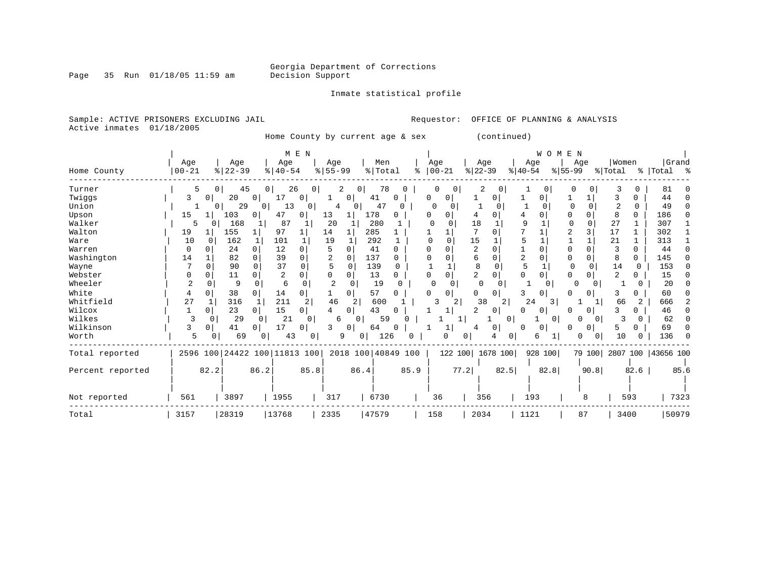Georgia Department of Corrections
Decision Support

Inmate statistical profile

Sample: ACTIVE PRISONERS EXCLUDING JAIL
Active inmates 01/18/2005

Requestor: OFFICE OF PLANNING & ANALYSIS

Home County by current age & sex (continued)

| | MEN | | | | | | | | | | WOMEN | | | | | | | | | | | |
|---|---|---|---|---|---|---|---|---|---|---|---|---|---|---|---|---|---|---|---|---|---|---|
| Home County | Age 00-21 | % | Age 22-39 | % | Age 40-54 | % | Age 55-99 | % | Men Total | % | Age 00-21 | % | Age 22-39 | % | Age 40-54 | % | Age 55-99 | % | Women Total | % | Grand Total | % |
| Turner | 5 | 0 | 45 | 0 | 26 | 0 | 2 | 0 | 78 | 0 | 0 | 0 | 2 | 0 | 1 | 0 | 0 | 0 | 3 | 0 | 81 | 0 |
| Twiggs | 3 | 0 | 20 | 0 | 17 | 0 | 1 | 0 | 41 | 0 | 0 | 0 | 1 | 0 | 1 | 0 | 1 | 1 | 3 | 0 | 44 | 0 |
| Union | 1 | 0 | 29 | 0 | 13 | 0 | 4 | 0 | 47 | 0 | 0 | 0 | 1 | 0 | 1 | 0 | 0 | 0 | 2 | 0 | 49 | 0 |
| Upson | 15 | 1 | 103 | 0 | 47 | 0 | 13 | 1 | 178 | 0 | 0 | 0 | 4 | 0 | 4 | 0 | 0 | 0 | 8 | 0 | 186 | 0 |
| Walker | 5 | 0 | 168 | 1 | 87 | 1 | 20 | 1 | 280 | 1 | 0 | 0 | 18 | 1 | 9 | 1 | 0 | 0 | 27 | 1 | 307 | 1 |
| Walton | 19 | 1 | 155 | 1 | 97 | 1 | 14 | 1 | 285 | 1 | 1 | 1 | 7 | 0 | 7 | 1 | 2 | 3 | 17 | 1 | 302 | 1 |
| Ware | 10 | 0 | 162 | 1 | 101 | 1 | 19 | 1 | 292 | 1 | 0 | 0 | 15 | 1 | 5 | 1 | 1 | 1 | 21 | 1 | 313 | 1 |
| Warren | 0 | 0 | 24 | 0 | 12 | 0 | 5 | 0 | 41 | 0 | 0 | 0 | 2 | 0 | 1 | 0 | 0 | 0 | 3 | 0 | 44 | 0 |
| Washington | 14 | 1 | 82 | 0 | 39 | 0 | 2 | 0 | 137 | 0 | 0 | 0 | 6 | 0 | 2 | 0 | 0 | 0 | 8 | 0 | 145 | 0 |
| Wayne | 7 | 0 | 90 | 0 | 37 | 0 | 5 | 0 | 139 | 0 | 1 | 1 | 8 | 0 | 5 | 1 | 0 | 0 | 14 | 0 | 153 | 0 |
| Webster | 0 | 0 | 11 | 0 | 2 | 0 | 0 | 0 | 13 | 0 | 0 | 0 | 2 | 0 | 0 | 0 | 0 | 0 | 2 | 0 | 15 | 0 |
| Wheeler | 2 | 0 | 9 | 0 | 6 | 0 | 2 | 0 | 19 | 0 | 0 | 0 | 0 | 0 | 1 | 0 | 0 | 0 | 1 | 0 | 20 | 0 |
| White | 4 | 0 | 38 | 0 | 14 | 0 | 1 | 0 | 57 | 0 | 0 | 0 | 0 | 0 | 3 | 0 | 0 | 0 | 3 | 0 | 60 | 0 |
| Whitfield | 27 | 1 | 316 | 1 | 211 | 2 | 46 | 2 | 600 | 1 | 3 | 2 | 38 | 2 | 24 | 3 | 1 | 1 | 66 | 2 | 666 | 2 |
| Wilcox | 1 | 0 | 23 | 0 | 15 | 0 | 4 | 0 | 43 | 0 | 1 | 1 | 2 | 0 | 0 | 0 | 0 | 0 | 3 | 0 | 46 | 0 |
| Wilkes | 3 | 0 | 29 | 0 | 21 | 0 | 6 | 0 | 59 | 0 | 1 | 1 | 1 | 0 | 1 | 0 | 0 | 0 | 3 | 0 | 62 | 0 |
| Wilkinson | 3 | 0 | 41 | 0 | 17 | 0 | 3 | 0 | 64 | 0 | 1 | 1 | 4 | 0 | 0 | 0 | 0 | 0 | 5 | 0 | 69 | 0 |
| Worth | 5 | 0 | 69 | 0 | 43 | 0 | 9 | 0 | 126 | 0 | 0 | 0 | 4 | 0 | 6 | 1 | 0 | 0 | 10 | 0 | 136 | 0 |
| Total reported | 2596 | 100 | 24422 | 100 | 11813 | 100 | 2018 | 100 | 40849 | 100 | 122 | 100 | 1678 | 100 | 928 | 100 | 79 | 100 | 2807 | 100 | 43656 | 100 |
| Percent reported | | 82.2 | | 86.2 | | 85.8 | | 86.4 | | 85.9 | | 77.2 | | 82.5 | | 82.8 | | 90.8 | | 82.6 | | 85.6 |
| Not reported | 561 | | 3897 | | 1955 | | 317 | | 6730 | | 36 | | 356 | | 193 | | 8 | | 593 | | 7323 | |
| Total | 3157 | | 28319 | | 13768 | | 2335 | | 47579 | | 158 | | 2034 | | 1121 | | 87 | | 3400 | | 50979 | |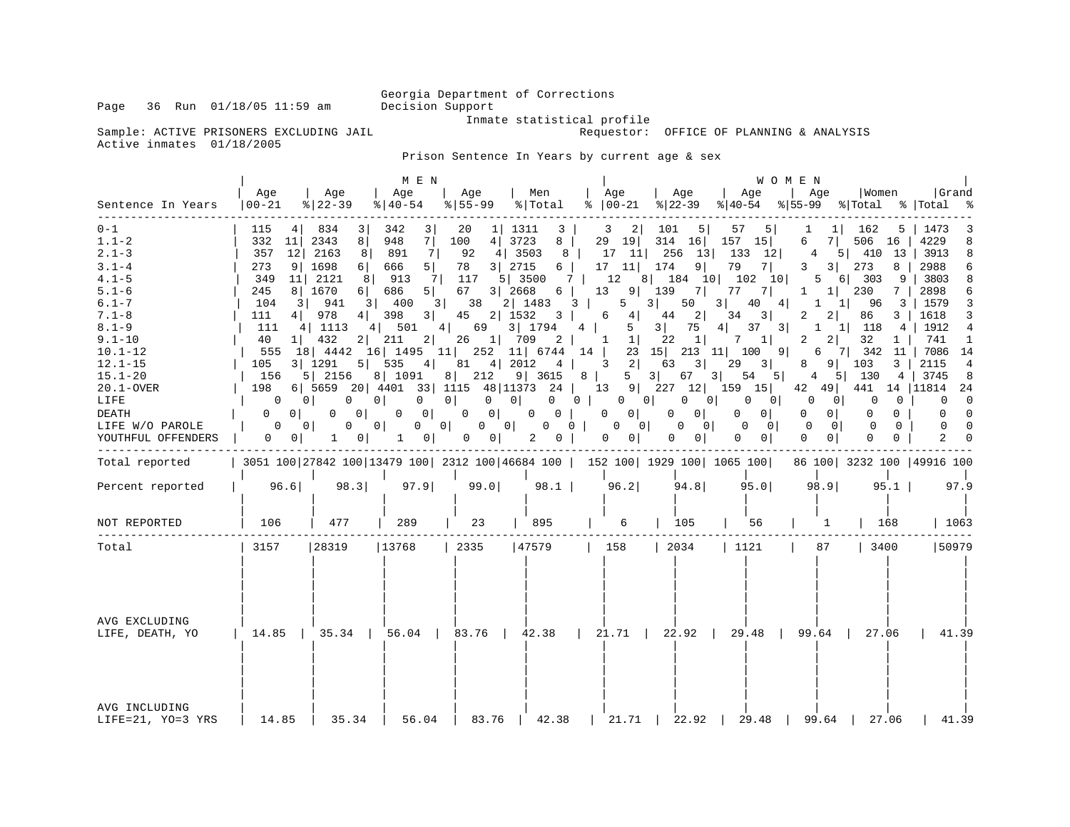Georgia Department of Corrections
Decision Support

Inmate statistical profile

Sample: ACTIVE PRISONERS EXCLUDING JAIL    Requestor: OFFICE OF PLANNING & ANALYSIS
Active inmates 01/18/2005

Prison Sentence In Years by current age & sex

| Sentence In Years | MEN Age 00-21 | % | Age 22-39 | % | Age 40-54 | % | Age 55-99 | % | Men Total | % | WOMEN Age 00-21 | % | Age 22-39 | % | Age 40-54 | % | Age 55-99 | % | Women Total | % | Grand Total | % |
|---|---|---|---|---|---|---|---|---|---|---|---|---|---|---|---|---|---|---|---|---|---|---|
| 0-1 | 115 | 4 | 834 | 3 | 342 | 3 | 20 | 1 | 1311 | 3 | 3 | 2 | 101 | 5 | 57 | 5 | 1 | 1 | 162 | 5 | 1473 | 3 |
| 1.1-2 | 332 | 11 | 2343 | 8 | 948 | 7 | 100 | 4 | 3723 | 8 | 29 | 19 | 314 | 16 | 157 | 15 | 6 | 7 | 506 | 16 | 4229 | 8 |
| 2.1-3 | 357 | 12 | 2163 | 8 | 891 | 7 | 92 | 4 | 3503 | 8 | 17 | 11 | 256 | 13 | 133 | 12 | 4 | 5 | 410 | 13 | 3913 | 8 |
| 3.1-4 | 273 | 9 | 1698 | 6 | 666 | 5 | 78 | 3 | 2715 | 6 | 17 | 11 | 174 | 9 | 79 | 7 | 3 | 3 | 273 | 8 | 2988 | 6 |
| 4.1-5 | 349 | 11 | 2121 | 8 | 913 | 7 | 117 | 5 | 3500 | 7 | 12 | 8 | 184 | 10 | 102 | 10 | 5 | 6 | 303 | 9 | 3803 | 8 |
| 5.1-6 | 245 | 8 | 1670 | 6 | 686 | 5 | 67 | 3 | 2668 | 6 | 13 | 9 | 139 | 7 | 77 | 7 | 1 | 1 | 230 | 7 | 2898 | 6 |
| 6.1-7 | 104 | 3 | 941 | 3 | 400 | 3 | 38 | 2 | 1483 | 3 | 5 | 3 | 50 | 3 | 40 | 4 | 1 | 1 | 96 | 3 | 1579 | 3 |
| 7.1-8 | 111 | 4 | 978 | 4 | 398 | 3 | 45 | 2 | 1532 | 3 | 6 | 4 | 44 | 2 | 34 | 3 | 2 | 2 | 86 | 3 | 1618 | 3 |
| 8.1-9 | 111 | 4 | 1113 | 4 | 501 | 4 | 69 | 3 | 1794 | 4 | 5 | 3 | 75 | 4 | 37 | 3 | 1 | 1 | 118 | 4 | 1912 | 4 |
| 9.1-10 | 40 | 1 | 432 | 2 | 211 | 2 | 26 | 1 | 709 | 2 | 1 | 1 | 22 | 1 | 7 | 1 | 2 | 2 | 32 | 1 | 741 | 1 |
| 10.1-12 | 555 | 18 | 4442 | 16 | 1495 | 11 | 252 | 11 | 6744 | 14 | 23 | 15 | 213 | 11 | 100 | 9 | 6 | 7 | 342 | 11 | 7086 | 14 |
| 12.1-15 | 105 | 3 | 1291 | 5 | 535 | 4 | 81 | 4 | 2012 | 4 | 3 | 2 | 63 | 3 | 29 | 3 | 8 | 9 | 103 | 3 | 2115 | 4 |
| 15.1-20 | 156 | 5 | 2156 | 8 | 1091 | 8 | 212 | 9 | 3615 | 8 | 5 | 3 | 67 | 3 | 54 | 5 | 4 | 5 | 130 | 4 | 3745 | 8 |
| 20.1-OVER | 198 | 6 | 5659 | 20 | 4401 | 33 | 1115 | 48 | 11373 | 24 | 13 | 9 | 227 | 12 | 159 | 15 | 42 | 49 | 441 | 14 | 11814 | 24 |
| LIFE | 0 | 0 | 0 | 0 | 0 | 0 | 0 | 0 | 0 | 0 | 0 | 0 | 0 | 0 | 0 | 0 | 0 | 0 | 0 | 0 | 0 | 0 |
| DEATH | 0 | 0 | 0 | 0 | 0 | 0 | 0 | 0 | 0 | 0 | 0 | 0 | 0 | 0 | 0 | 0 | 0 | 0 | 0 | 0 | 0 | 0 |
| LIFE W/O PAROLE | 0 | 0 | 0 | 0 | 0 | 0 | 0 | 0 | 0 | 0 | 0 | 0 | 0 | 0 | 0 | 0 | 0 | 0 | 0 | 0 | 0 | 0 |
| YOUTHFUL OFFENDERS | 0 | 0 | 1 | 0 | 1 | 0 | 0 | 0 | 2 | 0 | 0 | 0 | 0 | 0 | 0 | 0 | 0 | 0 | 0 | 0 | 2 | 0 |
| Total reported | 3051 | 100 | 27842 | 100 | 13479 | 100 | 2312 | 100 | 46684 | 100 | 152 | 100 | 1929 | 100 | 1065 | 100 | 86 | 100 | 3232 | 100 | 49916 | 100 |
| Percent reported | 96.6 | | 98.3 | | 97.9 | | 99.0 | | 98.1 | | 96.2 | | 94.8 | | 95.0 | | 98.9 | | 95.1 | | 97.9 | |
| NOT REPORTED | 106 | | 477 | | 289 | | 23 | | 895 | | 6 | | 105 | | 56 | | 1 | | 168 | | 1063 | |
| Total | 3157 | | 28319 | | 13768 | | 2335 | | 47579 | | 158 | | 2034 | | 1121 | | 87 | | 3400 | | 50979 | |
| AVG EXCLUDING LIFE, DEATH, YO | 14.85 | | 35.34 | | 56.04 | | 83.76 | | 42.38 | | 21.71 | | 22.92 | | 29.48 | | 99.64 | | 27.06 | | 41.39 | |
| AVG INCLUDING LIFE=21, YO=3 YRS | 14.85 | | 35.34 | | 56.04 | | 83.76 | | 42.38 | | 21.71 | | 22.92 | | 29.48 | | 99.64 | | 27.06 | | 41.39 | |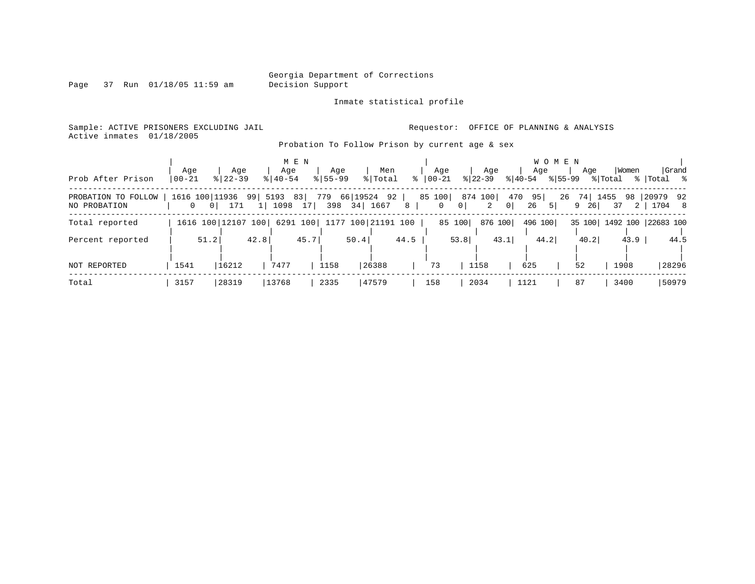Georgia Department of Corrections
Decision Support

Inmate statistical profile

Sample: ACTIVE PRISONERS EXCLUDING JAIL　　　　Requestor: OFFICE OF PLANNING & ANALYSIS
Active inmates 01/18/2005

Probation To Follow Prison by current age & sex

| Prob After Prison | MEN Age 00-21 | % | Age 22-39 | % | Age 40-54 | % | Age 55-99 | % | Men Total | % | WOMEN Age 00-21 | % | Age 22-39 | % | Age 40-54 | % | Age 55-99 | % | Women Total | % | Grand Total | % |
|---|---|---|---|---|---|---|---|---|---|---|---|---|---|---|---|---|---|---|---|---|---|---|
| PROBATION TO FOLLOW | 1616 | 100 | 11936 | 99 | 5193 | 83 | 779 | 66 | 19524 | 92 | 85 | 100 | 874 | 100 | 470 | 95 | 26 | 74 | 1455 | 98 | 20979 | 92 |
| NO PROBATION | 0 | 0 | 171 | 1 | 1098 | 17 | 398 | 34 | 1667 | 8 | 0 | 0 | 2 | 0 | 26 | 5 | 9 | 26 | 37 | 2 | 1704 | 8 |
| Total reported | 1616 | 100 | 12107 | 100 | 6291 | 100 | 1177 | 100 | 21191 | 100 | 85 | 100 | 876 | 100 | 496 | 100 | 35 | 100 | 1492 | 100 | 22683 | 100 |
| Percent reported | | 51.2 | | 42.8 | | 45.7 | | 50.4 | | 44.5 | | 53.8 | | 43.1 | | 44.2 | | 40.2 | | 43.9 | | 44.5 |
| NOT REPORTED | 1541 | | 16212 | | 7477 | | 1158 | | 26388 | | 73 | | 1158 | | 625 | | 52 | | 1908 | | 28296 | |
| Total | 3157 | | 28319 | | 13768 | | 2335 | | 47579 | | 158 | | 2034 | | 1121 | | 87 | | 3400 | | 50979 | |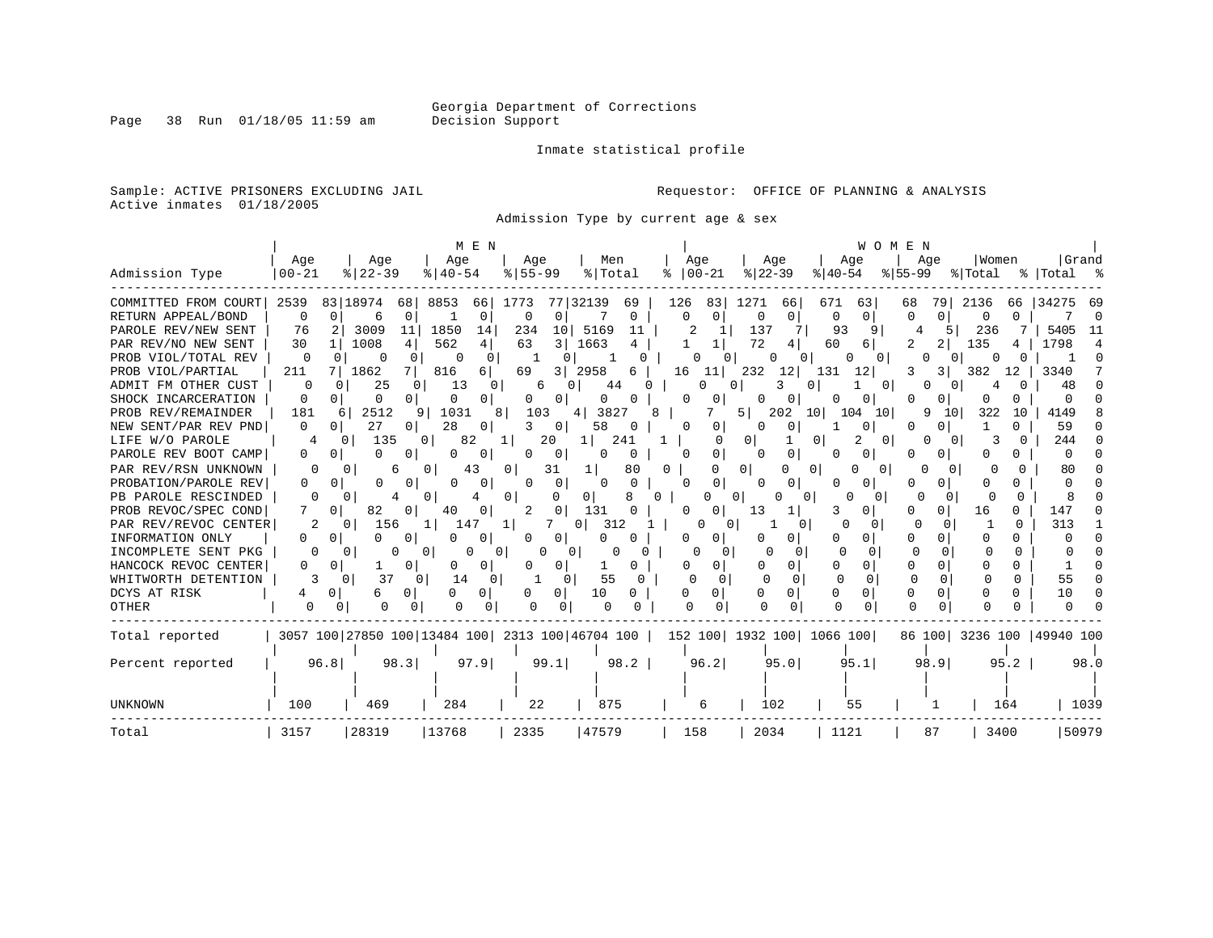Georgia Department of Corrections
Decision Support

Inmate statistical profile

Sample: ACTIVE PRISONERS EXCLUDING JAIL

Active inmates 01/18/2005

Requestor: OFFICE OF PLANNING & ANALYSIS

Admission Type by current age & sex

| | MEN | | | | | | | | | | WOMEN | | | | | | | | | | | |
|---|---|---|---|---|---|---|---|---|---|---|---|---|---|---|---|---|---|---|---|---|---|---|
| Admission Type | Age 00-21 | % | Age 22-39 | % | Age 40-54 | % | Age 55-99 | % | Men Total | % | Age 00-21 | % | Age 22-39 | % | Age 40-54 | % | Age 55-99 | % | Women Total | % | Grand Total | % |
| COMMITTED FROM COURT | 2539 | 83 | 18974 | 68 | 8853 | 66 | 1773 | 77 | 32139 | 69 | 126 | 83 | 1271 | 66 | 671 | 63 | 68 | 79 | 2136 | 66 | 34275 | 69 |
| RETURN APPEAL/BOND | 0 | 0 | 6 | 0 | 1 | 0 | 0 | 0 | 7 | 0 | 0 | 0 | 0 | 0 | 0 | 0 | 0 | 0 | 0 | 0 | 7 | 0 |
| PAROLE REV/NEW SENT | 76 | 2 | 3009 | 11 | 1850 | 14 | 234 | 10 | 5169 | 11 | 2 | 1 | 137 | 7 | 93 | 9 | 4 | 5 | 236 | 7 | 5405 | 11 |
| PAR REV/NO NEW SENT | 30 | 1 | 1008 | 4 | 562 | 4 | 63 | 3 | 1663 | 4 | 1 | 1 | 72 | 4 | 60 | 6 | 2 | 2 | 135 | 4 | 1798 | 4 |
| PROB VIOL/TOTAL REV | 0 | 0 | 0 | 0 | 0 | 0 | 1 | 0 | 1 | 0 | 0 | 0 | 0 | 0 | 0 | 0 | 0 | 0 | 0 | 0 | 1 | 0 |
| PROB VIOL/PARTIAL | 211 | 7 | 1862 | 7 | 816 | 6 | 69 | 3 | 2958 | 6 | 16 | 11 | 232 | 12 | 131 | 12 | 3 | 3 | 382 | 12 | 3340 | 7 |
| ADMIT FM OTHER CUST | 0 | 0 | 25 | 0 | 13 | 0 | 6 | 0 | 44 | 0 | 0 | 0 | 3 | 0 | 1 | 0 | 0 | 0 | 4 | 0 | 48 | 0 |
| SHOCK INCARCERATION | 0 | 0 | 0 | 0 | 0 | 0 | 0 | 0 | 0 | 0 | 0 | 0 | 0 | 0 | 0 | 0 | 0 | 0 | 0 | 0 | 0 | 0 |
| PROB REV/REMAINDER | 181 | 6 | 2512 | 9 | 1031 | 8 | 103 | 4 | 3827 | 8 | 7 | 5 | 202 | 10 | 104 | 10 | 9 | 10 | 322 | 10 | 4149 | 8 |
| NEW SENT/PAR REV PND | 0 | 0 | 27 | 0 | 28 | 0 | 3 | 0 | 58 | 0 | 0 | 0 | 0 | 0 | 1 | 0 | 0 | 0 | 1 | 0 | 59 | 0 |
| LIFE W/O PAROLE | 4 | 0 | 135 | 0 | 82 | 1 | 20 | 1 | 241 | 1 | 0 | 0 | 1 | 0 | 2 | 0 | 0 | 0 | 3 | 0 | 244 | 0 |
| PAROLE REV BOOT CAMP | 0 | 0 | 0 | 0 | 0 | 0 | 0 | 0 | 0 | 0 | 0 | 0 | 0 | 0 | 0 | 0 | 0 | 0 | 0 | 0 | 0 | 0 |
| PAR REV/RSN UNKNOWN | 0 | 0 | 6 | 0 | 43 | 0 | 31 | 1 | 80 | 0 | 0 | 0 | 0 | 0 | 0 | 0 | 0 | 0 | 0 | 0 | 80 | 0 |
| PROBATION/PAROLE REV | 0 | 0 | 0 | 0 | 0 | 0 | 0 | 0 | 0 | 0 | 0 | 0 | 0 | 0 | 0 | 0 | 0 | 0 | 0 | 0 | 0 | 0 |
| PB PAROLE RESCINDED | 0 | 0 | 4 | 0 | 4 | 0 | 0 | 0 | 8 | 0 | 0 | 0 | 0 | 0 | 0 | 0 | 0 | 0 | 0 | 0 | 8 | 0 |
| PROB REVOC/SPEC COND | 7 | 0 | 82 | 0 | 40 | 0 | 2 | 0 | 131 | 0 | 0 | 0 | 13 | 1 | 3 | 0 | 0 | 0 | 16 | 0 | 147 | 0 |
| PAR REV/REVOC CENTER | 2 | 0 | 156 | 1 | 147 | 1 | 7 | 0 | 312 | 1 | 0 | 0 | 1 | 0 | 0 | 0 | 0 | 0 | 1 | 0 | 313 | 1 |
| INFORMATION ONLY | 0 | 0 | 0 | 0 | 0 | 0 | 0 | 0 | 0 | 0 | 0 | 0 | 0 | 0 | 0 | 0 | 0 | 0 | 0 | 0 | 0 | 0 |
| INCOMPLETE SENT PKG | 0 | 0 | 0 | 0 | 0 | 0 | 0 | 0 | 0 | 0 | 0 | 0 | 0 | 0 | 0 | 0 | 0 | 0 | 0 | 0 | 0 | 0 |
| HANCOCK REVOC CENTER | 0 | 0 | 1 | 0 | 0 | 0 | 0 | 0 | 1 | 0 | 0 | 0 | 0 | 0 | 0 | 0 | 0 | 0 | 0 | 0 | 1 | 0 |
| WHITWORTH DETENTION | 3 | 0 | 37 | 0 | 14 | 0 | 1 | 0 | 55 | 0 | 0 | 0 | 0 | 0 | 0 | 0 | 0 | 0 | 0 | 0 | 55 | 0 |
| DCYS AT RISK | 4 | 0 | 6 | 0 | 0 | 0 | 0 | 0 | 10 | 0 | 0 | 0 | 0 | 0 | 0 | 0 | 0 | 0 | 0 | 0 | 10 | 0 |
| OTHER | 0 | 0 | 0 | 0 | 0 | 0 | 0 | 0 | 0 | 0 | 0 | 0 | 0 | 0 | 0 | 0 | 0 | 0 | 0 | 0 | 0 | 0 |
| Total reported | 3057 | 100 | 27850 | 100 | 13484 | 100 | 2313 | 100 | 46704 | 100 | 152 | 100 | 1932 | 100 | 1066 | 100 | 86 | 100 | 3236 | 100 | 49940 | 100 |
| Percent reported | 96.8 | | 98.3 | | 97.9 | | 99.1 | | 98.2 | | 96.2 | | 95.0 | | 95.1 | | 98.9 | | 95.2 | | 98.0 | |
| UNKNOWN | 100 | | 469 | | 284 | | 22 | | 875 | | 6 | | 102 | | 55 | | 1 | | 164 | | 1039 | |
| Total | 3157 | | 28319 | | 13768 | | 2335 | | 47579 | | 158 | | 2034 | | 1121 | | 87 | | 3400 | | 50979 | |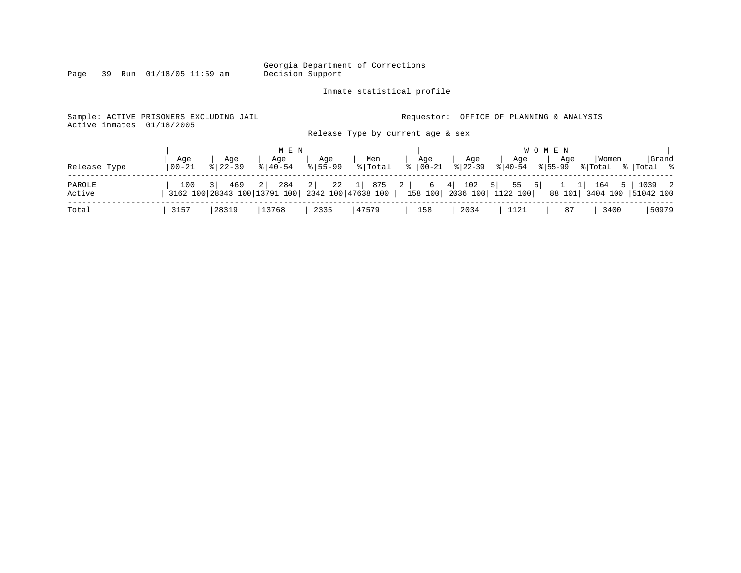Georgia Department of Corrections
Decision Support

Inmate statistical profile

Sample: ACTIVE PRISONERS EXCLUDING JAIL
Active inmates 01/18/2005

Requestor: OFFICE OF PLANNING & ANALYSIS

Release Type by current age & sex

| Release Type | MEN Age 00-21 | % | Age 22-39 | % | Age 40-54 | % | Age 55-99 | % | Men Total | % | WOMEN Age 00-21 | % | Age 22-39 | % | Age 40-54 | % | Age 55-99 | % | Women Total | % | Grand Total | % |
|---|---|---|---|---|---|---|---|---|---|---|---|---|---|---|---|---|---|---|---|---|---|---|
| PAROLE | 100 | 3 | 469 | 2 | 284 | 2 | 22 | 1 | 875 | 2 | 6 | 4 | 102 | 5 | 55 | 5 | 1 | 1 | 164 | 5 | 1039 | 2 |
| Active | 3162 | 100 | 28343 | 100 | 13791 | 100 | 2342 | 100 | 47638 | 100 | 158 | 100 | 2036 | 100 | 1122 | 100 | 88 | 101 | 3404 | 100 | 51042 | 100 |
| Total | 3157 | | 28319 | | 13768 | | 2335 | | 47579 | | 158 | | 2034 | | 1121 | | 87 | | 3400 | | 50979 | |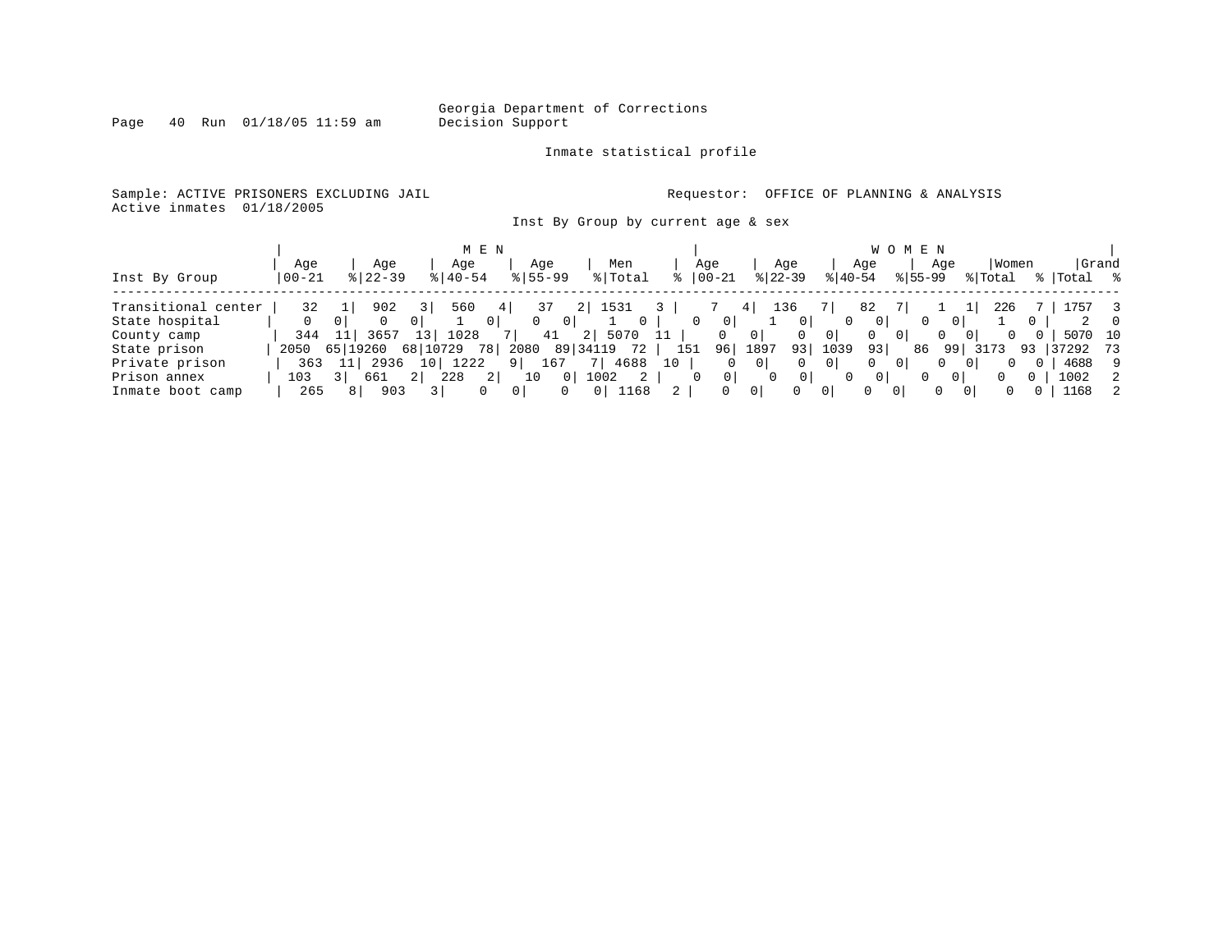Georgia Department of Corrections
Decision Support

Inmate statistical profile

Sample: ACTIVE PRISONERS EXCLUDING JAIL
Active inmates 01/18/2005

Requestor: OFFICE OF PLANNING & ANALYSIS

Inst By Group by current age & sex

| | MEN | | | | | | | | | | WOMEN | | | | | | | | | | | |
|---|---|---|---|---|---|---|---|---|---|---|---|---|---|---|---|---|---|---|---|---|---|---|
| Inst By Group | Age 00-21 | % | Age 22-39 | % | Age 40-54 | % | Age 55-99 | % | Men Total | % | Age 00-21 | % | Age 22-39 | % | Age 40-54 | % | Age 55-99 | % | Women Total | % | Grand Total | % |
| Transitional center | 32 | 1 | 902 | 3 | 560 | 4 | 37 | 2 | 1531 | 3 | 7 | 4 | 136 | 7 | 82 | 7 | 1 | 1 | 226 | 7 | 1757 | 3 |
| State hospital | 0 | 0 | 0 | 0 | 1 | 0 | 0 | 0 | 1 | 0 | 0 | 0 | 1 | 0 | 0 | 0 | 0 | 0 | 1 | 0 | 2 | 0 |
| County camp | 344 | 11 | 3657 | 13 | 1028 | 7 | 41 | 2 | 5070 | 11 | 0 | 0 | 0 | 0 | 0 | 0 | 0 | 0 | 0 | 0 | 5070 | 10 |
| State prison | 2050 | 65 | 19260 | 68 | 10729 | 78 | 2080 | 89 | 34119 | 72 | 151 | 96 | 1897 | 93 | 1039 | 93 | 86 | 99 | 3173 | 93 | 37292 | 73 |
| Private prison | 363 | 11 | 2936 | 10 | 1222 | 9 | 167 | 7 | 4688 | 10 | 0 | 0 | 0 | 0 | 0 | 0 | 0 | 0 | 0 | 0 | 4688 | 9 |
| Prison annex | 103 | 3 | 661 | 2 | 228 | 2 | 10 | 0 | 1002 | 2 | 0 | 0 | 0 | 0 | 0 | 0 | 0 | 0 | 0 | 0 | 1002 | 2 |
| Inmate boot camp | 265 | 8 | 903 | 3 | 0 | 0 | 0 | 0 | 1168 | 2 | 0 | 0 | 0 | 0 | 0 | 0 | 0 | 0 | 0 | 0 | 1168 | 2 |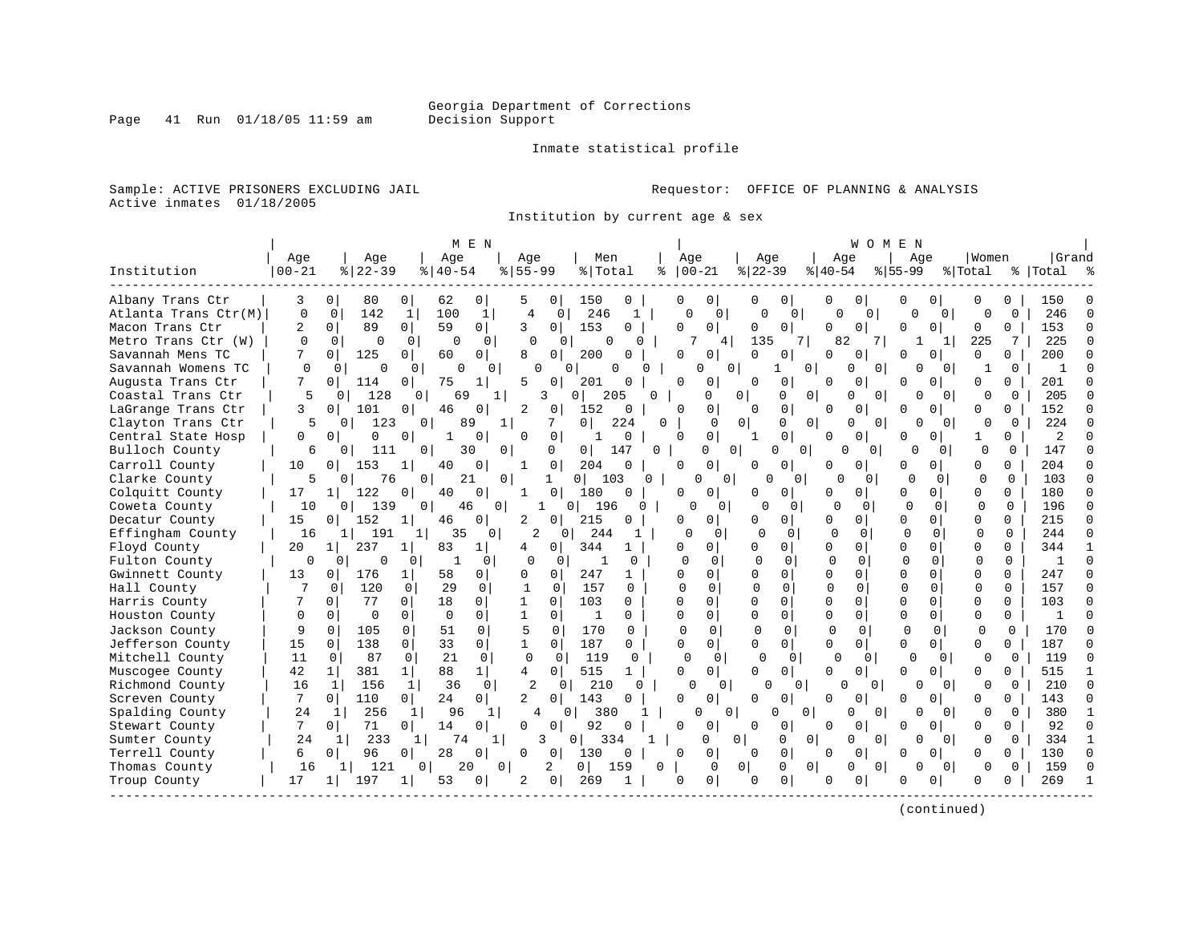Georgia Department of Corrections
Decision Support

Inmate statistical profile

Sample: ACTIVE PRISONERS EXCLUDING JAIL
Active inmates 01/18/2005

Requestor: OFFICE OF PLANNING & ANALYSIS

Institution by current age & sex

| Institution | MEN Age 00-21 | % | Age 22-39 | % | Age 40-54 | % | Age 55-99 | % | Men Total | % | WOMEN Age 00-21 | % | Age 22-39 | % | Age 40-54 | % | Age 55-99 | % | Women Total | % | Grand Total | % |
|---|---|---|---|---|---|---|---|---|---|---|---|---|---|---|---|---|---|---|---|---|---|---|
| Albany Trans Ctr | 3 | 0 | 80 | 0 | 62 | 0 | 5 | 0 | 150 | 0 | 0 | 0 | 0 | 0 | 0 | 0 | 0 | 0 | 0 | 0 | 150 | 0 |
| Atlanta Trans Ctr(M) | 0 | 0 | 142 | 1 | 100 | 1 | 4 | 0 | 246 | 1 | 0 | 0 | 0 | 0 | 0 | 0 | 0 | 0 | 0 | 0 | 246 | 0 |
| Macon Trans Ctr | 2 | 0 | 89 | 0 | 59 | 0 | 3 | 0 | 153 | 0 | 0 | 0 | 0 | 0 | 0 | 0 | 0 | 0 | 0 | 0 | 153 | 0 |
| Metro Trans Ctr (W) | 0 | 0 | 0 | 0 | 0 | 0 | 0 | 0 | 0 | 0 | 7 | 4 | 135 | 7 | 82 | 7 | 1 | 1 | 225 | 7 | 225 | 0 |
| Savannah Mens TC | 7 | 0 | 125 | 0 | 60 | 0 | 8 | 0 | 200 | 0 | 0 | 0 | 0 | 0 | 0 | 0 | 0 | 0 | 0 | 0 | 200 | 0 |
| Savannah Womens TC | 0 | 0 | 0 | 0 | 0 | 0 | 0 | 0 | 0 | 0 | 0 | 0 | 1 | 0 | 0 | 0 | 0 | 0 | 1 | 0 | 1 | 0 |
| Augusta Trans Ctr | 7 | 0 | 114 | 0 | 75 | 1 | 5 | 0 | 201 | 0 | 0 | 0 | 0 | 0 | 0 | 0 | 0 | 0 | 0 | 0 | 201 | 0 |
| Coastal Trans Ctr | 5 | 0 | 128 | 0 | 69 | 1 | 3 | 0 | 205 | 0 | 0 | 0 | 0 | 0 | 0 | 0 | 0 | 0 | 0 | 0 | 205 | 0 |
| LaGrange Trans Ctr | 3 | 0 | 101 | 0 | 46 | 0 | 2 | 0 | 152 | 0 | 0 | 0 | 0 | 0 | 0 | 0 | 0 | 0 | 0 | 0 | 152 | 0 |
| Clayton Trans Ctr | 5 | 0 | 123 | 0 | 89 | 1 | 7 | 0 | 224 | 0 | 0 | 0 | 0 | 0 | 0 | 0 | 0 | 0 | 0 | 0 | 224 | 0 |
| Central State Hosp | 0 | 0 | 0 | 0 | 1 | 0 | 0 | 0 | 1 | 0 | 0 | 0 | 1 | 0 | 0 | 0 | 0 | 0 | 1 | 0 | 2 | 0 |
| Bulloch County | 6 | 0 | 111 | 0 | 30 | 0 | 0 | 0 | 147 | 0 | 0 | 0 | 0 | 0 | 0 | 0 | 0 | 0 | 0 | 0 | 147 | 0 |
| Carroll County | 10 | 0 | 153 | 1 | 40 | 0 | 1 | 0 | 204 | 0 | 0 | 0 | 0 | 0 | 0 | 0 | 0 | 0 | 0 | 0 | 204 | 0 |
| Clarke County | 5 | 0 | 76 | 0 | 21 | 0 | 1 | 0 | 103 | 0 | 0 | 0 | 0 | 0 | 0 | 0 | 0 | 0 | 0 | 0 | 103 | 0 |
| Colquitt County | 17 | 1 | 122 | 0 | 40 | 0 | 1 | 0 | 180 | 0 | 0 | 0 | 0 | 0 | 0 | 0 | 0 | 0 | 0 | 0 | 180 | 0 |
| Coweta County | 10 | 0 | 139 | 0 | 46 | 0 | 1 | 0 | 196 | 0 | 0 | 0 | 0 | 0 | 0 | 0 | 0 | 0 | 0 | 0 | 196 | 0 |
| Decatur County | 15 | 0 | 152 | 1 | 46 | 0 | 2 | 0 | 215 | 0 | 0 | 0 | 0 | 0 | 0 | 0 | 0 | 0 | 0 | 0 | 215 | 0 |
| Effingham County | 16 | 1 | 191 | 1 | 35 | 0 | 2 | 0 | 244 | 1 | 0 | 0 | 0 | 0 | 0 | 0 | 0 | 0 | 0 | 0 | 244 | 0 |
| Floyd County | 20 | 1 | 237 | 1 | 83 | 1 | 4 | 0 | 344 | 1 | 0 | 0 | 0 | 0 | 0 | 0 | 0 | 0 | 0 | 0 | 344 | 1 |
| Fulton County | 0 | 0 | 0 | 0 | 1 | 0 | 0 | 0 | 1 | 0 | 0 | 0 | 0 | 0 | 0 | 0 | 0 | 0 | 0 | 0 | 1 | 0 |
| Gwinnett County | 13 | 0 | 176 | 1 | 58 | 0 | 0 | 0 | 247 | 1 | 0 | 0 | 0 | 0 | 0 | 0 | 0 | 0 | 0 | 0 | 247 | 0 |
| Hall County | 7 | 0 | 120 | 0 | 29 | 0 | 1 | 0 | 157 | 0 | 0 | 0 | 0 | 0 | 0 | 0 | 0 | 0 | 0 | 0 | 157 | 0 |
| Harris County | 7 | 0 | 77 | 0 | 18 | 0 | 1 | 0 | 103 | 0 | 0 | 0 | 0 | 0 | 0 | 0 | 0 | 0 | 0 | 0 | 103 | 0 |
| Houston County | 0 | 0 | 0 | 0 | 0 | 0 | 1 | 0 | 1 | 0 | 0 | 0 | 0 | 0 | 0 | 0 | 0 | 0 | 0 | 0 | 1 | 0 |
| Jackson County | 9 | 0 | 105 | 0 | 51 | 0 | 5 | 0 | 170 | 0 | 0 | 0 | 0 | 0 | 0 | 0 | 0 | 0 | 0 | 0 | 170 | 0 |
| Jefferson County | 15 | 0 | 138 | 0 | 33 | 0 | 1 | 0 | 187 | 0 | 0 | 0 | 0 | 0 | 0 | 0 | 0 | 0 | 0 | 0 | 187 | 0 |
| Mitchell County | 11 | 0 | 87 | 0 | 21 | 0 | 0 | 0 | 119 | 0 | 0 | 0 | 0 | 0 | 0 | 0 | 0 | 0 | 0 | 0 | 119 | 0 |
| Muscogee County | 42 | 1 | 381 | 1 | 88 | 1 | 4 | 0 | 515 | 1 | 0 | 0 | 0 | 0 | 0 | 0 | 0 | 0 | 0 | 0 | 515 | 1 |
| Richmond County | 16 | 1 | 156 | 1 | 36 | 0 | 2 | 0 | 210 | 0 | 0 | 0 | 0 | 0 | 0 | 0 | 0 | 0 | 0 | 0 | 210 | 0 |
| Screven County | 7 | 0 | 110 | 0 | 24 | 0 | 2 | 0 | 143 | 0 | 0 | 0 | 0 | 0 | 0 | 0 | 0 | 0 | 0 | 0 | 143 | 0 |
| Spalding County | 24 | 1 | 256 | 1 | 96 | 1 | 4 | 0 | 380 | 1 | 0 | 0 | 0 | 0 | 0 | 0 | 0 | 0 | 0 | 0 | 380 | 1 |
| Stewart County | 7 | 0 | 71 | 0 | 14 | 0 | 0 | 0 | 92 | 0 | 0 | 0 | 0 | 0 | 0 | 0 | 0 | 0 | 0 | 0 | 92 | 0 |
| Sumter County | 24 | 1 | 233 | 1 | 74 | 1 | 3 | 0 | 334 | 1 | 0 | 0 | 0 | 0 | 0 | 0 | 0 | 0 | 0 | 0 | 334 | 1 |
| Terrell County | 6 | 0 | 96 | 0 | 28 | 0 | 0 | 0 | 130 | 0 | 0 | 0 | 0 | 0 | 0 | 0 | 0 | 0 | 0 | 0 | 130 | 0 |
| Thomas County | 16 | 1 | 121 | 0 | 20 | 0 | 2 | 0 | 159 | 0 | 0 | 0 | 0 | 0 | 0 | 0 | 0 | 0 | 0 | 0 | 159 | 0 |
| Troup County | 17 | 1 | 197 | 1 | 53 | 0 | 2 | 0 | 269 | 1 | 0 | 0 | 0 | 0 | 0 | 0 | 0 | 0 | 0 | 0 | 269 | 1 |

(continued)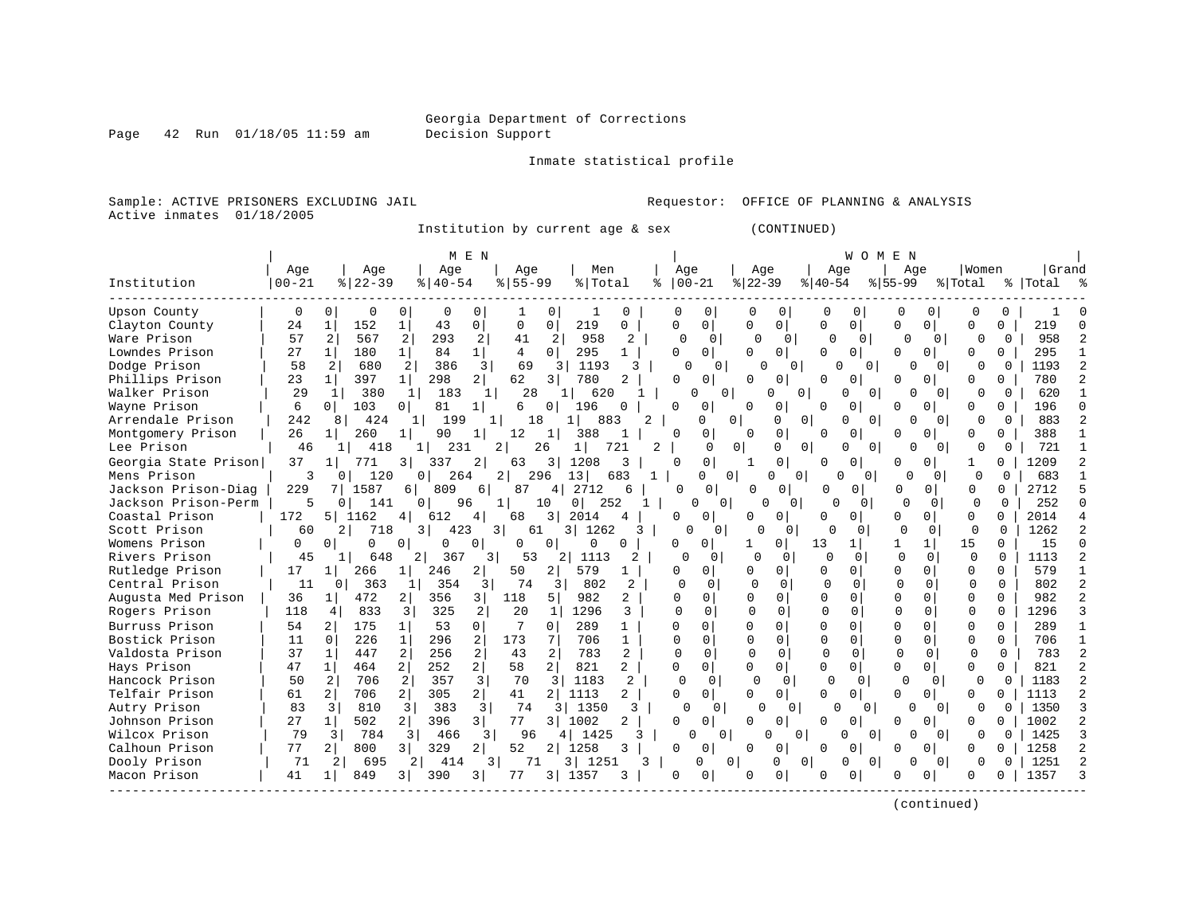Georgia Department of Corrections
Decision Support

Inmate statistical profile

Sample: ACTIVE PRISONERS EXCLUDING JAIL    Requestor: OFFICE OF PLANNING & ANALYSIS
Active inmates 01/18/2005

Institution by current age & sex (CONTINUED)

| Institution | MEN Age 00-21 | % | Age 22-39 | % | Age 40-54 | % | Age 55-99 | % | Men Total | % | WOMEN Age 00-21 | % | Age 22-39 | % | Age 40-54 | % | Age 55-99 | % | Women Total | % | Grand Total | % |
|---|---|---|---|---|---|---|---|---|---|---|---|---|---|---|---|---|---|---|---|---|---|---|
| Upson County | 0 | 0 | 0 | 0 | 0 | 0 | 1 | 0 | 1 | 0 | 0 | 0 | 0 | 0 | 0 | 0 | 0 | 0 | 0 | 0 | 1 | 0 |
| Clayton County | 24 | 1 | 152 | 1 | 43 | 0 | 0 | 0 | 219 | 0 | 0 | 0 | 0 | 0 | 0 | 0 | 0 | 0 | 0 | 0 | 219 | 0 |
| Ware Prison | 57 | 2 | 567 | 2 | 293 | 2 | 41 | 2 | 958 | 2 | 0 | 0 | 0 | 0 | 0 | 0 | 0 | 0 | 0 | 0 | 958 | 2 |
| Lowndes Prison | 27 | 1 | 180 | 1 | 84 | 1 | 4 | 0 | 295 | 1 | 0 | 0 | 0 | 0 | 0 | 0 | 0 | 0 | 0 | 0 | 295 | 1 |
| Dodge Prison | 58 | 2 | 680 | 2 | 386 | 3 | 69 | 3 | 1193 | 3 | 0 | 0 | 0 | 0 | 0 | 0 | 0 | 0 | 0 | 0 | 1193 | 2 |
| Phillips Prison | 23 | 1 | 397 | 1 | 298 | 2 | 62 | 3 | 780 | 2 | 0 | 0 | 0 | 0 | 0 | 0 | 0 | 0 | 0 | 0 | 780 | 2 |
| Walker Prison | 29 | 1 | 380 | 1 | 183 | 1 | 28 | 1 | 620 | 1 | 0 | 0 | 0 | 0 | 0 | 0 | 0 | 0 | 0 | 0 | 620 | 1 |
| Wayne Prison | 6 | 0 | 103 | 0 | 81 | 1 | 6 | 0 | 196 | 0 | 0 | 0 | 0 | 0 | 0 | 0 | 0 | 0 | 0 | 0 | 196 | 0 |
| Arrendale Prison | 242 | 8 | 424 | 1 | 199 | 1 | 18 | 1 | 883 | 2 | 0 | 0 | 0 | 0 | 0 | 0 | 0 | 0 | 0 | 0 | 883 | 2 |
| Montgomery Prison | 26 | 1 | 260 | 1 | 90 | 1 | 12 | 1 | 388 | 1 | 0 | 0 | 0 | 0 | 0 | 0 | 0 | 0 | 0 | 0 | 388 | 1 |
| Lee Prison | 46 | 1 | 418 | 1 | 231 | 2 | 26 | 1 | 721 | 2 | 0 | 0 | 0 | 0 | 0 | 0 | 0 | 0 | 0 | 0 | 721 | 1 |
| Georgia State Prison | 37 | 1 | 771 | 3 | 337 | 2 | 63 | 3 | 1208 | 3 | 0 | 0 | 1 | 0 | 0 | 0 | 0 | 0 | 1 | 0 | 1209 | 2 |
| Mens Prison | 3 | 0 | 120 | 0 | 264 | 2 | 296 | 13 | 683 | 1 | 0 | 0 | 0 | 0 | 0 | 0 | 0 | 0 | 0 | 0 | 683 | 1 |
| Jackson Prison-Diag | 229 | 7 | 1587 | 6 | 809 | 6 | 87 | 4 | 2712 | 6 | 0 | 0 | 0 | 0 | 0 | 0 | 0 | 0 | 0 | 0 | 2712 | 5 |
| Jackson Prison-Perm | 5 | 0 | 141 | 0 | 96 | 1 | 10 | 0 | 252 | 1 | 0 | 0 | 0 | 0 | 0 | 0 | 0 | 0 | 0 | 0 | 252 | 0 |
| Coastal Prison | 172 | 5 | 1162 | 4 | 612 | 4 | 68 | 3 | 2014 | 4 | 0 | 0 | 0 | 0 | 0 | 0 | 0 | 0 | 0 | 0 | 2014 | 4 |
| Scott Prison | 60 | 2 | 718 | 3 | 423 | 3 | 61 | 3 | 1262 | 3 | 0 | 0 | 0 | 0 | 0 | 0 | 0 | 0 | 0 | 0 | 1262 | 2 |
| Womens Prison | 0 | 0 | 0 | 0 | 0 | 0 | 0 | 0 | 0 | 0 | 0 | 0 | 1 | 0 | 13 | 1 | 1 | 1 | 15 | 0 | 15 | 0 |
| Rivers Prison | 45 | 1 | 648 | 2 | 367 | 3 | 53 | 2 | 1113 | 2 | 0 | 0 | 0 | 0 | 0 | 0 | 0 | 0 | 0 | 0 | 1113 | 2 |
| Rutledge Prison | 17 | 1 | 266 | 1 | 246 | 2 | 50 | 2 | 579 | 1 | 0 | 0 | 0 | 0 | 0 | 0 | 0 | 0 | 0 | 0 | 579 | 1 |
| Central Prison | 11 | 0 | 363 | 1 | 354 | 3 | 74 | 3 | 802 | 2 | 0 | 0 | 0 | 0 | 0 | 0 | 0 | 0 | 0 | 0 | 802 | 2 |
| Augusta Med Prison | 36 | 1 | 472 | 2 | 356 | 3 | 118 | 5 | 982 | 2 | 0 | 0 | 0 | 0 | 0 | 0 | 0 | 0 | 0 | 0 | 982 | 2 |
| Rogers Prison | 118 | 4 | 833 | 3 | 325 | 2 | 20 | 1 | 1296 | 3 | 0 | 0 | 0 | 0 | 0 | 0 | 0 | 0 | 0 | 0 | 1296 | 3 |
| Burruss Prison | 54 | 2 | 175 | 1 | 53 | 0 | 7 | 0 | 289 | 1 | 0 | 0 | 0 | 0 | 0 | 0 | 0 | 0 | 0 | 0 | 289 | 1 |
| Bostick Prison | 11 | 0 | 226 | 1 | 296 | 2 | 173 | 7 | 706 | 1 | 0 | 0 | 0 | 0 | 0 | 0 | 0 | 0 | 0 | 0 | 706 | 1 |
| Valdosta Prison | 37 | 1 | 447 | 2 | 256 | 2 | 43 | 2 | 783 | 2 | 0 | 0 | 0 | 0 | 0 | 0 | 0 | 0 | 0 | 0 | 783 | 2 |
| Hays Prison | 47 | 1 | 464 | 2 | 252 | 2 | 58 | 2 | 821 | 2 | 0 | 0 | 0 | 0 | 0 | 0 | 0 | 0 | 0 | 0 | 821 | 2 |
| Hancock Prison | 50 | 2 | 706 | 2 | 357 | 3 | 70 | 3 | 1183 | 2 | 0 | 0 | 0 | 0 | 0 | 0 | 0 | 0 | 0 | 0 | 1183 | 2 |
| Telfair Prison | 61 | 2 | 706 | 2 | 305 | 2 | 41 | 2 | 1113 | 2 | 0 | 0 | 0 | 0 | 0 | 0 | 0 | 0 | 0 | 0 | 1113 | 2 |
| Autry Prison | 83 | 3 | 810 | 3 | 383 | 3 | 74 | 3 | 1350 | 3 | 0 | 0 | 0 | 0 | 0 | 0 | 0 | 0 | 0 | 0 | 1350 | 3 |
| Johnson Prison | 27 | 1 | 502 | 2 | 396 | 3 | 77 | 3 | 1002 | 2 | 0 | 0 | 0 | 0 | 0 | 0 | 0 | 0 | 0 | 0 | 1002 | 2 |
| Wilcox Prison | 79 | 3 | 784 | 3 | 466 | 3 | 96 | 4 | 1425 | 3 | 0 | 0 | 0 | 0 | 0 | 0 | 0 | 0 | 0 | 0 | 1425 | 3 |
| Calhoun Prison | 77 | 2 | 800 | 3 | 329 | 2 | 52 | 2 | 1258 | 3 | 0 | 0 | 0 | 0 | 0 | 0 | 0 | 0 | 0 | 0 | 1258 | 2 |
| Dooly Prison | 71 | 2 | 695 | 2 | 414 | 3 | 71 | 3 | 1251 | 3 | 0 | 0 | 0 | 0 | 0 | 0 | 0 | 0 | 0 | 0 | 1251 | 2 |
| Macon Prison | 41 | 1 | 849 | 3 | 390 | 3 | 77 | 3 | 1357 | 3 | 0 | 0 | 0 | 0 | 0 | 0 | 0 | 0 | 0 | 0 | 1357 | 3 |

(continued)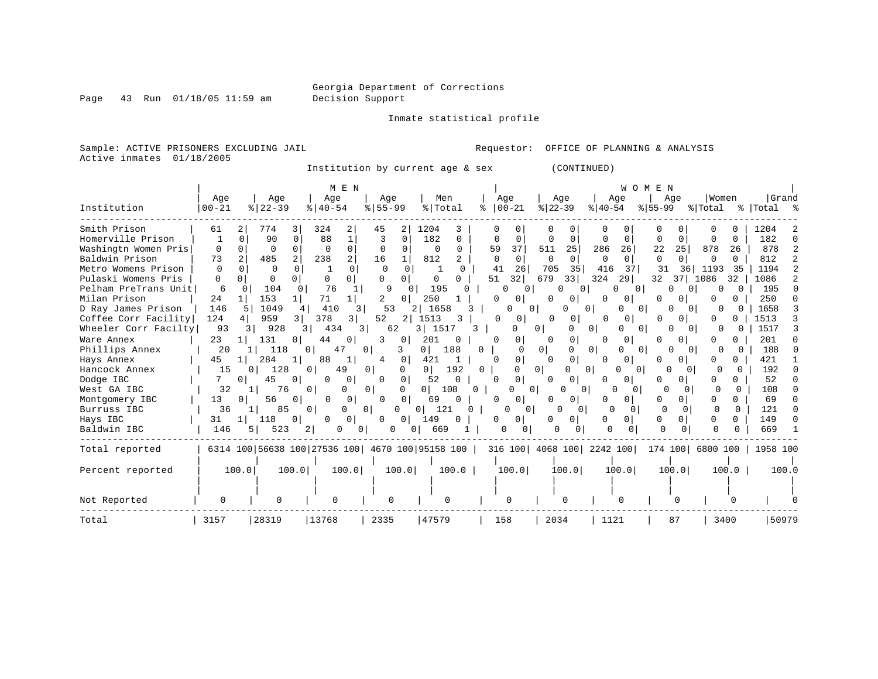Georgia Department of Corrections
Decision Support

Inmate statistical profile

Sample: ACTIVE PRISONERS EXCLUDING JAIL — Requestor: OFFICE OF PLANNING & ANALYSIS
Active inmates 01/18/2005

Institution by current age & sex (CONTINUED)

| | MEN | | | | | | | | | | WOMEN | | | | | | | | | | | |
|---|---|---|---|---|---|---|---|---|---|---|---|---|---|---|---|---|---|---|---|---|---|---|
| Institution | Age 00-21 | % | Age 22-39 | % | Age 40-54 | % | Age 55-99 | % | Men Total | % | Age 00-21 | % | Age 22-39 | % | Age 40-54 | % | Age 55-99 | % | Women Total | % | Grand Total | % |
| Smith Prison | 61 | 2 | 774 | 3 | 324 | 2 | 45 | 2 | 1204 | 3 | 0 | 0 | 0 | 0 | 0 | 0 | 0 | 0 | 0 | 0 | 1204 | 2 |
| Homerville Prison | 1 | 0 | 90 | 0 | 88 | 1 | 3 | 0 | 182 | 0 | 0 | 0 | 0 | 0 | 0 | 0 | 0 | 0 | 0 | 0 | 182 | 0 |
| Washingtn Women Pris | 0 | 0 | 0 | 0 | 0 | 0 | 0 | 0 | 0 | 0 | 59 | 37 | 511 | 25 | 286 | 26 | 22 | 25 | 878 | 26 | 878 | 2 |
| Baldwin Prison | 73 | 2 | 485 | 2 | 238 | 2 | 16 | 1 | 812 | 2 | 0 | 0 | 0 | 0 | 0 | 0 | 0 | 0 | 0 | 0 | 812 | 2 |
| Metro Womens Prison | 0 | 0 | 0 | 0 | 1 | 0 | 0 | 0 | 1 | 0 | 41 | 26 | 705 | 35 | 416 | 37 | 31 | 36 | 1193 | 35 | 1194 | 2 |
| Pulaski Womens Pris | 0 | 0 | 0 | 0 | 0 | 0 | 0 | 0 | 0 | 0 | 51 | 32 | 679 | 33 | 324 | 29 | 32 | 37 | 1086 | 32 | 1086 | 2 |
| Pelham PreTrans Unit | 6 | 0 | 104 | 0 | 76 | 1 | 9 | 0 | 195 | 0 | 0 | 0 | 0 | 0 | 0 | 0 | 0 | 0 | 0 | 0 | 195 | 0 |
| Milan Prison | 24 | 1 | 153 | 1 | 71 | 1 | 2 | 0 | 250 | 1 | 0 | 0 | 0 | 0 | 0 | 0 | 0 | 0 | 0 | 0 | 250 | 0 |
| D Ray James Prison | 146 | 5 | 1049 | 4 | 410 | 3 | 53 | 2 | 1658 | 3 | 0 | 0 | 0 | 0 | 0 | 0 | 0 | 0 | 0 | 0 | 1658 | 3 |
| Coffee Corr Facility | 124 | 4 | 959 | 3 | 378 | 3 | 52 | 2 | 1513 | 3 | 0 | 0 | 0 | 0 | 0 | 0 | 0 | 0 | 0 | 0 | 1513 | 3 |
| Wheeler Corr Facilty | 93 | 3 | 928 | 3 | 434 | 3 | 62 | 3 | 1517 | 3 | 0 | 0 | 0 | 0 | 0 | 0 | 0 | 0 | 0 | 0 | 1517 | 3 |
| Ware Annex | 23 | 1 | 131 | 0 | 44 | 0 | 3 | 0 | 201 | 0 | 0 | 0 | 0 | 0 | 0 | 0 | 0 | 0 | 0 | 0 | 201 | 0 |
| Phillips Annex | 20 | 1 | 118 | 0 | 47 | 0 | 3 | 0 | 188 | 0 | 0 | 0 | 0 | 0 | 0 | 0 | 0 | 0 | 0 | 0 | 188 | 0 |
| Hays Annex | 45 | 1 | 284 | 1 | 88 | 1 | 4 | 0 | 421 | 1 | 0 | 0 | 0 | 0 | 0 | 0 | 0 | 0 | 0 | 0 | 421 | 1 |
| Hancock Annex | 15 | 0 | 128 | 0 | 49 | 0 | 0 | 0 | 192 | 0 | 0 | 0 | 0 | 0 | 0 | 0 | 0 | 0 | 0 | 0 | 192 | 0 |
| Dodge IBC | 7 | 0 | 45 | 0 | 0 | 0 | 0 | 0 | 52 | 0 | 0 | 0 | 0 | 0 | 0 | 0 | 0 | 0 | 0 | 0 | 52 | 0 |
| West GA IBC | 32 | 1 | 76 | 0 | 0 | 0 | 0 | 0 | 108 | 0 | 0 | 0 | 0 | 0 | 0 | 0 | 0 | 0 | 0 | 0 | 108 | 0 |
| Montgomery IBC | 13 | 0 | 56 | 0 | 0 | 0 | 0 | 0 | 69 | 0 | 0 | 0 | 0 | 0 | 0 | 0 | 0 | 0 | 0 | 0 | 69 | 0 |
| Burruss IBC | 36 | 1 | 85 | 0 | 0 | 0 | 0 | 0 | 121 | 0 | 0 | 0 | 0 | 0 | 0 | 0 | 0 | 0 | 0 | 0 | 121 | 0 |
| Hays IBC | 31 | 1 | 118 | 0 | 0 | 0 | 0 | 0 | 149 | 0 | 0 | 0 | 0 | 0 | 0 | 0 | 0 | 0 | 0 | 0 | 149 | 0 |
| Baldwin IBC | 146 | 5 | 523 | 2 | 0 | 0 | 0 | 0 | 669 | 1 | 0 | 0 | 0 | 0 | 0 | 0 | 0 | 0 | 0 | 0 | 669 | 1 |
| Total reported | 6314 | 100 | 56638 | 100 | 27536 | 100 | 4670 | 100 | 95158 | 100 | 316 | 100 | 4068 | 100 | 2242 | 100 | 174 | 100 | 6800 | 100 | 1958 | 100 |
| Percent reported | 100.0 | | 100.0 | | 100.0 | | 100.0 | | 100.0 | | 100.0 | | 100.0 | | 100.0 | | 100.0 | | 100.0 | | 100.0 | |
| Not Reported | 0 | | 0 | | 0 | | 0 | | 0 | | 0 | | 0 | | 0 | | 0 | | 0 | | 0 | |
| Total | 3157 | | 28319 | | 13768 | | 2335 | | 47579 | | 158 | | 2034 | | 1121 | | 87 | | 3400 | | 50979 | |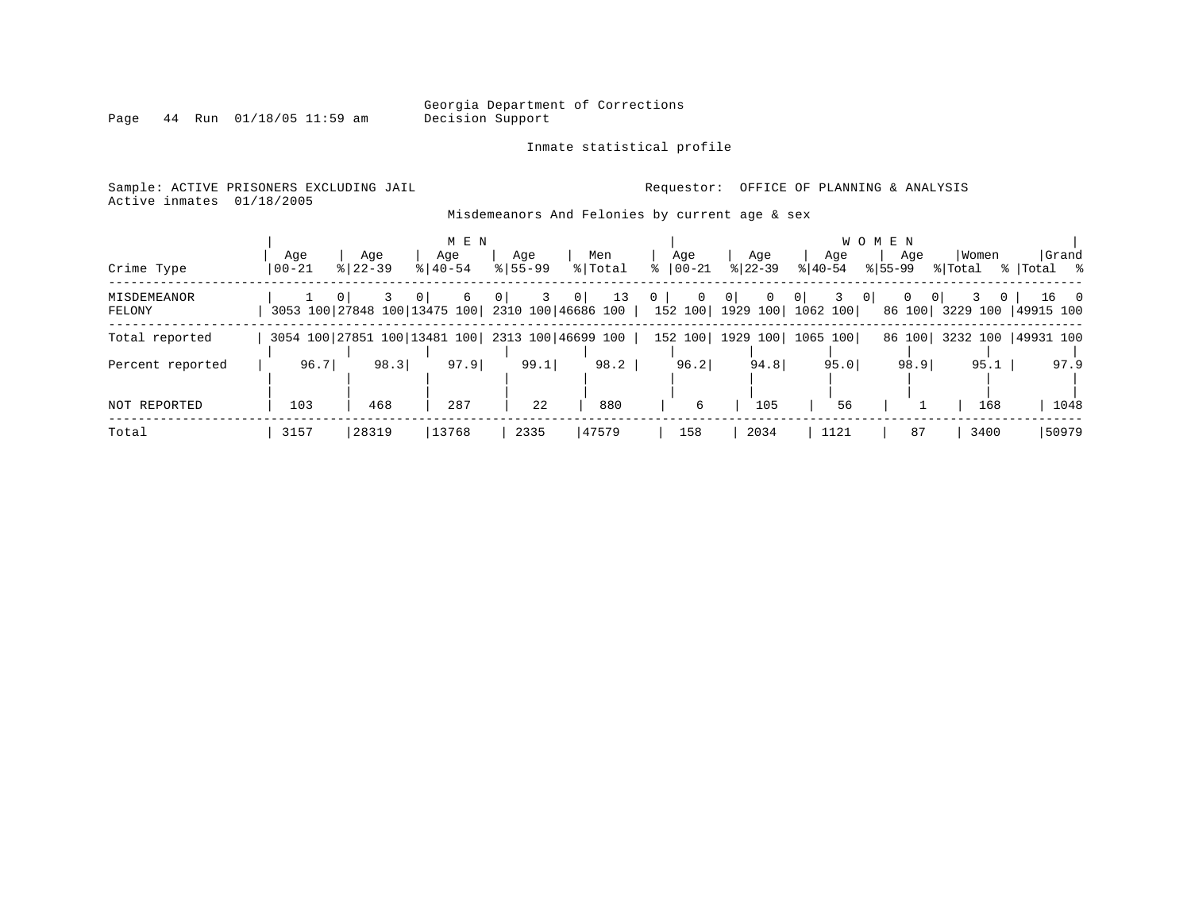Georgia Department of Corrections
Decision Support

Inmate statistical profile

Sample: ACTIVE PRISONERS EXCLUDING JAIL
Active inmates 01/18/2005

Requestor: OFFICE OF PLANNING & ANALYSIS

Misdemeanors And Felonies by current age & sex

| Crime Type | MEN Age 00-21 | % | Age 22-39 | % | Age 40-54 | % | Age 55-99 | % | Men Total | % | WOMEN Age 00-21 | % | Age 22-39 | % | Age 40-54 | % | Age 55-99 | % | Women Total | % | Grand Total | % |
|---|---|---|---|---|---|---|---|---|---|---|---|---|---|---|---|---|---|---|---|---|---|---|
| MISDEMEANOR | 1 | 0 | 3 | 0 | 6 | 0 | 3 | 0 | 13 | 0 | 0 | 0 | 0 | 0 | 3 | 0 | 0 | 0 | 3 | 0 | 16 | 0 |
| FELONY | 3053 | 100 | 27848 | 100 | 13475 | 100 | 2310 | 100 | 46686 | 100 | 152 | 100 | 1929 | 100 | 1062 | 100 | 86 | 100 | 3229 | 100 | 49915 | 100 |
| Total reported | 3054 | 100 | 27851 | 100 | 13481 | 100 | 2313 | 100 | 46699 | 100 | 152 | 100 | 1929 | 100 | 1065 | 100 | 86 | 100 | 3232 | 100 | 49931 | 100 |
| Percent reported | 96.7 | | 98.3 | | 97.9 | | 99.1 | | 98.2 | | 96.2 | | 94.8 | | 95.0 | | 98.9 | | 95.1 | | 97.9 | |
| NOT REPORTED | 103 | | 468 | | 287 | | 22 | | 880 | | 6 | | 105 | | 56 | | 1 | | 168 | | 1048 | |
| Total | 3157 | | 28319 | | 13768 | | 2335 | | 47579 | | 158 | | 2034 | | 1121 | | 87 | | 3400 | | 50979 | |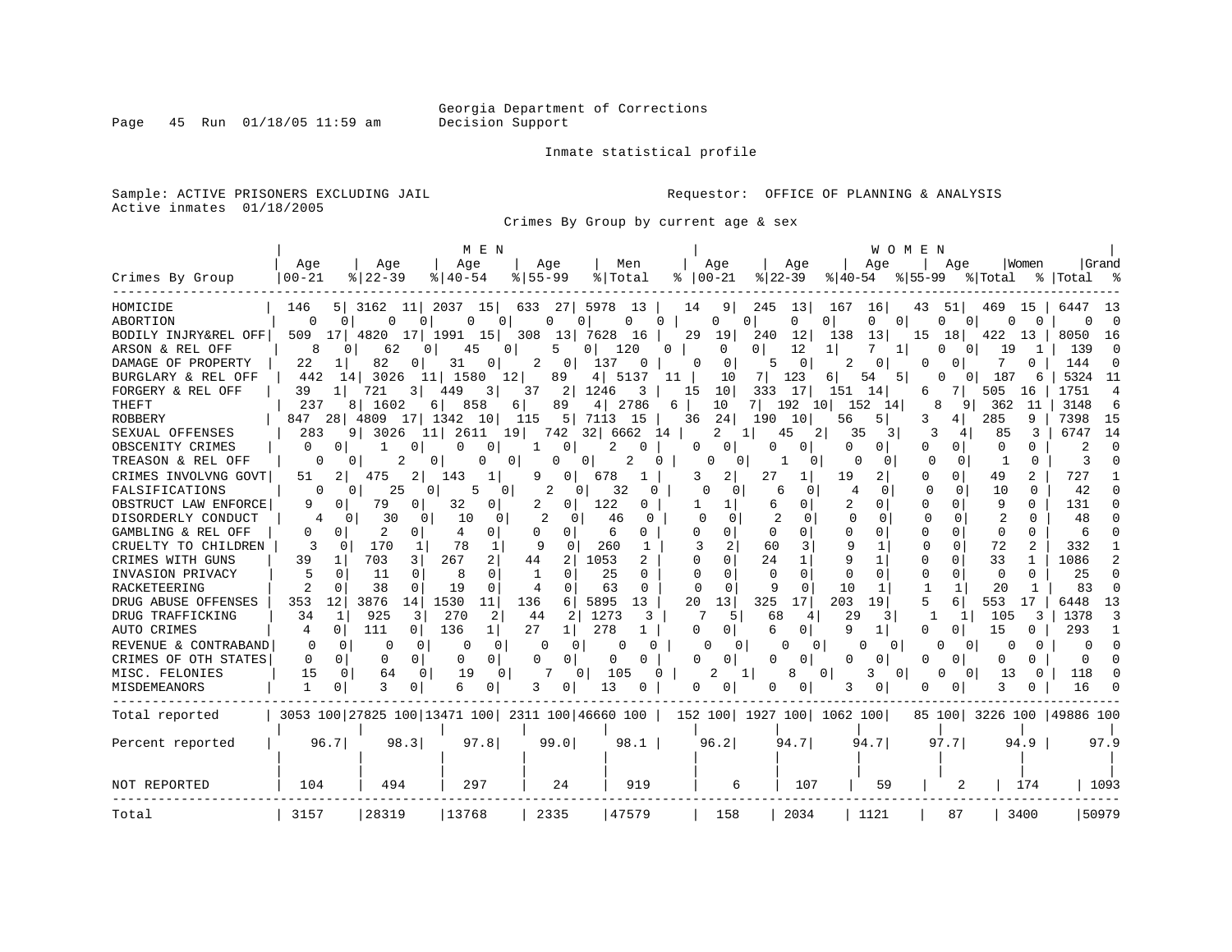Georgia Department of Corrections
Decision Support

Inmate statistical profile

Sample: ACTIVE PRISONERS EXCLUDING JAIL
Active inmates 01/18/2005

Requestor: OFFICE OF PLANNING & ANALYSIS

Crimes By Group by current age & sex

| Crimes By Group | MEN Age 00-21 | % | Age 22-39 | % | Age 40-54 | % | Age 55-99 | % | Men Total | % | WOMEN Age 00-21 | % | Age 22-39 | % | Age 40-54 | % | Age 55-99 | % | Women Total | % | Grand Total | % |
|---|---|---|---|---|---|---|---|---|---|---|---|---|---|---|---|---|---|---|---|---|---|---|
| HOMICIDE | 146 | 5 | 3162 | 11 | 2037 | 15 | 633 | 27 | 5978 | 13 | 14 | 9 | 245 | 13 | 167 | 16 | 43 | 51 | 469 | 15 | 6447 | 13 |
| ABORTION | 0 | 0 | 0 | 0 | 0 | 0 | 0 | 0 | 0 | 0 | 0 | 0 | 0 | 0 | 0 | 0 | 0 | 0 | 0 | 0 | 0 | 0 |
| BODILY INJRY&REL OFF | 509 | 17 | 4820 | 17 | 1991 | 15 | 308 | 13 | 7628 | 16 | 29 | 19 | 240 | 12 | 138 | 13 | 15 | 18 | 422 | 13 | 8050 | 16 |
| ARSON & REL OFF | 8 | 0 | 62 | 0 | 45 | 0 | 5 | 0 | 120 | 0 | 0 | 0 | 12 | 1 | 7 | 1 | 0 | 0 | 19 | 1 | 139 | 0 |
| DAMAGE OF PROPERTY | 22 | 1 | 82 | 0 | 31 | 0 | 2 | 0 | 137 | 0 | 0 | 0 | 5 | 0 | 2 | 0 | 0 | 0 | 7 | 0 | 144 | 0 |
| BURGLARY & REL OFF | 442 | 14 | 3026 | 11 | 1580 | 12 | 89 | 4 | 5137 | 11 | 10 | 7 | 123 | 6 | 54 | 5 | 0 | 0 | 187 | 6 | 5324 | 11 |
| FORGERY & REL OFF | 39 | 1 | 721 | 3 | 449 | 3 | 37 | 2 | 1246 | 3 | 15 | 10 | 333 | 17 | 151 | 14 | 6 | 7 | 505 | 16 | 1751 | 4 |
| THEFT | 237 | 8 | 1602 | 6 | 858 | 6 | 89 | 4 | 2786 | 6 | 10 | 7 | 192 | 10 | 152 | 14 | 8 | 9 | 362 | 11 | 3148 | 6 |
| ROBBERY | 847 | 28 | 4809 | 17 | 1342 | 10 | 115 | 5 | 7113 | 15 | 36 | 24 | 190 | 10 | 56 | 5 | 3 | 4 | 285 | 9 | 7398 | 15 |
| SEXUAL OFFENSES | 283 | 9 | 3026 | 11 | 2611 | 19 | 742 | 32 | 6662 | 14 | 2 | 1 | 45 | 2 | 35 | 3 | 3 | 4 | 85 | 3 | 6747 | 14 |
| OBSCENITY CRIMES | 0 | 0 | 1 | 0 | 0 | 0 | 1 | 0 | 2 | 0 | 0 | 0 | 0 | 0 | 0 | 0 | 0 | 0 | 0 | 0 | 2 | 0 |
| TREASON & REL OFF | 0 | 0 | 2 | 0 | 0 | 0 | 0 | 0 | 2 | 0 | 0 | 0 | 1 | 0 | 0 | 0 | 0 | 0 | 1 | 0 | 3 | 0 |
| CRIMES INVOLVNG GOVT | 51 | 2 | 475 | 2 | 143 | 1 | 9 | 0 | 678 | 1 | 3 | 2 | 27 | 1 | 19 | 2 | 0 | 0 | 49 | 2 | 727 | 1 |
| FALSIFICATIONS | 0 | 0 | 25 | 0 | 5 | 0 | 2 | 0 | 32 | 0 | 0 | 0 | 6 | 0 | 4 | 0 | 0 | 0 | 10 | 0 | 42 | 0 |
| OBSTRUCT LAW ENFORCE | 9 | 0 | 79 | 0 | 32 | 0 | 2 | 0 | 122 | 0 | 1 | 1 | 6 | 0 | 2 | 0 | 0 | 0 | 9 | 0 | 131 | 0 |
| DISORDERLY CONDUCT | 4 | 0 | 30 | 0 | 10 | 0 | 2 | 0 | 46 | 0 | 0 | 0 | 2 | 0 | 0 | 0 | 0 | 0 | 2 | 0 | 48 | 0 |
| GAMBLING & REL OFF | 0 | 0 | 2 | 0 | 4 | 0 | 0 | 0 | 6 | 0 | 0 | 0 | 0 | 0 | 0 | 0 | 0 | 0 | 0 | 0 | 6 | 0 |
| CRUELTY TO CHILDREN | 3 | 0 | 170 | 1 | 78 | 1 | 9 | 0 | 260 | 1 | 3 | 2 | 60 | 3 | 9 | 1 | 0 | 0 | 72 | 2 | 332 | 1 |
| CRIMES WITH GUNS | 39 | 1 | 703 | 3 | 267 | 2 | 44 | 2 | 1053 | 2 | 0 | 0 | 24 | 1 | 9 | 1 | 0 | 0 | 33 | 1 | 1086 | 2 |
| INVASION PRIVACY | 5 | 0 | 11 | 0 | 8 | 0 | 1 | 0 | 25 | 0 | 0 | 0 | 0 | 0 | 0 | 0 | 0 | 0 | 0 | 0 | 25 | 0 |
| RACKETEERING | 2 | 0 | 38 | 0 | 19 | 0 | 4 | 0 | 63 | 0 | 0 | 0 | 9 | 0 | 10 | 1 | 1 | 1 | 20 | 1 | 83 | 0 |
| DRUG ABUSE OFFENSES | 353 | 12 | 3876 | 14 | 1530 | 11 | 136 | 6 | 5895 | 13 | 20 | 13 | 325 | 17 | 203 | 19 | 5 | 6 | 553 | 17 | 6448 | 13 |
| DRUG TRAFFICKING | 34 | 1 | 925 | 3 | 270 | 2 | 44 | 2 | 1273 | 3 | 7 | 5 | 68 | 4 | 29 | 3 | 1 | 1 | 105 | 3 | 1378 | 3 |
| AUTO CRIMES | 4 | 0 | 111 | 0 | 136 | 1 | 27 | 1 | 278 | 1 | 0 | 0 | 6 | 0 | 9 | 1 | 0 | 0 | 15 | 0 | 293 | 1 |
| REVENUE & CONTRABAND | 0 | 0 | 0 | 0 | 0 | 0 | 0 | 0 | 0 | 0 | 0 | 0 | 0 | 0 | 0 | 0 | 0 | 0 | 0 | 0 | 0 | 0 |
| CRIMES OF OTH STATES | 0 | 0 | 0 | 0 | 0 | 0 | 0 | 0 | 0 | 0 | 0 | 0 | 0 | 0 | 0 | 0 | 0 | 0 | 0 | 0 | 0 | 0 |
| MISC. FELONIES | 15 | 0 | 64 | 0 | 19 | 0 | 7 | 0 | 105 | 0 | 2 | 1 | 8 | 0 | 3 | 0 | 0 | 0 | 13 | 0 | 118 | 0 |
| MISDEMEANORS | 1 | 0 | 3 | 0 | 6 | 0 | 3 | 0 | 13 | 0 | 0 | 0 | 0 | 0 | 3 | 0 | 0 | 0 | 3 | 0 | 16 | 0 |
| Total reported | 3053 | 100 | 27825 | 100 | 13471 | 100 | 2311 | 100 | 46660 | 100 | 152 | 100 | 1927 | 100 | 1062 | 100 | 85 | 100 | 3226 | 100 | 49886 | 100 |
| Percent reported | 96.7 | | 98.3 | | 97.8 | | 99.0 | | 98.1 | | 96.2 | | 94.7 | | 94.7 | | 97.7 | | 94.9 | | 97.9 | |
| NOT REPORTED | 104 | | 494 | | 297 | | 24 | | 919 | | 6 | | 107 | | 59 | | 2 | | 174 | | 1093 | |
| Total | 3157 | | 28319 | | 13768 | | 2335 | | 47579 | | 158 | | 2034 | | 1121 | | 87 | | 3400 | | 50979 | |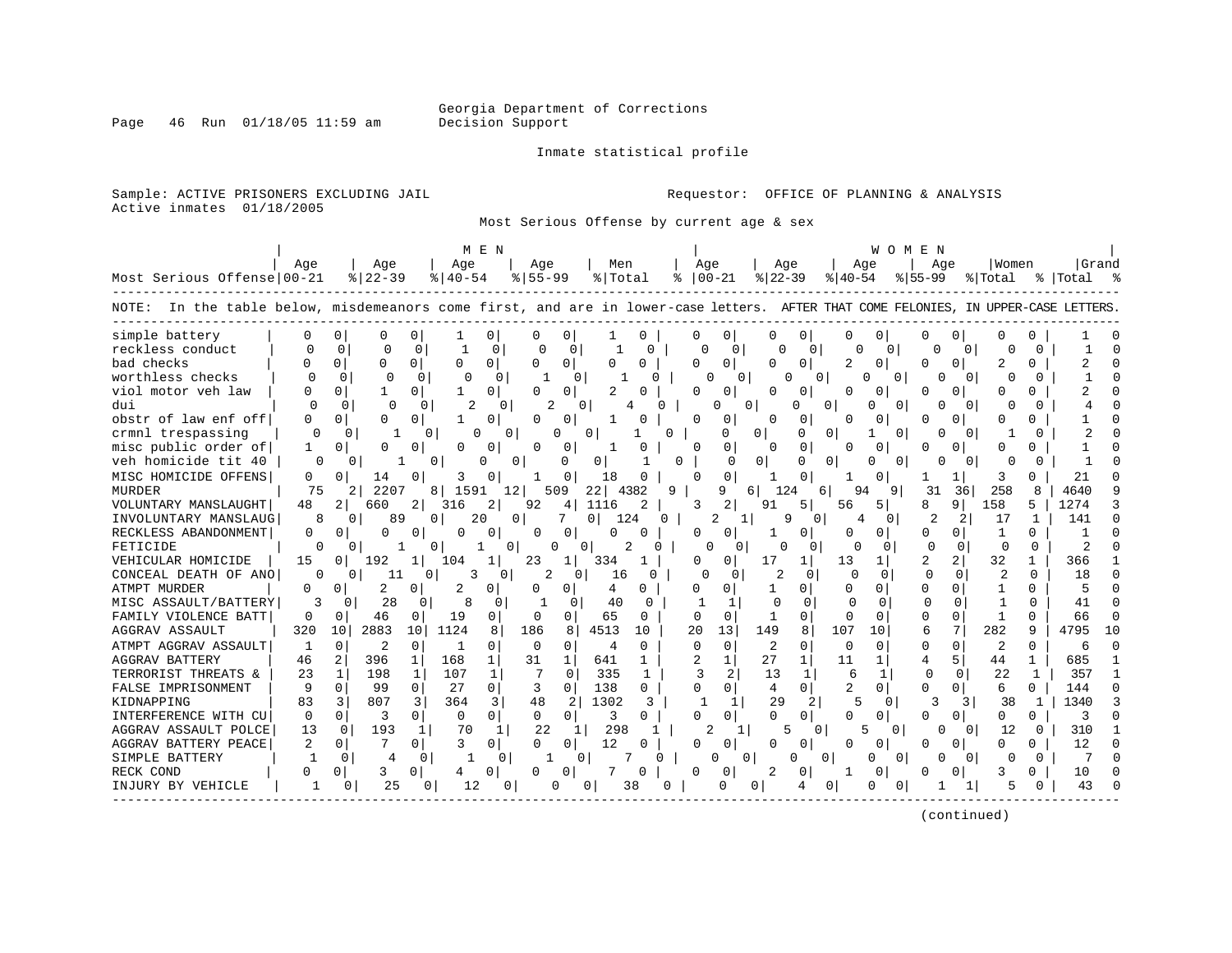Georgia Department of Corrections
Decision Support

Inmate statistical profile

Sample: ACTIVE PRISONERS EXCLUDING JAIL
Active inmates 01/18/2005

Requestor: OFFICE OF PLANNING & ANALYSIS

Most Serious Offense by current age & sex

NOTE: In the table below, misdemeanors come first, and are in lower-case letters. AFTER THAT COME FELONIES, IN UPPER-CASE LETTERS.

| Most Serious Offense | MEN Age 00-21 | % | MEN Age 22-39 | % | MEN Age 40-54 | % | MEN Age 55-99 | % | Men Total | % | WOMEN Age 00-21 | % | WOMEN Age 22-39 | % | WOMEN Age 40-54 | % | WOMEN Age 55-99 | % | Women Total | % | Grand Total | % |
|---|---|---|---|---|---|---|---|---|---|---|---|---|---|---|---|---|---|---|---|---|---|---|
| simple battery | 0 | 0 | 0 | 0 | 1 | 0 | 0 | 0 | 1 | 0 | 0 | 0 | 0 | 0 | 0 | 0 | 0 | 0 | 0 | 0 | 1 | 0 |
| reckless conduct | 0 | 0 | 0 | 0 | 1 | 0 | 0 | 0 | 1 | 0 | 0 | 0 | 0 | 0 | 0 | 0 | 0 | 0 | 0 | 0 | 1 | 0 |
| bad checks | 0 | 0 | 0 | 0 | 0 | 0 | 0 | 0 | 0 | 0 | 0 | 0 | 0 | 0 | 2 | 0 | 0 | 0 | 2 | 0 | 2 | 0 |
| worthless checks | 0 | 0 | 0 | 0 | 0 | 0 | 1 | 0 | 1 | 0 | 0 | 0 | 0 | 0 | 0 | 0 | 0 | 0 | 0 | 0 | 1 | 0 |
| viol motor veh law | 0 | 0 | 1 | 0 | 1 | 0 | 0 | 0 | 2 | 0 | 0 | 0 | 0 | 0 | 0 | 0 | 0 | 0 | 0 | 0 | 2 | 0 |
| dui | 0 | 0 | 0 | 0 | 2 | 0 | 2 | 0 | 4 | 0 | 0 | 0 | 0 | 0 | 0 | 0 | 0 | 0 | 0 | 0 | 4 | 0 |
| obstr of law enf off | 0 | 0 | 0 | 0 | 1 | 0 | 0 | 0 | 1 | 0 | 0 | 0 | 0 | 0 | 0 | 0 | 0 | 0 | 0 | 0 | 1 | 0 |
| crmnl trespassing | 0 | 0 | 1 | 0 | 0 | 0 | 0 | 0 | 1 | 0 | 0 | 0 | 0 | 0 | 1 | 0 | 0 | 0 | 1 | 0 | 2 | 0 |
| misc public order of | 1 | 0 | 0 | 0 | 0 | 0 | 0 | 0 | 1 | 0 | 0 | 0 | 0 | 0 | 0 | 0 | 0 | 0 | 0 | 0 | 1 | 0 |
| veh homicide tit 40 | 0 | 0 | 1 | 0 | 0 | 0 | 0 | 0 | 1 | 0 | 0 | 0 | 0 | 0 | 0 | 0 | 0 | 0 | 0 | 0 | 1 | 0 |
| MISC HOMICIDE OFFENS | 0 | 0 | 14 | 0 | 3 | 0 | 1 | 0 | 18 | 0 | 0 | 0 | 1 | 0 | 1 | 0 | 1 | 1 | 3 | 0 | 21 | 0 |
| MURDER | 75 | 2 | 2207 | 8 | 1591 | 12 | 509 | 22 | 4382 | 9 | 9 | 6 | 124 | 6 | 94 | 9 | 31 | 36 | 258 | 8 | 4640 | 9 |
| VOLUNTARY MANSLAUGHT | 48 | 2 | 660 | 2 | 316 | 2 | 92 | 4 | 1116 | 2 | 3 | 2 | 91 | 5 | 56 | 5 | 8 | 9 | 158 | 5 | 1274 | 3 |
| INVOLUNTARY MANSLAUG | 8 | 0 | 89 | 0 | 20 | 0 | 7 | 0 | 124 | 0 | 2 | 1 | 9 | 0 | 4 | 0 | 2 | 2 | 17 | 1 | 141 | 0 |
| RECKLESS ABANDONMENT | 0 | 0 | 0 | 0 | 0 | 0 | 0 | 0 | 0 | 0 | 0 | 0 | 1 | 0 | 0 | 0 | 0 | 0 | 1 | 0 | 1 | 0 |
| FETICIDE | 0 | 0 | 1 | 0 | 1 | 0 | 0 | 0 | 2 | 0 | 0 | 0 | 0 | 0 | 0 | 0 | 0 | 0 | 0 | 0 | 2 | 0 |
| VEHICULAR HOMICIDE | 15 | 0 | 192 | 1 | 104 | 1 | 23 | 1 | 334 | 1 | 0 | 0 | 17 | 1 | 13 | 1 | 2 | 2 | 32 | 1 | 366 | 1 |
| CONCEAL DEATH OF ANO | 0 | 0 | 11 | 0 | 3 | 0 | 2 | 0 | 16 | 0 | 0 | 0 | 2 | 0 | 0 | 0 | 0 | 0 | 2 | 0 | 18 | 0 |
| ATMPT MURDER | 0 | 0 | 2 | 0 | 2 | 0 | 0 | 0 | 4 | 0 | 0 | 0 | 1 | 0 | 0 | 0 | 0 | 0 | 1 | 0 | 5 | 0 |
| MISC ASSAULT/BATTERY | 3 | 0 | 28 | 0 | 8 | 0 | 1 | 0 | 40 | 0 | 1 | 1 | 0 | 0 | 0 | 0 | 0 | 0 | 1 | 0 | 41 | 0 |
| FAMILY VIOLENCE BATT | 0 | 0 | 46 | 0 | 19 | 0 | 0 | 0 | 65 | 0 | 0 | 0 | 1 | 0 | 0 | 0 | 0 | 0 | 1 | 0 | 66 | 0 |
| AGGRAV ASSAULT | 320 | 10 | 2883 | 10 | 1124 | 8 | 186 | 8 | 4513 | 10 | 20 | 13 | 149 | 8 | 107 | 10 | 6 | 7 | 282 | 9 | 4795 | 10 |
| ATMPT AGGRAV ASSAULT | 1 | 0 | 2 | 0 | 1 | 0 | 0 | 0 | 4 | 0 | 0 | 0 | 2 | 0 | 0 | 0 | 0 | 0 | 2 | 0 | 6 | 0 |
| AGGRAV BATTERY | 46 | 2 | 396 | 1 | 168 | 1 | 31 | 1 | 641 | 1 | 2 | 1 | 27 | 1 | 11 | 1 | 4 | 5 | 44 | 1 | 685 | 1 |
| TERRORIST THREATS & | 23 | 1 | 198 | 1 | 107 | 1 | 7 | 0 | 335 | 1 | 3 | 2 | 13 | 1 | 6 | 1 | 0 | 0 | 22 | 1 | 357 | 1 |
| FALSE IMPRISONMENT | 9 | 0 | 99 | 0 | 27 | 0 | 3 | 0 | 138 | 0 | 0 | 0 | 4 | 0 | 2 | 0 | 0 | 0 | 6 | 0 | 144 | 0 |
| KIDNAPPING | 83 | 3 | 807 | 3 | 364 | 3 | 48 | 2 | 1302 | 3 | 1 | 1 | 29 | 2 | 5 | 0 | 3 | 3 | 38 | 1 | 1340 | 3 |
| INTERFERENCE WITH CU | 0 | 0 | 3 | 0 | 0 | 0 | 0 | 0 | 3 | 0 | 0 | 0 | 0 | 0 | 0 | 0 | 0 | 0 | 0 | 0 | 3 | 0 |
| AGGRAV ASSAULT POLCE | 13 | 0 | 193 | 1 | 70 | 1 | 22 | 1 | 298 | 1 | 2 | 1 | 5 | 0 | 5 | 0 | 0 | 0 | 12 | 0 | 310 | 1 |
| AGGRAV BATTERY PEACE | 2 | 0 | 7 | 0 | 3 | 0 | 0 | 0 | 12 | 0 | 0 | 0 | 0 | 0 | 0 | 0 | 0 | 0 | 0 | 0 | 12 | 0 |
| SIMPLE BATTERY | 1 | 0 | 4 | 0 | 1 | 0 | 1 | 0 | 7 | 0 | 0 | 0 | 0 | 0 | 0 | 0 | 0 | 0 | 0 | 0 | 7 | 0 |
| RECK COND | 0 | 0 | 3 | 0 | 4 | 0 | 0 | 0 | 7 | 0 | 0 | 0 | 2 | 0 | 1 | 0 | 0 | 0 | 3 | 0 | 10 | 0 |
| INJURY BY VEHICLE | 1 | 0 | 25 | 0 | 12 | 0 | 0 | 0 | 38 | 0 | 0 | 0 | 4 | 0 | 0 | 0 | 1 | 1 | 5 | 0 | 43 | 0 |

(continued)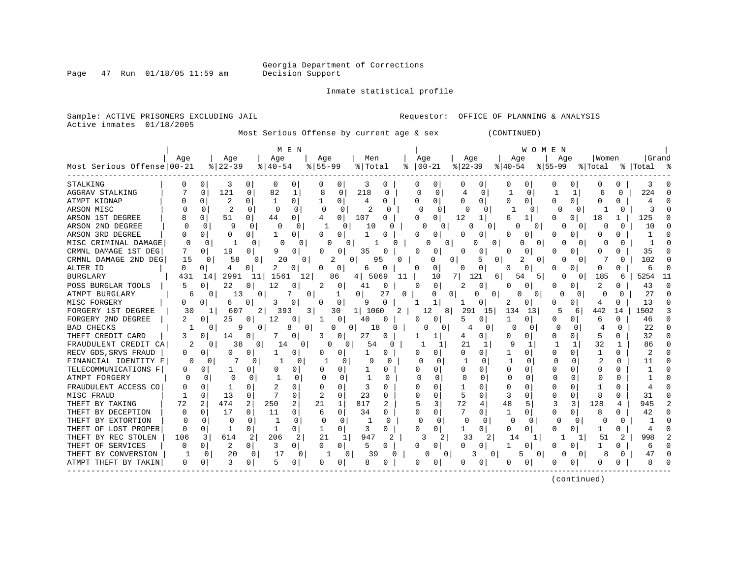Georgia Department of Corrections
Decision Support

Inmate statistical profile

Sample: ACTIVE PRISONERS EXCLUDING JAIL    Requestor: OFFICE OF PLANNING & ANALYSIS
Active inmates 01/18/2005

Most Serious Offense by current age & sex (CONTINUED)

| Most Serious Offense | MEN Age 00-21 | % | Age 22-39 | % | Age 40-54 | % | Age 55-99 | % | Men Total | % | WOMEN Age 00-21 | % | Age 22-39 | % | Age 40-54 | % | Age 55-99 | % | Women Total | % | Grand Total | % |
|---|---|---|---|---|---|---|---|---|---|---|---|---|---|---|---|---|---|---|---|---|---|---|
| STALKING | 0 | 0 | 3 | 0 | 0 | 0 | 0 | 0 | 3 | 0 | 0 | 0 | 0 | 0 | 0 | 0 | 0 | 0 | 0 | 0 | 3 | 0 |
| AGGRAV STALKING | 7 | 0 | 121 | 0 | 82 | 1 | 8 | 0 | 218 | 0 | 0 | 0 | 4 | 0 | 1 | 0 | 1 | 1 | 6 | 0 | 224 | 0 |
| ATMPT KIDNAP | 0 | 0 | 2 | 0 | 1 | 0 | 1 | 0 | 4 | 0 | 0 | 0 | 0 | 0 | 0 | 0 | 0 | 0 | 0 | 0 | 4 | 0 |
| ARSON MISC | 0 | 0 | 2 | 0 | 0 | 0 | 0 | 0 | 2 | 0 | 0 | 0 | 0 | 0 | 1 | 0 | 0 | 0 | 1 | 0 | 3 | 0 |
| ARSON 1ST DEGREE | 8 | 0 | 51 | 0 | 44 | 0 | 4 | 0 | 107 | 0 | 0 | 0 | 12 | 1 | 6 | 1 | 0 | 0 | 18 | 1 | 125 | 0 |
| ARSON 2ND DEGREE | 0 | 0 | 9 | 0 | 0 | 0 | 1 | 0 | 10 | 0 | 0 | 0 | 0 | 0 | 0 | 0 | 0 | 0 | 0 | 0 | 10 | 0 |
| ARSON 3RD DEGREE | 0 | 0 | 0 | 0 | 1 | 0 | 0 | 0 | 1 | 0 | 0 | 0 | 0 | 0 | 0 | 0 | 0 | 0 | 0 | 0 | 1 | 0 |
| MISC CRIMINAL DAMAGE | 0 | 0 | 1 | 0 | 0 | 0 | 0 | 0 | 1 | 0 | 0 | 0 | 0 | 0 | 0 | 0 | 0 | 0 | 0 | 0 | 1 | 0 |
| CRMNL DAMAGE 1ST DEG | 7 | 0 | 19 | 0 | 9 | 0 | 0 | 0 | 35 | 0 | 0 | 0 | 0 | 0 | 0 | 0 | 0 | 0 | 0 | 0 | 35 | 0 |
| CRMNL DAMAGE 2ND DEG | 15 | 0 | 58 | 0 | 20 | 0 | 2 | 0 | 95 | 0 | 0 | 0 | 5 | 0 | 2 | 0 | 0 | 0 | 7 | 0 | 102 | 0 |
| ALTER ID | 0 | 0 | 4 | 0 | 2 | 0 | 0 | 0 | 6 | 0 | 0 | 0 | 0 | 0 | 0 | 0 | 0 | 0 | 0 | 0 | 6 | 0 |
| BURGLARY | 431 | 14 | 2991 | 11 | 1561 | 12 | 86 | 4 | 5069 | 11 | 10 | 7 | 121 | 6 | 54 | 5 | 0 | 0 | 185 | 6 | 5254 | 11 |
| POSS BURGLAR TOOLS | 5 | 0 | 22 | 0 | 12 | 0 | 2 | 0 | 41 | 0 | 0 | 0 | 2 | 0 | 0 | 0 | 0 | 0 | 2 | 0 | 43 | 0 |
| ATMPT BURGLARY | 6 | 0 | 13 | 0 | 7 | 0 | 1 | 0 | 27 | 0 | 0 | 0 | 0 | 0 | 0 | 0 | 0 | 0 | 0 | 0 | 27 | 0 |
| MISC FORGERY | 0 | 0 | 6 | 0 | 3 | 0 | 0 | 0 | 9 | 0 | 1 | 1 | 1 | 0 | 2 | 0 | 0 | 0 | 4 | 0 | 13 | 0 |
| FORGERY 1ST DEGREE | 30 | 1 | 607 | 2 | 393 | 3 | 30 | 1 | 1060 | 2 | 12 | 8 | 291 | 15 | 134 | 13 | 5 | 6 | 442 | 14 | 1502 | 3 |
| FORGERY 2ND DEGREE | 2 | 0 | 25 | 0 | 12 | 0 | 1 | 0 | 40 | 0 | 0 | 0 | 5 | 0 | 1 | 0 | 0 | 0 | 6 | 0 | 46 | 0 |
| BAD CHECKS | 1 | 0 | 9 | 0 | 8 | 0 | 0 | 0 | 18 | 0 | 0 | 0 | 4 | 0 | 0 | 0 | 0 | 0 | 4 | 0 | 22 | 0 |
| THEFT CREDIT CARD | 3 | 0 | 14 | 0 | 7 | 0 | 3 | 0 | 27 | 0 | 1 | 1 | 4 | 0 | 0 | 0 | 0 | 0 | 5 | 0 | 32 | 0 |
| FRAUDULENT CREDIT CA | 2 | 0 | 38 | 0 | 14 | 0 | 0 | 0 | 54 | 0 | 1 | 1 | 21 | 1 | 9 | 1 | 1 | 1 | 32 | 1 | 86 | 0 |
| RECV GDS,SRVS FRAUD | 0 | 0 | 0 | 0 | 1 | 0 | 0 | 0 | 1 | 0 | 0 | 0 | 0 | 0 | 1 | 0 | 0 | 0 | 1 | 0 | 2 | 0 |
| FINANCIAL IDENTITY F | 0 | 0 | 7 | 0 | 1 | 0 | 1 | 0 | 9 | 0 | 0 | 0 | 1 | 0 | 1 | 0 | 0 | 0 | 2 | 0 | 11 | 0 |
| TELECOMMUNICATIONS F | 0 | 0 | 1 | 0 | 0 | 0 | 0 | 0 | 1 | 0 | 0 | 0 | 0 | 0 | 0 | 0 | 0 | 0 | 0 | 0 | 1 | 0 |
| ATMPT FORGERY | 0 | 0 | 0 | 0 | 1 | 0 | 0 | 0 | 1 | 0 | 0 | 0 | 0 | 0 | 0 | 0 | 0 | 0 | 0 | 0 | 1 | 0 |
| FRAUDULENT ACCESS CO | 0 | 0 | 1 | 0 | 2 | 0 | 0 | 0 | 3 | 0 | 0 | 0 | 1 | 0 | 0 | 0 | 0 | 0 | 1 | 0 | 4 | 0 |
| MISC FRAUD | 1 | 0 | 13 | 0 | 7 | 0 | 2 | 0 | 23 | 0 | 0 | 0 | 5 | 0 | 3 | 0 | 0 | 0 | 8 | 0 | 31 | 0 |
| THEFT BY TAKING | 72 | 2 | 474 | 2 | 250 | 2 | 21 | 1 | 817 | 2 | 5 | 3 | 72 | 4 | 48 | 5 | 3 | 3 | 128 | 4 | 945 | 2 |
| THEFT BY DECEPTION | 0 | 0 | 17 | 0 | 11 | 0 | 6 | 0 | 34 | 0 | 0 | 0 | 7 | 0 | 1 | 0 | 0 | 0 | 8 | 0 | 42 | 0 |
| THEFT BY EXTORTION | 0 | 0 | 0 | 0 | 1 | 0 | 0 | 0 | 1 | 0 | 0 | 0 | 0 | 0 | 0 | 0 | 0 | 0 | 0 | 0 | 1 | 0 |
| THEFT OF LOST PROPER | 0 | 0 | 1 | 0 | 1 | 0 | 1 | 0 | 3 | 0 | 0 | 0 | 1 | 0 | 0 | 0 | 0 | 0 | 1 | 0 | 4 | 0 |
| THEFT BY REC STOLEN | 106 | 3 | 614 | 2 | 206 | 2 | 21 | 1 | 947 | 2 | 3 | 2 | 33 | 2 | 14 | 1 | 1 | 1 | 51 | 2 | 998 | 2 |
| THEFT OF SERVICES | 0 | 0 | 2 | 0 | 3 | 0 | 0 | 0 | 5 | 0 | 0 | 0 | 0 | 0 | 1 | 0 | 0 | 0 | 1 | 0 | 6 | 0 |
| THEFT BY CONVERSION | 1 | 0 | 20 | 0 | 17 | 0 | 1 | 0 | 39 | 0 | 0 | 0 | 3 | 0 | 5 | 0 | 0 | 0 | 8 | 0 | 47 | 0 |
| ATMPT THEFT BY TAKIN | 0 | 0 | 3 | 0 | 5 | 0 | 0 | 0 | 8 | 0 | 0 | 0 | 0 | 0 | 0 | 0 | 0 | 0 | 0 | 0 | 8 | 0 |

(continued)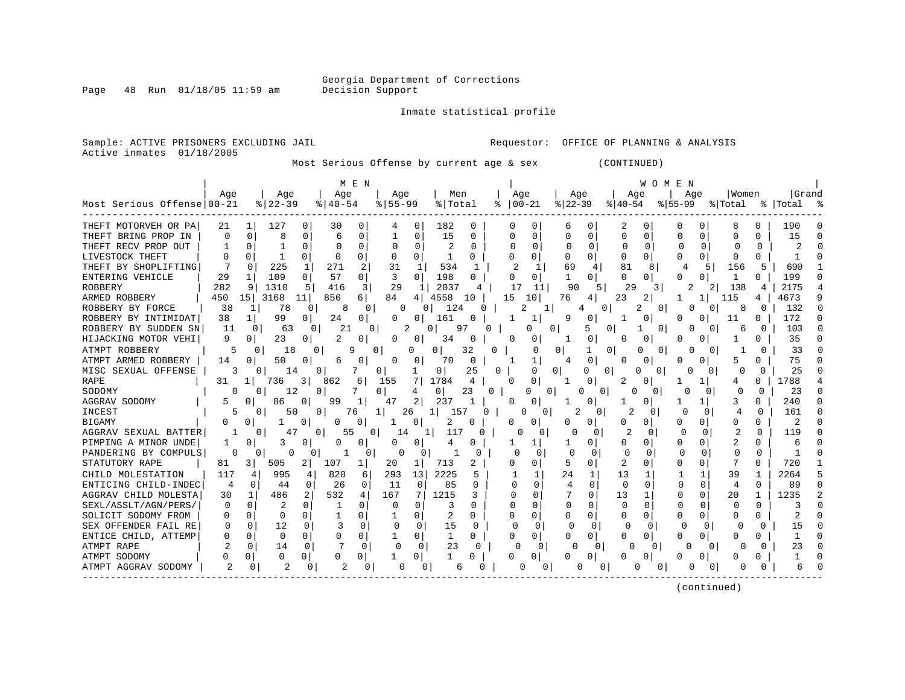Georgia Department of Corrections
Decision Support

Inmate statistical profile

Sample: ACTIVE PRISONERS EXCLUDING JAIL
Active inmates 01/18/2005

Requestor: OFFICE OF PLANNING & ANALYSIS

Most Serious Offense by current age & sex (CONTINUED)

| Most Serious Offense | MEN Age 00-21 | % | Age 22-39 | % | Age 40-54 | % | Age 55-99 | % | Men Total | % | WOMEN Age 00-21 | % | Age 22-39 | % | Age 40-54 | % | Age 55-99 | % | Women Total | % | Grand Total | % |
|---|---|---|---|---|---|---|---|---|---|---|---|---|---|---|---|---|---|---|---|---|---|---|
| THEFT MOTORVEH OR PA | 21 | 1 | 127 | 0 | 30 | 0 | 4 | 0 | 182 | 0 | 0 | 0 | 6 | 0 | 2 | 0 | 0 | 0 | 8 | 0 | 190 | 0 |
| THEFT BRING PROP IN | 0 | 0 | 8 | 0 | 6 | 0 | 1 | 0 | 15 | 0 | 0 | 0 | 0 | 0 | 0 | 0 | 0 | 0 | 0 | 0 | 15 | 0 |
| THEFT RECV PROP OUT | 1 | 0 | 1 | 0 | 0 | 0 | 0 | 0 | 2 | 0 | 0 | 0 | 0 | 0 | 0 | 0 | 0 | 0 | 0 | 0 | 2 | 0 |
| LIVESTOCK THEFT | 0 | 0 | 1 | 0 | 0 | 0 | 0 | 0 | 1 | 0 | 0 | 0 | 0 | 0 | 0 | 0 | 0 | 0 | 0 | 0 | 1 | 0 |
| THEFT BY SHOPLIFTING | 7 | 0 | 225 | 1 | 271 | 2 | 31 | 1 | 534 | 1 | 2 | 1 | 69 | 4 | 81 | 8 | 4 | 5 | 156 | 5 | 690 | 1 |
| ENTERING VEHICLE | 29 | 1 | 109 | 0 | 57 | 0 | 3 | 0 | 198 | 0 | 0 | 0 | 1 | 0 | 0 | 0 | 0 | 0 | 1 | 0 | 199 | 0 |
| ROBBERY | 282 | 9 | 1310 | 5 | 416 | 3 | 29 | 1 | 2037 | 4 | 17 | 11 | 90 | 5 | 29 | 3 | 2 | 2 | 138 | 4 | 2175 | 4 |
| ARMED ROBBERY | 450 | 15 | 3168 | 11 | 856 | 6 | 84 | 4 | 4558 | 10 | 15 | 10 | 76 | 4 | 23 | 2 | 1 | 1 | 115 | 4 | 4673 | 9 |
| ROBBERY BY FORCE | 38 | 1 | 78 | 0 | 8 | 0 | 0 | 0 | 124 | 0 | 2 | 1 | 4 | 0 | 2 | 0 | 0 | 0 | 8 | 0 | 132 | 0 |
| ROBBERY BY INTIMIDAT | 38 | 1 | 99 | 0 | 24 | 0 | 0 | 0 | 161 | 0 | 1 | 1 | 9 | 0 | 1 | 0 | 0 | 0 | 11 | 0 | 172 | 0 |
| ROBBERY BY SUDDEN SN | 11 | 0 | 63 | 0 | 21 | 0 | 2 | 0 | 97 | 0 | 0 | 0 | 5 | 0 | 1 | 0 | 0 | 0 | 6 | 0 | 103 | 0 |
| HIJACKING MOTOR VEHI | 9 | 0 | 23 | 0 | 2 | 0 | 0 | 0 | 34 | 0 | 0 | 0 | 1 | 0 | 0 | 0 | 0 | 0 | 1 | 0 | 35 | 0 |
| ATMPT ROBBERY | 5 | 0 | 18 | 0 | 9 | 0 | 0 | 0 | 32 | 0 | 0 | 0 | 1 | 0 | 0 | 0 | 0 | 0 | 1 | 0 | 33 | 0 |
| ATMPT ARMED ROBBERY | 14 | 0 | 50 | 0 | 6 | 0 | 0 | 0 | 70 | 0 | 1 | 1 | 4 | 0 | 0 | 0 | 0 | 0 | 5 | 0 | 75 | 0 |
| MISC SEXUAL OFFENSE | 3 | 0 | 14 | 0 | 7 | 0 | 1 | 0 | 25 | 0 | 0 | 0 | 0 | 0 | 0 | 0 | 0 | 0 | 0 | 0 | 25 | 0 |
| RAPE | 31 | 1 | 736 | 3 | 862 | 6 | 155 | 7 | 1784 | 4 | 0 | 0 | 1 | 0 | 2 | 0 | 1 | 1 | 4 | 0 | 1788 | 4 |
| SODOMY | 0 | 0 | 12 | 0 | 7 | 0 | 4 | 0 | 23 | 0 | 0 | 0 | 0 | 0 | 0 | 0 | 0 | 0 | 0 | 0 | 23 | 0 |
| AGGRAV SODOMY | 5 | 0 | 86 | 0 | 99 | 1 | 47 | 2 | 237 | 1 | 0 | 0 | 1 | 0 | 1 | 0 | 1 | 1 | 3 | 0 | 240 | 0 |
| INCEST | 5 | 0 | 50 | 0 | 76 | 1 | 26 | 1 | 157 | 0 | 0 | 0 | 2 | 0 | 2 | 0 | 0 | 0 | 4 | 0 | 161 | 0 |
| BIGAMY | 0 | 0 | 1 | 0 | 0 | 0 | 1 | 0 | 2 | 0 | 0 | 0 | 0 | 0 | 0 | 0 | 0 | 0 | 0 | 0 | 2 | 0 |
| AGGRAV SEXUAL BATTER | 1 | 0 | 47 | 0 | 55 | 0 | 14 | 1 | 117 | 0 | 0 | 0 | 0 | 0 | 2 | 0 | 0 | 0 | 2 | 0 | 119 | 0 |
| PIMPING A MINOR UNDE | 1 | 0 | 3 | 0 | 0 | 0 | 0 | 0 | 4 | 0 | 1 | 1 | 1 | 0 | 0 | 0 | 0 | 0 | 2 | 0 | 6 | 0 |
| PANDERING BY COMPULS | 0 | 0 | 0 | 0 | 1 | 0 | 0 | 0 | 1 | 0 | 0 | 0 | 0 | 0 | 0 | 0 | 0 | 0 | 0 | 0 | 1 | 0 |
| STATUTORY RAPE | 81 | 3 | 505 | 2 | 107 | 1 | 20 | 1 | 713 | 2 | 0 | 0 | 5 | 0 | 2 | 0 | 0 | 0 | 7 | 0 | 720 | 1 |
| CHILD MOLESTATION | 117 | 4 | 995 | 4 | 820 | 6 | 293 | 13 | 2225 | 5 | 1 | 1 | 24 | 1 | 13 | 1 | 1 | 1 | 39 | 1 | 2264 | 5 |
| ENTICING CHILD-INDEC | 4 | 0 | 44 | 0 | 26 | 0 | 11 | 0 | 85 | 0 | 0 | 0 | 4 | 0 | 0 | 0 | 0 | 0 | 4 | 0 | 89 | 0 |
| AGGRAV CHILD MOLESTA | 30 | 1 | 486 | 2 | 532 | 4 | 167 | 7 | 1215 | 3 | 0 | 0 | 7 | 0 | 13 | 1 | 0 | 0 | 20 | 1 | 1235 | 2 |
| SEXL/ASSLT/AGN/PERS/ | 0 | 0 | 2 | 0 | 1 | 0 | 0 | 0 | 3 | 0 | 0 | 0 | 0 | 0 | 0 | 0 | 0 | 0 | 0 | 0 | 3 | 0 |
| SOLICIT SODOMY FROM | 0 | 0 | 0 | 0 | 1 | 0 | 1 | 0 | 2 | 0 | 0 | 0 | 0 | 0 | 0 | 0 | 0 | 0 | 0 | 0 | 2 | 0 |
| SEX OFFENDER FAIL RE | 0 | 0 | 12 | 0 | 3 | 0 | 0 | 0 | 15 | 0 | 0 | 0 | 0 | 0 | 0 | 0 | 0 | 0 | 0 | 0 | 15 | 0 |
| ENTICE CHILD, ATTEMP | 0 | 0 | 0 | 0 | 0 | 0 | 1 | 0 | 1 | 0 | 0 | 0 | 0 | 0 | 0 | 0 | 0 | 0 | 0 | 0 | 1 | 0 |
| ATMPT RAPE | 2 | 0 | 14 | 0 | 7 | 0 | 0 | 0 | 23 | 0 | 0 | 0 | 0 | 0 | 0 | 0 | 0 | 0 | 0 | 0 | 23 | 0 |
| ATMPT SODOMY | 0 | 0 | 0 | 0 | 0 | 0 | 1 | 0 | 1 | 0 | 0 | 0 | 0 | 0 | 0 | 0 | 0 | 0 | 0 | 0 | 1 | 0 |
| ATMPT AGGRAV SODOMY | 2 | 0 | 2 | 0 | 2 | 0 | 0 | 0 | 6 | 0 | 0 | 0 | 0 | 0 | 0 | 0 | 0 | 0 | 0 | 0 | 6 | 0 |

(continued)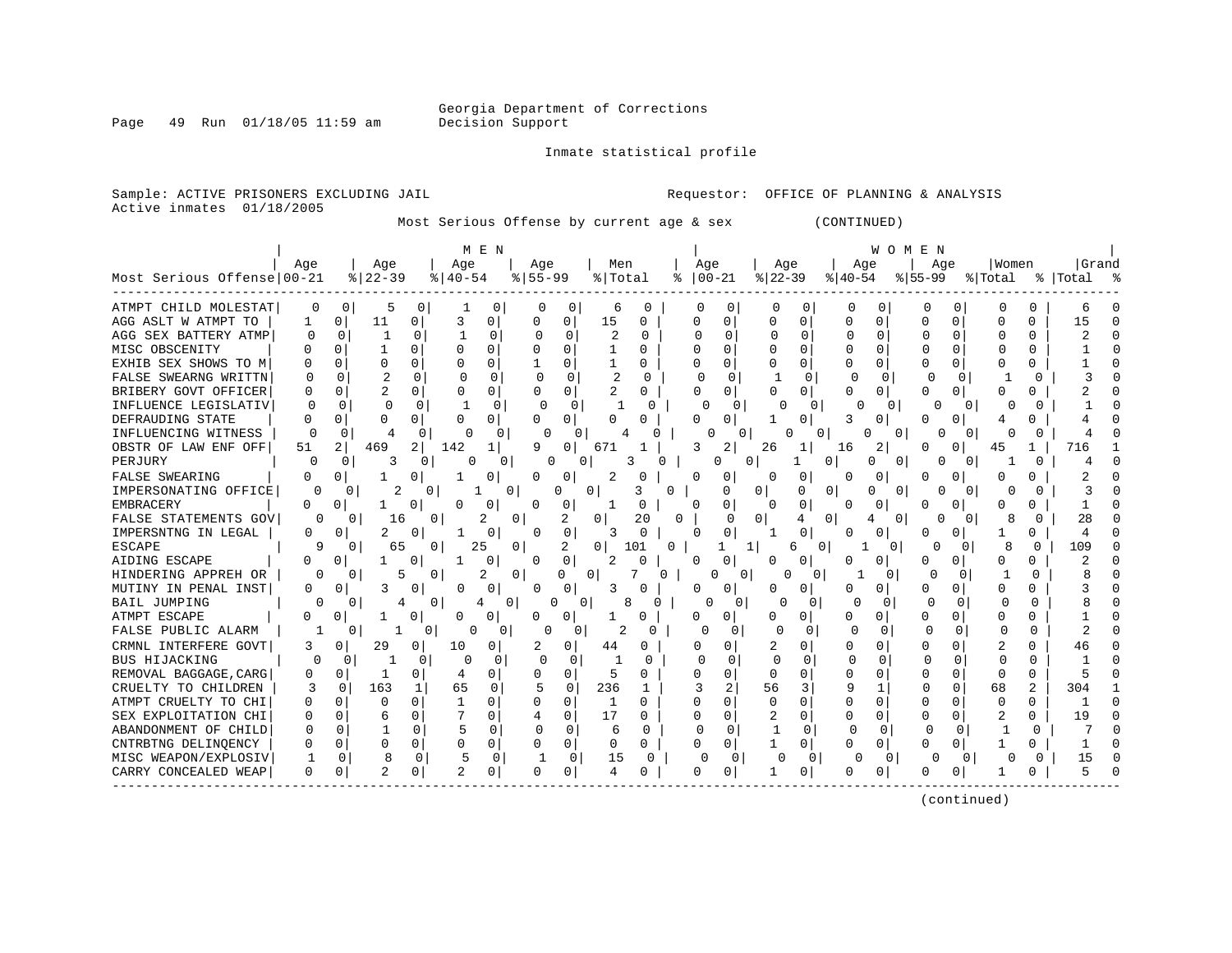Georgia Department of Corrections
Decision Support

Inmate statistical profile

Sample: ACTIVE PRISONERS EXCLUDING JAIL

Requestor: OFFICE OF PLANNING & ANALYSIS

Active inmates 01/18/2005

Most Serious Offense by current age & sex (CONTINUED)

| Most Serious Offense | MEN Age 00-21 | % | Age 22-39 | % | Age 40-54 | % | Age 55-99 | % | Men Total | % | WOMEN Age 00-21 | % | Age 22-39 | % | Age 40-54 | % | Age 55-99 | % | Women Total | % | Grand Total | % |
|---|---|---|---|---|---|---|---|---|---|---|---|---|---|---|---|---|---|---|---|---|---|---|
| ATMPT CHILD MOLESTAT | 0 | 0 | 5 | 0 | 1 | 0 | 0 | 0 | 6 | 0 | 0 | 0 | 0 | 0 | 0 | 0 | 0 | 0 | 0 | 0 | 6 | 0 |
| AGG ASLT W ATMPT TO | 1 | 0 | 11 | 0 | 3 | 0 | 0 | 0 | 15 | 0 | 0 | 0 | 0 | 0 | 0 | 0 | 0 | 0 | 0 | 0 | 15 | 0 |
| AGG SEX BATTERY ATMP | 0 | 0 | 1 | 0 | 1 | 0 | 0 | 0 | 2 | 0 | 0 | 0 | 0 | 0 | 0 | 0 | 0 | 0 | 0 | 0 | 2 | 0 |
| MISC OBSCENITY | 0 | 0 | 1 | 0 | 0 | 0 | 0 | 0 | 1 | 0 | 0 | 0 | 0 | 0 | 0 | 0 | 0 | 0 | 0 | 0 | 1 | 0 |
| EXHIB SEX SHOWS TO M | 0 | 0 | 0 | 0 | 0 | 0 | 1 | 0 | 1 | 0 | 0 | 0 | 0 | 0 | 0 | 0 | 0 | 0 | 0 | 0 | 1 | 0 |
| FALSE SWEARNG WRITTN | 0 | 0 | 2 | 0 | 0 | 0 | 0 | 0 | 2 | 0 | 0 | 0 | 1 | 0 | 0 | 0 | 0 | 0 | 1 | 0 | 3 | 0 |
| BRIBERY GOVT OFFICER | 0 | 0 | 2 | 0 | 0 | 0 | 0 | 0 | 2 | 0 | 0 | 0 | 0 | 0 | 0 | 0 | 0 | 0 | 0 | 0 | 2 | 0 |
| INFLUENCE LEGISLATIV | 0 | 0 | 0 | 0 | 1 | 0 | 0 | 0 | 1 | 0 | 0 | 0 | 0 | 0 | 0 | 0 | 0 | 0 | 0 | 0 | 1 | 0 |
| DEFRAUDING STATE | 0 | 0 | 0 | 0 | 0 | 0 | 0 | 0 | 0 | 0 | 0 | 0 | 1 | 0 | 3 | 0 | 0 | 0 | 4 | 0 | 4 | 0 |
| INFLUENCING WITNESS | 0 | 0 | 4 | 0 | 0 | 0 | 0 | 0 | 4 | 0 | 0 | 0 | 0 | 0 | 0 | 0 | 0 | 0 | 0 | 0 | 4 | 0 |
| OBSTR OF LAW ENF OFF | 51 | 2 | 469 | 2 | 142 | 1 | 9 | 0 | 671 | 1 | 3 | 2 | 26 | 1 | 16 | 2 | 0 | 0 | 45 | 1 | 716 | 1 |
| PERJURY | 0 | 0 | 3 | 0 | 0 | 0 | 0 | 0 | 3 | 0 | 0 | 0 | 1 | 0 | 0 | 0 | 0 | 0 | 1 | 0 | 4 | 0 |
| FALSE SWEARING | 0 | 0 | 1 | 0 | 1 | 0 | 0 | 0 | 2 | 0 | 0 | 0 | 0 | 0 | 0 | 0 | 0 | 0 | 0 | 0 | 2 | 0 |
| IMPERSONATING OFFICE | 0 | 0 | 2 | 0 | 1 | 0 | 0 | 0 | 3 | 0 | 0 | 0 | 0 | 0 | 0 | 0 | 0 | 0 | 0 | 0 | 3 | 0 |
| EMBRACERY | 0 | 0 | 1 | 0 | 0 | 0 | 0 | 0 | 1 | 0 | 0 | 0 | 0 | 0 | 0 | 0 | 0 | 0 | 0 | 0 | 1 | 0 |
| FALSE STATEMENTS GOV | 0 | 0 | 16 | 0 | 2 | 0 | 2 | 0 | 20 | 0 | 0 | 0 | 4 | 0 | 4 | 0 | 0 | 0 | 8 | 0 | 28 | 0 |
| IMPERSNTNG IN LEGAL | 0 | 0 | 2 | 0 | 1 | 0 | 0 | 0 | 3 | 0 | 0 | 0 | 1 | 0 | 0 | 0 | 0 | 0 | 1 | 0 | 4 | 0 |
| ESCAPE | 9 | 0 | 65 | 0 | 25 | 0 | 2 | 0 | 101 | 0 | 1 | 1 | 6 | 0 | 1 | 0 | 0 | 0 | 8 | 0 | 109 | 0 |
| AIDING ESCAPE | 0 | 0 | 1 | 0 | 1 | 0 | 0 | 0 | 2 | 0 | 0 | 0 | 0 | 0 | 0 | 0 | 0 | 0 | 0 | 0 | 2 | 0 |
| HINDERING APPREH OR | 0 | 0 | 5 | 0 | 2 | 0 | 0 | 0 | 7 | 0 | 0 | 0 | 0 | 0 | 1 | 0 | 0 | 0 | 1 | 0 | 8 | 0 |
| MUTINY IN PENAL INST | 0 | 0 | 3 | 0 | 0 | 0 | 0 | 0 | 3 | 0 | 0 | 0 | 0 | 0 | 0 | 0 | 0 | 0 | 0 | 0 | 3 | 0 |
| BAIL JUMPING | 0 | 0 | 4 | 0 | 4 | 0 | 0 | 0 | 8 | 0 | 0 | 0 | 0 | 0 | 0 | 0 | 0 | 0 | 0 | 0 | 8 | 0 |
| ATMPT ESCAPE | 0 | 0 | 1 | 0 | 0 | 0 | 0 | 0 | 1 | 0 | 0 | 0 | 0 | 0 | 0 | 0 | 0 | 0 | 0 | 0 | 1 | 0 |
| FALSE PUBLIC ALARM | 1 | 0 | 1 | 0 | 0 | 0 | 0 | 0 | 2 | 0 | 0 | 0 | 0 | 0 | 0 | 0 | 0 | 0 | 0 | 0 | 2 | 0 |
| CRMNL INTERFERE GOVT | 3 | 0 | 29 | 0 | 10 | 0 | 2 | 0 | 44 | 0 | 0 | 0 | 2 | 0 | 0 | 0 | 0 | 0 | 2 | 0 | 46 | 0 |
| BUS HIJACKING | 0 | 0 | 1 | 0 | 0 | 0 | 0 | 0 | 1 | 0 | 0 | 0 | 0 | 0 | 0 | 0 | 0 | 0 | 0 | 0 | 1 | 0 |
| REMOVAL BAGGAGE,CARG | 0 | 0 | 1 | 0 | 4 | 0 | 0 | 0 | 5 | 0 | 0 | 0 | 0 | 0 | 0 | 0 | 0 | 0 | 0 | 0 | 5 | 0 |
| CRUELTY TO CHILDREN | 3 | 0 | 163 | 1 | 65 | 0 | 5 | 0 | 236 | 1 | 3 | 2 | 56 | 3 | 9 | 1 | 0 | 0 | 68 | 2 | 304 | 1 |
| ATMPT CRUELTY TO CHI | 0 | 0 | 0 | 0 | 1 | 0 | 0 | 0 | 1 | 0 | 0 | 0 | 0 | 0 | 0 | 0 | 0 | 0 | 0 | 0 | 1 | 0 |
| SEX EXPLOITATION CHI | 0 | 0 | 6 | 0 | 7 | 0 | 4 | 0 | 17 | 0 | 0 | 0 | 2 | 0 | 0 | 0 | 0 | 0 | 2 | 0 | 19 | 0 |
| ABANDONMENT OF CHILD | 0 | 0 | 1 | 0 | 5 | 0 | 0 | 0 | 6 | 0 | 0 | 0 | 1 | 0 | 0 | 0 | 0 | 0 | 1 | 0 | 7 | 0 |
| CNTRBTNG DELINQENCY | 0 | 0 | 0 | 0 | 0 | 0 | 0 | 0 | 0 | 0 | 0 | 0 | 1 | 0 | 0 | 0 | 0 | 0 | 1 | 0 | 1 | 0 |
| MISC WEAPON/EXPLOSIV | 1 | 0 | 8 | 0 | 5 | 0 | 1 | 0 | 15 | 0 | 0 | 0 | 0 | 0 | 0 | 0 | 0 | 0 | 0 | 0 | 15 | 0 |
| CARRY CONCEALED WEAP | 0 | 0 | 2 | 0 | 2 | 0 | 0 | 0 | 4 | 0 | 0 | 0 | 1 | 0 | 0 | 0 | 0 | 0 | 1 | 0 | 5 | 0 |

(continued)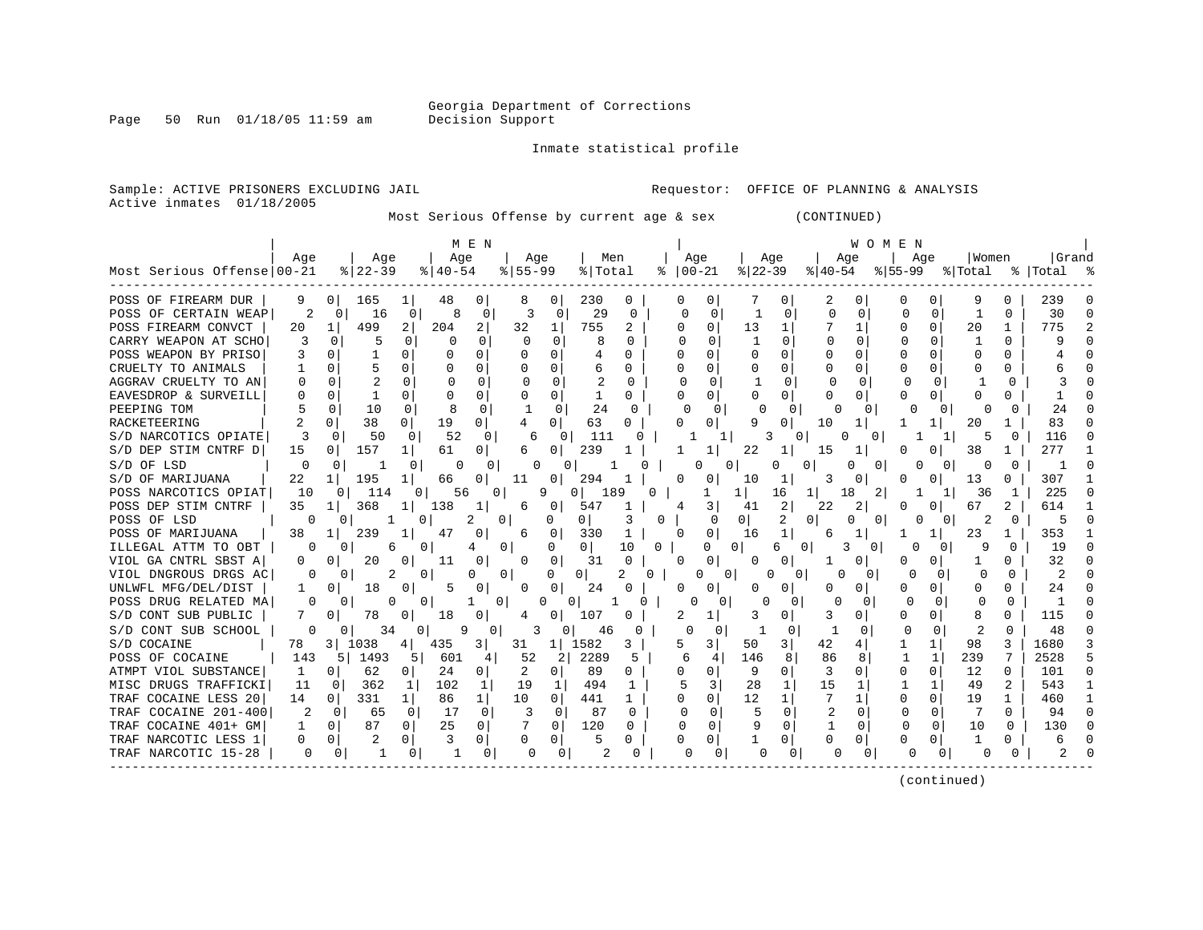Georgia Department of Corrections
Decision Support

Inmate statistical profile

Sample: ACTIVE PRISONERS EXCLUDING JAIL

Requestor: OFFICE OF PLANNING & ANALYSIS

Active inmates 01/18/2005

Most Serious Offense by current age & sex (CONTINUED)

| Most Serious Offense | MEN Age 00-21 | % | Age 22-39 | % | Age 40-54 | % | Age 55-99 | % | Men Total | % | WOMEN Age 00-21 | % | Age 22-39 | % | Age 40-54 | % | Age 55-99 | % | Women Total | % | Grand Total | % |
|---|---|---|---|---|---|---|---|---|---|---|---|---|---|---|---|---|---|---|---|---|---|---|
| POSS OF FIREARM DUR | 9 | 0 | 165 | 1 | 48 | 0 | 8 | 0 | 230 | 0 | 0 | 0 | 7 | 0 | 2 | 0 | 0 | 0 | 9 | 0 | 239 | 0 |
| POSS OF CERTAIN WEAP | 2 | 0 | 16 | 0 | 8 | 0 | 3 | 0 | 29 | 0 | 0 | 0 | 1 | 0 | 0 | 0 | 0 | 0 | 1 | 0 | 30 | 0 |
| POSS FIREARM CONVCT | 20 | 1 | 499 | 2 | 204 | 2 | 32 | 1 | 755 | 2 | 0 | 0 | 13 | 1 | 7 | 1 | 0 | 0 | 20 | 1 | 775 | 2 |
| CARRY WEAPON AT SCHO | 3 | 0 | 5 | 0 | 0 | 0 | 0 | 0 | 8 | 0 | 0 | 0 | 1 | 0 | 0 | 0 | 0 | 0 | 1 | 0 | 9 | 0 |
| POSS WEAPON BY PRISO | 3 | 0 | 1 | 0 | 0 | 0 | 0 | 0 | 4 | 0 | 0 | 0 | 0 | 0 | 0 | 0 | 0 | 0 | 0 | 0 | 4 | 0 |
| CRUELTY TO ANIMALS | 1 | 0 | 5 | 0 | 0 | 0 | 0 | 0 | 6 | 0 | 0 | 0 | 0 | 0 | 0 | 0 | 0 | 0 | 0 | 0 | 6 | 0 |
| AGGRAV CRUELTY TO AN | 0 | 0 | 2 | 0 | 0 | 0 | 0 | 0 | 2 | 0 | 0 | 0 | 1 | 0 | 0 | 0 | 0 | 0 | 1 | 0 | 3 | 0 |
| EAVESDROP & SURVEILL | 0 | 0 | 1 | 0 | 0 | 0 | 0 | 0 | 1 | 0 | 0 | 0 | 0 | 0 | 0 | 0 | 0 | 0 | 0 | 0 | 1 | 0 |
| PEEPING TOM | 5 | 0 | 10 | 0 | 8 | 0 | 1 | 0 | 24 | 0 | 0 | 0 | 0 | 0 | 0 | 0 | 0 | 0 | 0 | 0 | 24 | 0 |
| RACKETEERING | 2 | 0 | 38 | 0 | 19 | 0 | 4 | 0 | 63 | 0 | 0 | 0 | 9 | 0 | 10 | 1 | 1 | 1 | 20 | 1 | 83 | 0 |
| S/D NARCOTICS OPIATE | 3 | 0 | 50 | 0 | 52 | 0 | 6 | 0 | 111 | 0 | 1 | 1 | 3 | 0 | 0 | 0 | 1 | 1 | 5 | 0 | 116 | 0 |
| S/D DEP STIM CNTRF D | 15 | 0 | 157 | 1 | 61 | 0 | 6 | 0 | 239 | 1 | 1 | 1 | 22 | 1 | 15 | 1 | 0 | 0 | 38 | 1 | 277 | 1 |
| S/D OF LSD | 0 | 0 | 1 | 0 | 0 | 0 | 0 | 0 | 1 | 0 | 0 | 0 | 0 | 0 | 0 | 0 | 0 | 0 | 0 | 0 | 1 | 0 |
| S/D OF MARIJUANA | 22 | 1 | 195 | 1 | 66 | 0 | 11 | 0 | 294 | 1 | 0 | 0 | 10 | 1 | 3 | 0 | 0 | 0 | 13 | 0 | 307 | 1 |
| POSS NARCOTICS OPIAT | 10 | 0 | 114 | 0 | 56 | 0 | 9 | 0 | 189 | 0 | 1 | 1 | 16 | 1 | 18 | 2 | 1 | 1 | 36 | 1 | 225 | 0 |
| POSS DEP STIM CNTRF | 35 | 1 | 368 | 1 | 138 | 1 | 6 | 0 | 547 | 1 | 4 | 3 | 41 | 2 | 22 | 2 | 0 | 0 | 67 | 2 | 614 | 1 |
| POSS OF LSD | 0 | 0 | 1 | 0 | 2 | 0 | 0 | 0 | 3 | 0 | 0 | 0 | 2 | 0 | 0 | 0 | 0 | 0 | 2 | 0 | 5 | 0 |
| POSS OF MARIJUANA | 38 | 1 | 239 | 1 | 47 | 0 | 6 | 0 | 330 | 1 | 0 | 0 | 16 | 1 | 6 | 1 | 1 | 1 | 23 | 1 | 353 | 1 |
| ILLEGAL ATTM TO OBT | 0 | 0 | 6 | 0 | 4 | 0 | 0 | 0 | 10 | 0 | 0 | 0 | 6 | 0 | 3 | 0 | 0 | 0 | 9 | 0 | 19 | 0 |
| VIOL GA CNTRL SBST A | 0 | 0 | 20 | 0 | 11 | 0 | 0 | 0 | 31 | 0 | 0 | 0 | 0 | 0 | 1 | 0 | 0 | 0 | 1 | 0 | 32 | 0 |
| VIOL DNGROUS DRGS AC | 0 | 0 | 2 | 0 | 0 | 0 | 0 | 0 | 2 | 0 | 0 | 0 | 0 | 0 | 0 | 0 | 0 | 0 | 0 | 0 | 2 | 0 |
| UNLWFL MFG/DEL/DIST | 1 | 0 | 18 | 0 | 5 | 0 | 0 | 0 | 24 | 0 | 0 | 0 | 0 | 0 | 0 | 0 | 0 | 0 | 0 | 0 | 24 | 0 |
| POSS DRUG RELATED MA | 0 | 0 | 0 | 0 | 1 | 0 | 0 | 0 | 1 | 0 | 0 | 0 | 0 | 0 | 0 | 0 | 0 | 0 | 0 | 0 | 1 | 0 |
| S/D CONT SUB PUBLIC | 7 | 0 | 78 | 0 | 18 | 0 | 4 | 0 | 107 | 0 | 2 | 1 | 3 | 0 | 3 | 0 | 0 | 0 | 8 | 0 | 115 | 0 |
| S/D CONT SUB SCHOOL | 0 | 0 | 34 | 0 | 9 | 0 | 3 | 0 | 46 | 0 | 0 | 0 | 1 | 0 | 1 | 0 | 0 | 0 | 2 | 0 | 48 | 0 |
| S/D COCAINE | 78 | 3 | 1038 | 4 | 435 | 3 | 31 | 1 | 1582 | 3 | 5 | 3 | 50 | 3 | 42 | 4 | 1 | 1 | 98 | 3 | 1680 | 3 |
| POSS OF COCAINE | 143 | 5 | 1493 | 5 | 601 | 4 | 52 | 2 | 2289 | 5 | 6 | 4 | 146 | 8 | 86 | 8 | 1 | 1 | 239 | 7 | 2528 | 5 |
| ATMPT VIOL SUBSTANCE | 1 | 0 | 62 | 0 | 24 | 0 | 2 | 0 | 89 | 0 | 0 | 0 | 9 | 0 | 3 | 0 | 0 | 0 | 12 | 0 | 101 | 0 |
| MISC DRUGS TRAFFICKI | 11 | 0 | 362 | 1 | 102 | 1 | 19 | 1 | 494 | 1 | 5 | 3 | 28 | 1 | 15 | 1 | 1 | 1 | 49 | 2 | 543 | 1 |
| TRAF COCAINE LESS 20 | 14 | 0 | 331 | 1 | 86 | 1 | 10 | 0 | 441 | 1 | 0 | 0 | 12 | 1 | 7 | 1 | 0 | 0 | 19 | 1 | 460 | 1 |
| TRAF COCAINE 201-400 | 2 | 0 | 65 | 0 | 17 | 0 | 3 | 0 | 87 | 0 | 0 | 0 | 5 | 0 | 2 | 0 | 0 | 0 | 7 | 0 | 94 | 0 |
| TRAF COCAINE 401+ GM | 1 | 0 | 87 | 0 | 25 | 0 | 7 | 0 | 120 | 0 | 0 | 0 | 9 | 0 | 1 | 0 | 0 | 0 | 10 | 0 | 130 | 0 |
| TRAF NARCOTIC LESS 1 | 0 | 0 | 2 | 0 | 3 | 0 | 0 | 0 | 5 | 0 | 0 | 0 | 1 | 0 | 0 | 0 | 0 | 0 | 1 | 0 | 6 | 0 |
| TRAF NARCOTIC 15-28 | 0 | 0 | 1 | 0 | 1 | 0 | 0 | 0 | 2 | 0 | 0 | 0 | 0 | 0 | 0 | 0 | 0 | 0 | 0 | 0 | 2 | 0 |

(continued)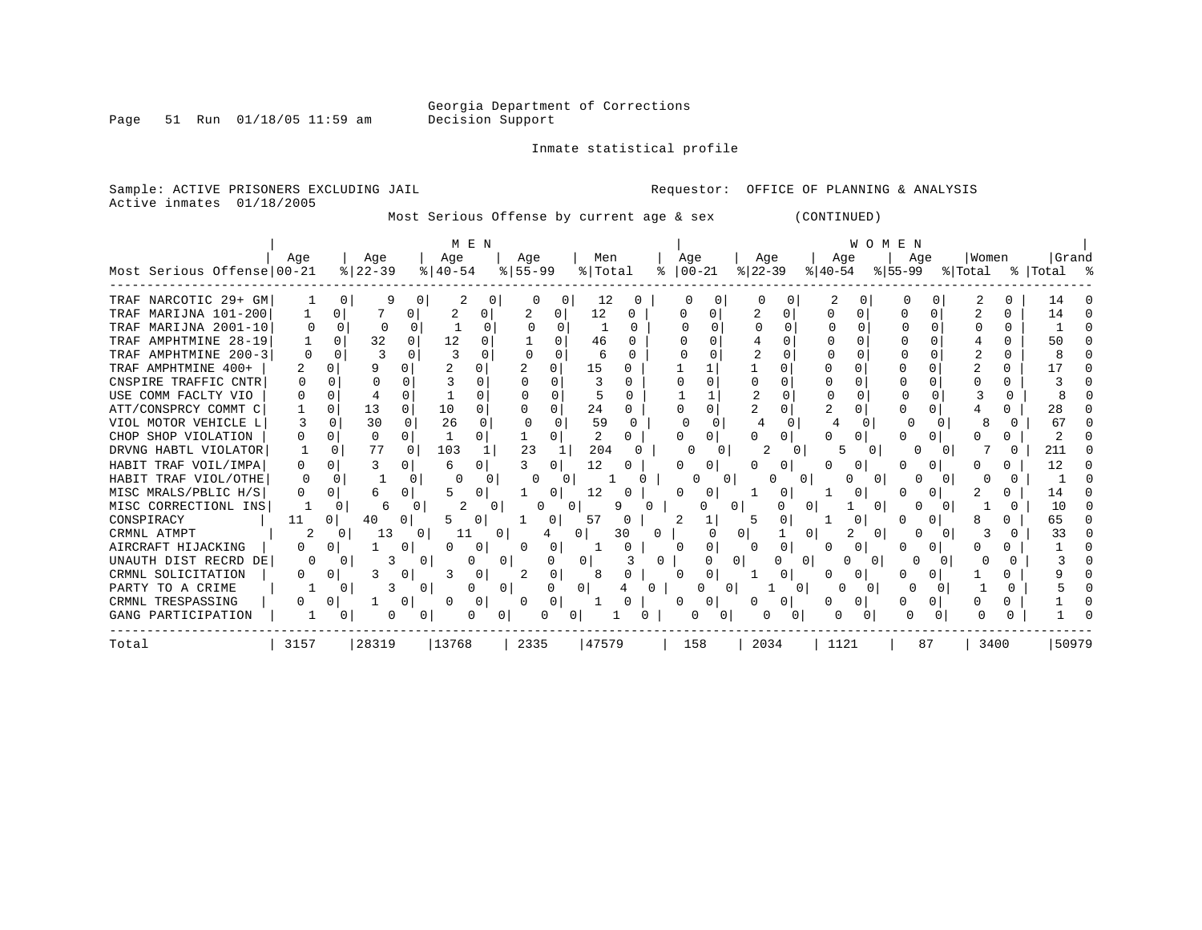Georgia Department of Corrections
Decision Support

Inmate statistical profile

Sample: ACTIVE PRISONERS EXCLUDING JAIL
Active inmates 01/18/2005

Requestor: OFFICE OF PLANNING & ANALYSIS

Most Serious Offense by current age & sex (CONTINUED)

| Most Serious Offense | MEN Age 00-21 | % | Age 22-39 | % | Age 40-54 | % | Age 55-99 | % | Men Total | % | WOMEN Age 00-21 | % | Age 22-39 | % | Age 40-54 | % | Age 55-99 | % | Women Total | % | Grand Total | % |
|---|---|---|---|---|---|---|---|---|---|---|---|---|---|---|---|---|---|---|---|---|---|---|
| TRAF NARCOTIC 29+ GM | 1 | 0 | 9 | 0 | 2 | 0 | 0 | 0 | 12 | 0 | 0 | 0 | 0 | 0 | 2 | 0 | 0 | 0 | 2 | 0 | 14 | 0 |
| TRAF MARIJNA 101-200 | 1 | 0 | 7 | 0 | 2 | 0 | 2 | 0 | 12 | 0 | 0 | 0 | 2 | 0 | 0 | 0 | 0 | 0 | 2 | 0 | 14 | 0 |
| TRAF MARIJNA 2001-10 | 0 | 0 | 0 | 0 | 1 | 0 | 0 | 0 | 1 | 0 | 0 | 0 | 0 | 0 | 0 | 0 | 0 | 0 | 0 | 0 | 1 | 0 |
| TRAF AMPHTMINE 28-19 | 1 | 0 | 32 | 0 | 12 | 0 | 1 | 0 | 46 | 0 | 0 | 0 | 4 | 0 | 0 | 0 | 0 | 0 | 4 | 0 | 50 | 0 |
| TRAF AMPHTMINE 200-3 | 0 | 0 | 3 | 0 | 3 | 0 | 0 | 0 | 6 | 0 | 0 | 0 | 2 | 0 | 0 | 0 | 0 | 0 | 2 | 0 | 8 | 0 |
| TRAF AMPHTMINE 400+ | 2 | 0 | 9 | 0 | 2 | 0 | 2 | 0 | 15 | 0 | 1 | 1 | 1 | 0 | 0 | 0 | 0 | 0 | 2 | 0 | 17 | 0 |
| CNSPIRE TRAFFIC CNTR | 0 | 0 | 0 | 0 | 3 | 0 | 0 | 0 | 3 | 0 | 0 | 0 | 0 | 0 | 0 | 0 | 0 | 0 | 0 | 0 | 3 | 0 |
| USE COMM FACLTY VIO | 0 | 0 | 4 | 0 | 1 | 0 | 0 | 0 | 5 | 0 | 1 | 1 | 2 | 0 | 0 | 0 | 0 | 0 | 3 | 0 | 8 | 0 |
| ATT/CONSPRCY COMMT C | 1 | 0 | 13 | 0 | 10 | 0 | 0 | 0 | 24 | 0 | 0 | 0 | 2 | 0 | 2 | 0 | 0 | 0 | 4 | 0 | 28 | 0 |
| VIOL MOTOR VEHICLE L | 3 | 0 | 30 | 0 | 26 | 0 | 0 | 0 | 59 | 0 | 0 | 0 | 4 | 0 | 4 | 0 | 0 | 0 | 8 | 0 | 67 | 0 |
| CHOP SHOP VIOLATION | 0 | 0 | 0 | 0 | 1 | 0 | 1 | 0 | 2 | 0 | 0 | 0 | 0 | 0 | 0 | 0 | 0 | 0 | 0 | 0 | 2 | 0 |
| DRVNG HABTL VIOLATOR | 1 | 0 | 77 | 0 | 103 | 1 | 23 | 1 | 204 | 0 | 0 | 0 | 2 | 0 | 5 | 0 | 0 | 0 | 7 | 0 | 211 | 0 |
| HABIT TRAF VOIL/IMPA | 0 | 0 | 3 | 0 | 6 | 0 | 3 | 0 | 12 | 0 | 0 | 0 | 0 | 0 | 0 | 0 | 0 | 0 | 0 | 0 | 12 | 0 |
| HABIT TRAF VIOL/OTHE | 0 | 0 | 1 | 0 | 0 | 0 | 0 | 0 | 1 | 0 | 0 | 0 | 0 | 0 | 0 | 0 | 0 | 0 | 0 | 0 | 1 | 0 |
| MISC MRALS/PBLIC H/S | 0 | 0 | 6 | 0 | 5 | 0 | 1 | 0 | 12 | 0 | 0 | 0 | 1 | 0 | 1 | 0 | 0 | 0 | 2 | 0 | 14 | 0 |
| MISC CORRECTIONL INS | 1 | 0 | 6 | 0 | 2 | 0 | 0 | 0 | 9 | 0 | 0 | 0 | 0 | 0 | 1 | 0 | 0 | 0 | 1 | 0 | 10 | 0 |
| CONSPIRACY | 11 | 0 | 40 | 0 | 5 | 0 | 1 | 0 | 57 | 0 | 2 | 1 | 5 | 0 | 1 | 0 | 0 | 0 | 8 | 0 | 65 | 0 |
| CRMNL ATMPT | 2 | 0 | 13 | 0 | 11 | 0 | 4 | 0 | 30 | 0 | 0 | 0 | 1 | 0 | 2 | 0 | 0 | 0 | 3 | 0 | 33 | 0 |
| AIRCRAFT HIJACKING | 0 | 0 | 1 | 0 | 0 | 0 | 0 | 0 | 1 | 0 | 0 | 0 | 0 | 0 | 0 | 0 | 0 | 0 | 0 | 0 | 1 | 0 |
| UNAUTH DIST RECRD DE | 0 | 0 | 3 | 0 | 0 | 0 | 0 | 0 | 3 | 0 | 0 | 0 | 0 | 0 | 0 | 0 | 0 | 0 | 0 | 0 | 3 | 0 |
| CRMNL SOLICITATION | 0 | 0 | 3 | 0 | 3 | 0 | 2 | 0 | 8 | 0 | 0 | 0 | 1 | 0 | 0 | 0 | 0 | 0 | 1 | 0 | 9 | 0 |
| PARTY TO A CRIME | 1 | 0 | 3 | 0 | 0 | 0 | 0 | 0 | 4 | 0 | 0 | 0 | 1 | 0 | 0 | 0 | 0 | 0 | 1 | 0 | 5 | 0 |
| CRMNL TRESPASSING | 0 | 0 | 1 | 0 | 0 | 0 | 0 | 0 | 1 | 0 | 0 | 0 | 0 | 0 | 0 | 0 | 0 | 0 | 0 | 0 | 1 | 0 |
| GANG PARTICIPATION | 1 | 0 | 0 | 0 | 0 | 0 | 0 | 0 | 1 | 0 | 0 | 0 | 0 | 0 | 0 | 0 | 0 | 0 | 0 | 0 | 1 | 0 |
| Total | 3157 | | 28319 | | 13768 | | 2335 | | 47579 | | 158 | | 2034 | | 1121 | | 87 | | 3400 | | 50979 | |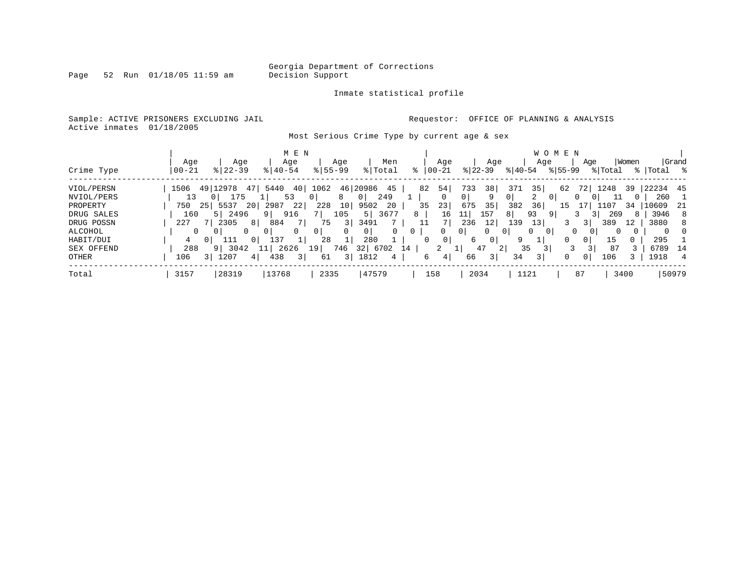Georgia Department of Corrections
Decision Support

Page 52 Run 01/18/05 11:59 am

Inmate statistical profile

Sample: ACTIVE PRISONERS EXCLUDING JAIL

Active inmates 01/18/2005

Requestor: OFFICE OF PLANNING & ANALYSIS

Most Serious Crime Type by current age & sex

| | MEN | | | | | | | | | | WOMEN | | | | | | | | | | | |
|---|---|---|---|---|---|---|---|---|---|---|---|---|---|---|---|---|---|---|---|---|---|---|
| Crime Type | Age 00-21 | % | Age 22-39 | % | Age 40-54 | % | Age 55-99 | % | Men Total | % | Age 00-21 | % | Age 22-39 | % | Age 40-54 | % | Age 55-99 | % | Women Total | % | Grand Total | % |
| VIOL/PERSN | 1506 | 49 | 12978 | 47 | 5440 | 40 | 1062 | 46 | 20986 | 45 | 82 | 54 | 733 | 38 | 371 | 35 | 62 | 72 | 1248 | 39 | 22234 | 45 |
| NVIOL/PERS | 13 | 0 | 175 | 1 | 53 | 0 | 8 | 0 | 249 | 1 | 0 | 0 | 9 | 0 | 2 | 0 | 0 | 0 | 11 | 0 | 260 | 1 |
| PROPERTY | 750 | 25 | 5537 | 20 | 2987 | 22 | 228 | 10 | 9502 | 20 | 35 | 23 | 675 | 35 | 382 | 36 | 15 | 17 | 1107 | 34 | 10609 | 21 |
| DRUG SALES | 160 | 5 | 2496 | 9 | 916 | 7 | 105 | 5 | 3677 | 8 | 16 | 11 | 157 | 8 | 93 | 9 | 3 | 3 | 269 | 8 | 3946 | 8 |
| DRUG POSSN | 227 | 7 | 2305 | 8 | 884 | 7 | 75 | 3 | 3491 | 7 | 11 | 7 | 236 | 12 | 139 | 13 | 3 | 3 | 389 | 12 | 3880 | 8 |
| ALCOHOL | 0 | 0 | 0 | 0 | 0 | 0 | 0 | 0 | 0 | 0 | 0 | 0 | 0 | 0 | 0 | 0 | 0 | 0 | 0 | 0 | 0 | 0 |
| HABIT/DUI | 4 | 0 | 111 | 0 | 137 | 1 | 28 | 1 | 280 | 1 | 0 | 0 | 6 | 0 | 9 | 1 | 0 | 0 | 15 | 0 | 295 | 1 |
| SEX OFFEND | 288 | 9 | 3042 | 11 | 2626 | 19 | 746 | 32 | 6702 | 14 | 2 | 1 | 47 | 2 | 35 | 3 | 3 | 3 | 87 | 3 | 6789 | 14 |
| OTHER | 106 | 3 | 1207 | 4 | 438 | 3 | 61 | 3 | 1812 | 4 | 6 | 4 | 66 | 3 | 34 | 3 | 0 | 0 | 106 | 3 | 1918 | 4 |
| Total | 3157 | | 28319 | | 13768 | | 2335 | | 47579 | | 158 | | 2034 | | 1121 | | 87 | | 3400 | | 50979 | |